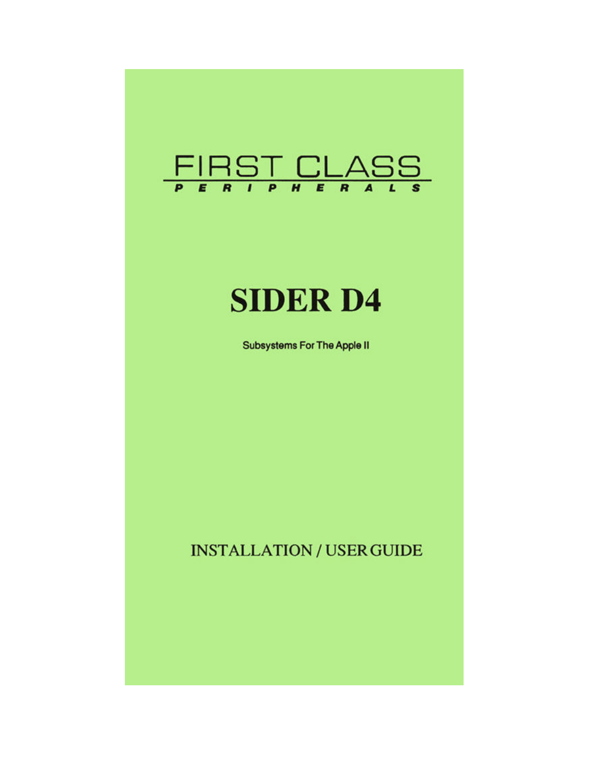FIRST CLASS

P E R I P H E R A L S

# SIDER D4

Subsystems For The Apple II

## INSTALLATION / USER GUIDE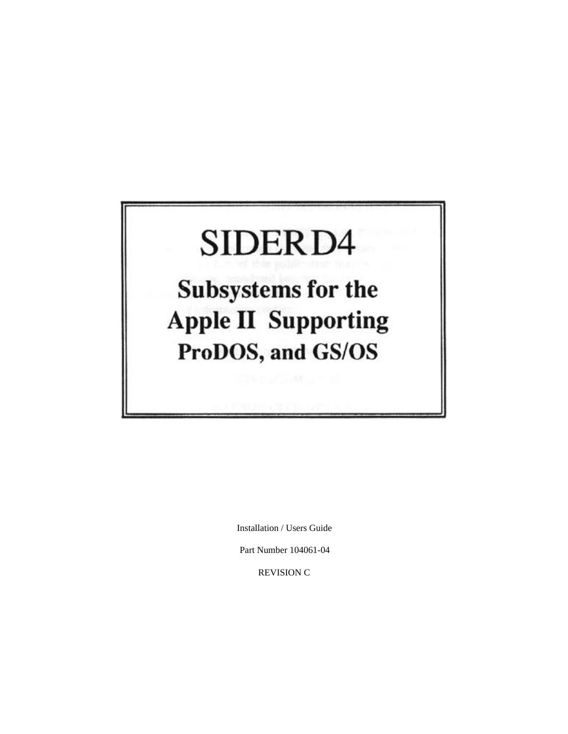# SIDER D4

## Subsystems for the Apple II Supporting ProDOS, and GS/OS

Installation / Users Guide

Part Number 104061-04

REVISION C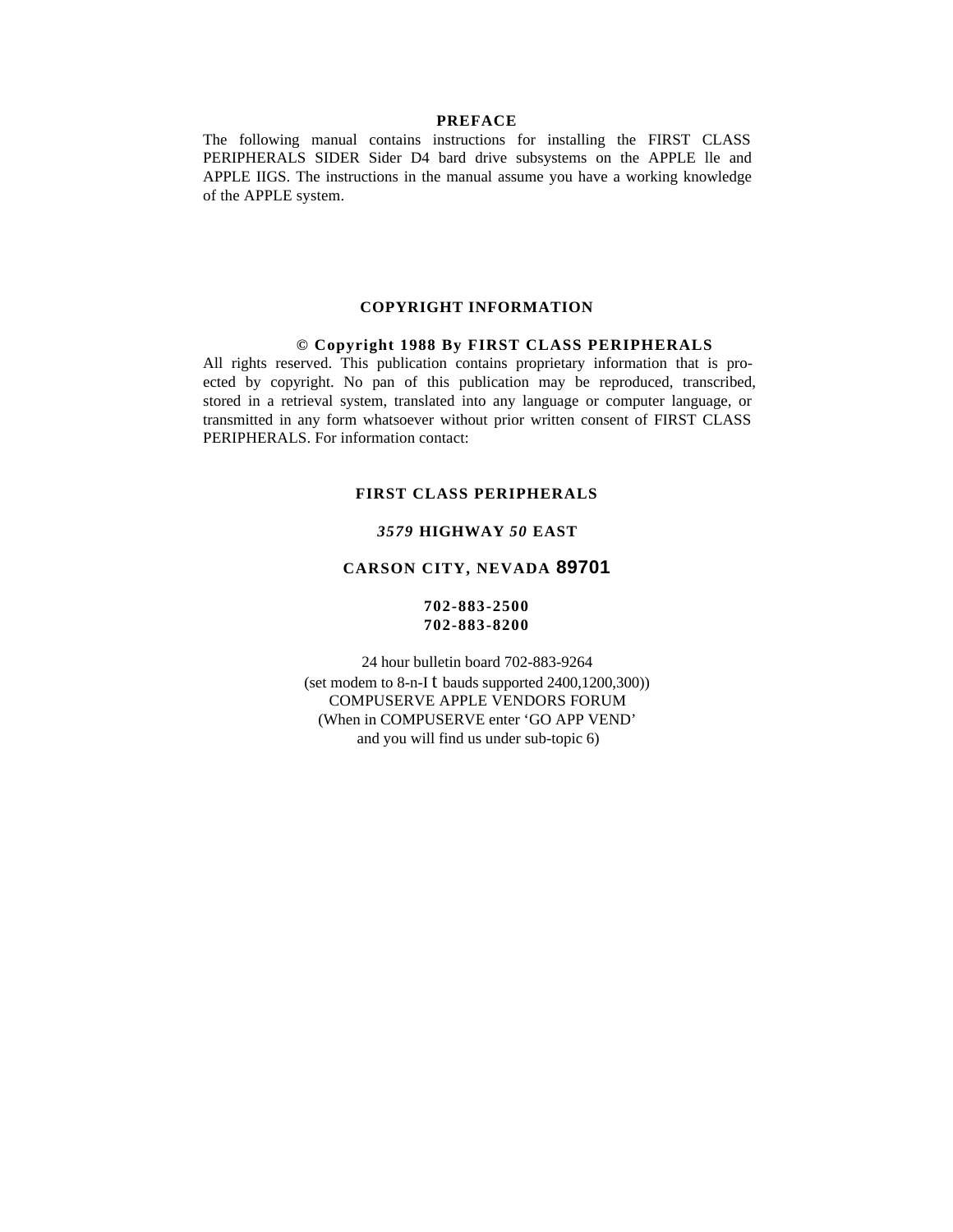## PREFACE

The following manual contains instructions for installing the FIRST CLASS PERIPHERALS SIDER Sider D4 bard drive subsystems on the APPLE lle and APPLE IIGS. The instructions in the manual assume you have a working knowledge of the APPLE system.

## COPYRIGHT INFORMATION

**© Copyright 1988 By FIRST CLASS PERIPHERALS**

All rights reserved. This publication contains proprietary information that is pro-ected by copyright. No pan of this publication may be reproduced, transcribed, stored in a retrieval system, translated into any language or computer language, or transmitted in any form whatsoever without prior written consent of FIRST CLASS PERIPHERALS. For information contact:

**FIRST CLASS PERIPHERALS**

***3579* HIGHWAY *50* EAST**

**CARSON CITY, NEVADA 89701**

**702-883-2500**
**702-883-8200**

24 hour bulletin board 702-883-9264
(set modem to 8-n-I t bauds supported 2400,1200,300))
COMPUSERVE APPLE VENDORS FORUM
(When in COMPUSERVE enter ‘GO APP VEND’
and you will find us under sub-topic 6)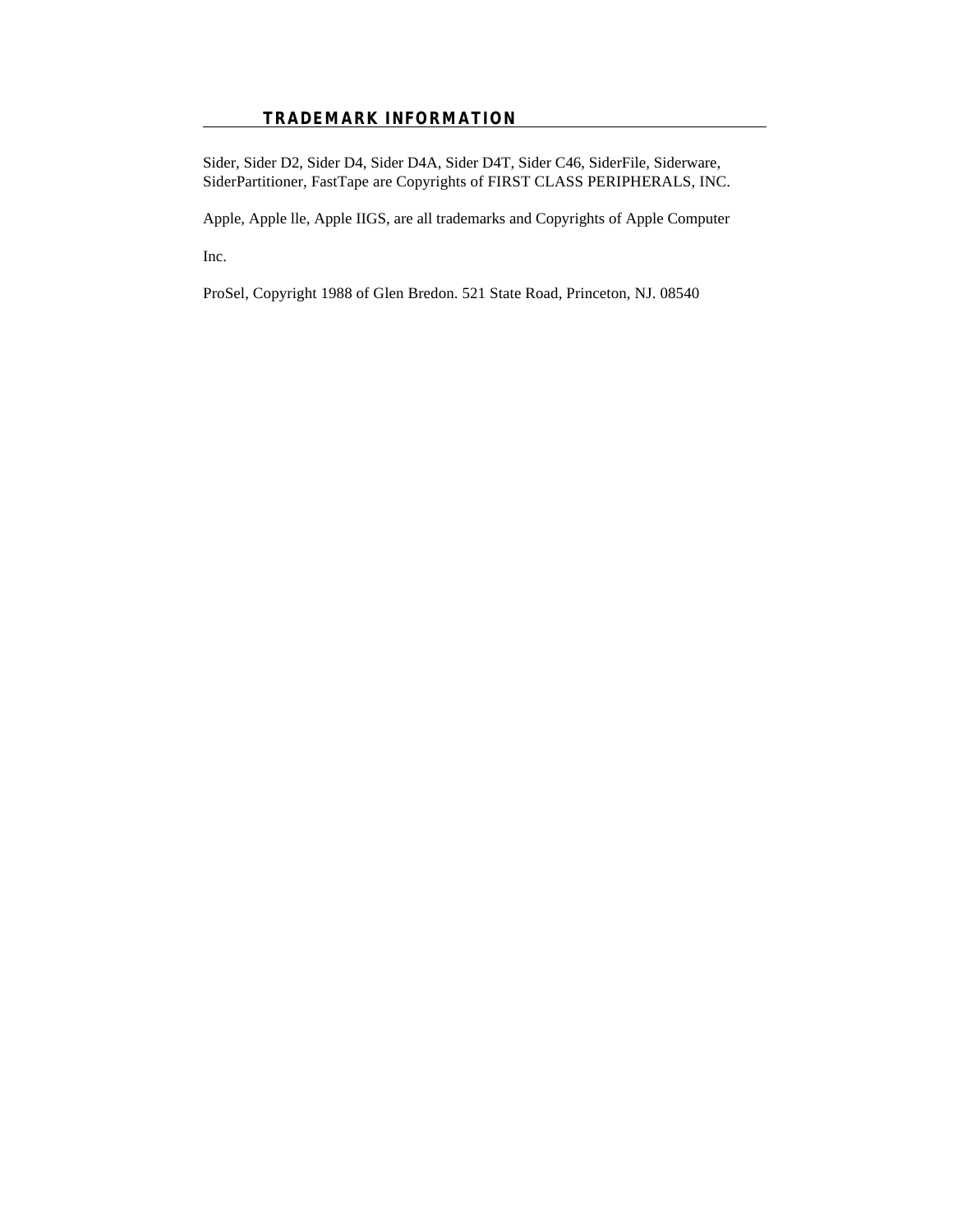## TRADEMARK INFORMATION

Sider, Sider D2, Sider D4, Sider D4A, Sider D4T, Sider C46, SiderFile, Siderware, SiderPartitioner, FastTape are Copyrights of FIRST CLASS PERIPHERALS, INC.

Apple, Apple lle, Apple IIGS, are all trademarks and Copyrights of Apple Computer

Inc.

ProSel, Copyright 1988 of Glen Bredon. 521 State Road, Princeton, NJ. 08540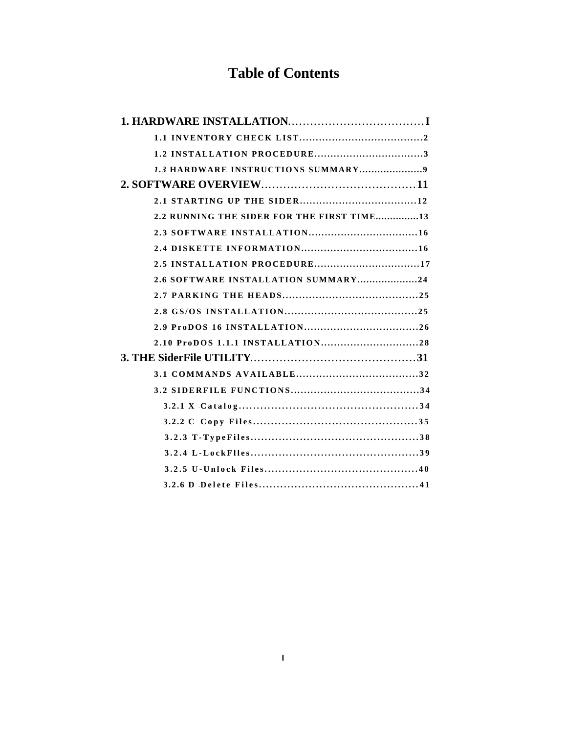# Table of Contents

**1. HARDWARE INSTALLATION**.................................... **I**

- 1.1 INVENTORY CHECK LIST......................................2
- 1.2 INSTALLATION PROCEDURE..................................3
- *1.3* HARDWARE INSTRUCTIONS SUMMARY.....................9

**2. SOFTWARE OVERVIEW**...................................... **11**

- 2.1 STARTING UP THE SIDER....................................12
- 2.2 RUNNING THE SIDER FOR THE FIRST TIME...............13
- 2.3 SOFTWARE INSTALLATION..................................16
- 2.4 DISKETTE INFORMATION....................................16
- 2.5 INSTALLATION PROCEDURE.................................17
- 2.6 SOFTWARE INSTALLATION SUMMARY....................24
- 2.7 PARKING THE HEADS.........................................25
- 2.8 GS/OS INSTALLATION........................................25
- 2.9 ProDOS 16 INSTALLATION...................................26
- 2.10 ProDOS 1.1.1 INSTALLATION..............................28

**3. THE SiderFile UTILITY**........................................ **31**

- 3.1 COMMANDS AVAILABLE.....................................32
- 3.2 SIDERFILE FUNCTIONS.......................................34
  - 3.2.1 X Catalog..................................................34
  - 3.2.2 C Copy Files...............................................35
  - 3.2.3 T-TypeFiles................................................38
  - 3.2.4 L-LockFlles.................................................39
  - 3.2.5 U-Unlock Files............................................40
  - 3.2.6 D Delete Files.............................................41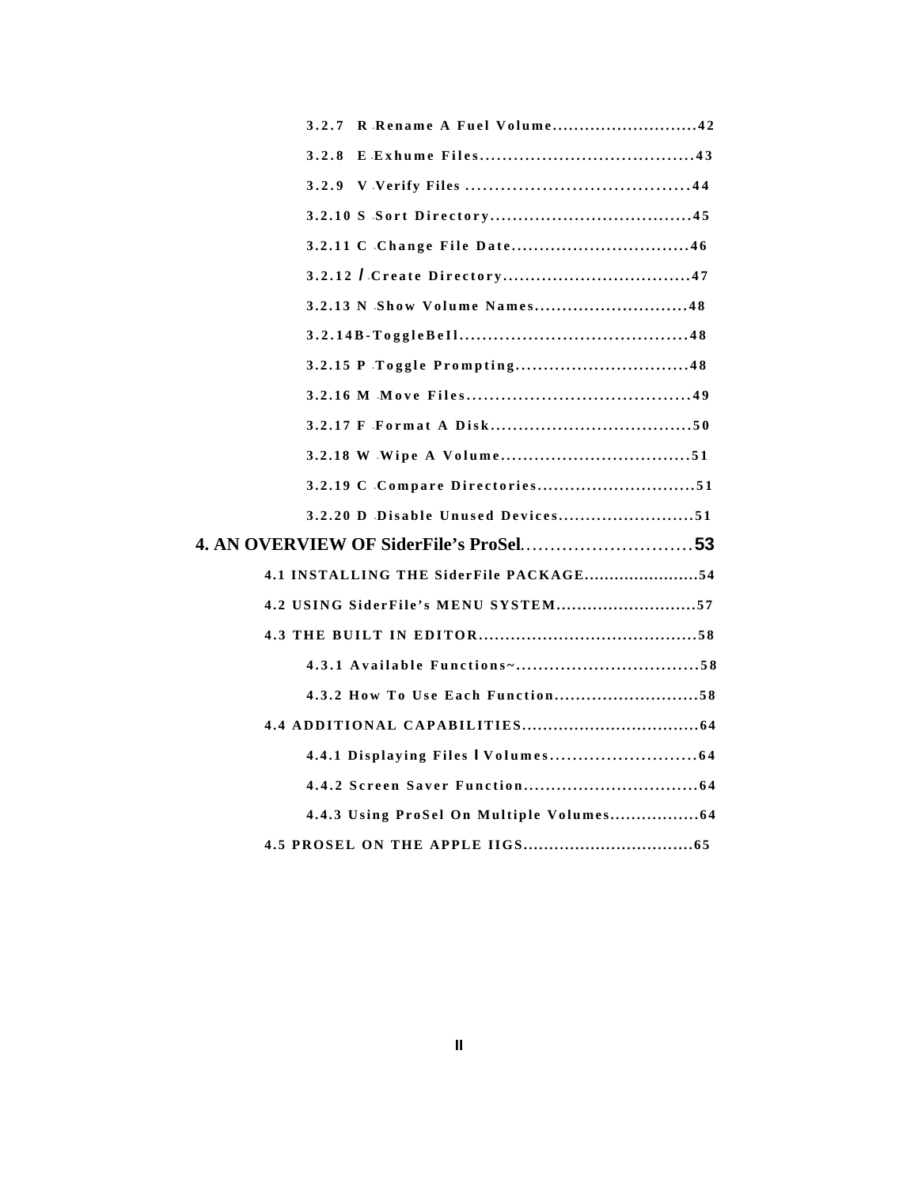3.2.7 R -Rename A Fuel Volume............................42

3.2.8 E -Exhume Files.......................................43

3.2.9 V -Verify Files .......................................44

3.2.10 S -Sort Directory.....................................45

3.2.11 C -Change File Date.................................46

3.2.12 / -Create Directory...................................47

3.2.13 N -Show Volume Names............................48

3.2.14B-ToggleBeIl.........................................48

3.2.15 P -Toggle Prompting................................48

3.2.16 M -Move Files........................................49

3.2.17 F -Format A Disk.....................................50

3.2.18 W -Wipe A Volume...................................51

3.2.19 C -Compare Directories.............................51

3.2.20 D -Disable Unused Devices.........................51

**4. AN OVERVIEW OF SiderFile's ProSel............................53**

4.1 INSTALLING THE SiderFile PACKAGE.......................54

4.2 USING SiderFile's MENU SYSTEM...........................57

4.3 THE BUILT IN EDITOR.........................................58

4.3.1 Available Functions~..................................58

4.3.2 How To Use Each Function...........................58

4.4 ADDITIONAL CAPABILITIES..................................64

4.4.1 Displaying Files l Volumes..........................64

4.4.2 Screen Saver Function................................64

4.4.3 Using ProSel On Multiple Volumes.................64

4.5 PROSEL ON THE APPLE IIGS.................................65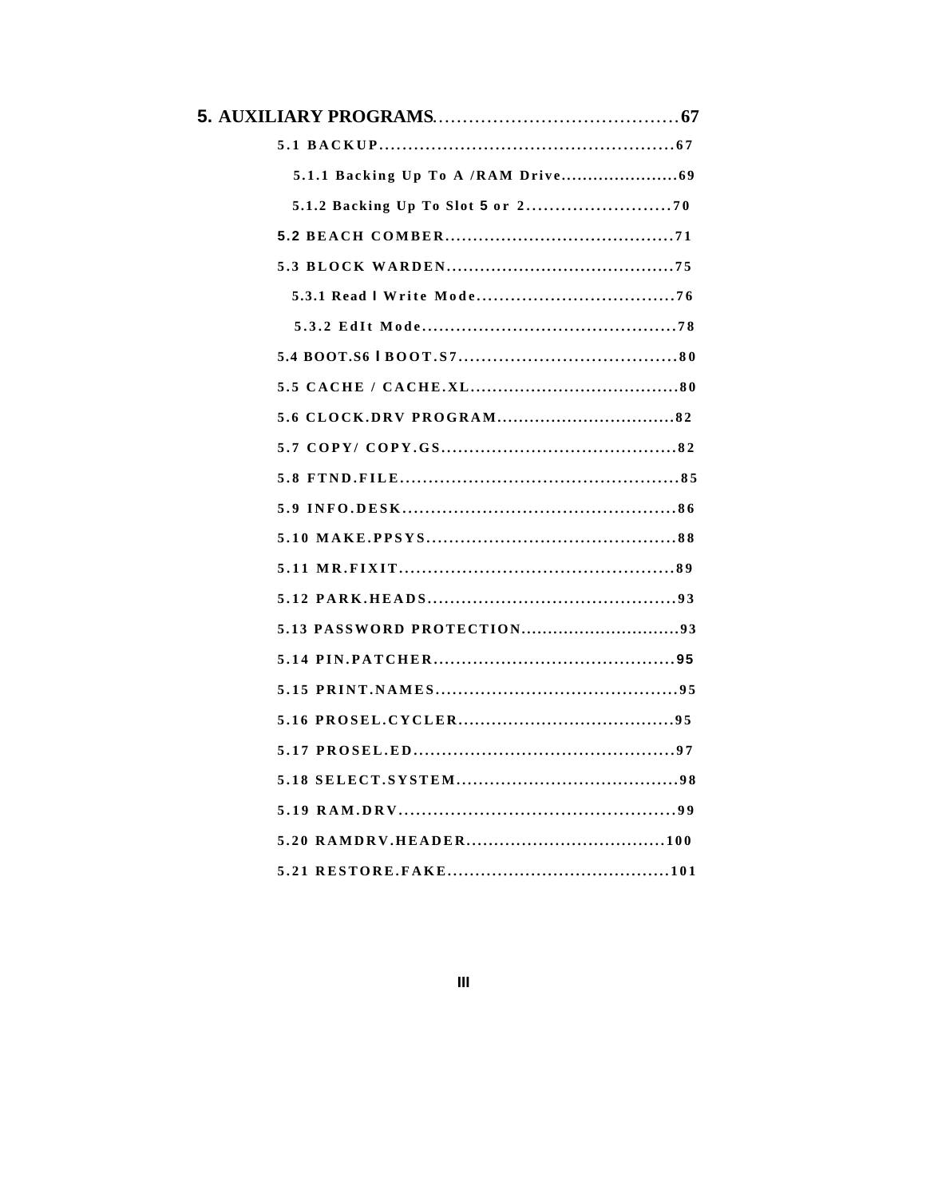**5. AUXILIARY PROGRAMS** ......................................... 67

- 5.1 BACKUP ......................................................67
  - 5.1.1 Backing Up To A /RAM Drive ......................69
  - 5.1.2 Backing Up To Slot 5 or 2 .........................70
- 5.2 BEACH COMBER .........................................71
- 5.3 BLOCK WARDEN ........................................75
  - 5.3.1 Read l Write Mode ....................................76
  - 5.3.2 EdIt Mode ..................................................78
- 5.4 BOOT.S6 l BOOT.S7 .....................................80
- 5.5 CACHE / CACHE.XL .....................................80
- 5.6 CLOCK.DRV PROGRAM ................................82
- 5.7 COPY/ COPY.GS ..........................................82
- 5.8 FTND.FILE ....................................................85
- 5.9 INFO.DESK ...................................................86
- 5.10 MAKE.PPSYS ...............................................88
- 5.11 MR.FIXIT .....................................................89
- 5.12 PARK.HEADS ...............................................93
- 5.13 PASSWORD PROTECTION .............................93
- 5.14 PIN.PATCHER ..............................................95
- 5.15 PRINT.NAMES ..............................................95
- 5.16 PROSEL.CYCLER ..........................................95
- 5.17 PROSEL.ED ..................................................97
- 5.18 SELECT.SYSTEM ...........................................98
- 5.19 RAM.DRV .....................................................99
- 5.20 RAMDRV.HEADER ..........................................100
- 5.21 RESTORE.FAKE ............................................101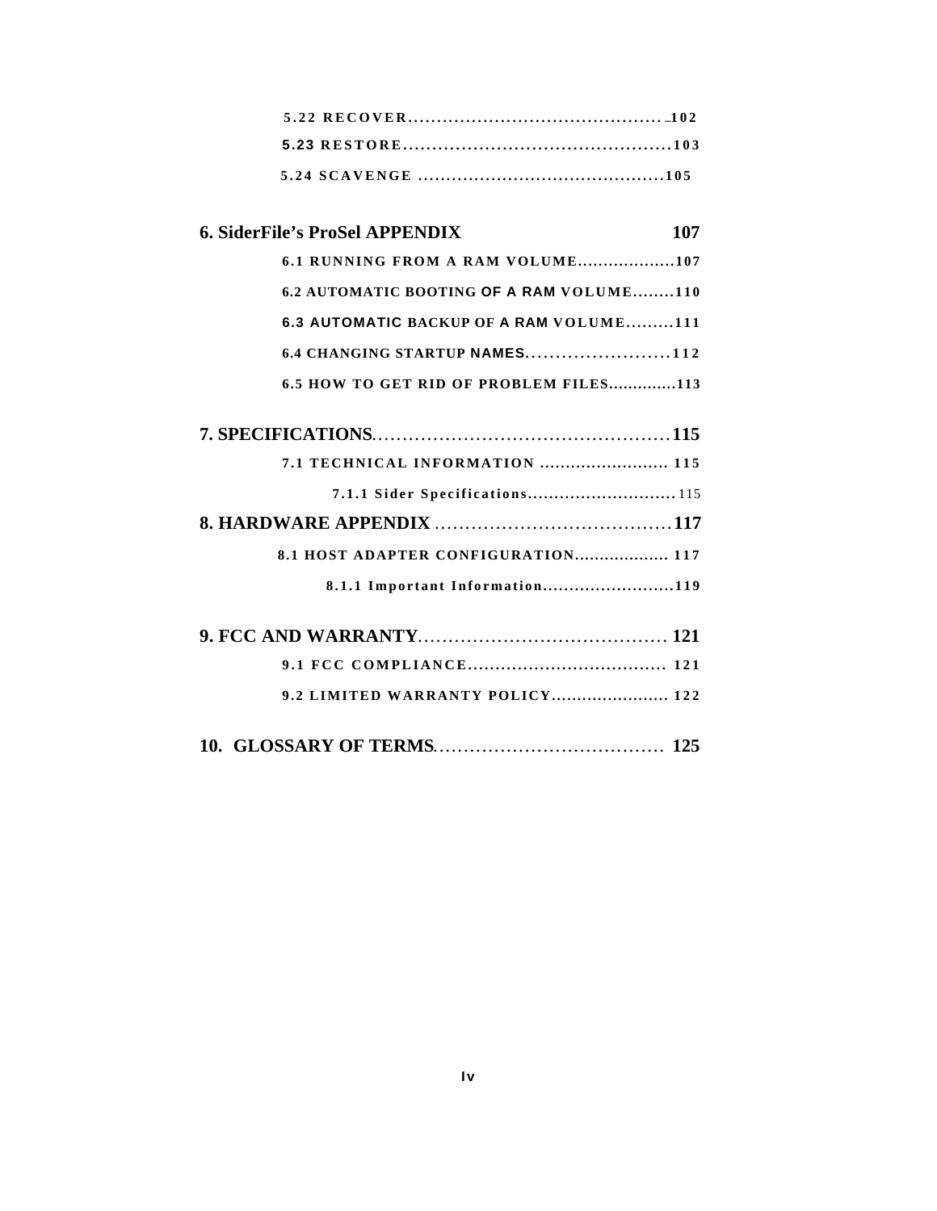5.22 RECOVER.............................................102

5.23 RESTORE.............................................103

5.24 SCAVENGE ...........................................105

**6. SiderFile's ProSel APPENDIX 107**

6.1 RUNNING FROM A RAM VOLUME...................107

6.2 AUTOMATIC BOOTING OF A RAM VOLUME........110

6.3 AUTOMATIC BACKUP OF A RAM VOLUME.........111

6.4 CHANGING STARTUP NAMES........................112

6.5 HOW TO GET RID OF PROBLEM FILES.............113

**7. SPECIFICATIONS................................................115**

7.1 TECHNICAL INFORMATION ......................... 115

7.1.1 Sider Specifications............................115

**8. HARDWARE APPENDIX .......................................117**

8.1 HOST ADAPTER CONFIGURATION................... 117

8.1.1 Important Information.........................119

**9. FCC AND WARRANTY........................................ 121**

9.1 FCC COMPLIANCE.................................... 121

9.2 LIMITED WARRANTY POLICY....................... 122

**10. GLOSSARY OF TERMS..................................... 125**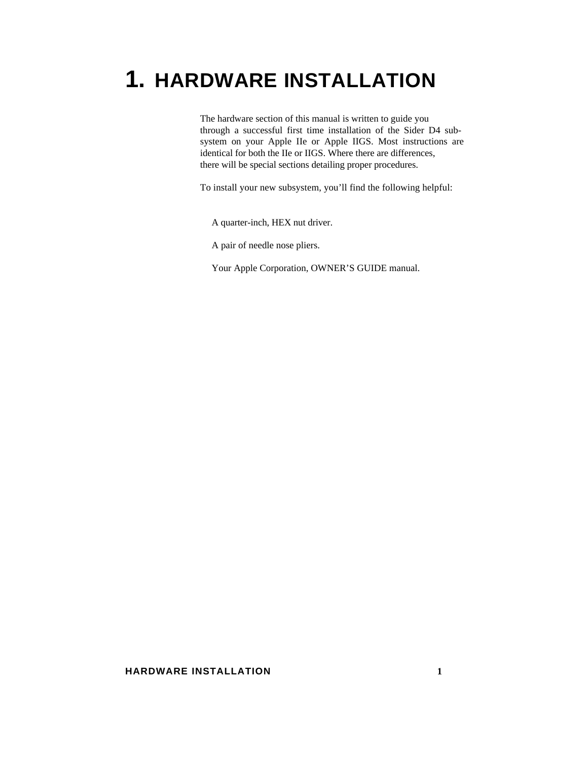# 1. HARDWARE INSTALLATION

The hardware section of this manual is written to guide you through a successful first time installation of the Sider D4 sub-system on your Apple IIe or Apple IIGS. Most instructions are identical for both the IIe or IIGS. Where there are differences, there will be special sections detailing proper procedures.

To install your new subsystem, you'll find the following helpful:

A quarter-inch, HEX nut driver.

A pair of needle nose pliers.

Your Apple Corporation, OWNER'S GUIDE manual.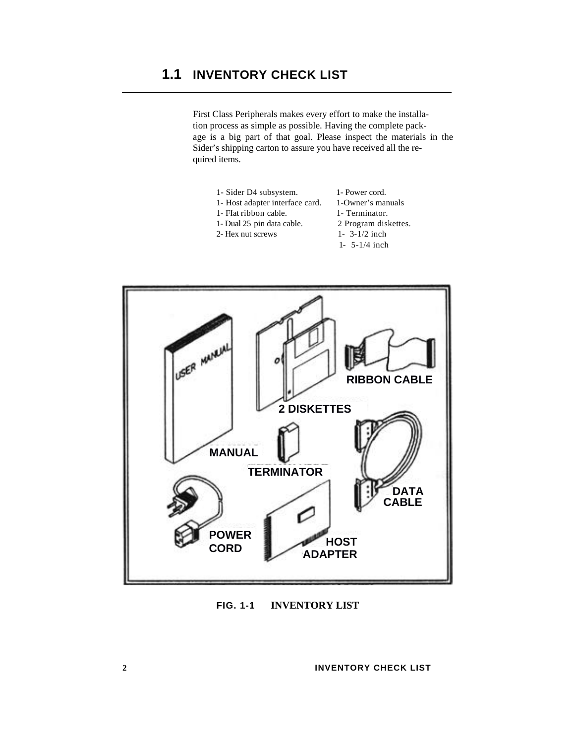## 1.1 INVENTORY CHECK LIST

First Class Peripherals makes every effort to make the installation process as simple as possible. Having the complete package is a big part of that goal. Please inspect the materials in the Sider's shipping carton to assure you have received all the required items.

| | |
|---|---|
| 1- Sider D4 subsystem. | 1- Power cord. |
| 1- Host adapter interface card. | 1-Owner's manuals |
| 1- FIat ribbon cable. | 1- Terminator. |
| 1- Dual 25 pin data cable. | 2 Program diskettes. |
| 2- Hex nut screws | 1- 3-1/2 inch |
| | 1- 5-1/4 inch |

**FIG. 1-1 INVENTORY LIST**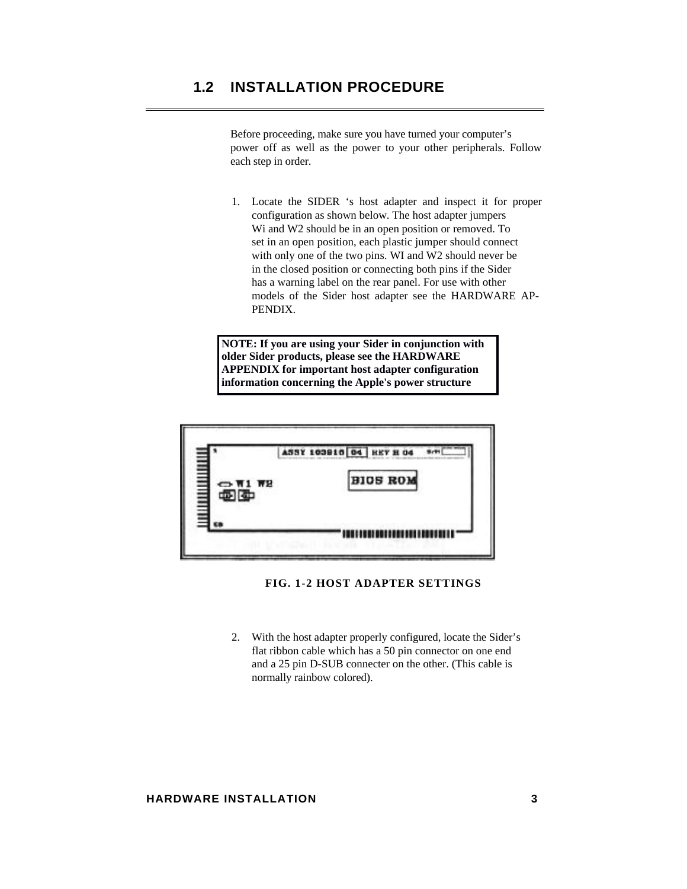## 1.2 INSTALLATION PROCEDURE

Before proceeding, make sure you have turned your computer's power off as well as the power to your other peripherals. Follow each step in order.

1. Locate the SIDER 's host adapter and inspect it for proper configuration as shown below. The host adapter jumpers Wi and W2 should be in an open position or removed. To set in an open position, each plastic jumper should connect with only one of the two pins. WI and W2 should never be in the closed position or connecting both pins if the Sider has a warning label on the rear panel. For use with other models of the Sider host adapter see the HARDWARE APPENDIX.

**NOTE: If you are using your Sider in conjunction with older Sider products, please see the HARDWARE APPENDIX for important host adapter configuration information concerning the Apple's power structure**

FIG. 1-2 HOST ADAPTER SETTINGS

2. With the host adapter properly configured, locate the Sider's flat ribbon cable which has a 50 pin connector on one end and a 25 pin D-SUB connecter on the other. (This cable is normally rainbow colored).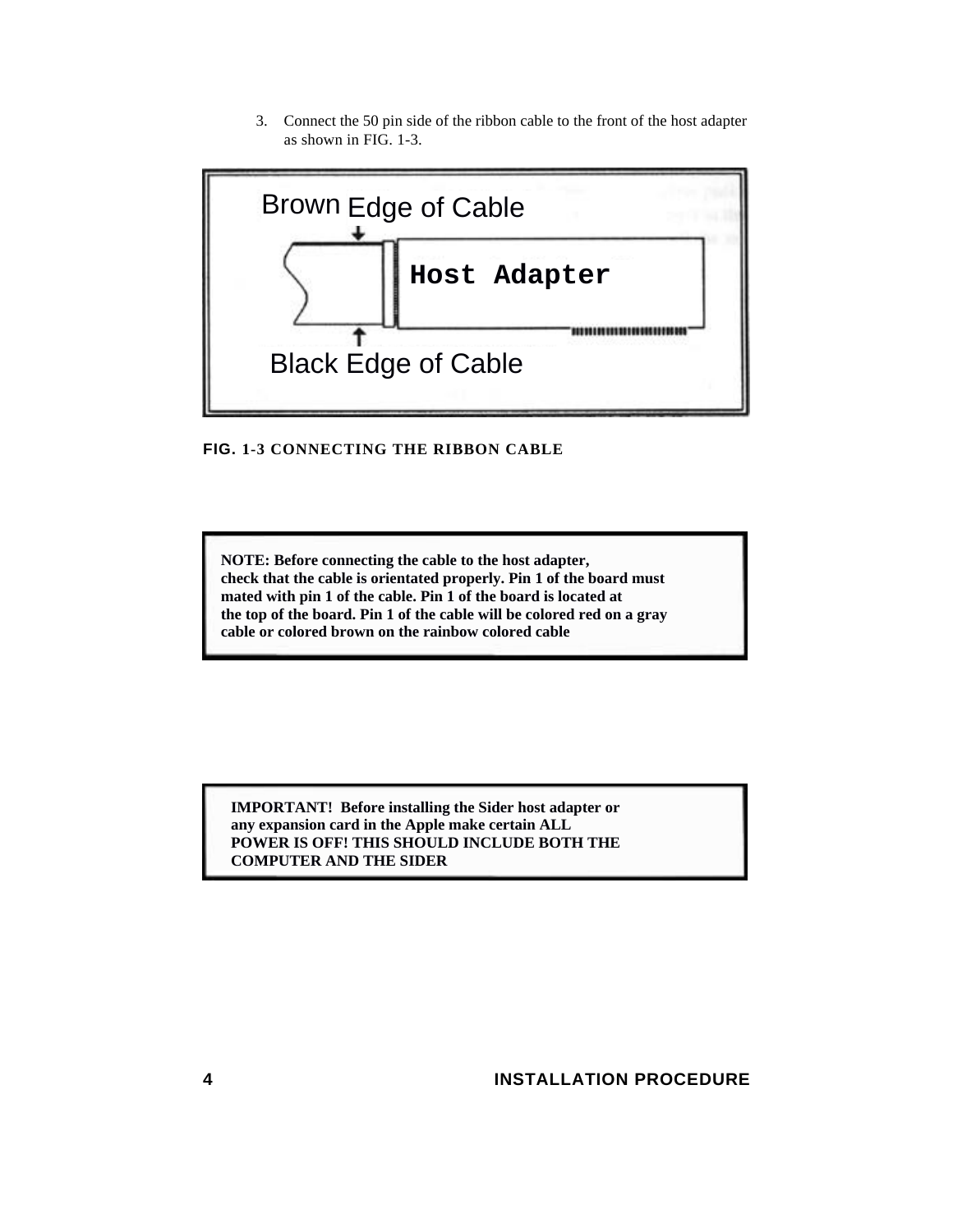3. Connect the 50 pin side of the ribbon cable to the front of the host adapter as shown in FIG. 1-3.

Brown Edge of Cable

Host Adapter

Black Edge of Cable

**FIG. 1-3 CONNECTING THE RIBBON CABLE**

**NOTE: Before connecting the cable to the host adapter, check that the cable is orientated properly. Pin 1 of the board must mated with pin 1 of the cable. Pin 1 of the board is located at the top of the board. Pin 1 of the cable will be colored red on a gray cable or colored brown on the rainbow colored cable**

**IMPORTANT! Before installing the Sider host adapter or any expansion card in the Apple make certain ALL POWER IS OFF! THIS SHOULD INCLUDE BOTH THE COMPUTER AND THE SIDER**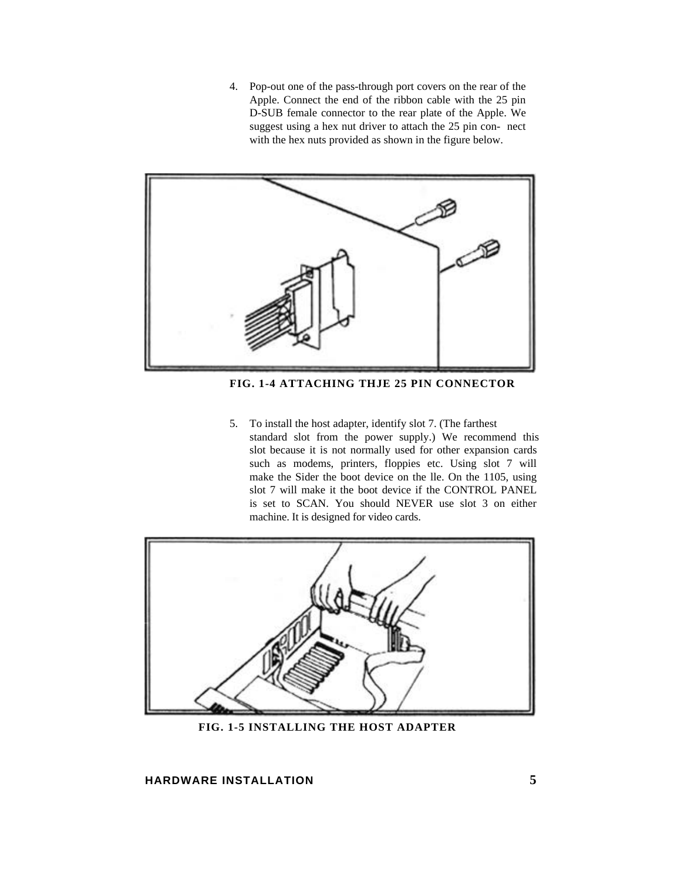4. Pop-out one of the pass-through port covers on the rear of the Apple. Connect the end of the ribbon cable with the 25 pin D-SUB female connector to the rear plate of the Apple. We suggest using a hex nut driver to attach the 25 pin con- nect with the hex nuts provided as shown in the figure below.

**FIG. 1-4 ATTACHING THJE 25 PIN CONNECTOR**

5. To install the host adapter, identify slot 7. (The farthest standard slot from the power supply.) We recommend this slot because it is not normally used for other expansion cards such as modems, printers, floppies etc. Using slot 7 will make the Sider the boot device on the lle. On the 1105, using slot 7 will make it the boot device if the CONTROL PANEL is set to SCAN. You should NEVER use slot 3 on either machine. It is designed for video cards.

**FIG. 1-5 INSTALLING THE HOST ADAPTER**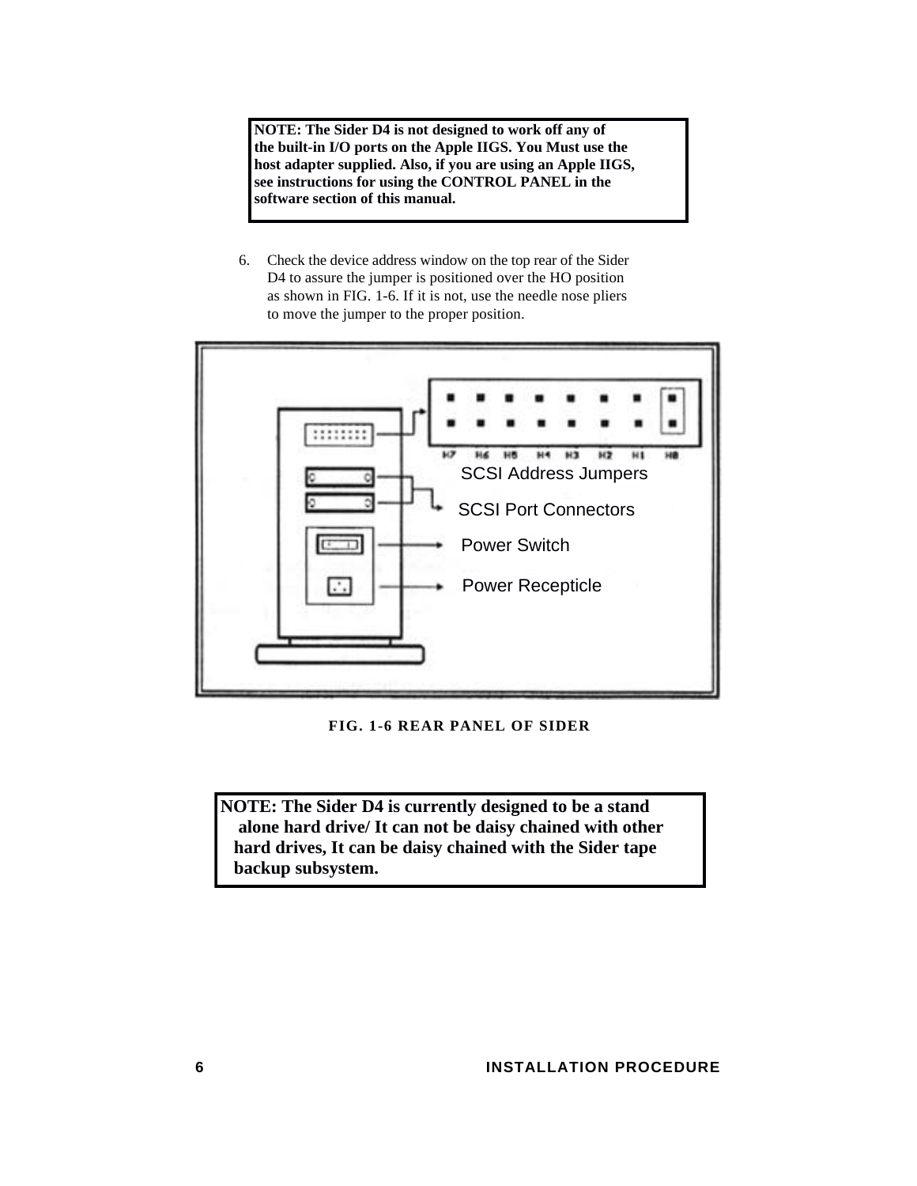**NOTE: The Sider D4 is not designed to work off any of the built-in I/O ports on the Apple IIGS. You Must use the host adapter supplied. Also, if you are using an Apple IIGS, see instructions for using the CONTROL PANEL in the software section of this manual.**

6. Check the device address window on the top rear of the Sider D4 to assure the jumper is positioned over the HO position as shown in FIG. 1-6. If it is not, use the needle nose pliers to move the jumper to the proper position.

H7 H6 H5 H4 H3 H2 H1 H8

SCSI Address Jumpers

SCSI Port Connectors

Power Switch

Power Recepticle

**FIG. 1-6 REAR PANEL OF SIDER**

**NOTE: The Sider D4 is currently designed to be a stand alone hard drive/ It can not be daisy chained with other hard drives, It can be daisy chained with the Sider tape backup subsystem.**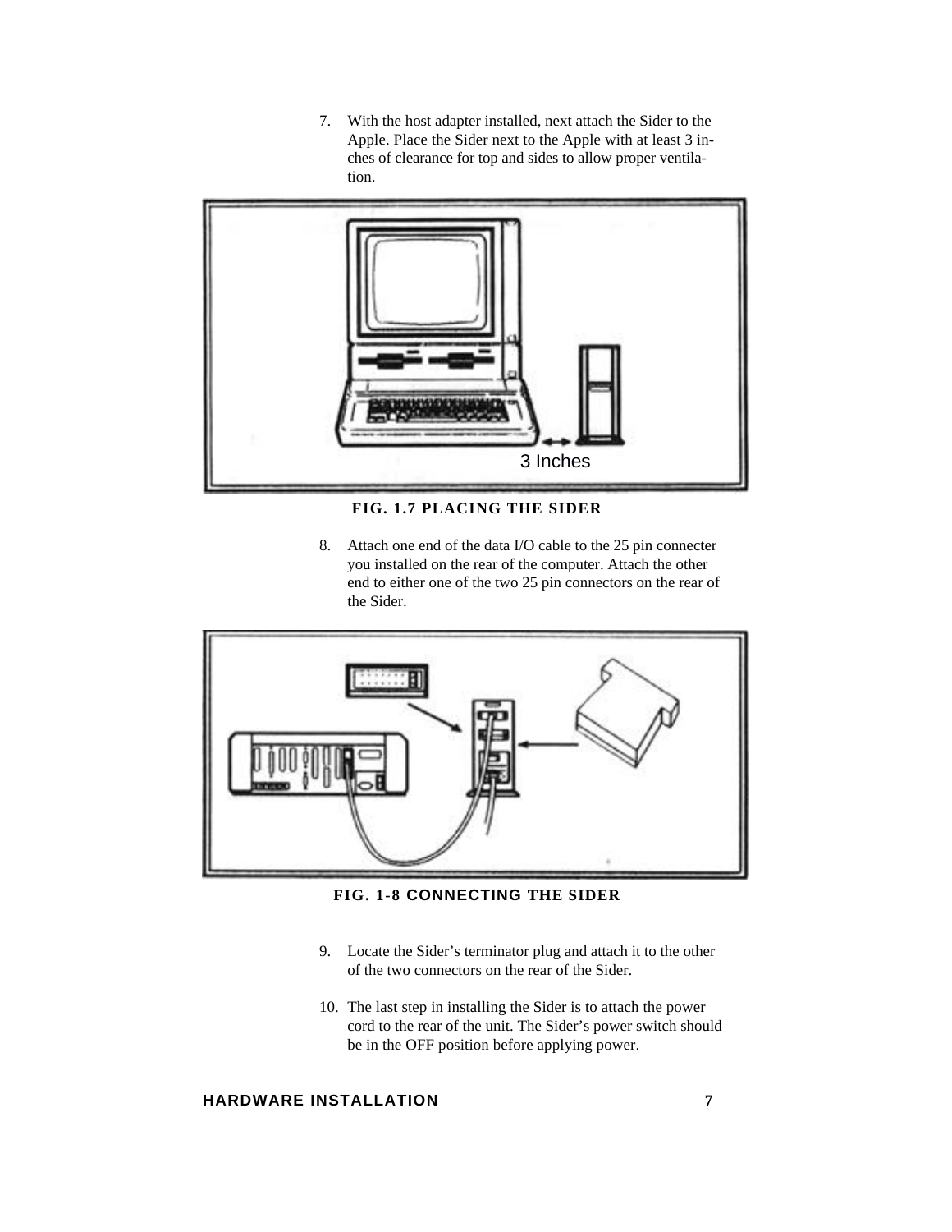7. With the host adapter installed, next attach the Sider to the Apple. Place the Sider next to the Apple with at least 3 inches of clearance for top and sides to allow proper ventilation.

3 Inches

**FIG. 1.7 PLACING THE SIDER**

8. Attach one end of the data I/O cable to the 25 pin connecter you installed on the rear of the computer. Attach the other end to either one of the two 25 pin connectors on the rear of the Sider.

**FIG. 1-8 CONNECTING THE SIDER**

9. Locate the Sider's terminator plug and attach it to the other of the two connectors on the rear of the Sider.

10. The last step in installing the Sider is to attach the power cord to the rear of the unit. The Sider's power switch should be in the OFF position before applying power.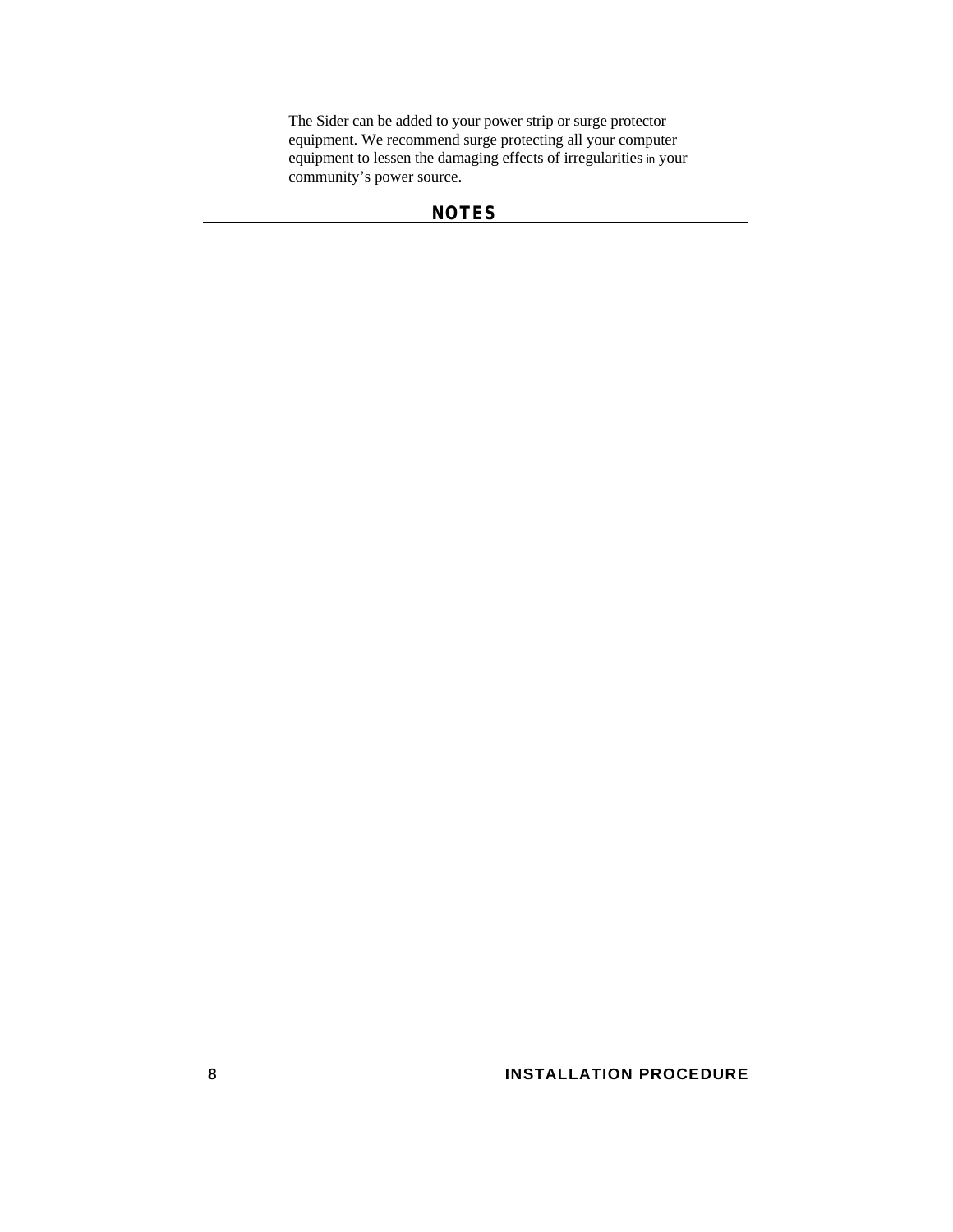The Sider can be added to your power strip or surge protector equipment. We recommend surge protecting all your computer equipment to lessen the damaging effects of irregularities in your community's power source.

## NOTES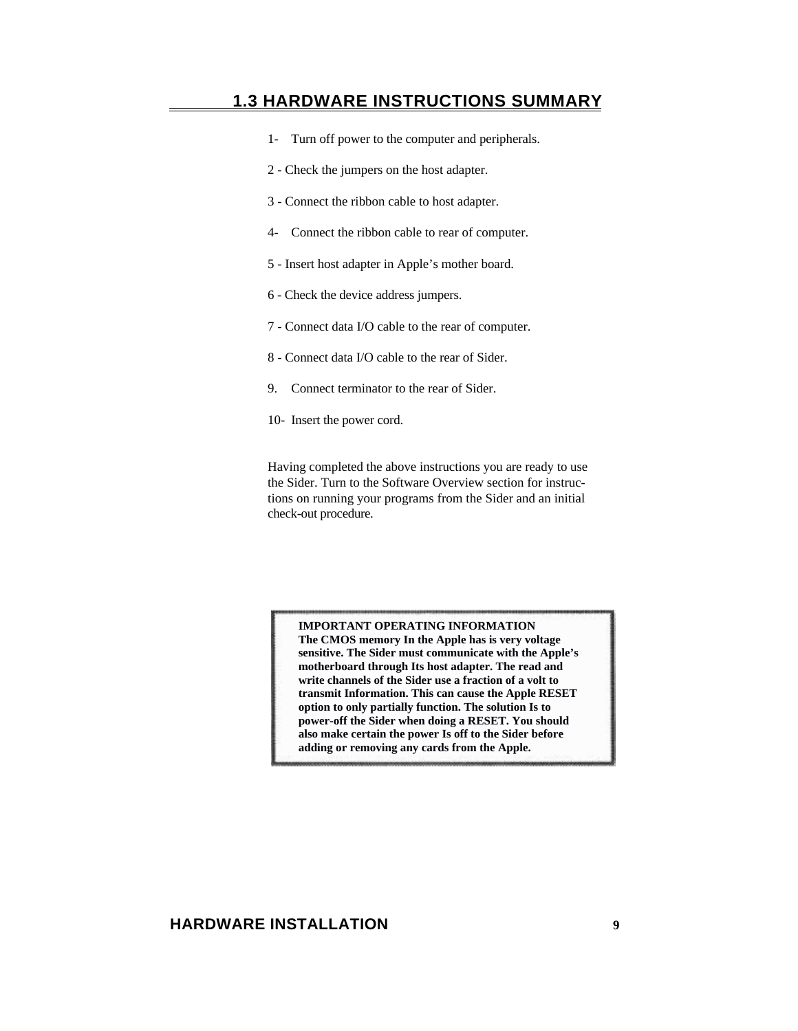## 1.3 HARDWARE INSTRUCTIONS SUMMARY

1- Turn off power to the computer and peripherals.

2 - Check the jumpers on the host adapter.

3 - Connect the ribbon cable to host adapter.

4- Connect the ribbon cable to rear of computer.

5 - Insert host adapter in Apple's mother board.

6 - Check the device address jumpers.

7 - Connect data I/O cable to the rear of computer.

8 - Connect data I/O cable to the rear of Sider.

9. Connect terminator to the rear of Sider.

10- Insert the power cord.

Having completed the above instructions you are ready to use the Sider. Turn to the Software Overview section for instructions on running your programs from the Sider and an initial check-out procedure.

**IMPORTANT OPERATING INFORMATION**
**The CMOS memory In the Apple has is very voltage sensitive. The Sider must communicate with the Apple's motherboard through Its host adapter. The read and write channels of the Sider use a fraction of a volt to transmit Information. This can cause the Apple RESET option to only partially function. The solution Is to power-off the Sider when doing a RESET. You should also make certain the power Is off to the Sider before adding or removing any cards from the Apple.**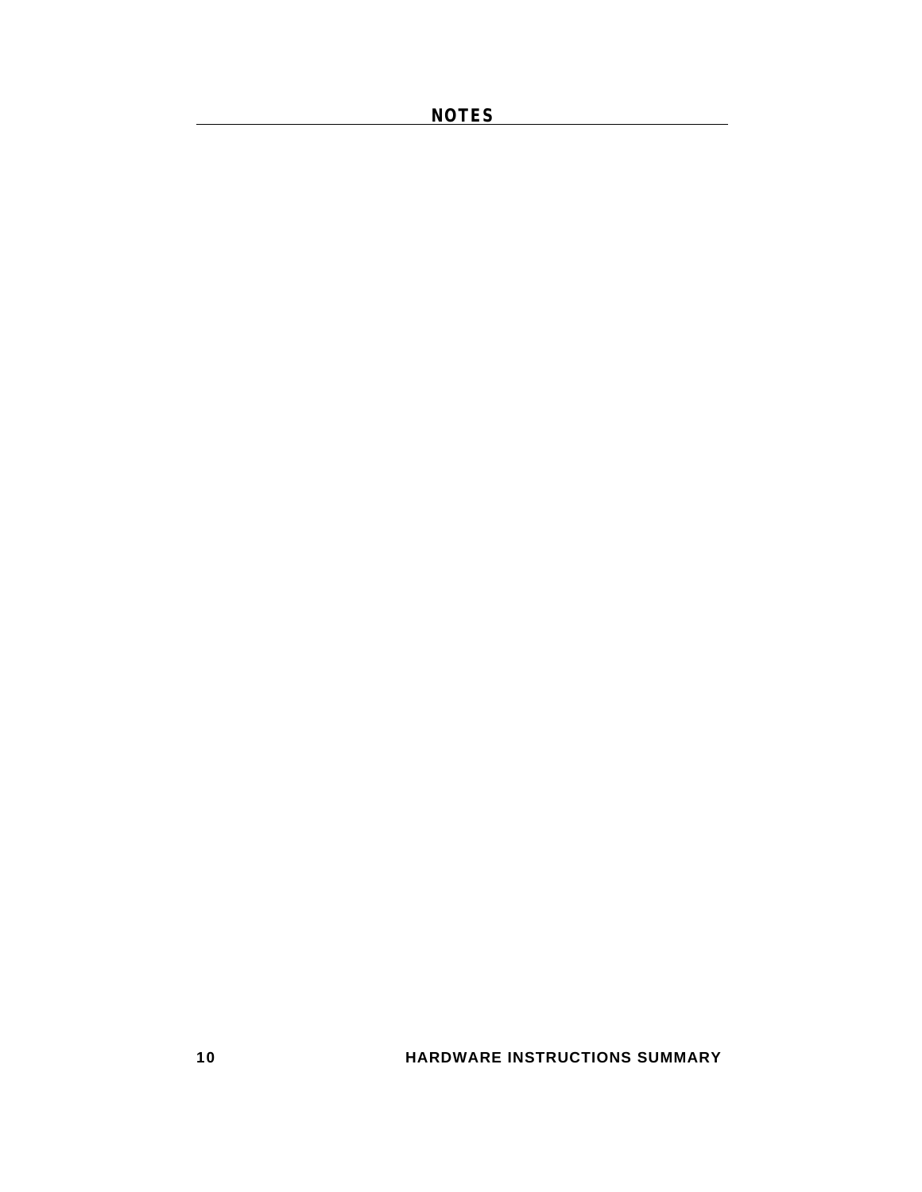## NOTES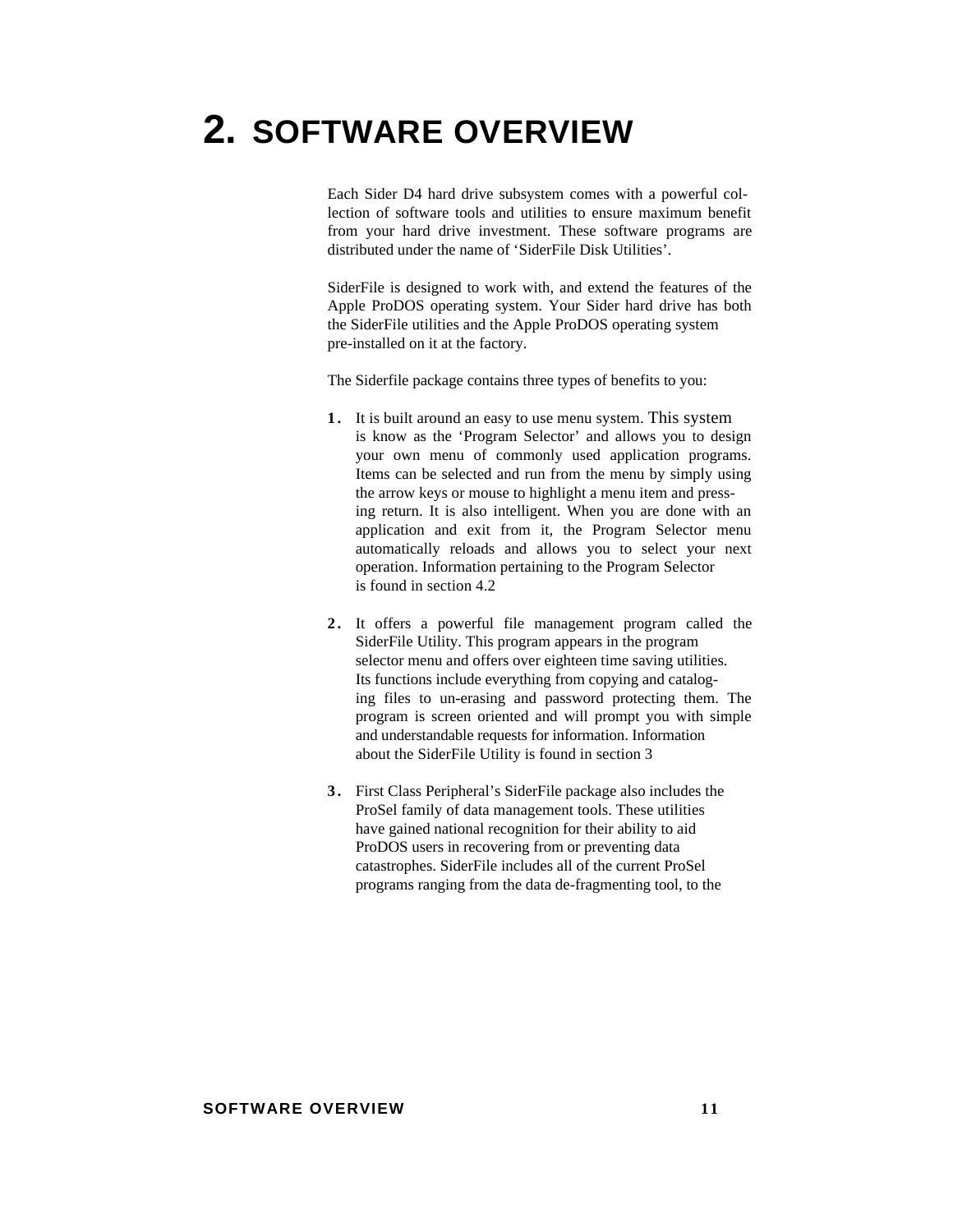# 2. SOFTWARE OVERVIEW

Each Sider D4 hard drive subsystem comes with a powerful collection of software tools and utilities to ensure maximum benefit from your hard drive investment. These software programs are distributed under the name of 'SiderFile Disk Utilities'.

SiderFile is designed to work with, and extend the features of the Apple ProDOS operating system. Your Sider hard drive has both the SiderFile utilities and the Apple ProDOS operating system pre-installed on it at the factory.

The Siderfile package contains three types of benefits to you:

1. It is built around an easy to use menu system. This system is know as the 'Program Selector' and allows you to design your own menu of commonly used application programs. Items can be selected and run from the menu by simply using the arrow keys or mouse to highlight a menu item and pressing return. It is also intelligent. When you are done with an application and exit from it, the Program Selector menu automatically reloads and allows you to select your next operation. Information pertaining to the Program Selector is found in section 4.2

2. It offers a powerful file management program called the SiderFile Utility. This program appears in the program selector menu and offers over eighteen time saving utilities. Its functions include everything from copying and cataloging files to un-erasing and password protecting them. The program is screen oriented and will prompt you with simple and understandable requests for information. Information about the SiderFile Utility is found in section 3

3. First Class Peripheral's SiderFile package also includes the ProSel family of data management tools. These utilities have gained national recognition for their ability to aid ProDOS users in recovering from or preventing data catastrophes. SiderFile includes all of the current ProSel programs ranging from the data de-fragmenting tool, to the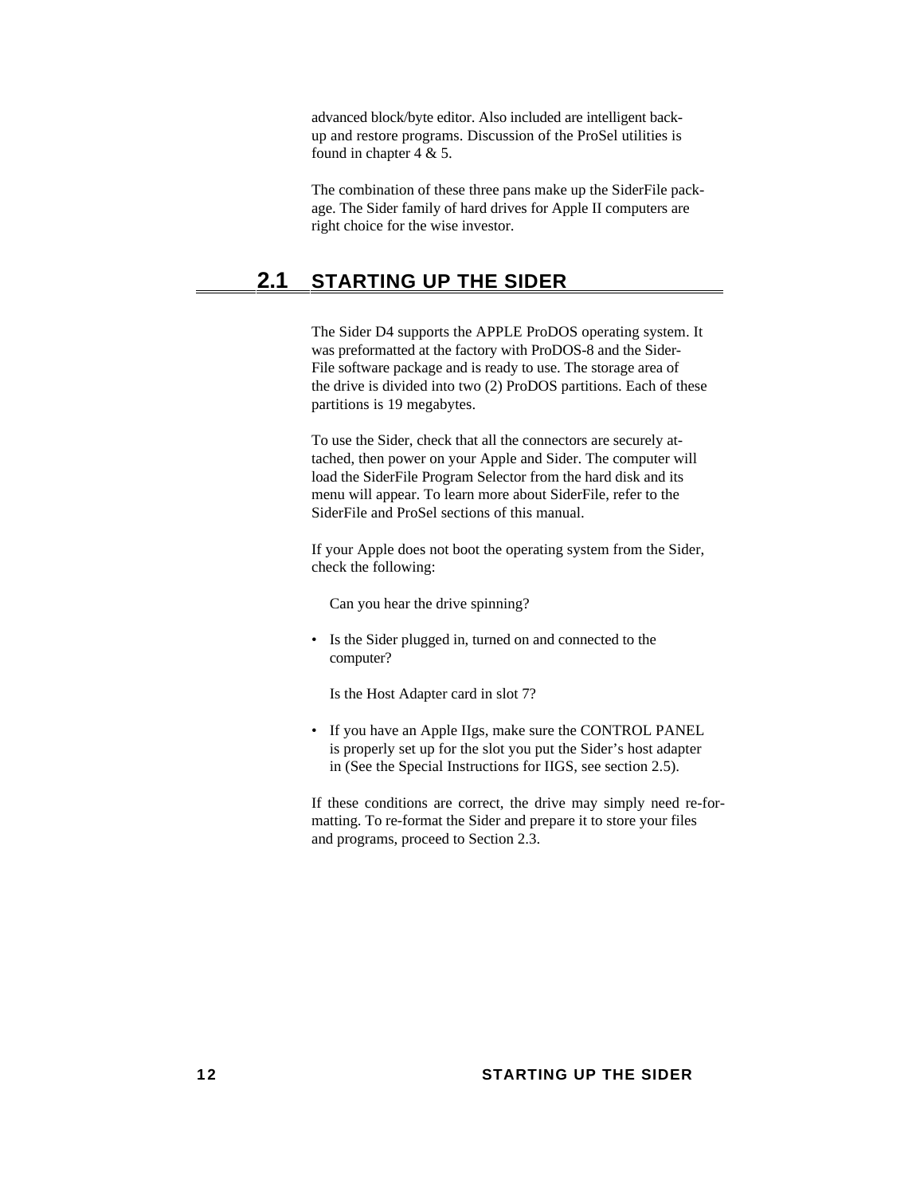advanced block/byte editor. Also included are intelligent back-up and restore programs. Discussion of the ProSel utilities is found in chapter 4 & 5.

The combination of these three pans make up the SiderFile package. The Sider family of hard drives for Apple II computers are right choice for the wise investor.

## 2.1 STARTING UP THE SIDER

The Sider D4 supports the APPLE ProDOS operating system. It was preformatted at the factory with ProDOS-8 and the SiderFile software package and is ready to use. The storage area of the drive is divided into two (2) ProDOS partitions. Each of these partitions is 19 megabytes.

To use the Sider, check that all the connectors are securely attached, then power on your Apple and Sider. The computer will load the SiderFile Program Selector from the hard disk and its menu will appear. To learn more about SiderFile, refer to the SiderFile and ProSel sections of this manual.

If your Apple does not boot the operating system from the Sider, check the following:

- Can you hear the drive spinning?
- Is the Sider plugged in, turned on and connected to the computer?
- Is the Host Adapter card in slot 7?
- If you have an Apple IIgs, make sure the CONTROL PANEL is properly set up for the slot you put the Sider's host adapter in (See the Special Instructions for IIGS, see section 2.5).

If these conditions are correct, the drive may simply need re-formatting. To re-format the Sider and prepare it to store your files and programs, proceed to Section 2.3.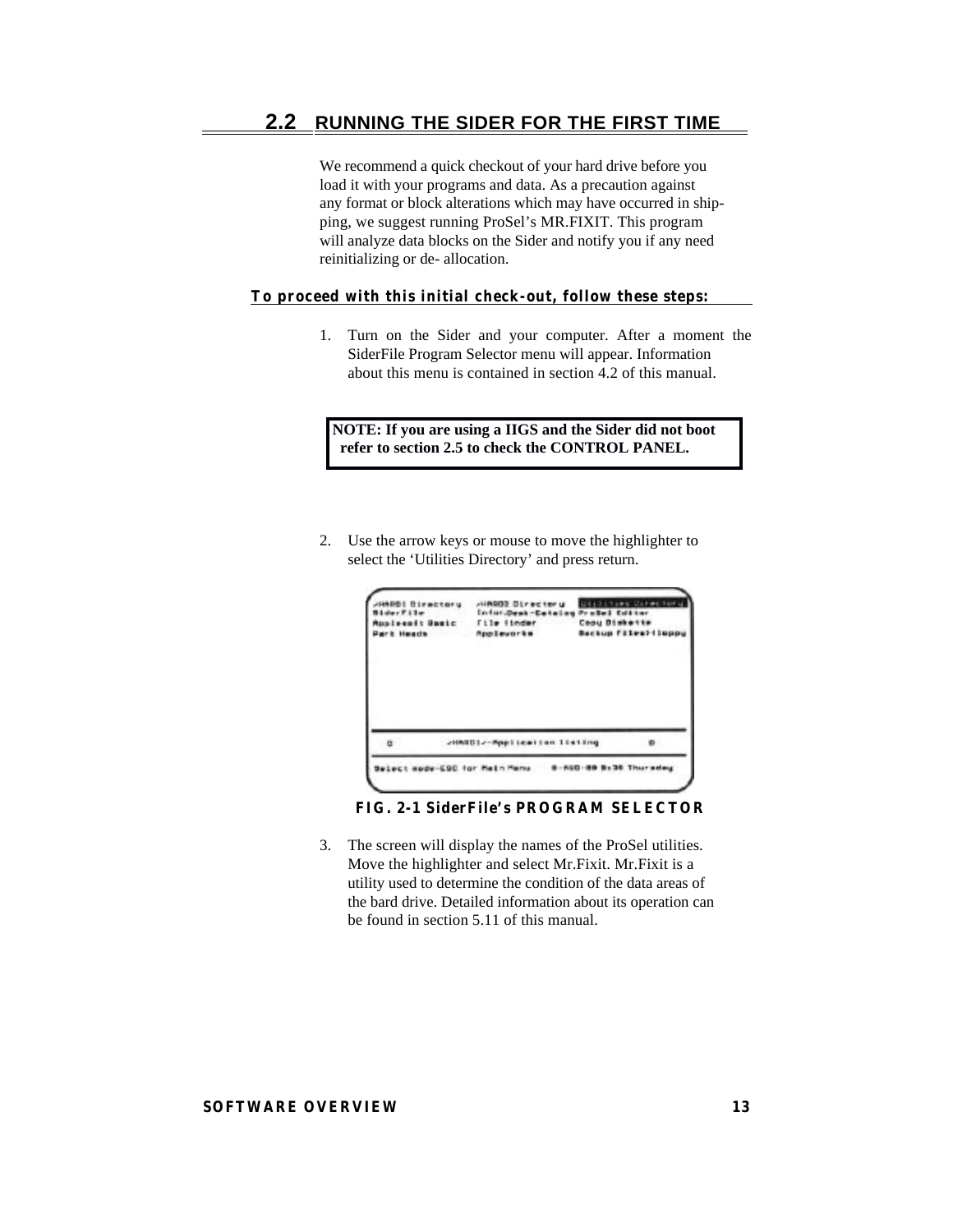## 2.2 RUNNING THE SIDER FOR THE FIRST TIME

We recommend a quick checkout of your hard drive before you load it with your programs and data. As a precaution against any format or block alterations which may have occurred in shipping, we suggest running ProSel's MR.FIXIT. This program will analyze data blocks on the Sider and notify you if any need reinitializing or de- allocation.

**To proceed with this initial check-out, follow these steps:**

1. Turn on the Sider and your computer. After a moment the SiderFile Program Selector menu will appear. Information about this menu is contained in section 4.2 of this manual.

> **NOTE: If you are using a IIGS and the Sider did not boot refer to section 2.5 to check the CONTROL PANEL.**

2. Use the arrow keys or mouse to move the highlighter to select the 'Utilities Directory' and press return.

**FIG. 2-1 SiderFile's PROGRAM SELECTOR**

3. The screen will display the names of the ProSel utilities. Move the highlighter and select Mr.Fixit. Mr.Fixit is a utility used to determine the condition of the data areas of the bard drive. Detailed information about its operation can be found in section 5.11 of this manual.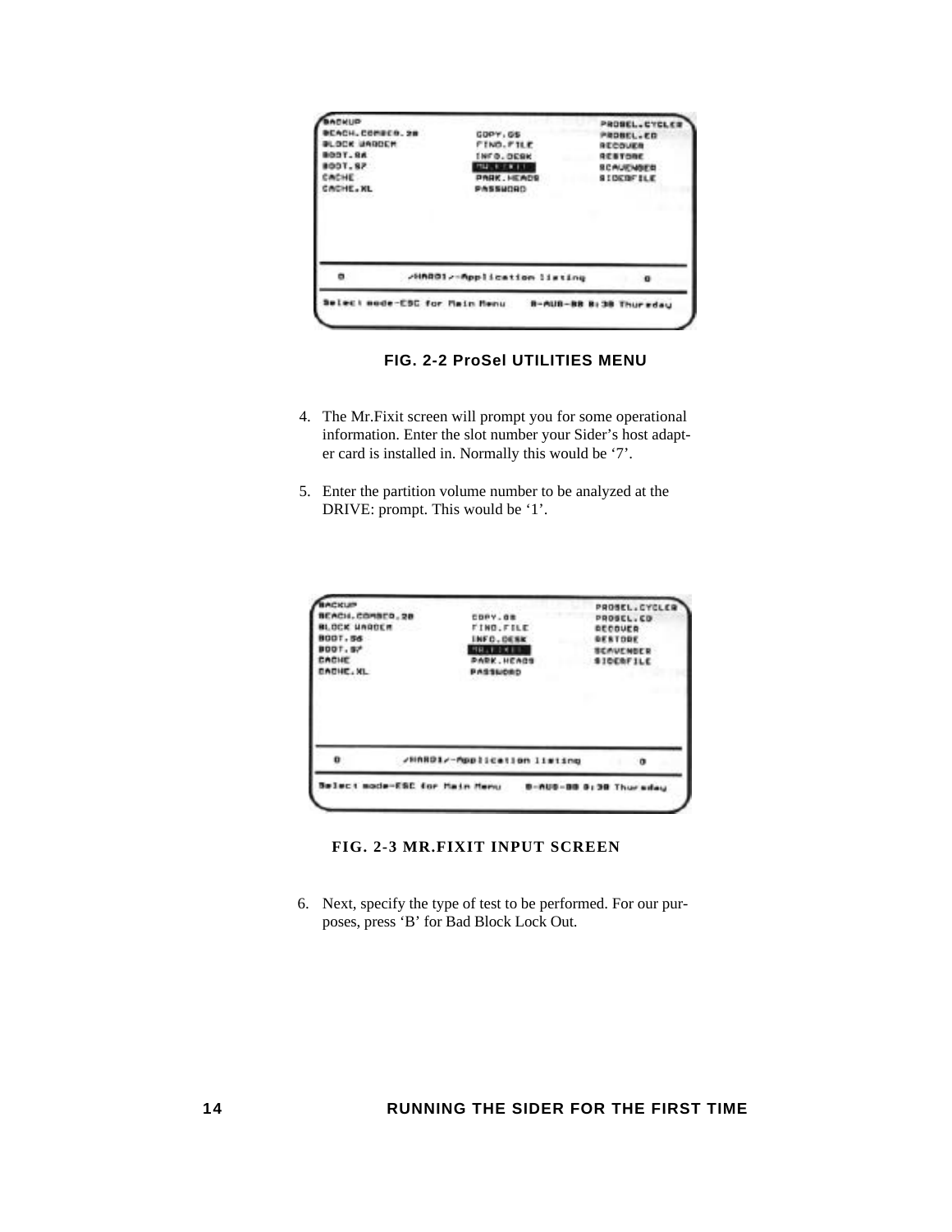**FIG. 2-2 ProSel UTILITIES MENU**

4. The Mr.Fixit screen will prompt you for some operational information. Enter the slot number your Sider's host adapter card is installed in. Normally this would be '7'.

5. Enter the partition volume number to be analyzed at the DRIVE: prompt. This would be '1'.

**FIG. 2-3 MR.FIXIT INPUT SCREEN**

6. Next, specify the type of test to be performed. For our purposes, press 'B' for Bad Block Lock Out.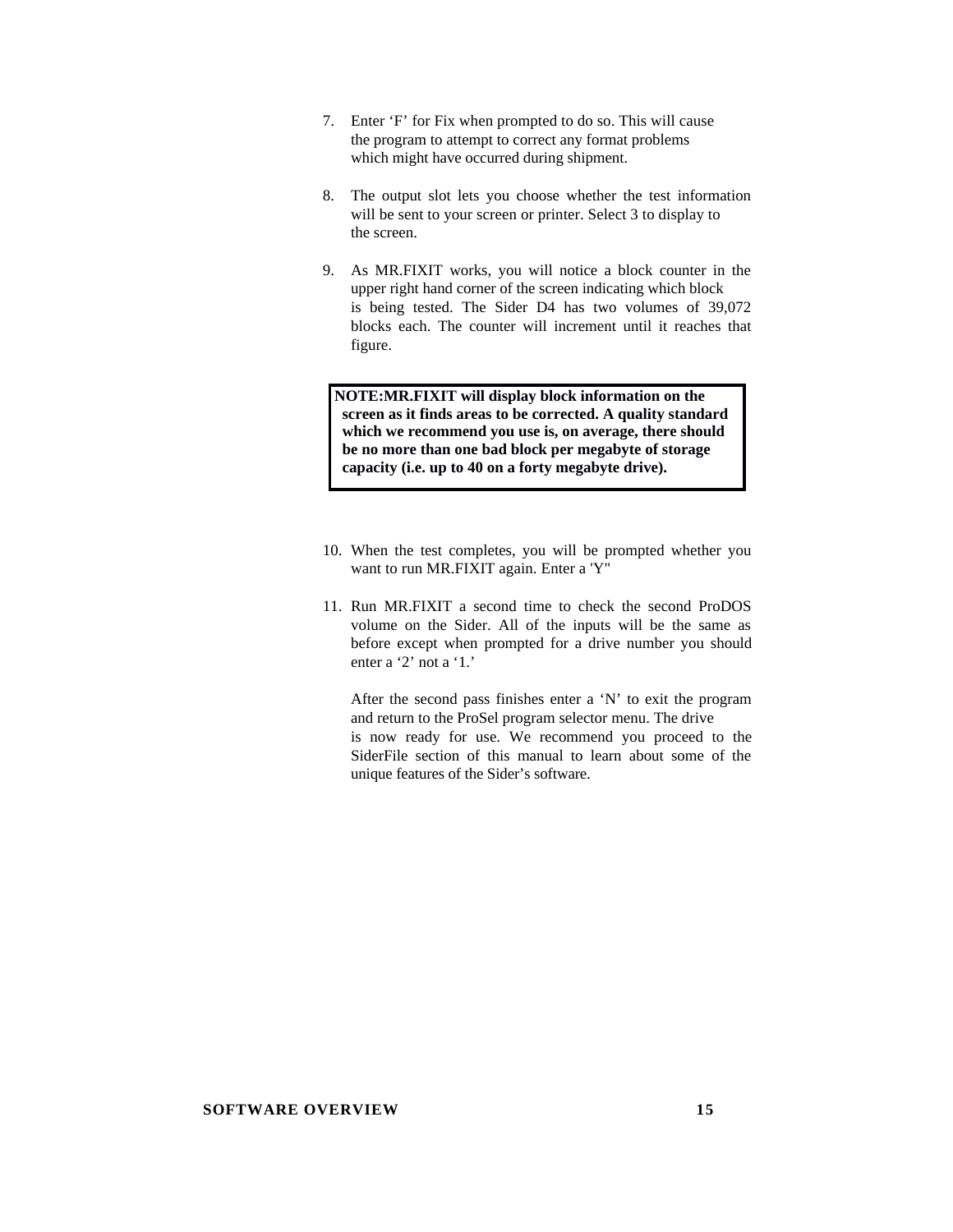7. Enter ‘F’ for Fix when prompted to do so. This will cause the program to attempt to correct any format problems which might have occurred during shipment.

8. The output slot lets you choose whether the test information will be sent to your screen or printer. Select 3 to display to the screen.

9. As MR.FIXIT works, you will notice a block counter in the upper right hand corner of the screen indicating which block is being tested. The Sider D4 has two volumes of 39,072 blocks each. The counter will increment until it reaches that figure.

> **NOTE:MR.FIXIT will display block information on the screen as it finds areas to be corrected. A quality standard which we recommend you use is, on average, there should be no more than one bad block per megabyte of storage capacity (i.e. up to 40 on a forty megabyte drive).**

10. When the test completes, you will be prompted whether you want to run MR.FIXIT again. Enter a 'Y"

11. Run MR.FIXIT a second time to check the second ProDOS volume on the Sider. All of the inputs will be the same as before except when prompted for a drive number you should enter a ‘2’ not a ‘1.’

    After the second pass finishes enter a ‘N’ to exit the program and return to the ProSel program selector menu. The drive is now ready for use. We recommend you proceed to the SiderFile section of this manual to learn about some of the unique features of the Sider’s software.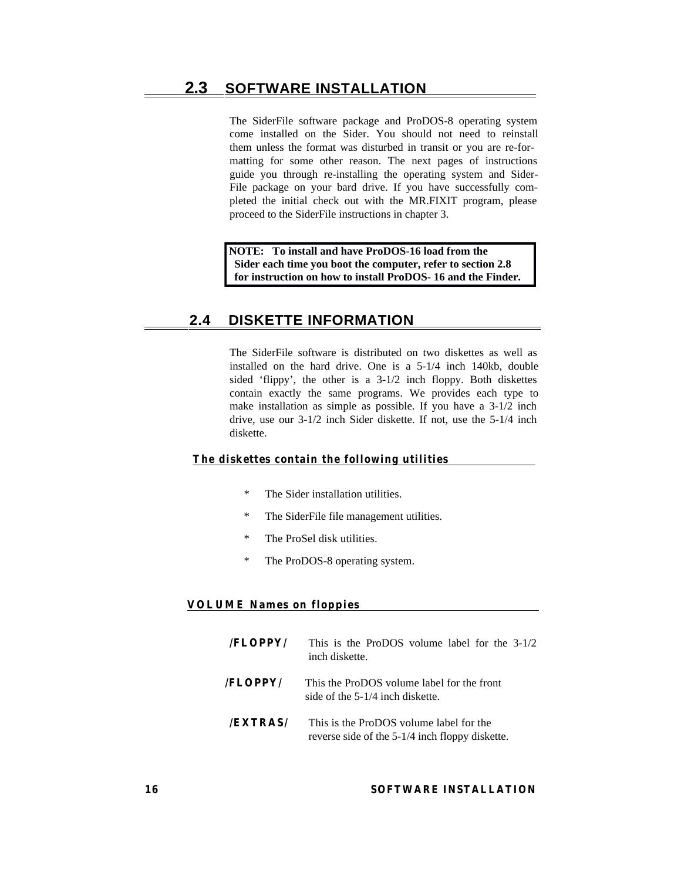## 2.3 SOFTWARE INSTALLATION

The SiderFile software package and ProDOS-8 operating system come installed on the Sider. You should not need to reinstall them unless the format was disturbed in transit or you are re-formatting for some other reason. The next pages of instructions guide you through re-installing the operating system and SiderFile package on your bard drive. If you have successfully completed the initial check out with the MR.FIXIT program, please proceed to the SiderFile instructions in chapter 3.

> **NOTE: To install and have ProDOS-16 load from the Sider each time you boot the computer, refer to section 2.8 for instruction on how to install ProDOS- 16 and the Finder.**

## 2.4 DISKETTE INFORMATION

The SiderFile software is distributed on two diskettes as well as installed on the hard drive. One is a 5-1/4 inch 140kb, double sided 'flippy', the other is a 3-1/2 inch floppy. Both diskettes contain exactly the same programs. We provides each type to make installation as simple as possible. If you have a 3-1/2 inch drive, use our 3-1/2 inch Sider diskette. If not, use the 5-1/4 inch diskette.

### The diskettes contain the following utilities

- The Sider installation utilities.
- The SiderFile file management utilities.
- The ProSel disk utilities.
- The ProDOS-8 operating system.

### VOLUME Names on floppies

**/FLOPPY/** This is the ProDOS volume label for the 3-1/2 inch diskette.

**/FLOPPY/** This the ProDOS volume label for the front side of the 5-1/4 inch diskette.

**/EXTRAS/** This is the ProDOS volume label for the reverse side of the 5-1/4 inch floppy diskette.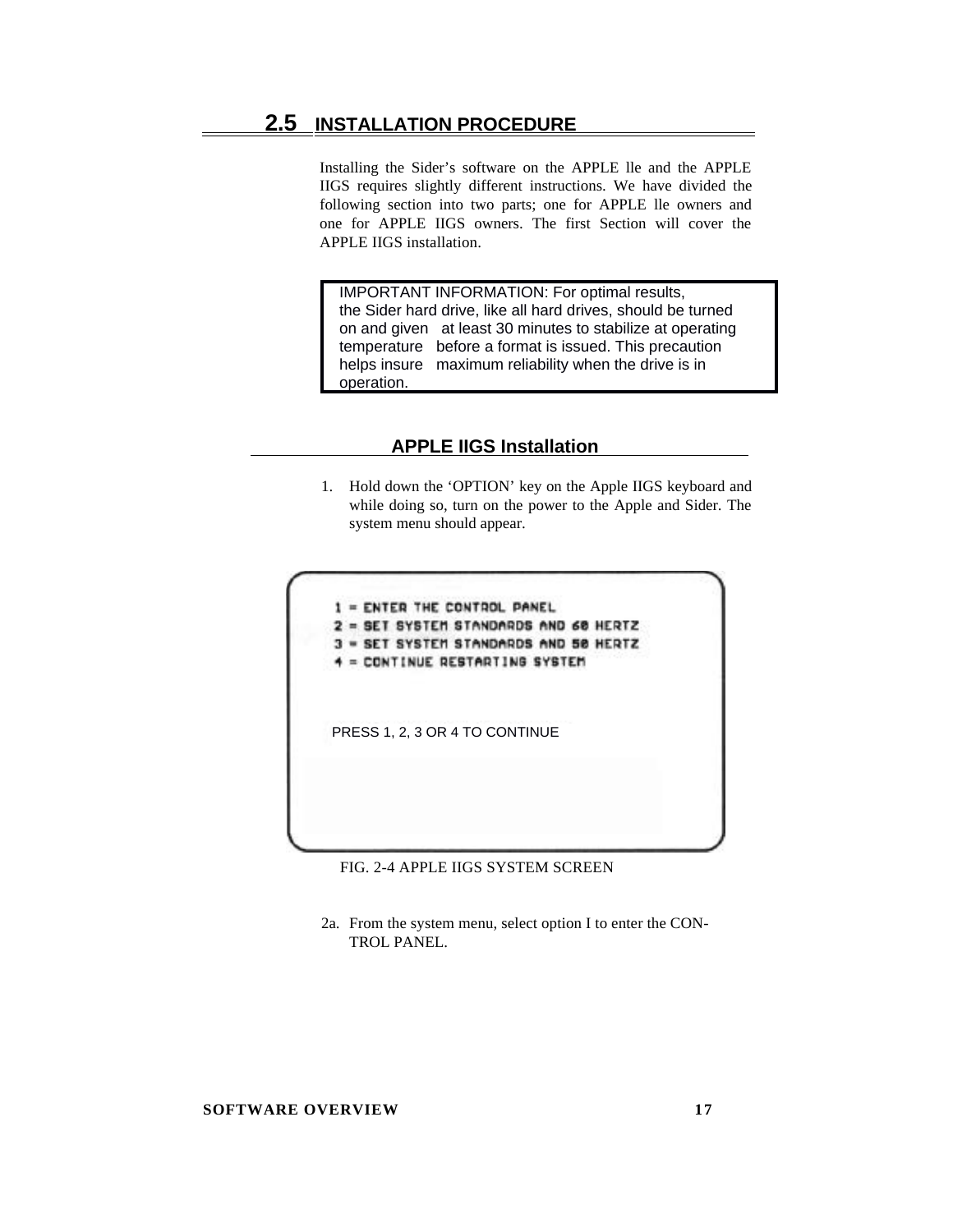## 2.5 INSTALLATION PROCEDURE

Installing the Sider's software on the APPLE lle and the APPLE IIGS requires slightly different instructions. We have divided the following section into two parts; one for APPLE lle owners and one for APPLE IIGS owners. The first Section will cover the APPLE IIGS installation.

> IMPORTANT INFORMATION: For optimal results, the Sider hard drive, like all hard drives, should be turned on and given at least 30 minutes to stabilize at operating temperature before a format is issued. This precaution helps insure maximum reliability when the drive is in operation.

### APPLE IIGS Installation

1. Hold down the 'OPTION' key on the Apple IIGS keyboard and while doing so, turn on the power to the Apple and Sider. The system menu should appear.

```
1 = ENTER THE CONTROL PANEL
2 = SET SYSTEM STANDARDS AND 60 HERTZ
3 = SET SYSTEM STANDARDS AND 50 HERTZ
4 = CONTINUE RESTARTING SYSTEM


PRESS 1, 2, 3 OR 4 TO CONTINUE
```

FIG. 2-4 APPLE IIGS SYSTEM SCREEN

2a. From the system menu, select option I to enter the CONTROL PANEL.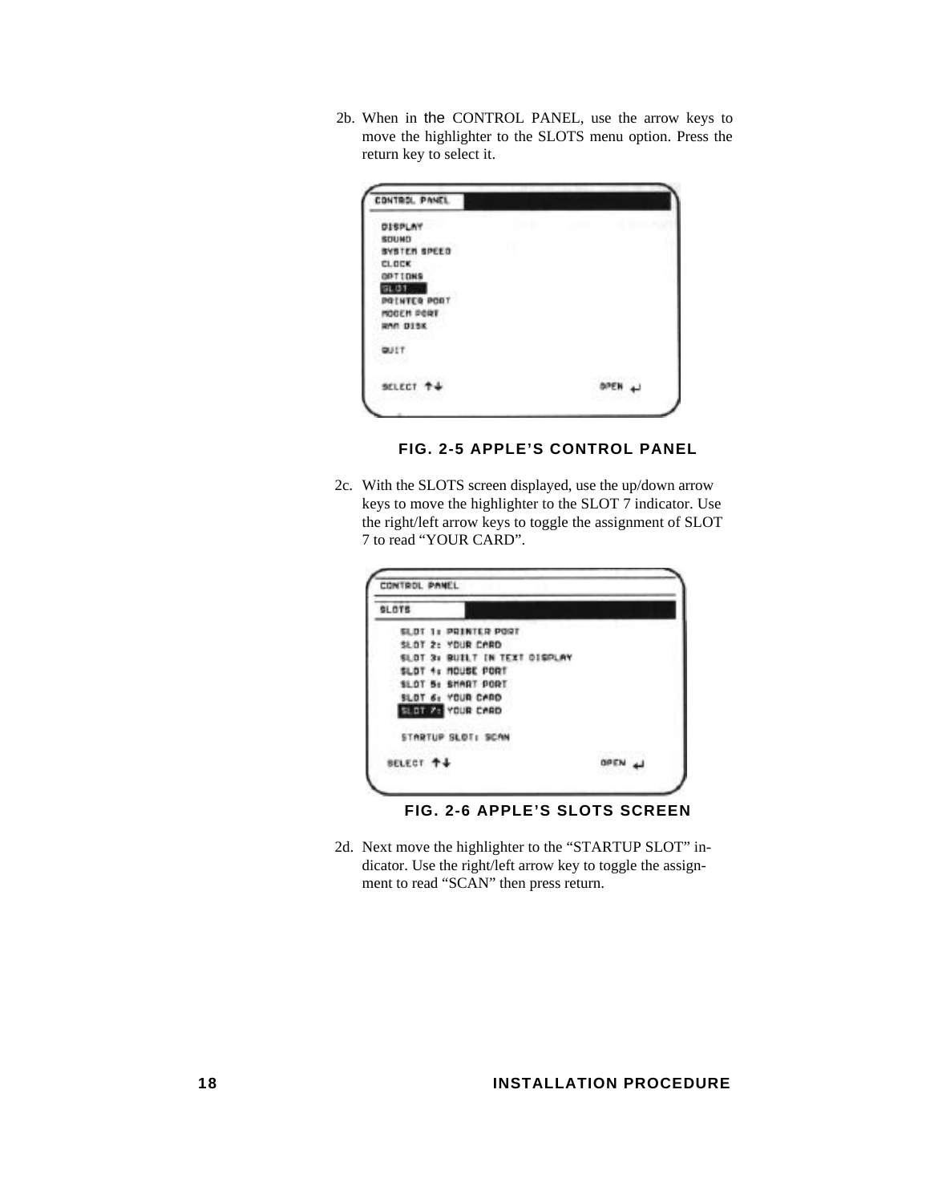2b. When in the CONTROL PANEL, use the arrow keys to move the highlighter to the SLOTS menu option. Press the return key to select it.

**FIG. 2-5 APPLE'S CONTROL PANEL**

2c. With the SLOTS screen displayed, use the up/down arrow keys to move the highlighter to the SLOT 7 indicator. Use the right/left arrow keys to toggle the assignment of SLOT 7 to read "YOUR CARD".

**FIG. 2-6 APPLE'S SLOTS SCREEN**

2d. Next move the highlighter to the "STARTUP SLOT" indicator. Use the right/left arrow key to toggle the assignment to read "SCAN" then press return.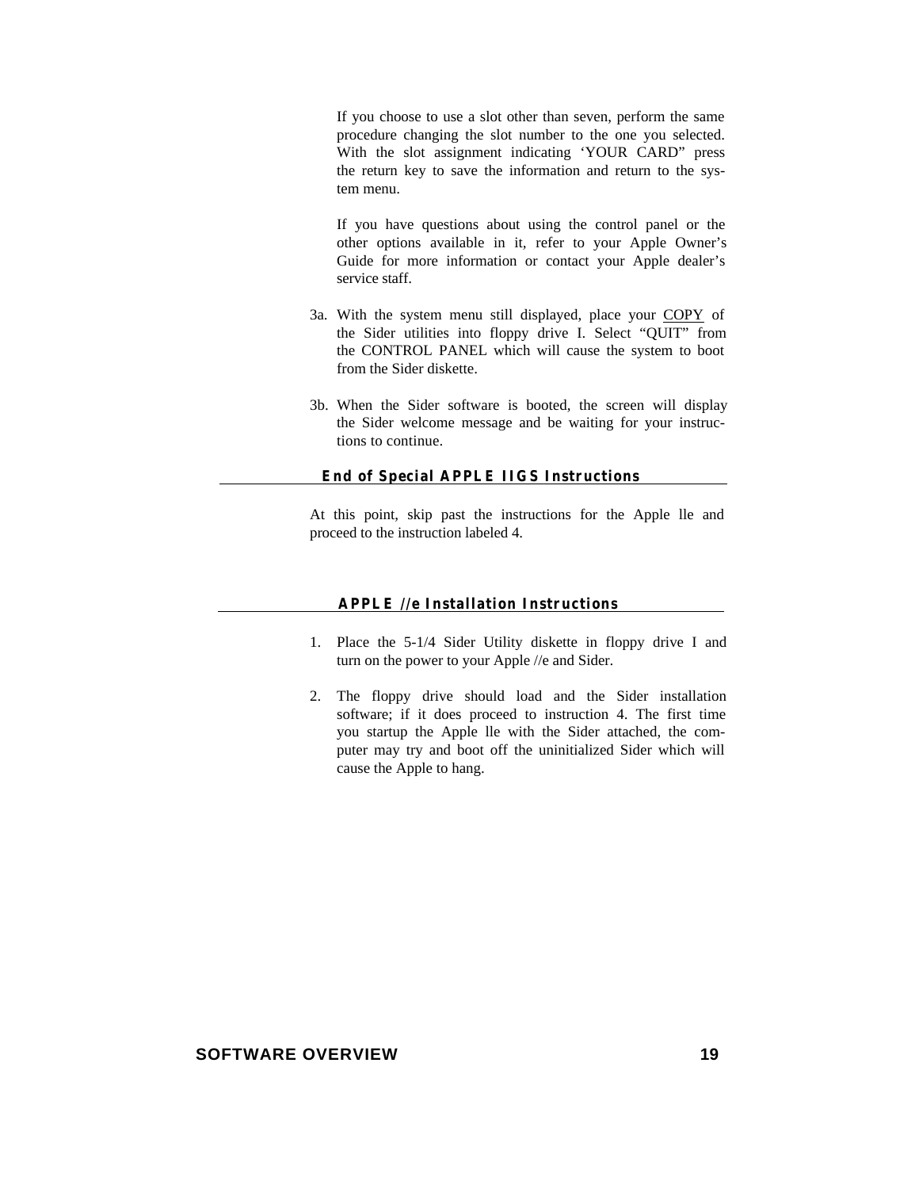If you choose to use a slot other than seven, perform the same procedure changing the slot number to the one you selected. With the slot assignment indicating ‘YOUR CARD” press the return key to save the information and return to the system menu.

If you have questions about using the control panel or the other options available in it, refer to your Apple Owner’s Guide for more information or contact your Apple dealer’s service staff.

3a. With the system menu still displayed, place your <u>COPY</u> of the Sider utilities into floppy drive I. Select “QUIT” from the CONTROL PANEL which will cause the system to boot from the Sider diskette.

3b. When the Sider software is booted, the screen will display the Sider welcome message and be waiting for your instructions to continue.

**End of Special APPLE IIGS Instructions**

At this point, skip past the instructions for the Apple lle and proceed to the instruction labeled 4.

## APPLE //e Installation Instructions

1. Place the 5-1/4 Sider Utility diskette in floppy drive I and turn on the power to your Apple //e and Sider.

2. The floppy drive should load and the Sider installation software; if it does proceed to instruction 4. The first time you startup the Apple lle with the Sider attached, the computer may try and boot off the uninitialized Sider which will cause the Apple to hang.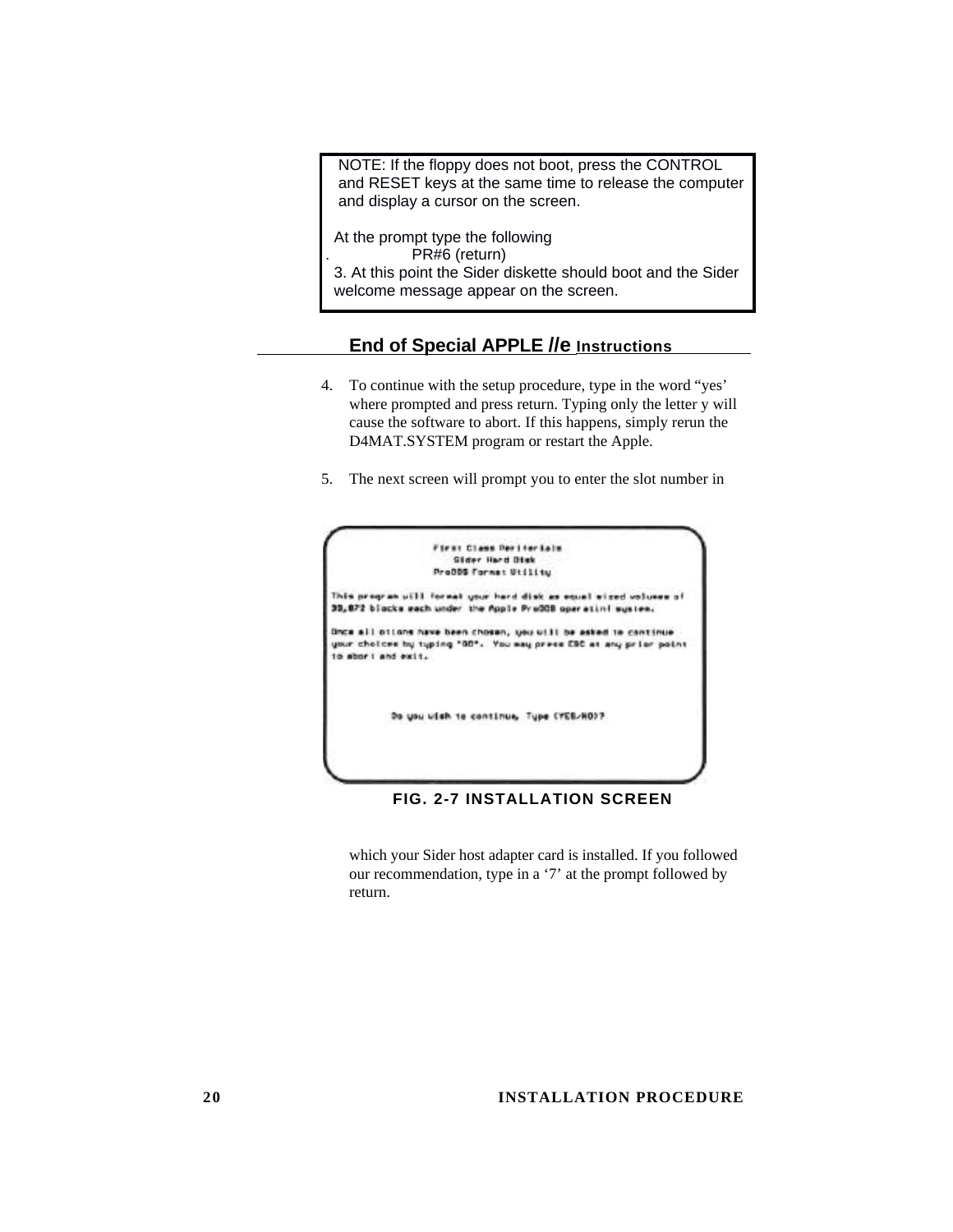> NOTE: If the floppy does not boot, press the CONTROL and RESET keys at the same time to release the computer and display a cursor on the screen.
>
> At the prompt type the following
>
> . PR#6 (return)
>
> 3. At this point the Sider diskette should boot and the Sider welcome message appear on the screen.

**End of Special APPLE //e Instructions**

4. To continue with the setup procedure, type in the word "yes' where prompted and press return. Typing only the letter y will cause the software to abort. If this happens, simply rerun the D4MAT.SYSTEM program or restart the Apple.

5. The next screen will prompt you to enter the slot number in which your Sider host adapter card is installed. If you followed our recommendation, type in a '7' at the prompt followed by return.

```
First Class Peripherals
Sider Hard Disk
ProDOS Format Utility

This program will format your hard disk as equal sized volumes of
32,872 blocks each under the Apple ProDOS operating system.

Once all options have been chosen, you will be asked to continue
your choices by typing "GO". You may press ESC at any prior point
to abort and exit.

Do you wish to continue, Type (YES/NO)?
```

**FIG. 2-7 INSTALLATION SCREEN**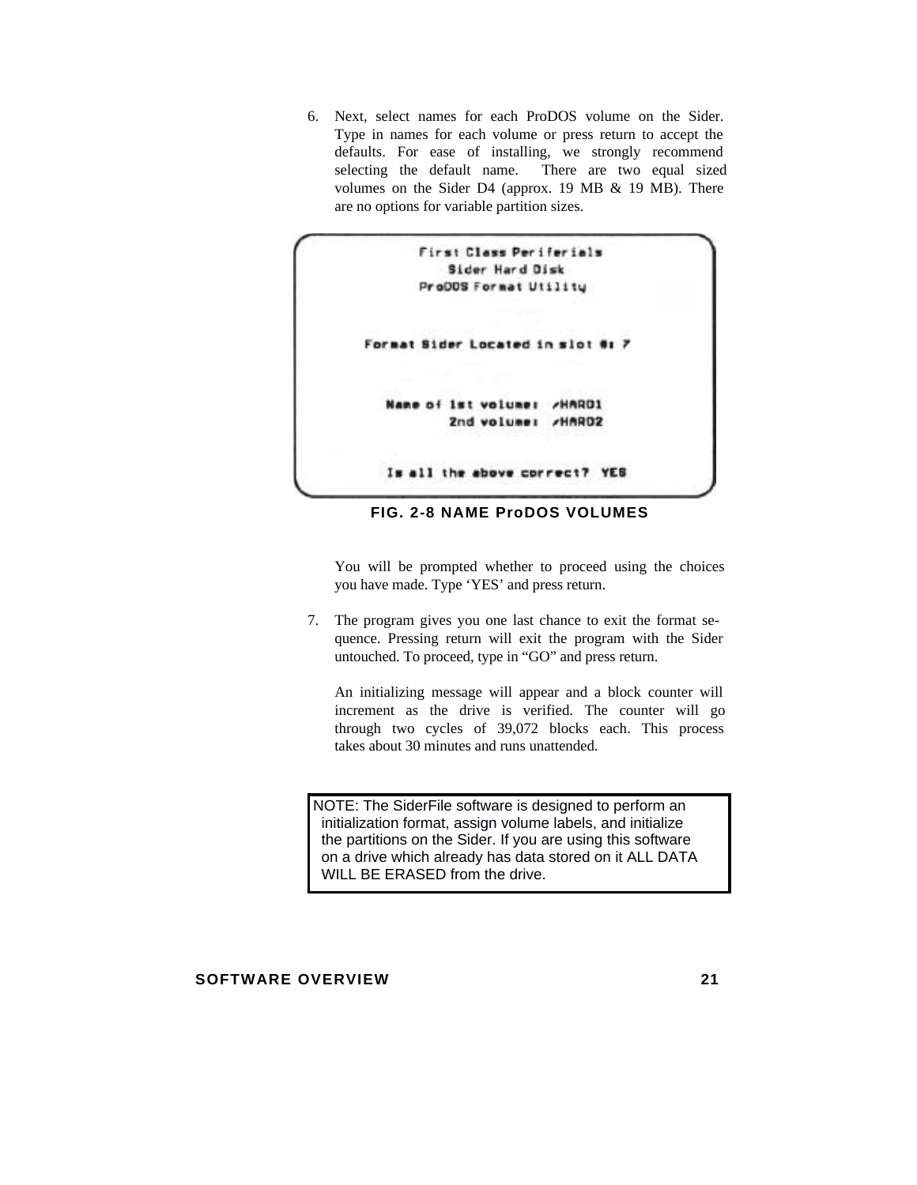6. Next, select names for each ProDOS volume on the Sider. Type in names for each volume or press return to accept the defaults. For ease of installing, we strongly recommend selecting the default name. There are two equal sized volumes on the Sider D4 (approx. 19 MB & 19 MB). There are no options for variable partition sizes.

```
First Class Periferials
Sider Hard Disk
ProDOS Format Utility

Format Sider Located in slot #: 7

Name of 1st volume:  /HARD1
        2nd volume:  /HARD2

Is all the above correct?  YES
```

**FIG. 2-8 NAME ProDOS VOLUMES**

You will be prompted whether to proceed using the choices you have made. Type 'YES' and press return.

7. The program gives you one last chance to exit the format sequence. Pressing return will exit the program with the Sider untouched. To proceed, type in "GO" and press return.

   An initializing message will appear and a block counter will increment as the drive is verified. The counter will go through two cycles of 39,072 blocks each. This process takes about 30 minutes and runs unattended.

> NOTE: The SiderFile software is designed to perform an initialization format, assign volume labels, and initialize the partitions on the Sider. If you are using this software on a drive which already has data stored on it ALL DATA WILL BE ERASED from the drive.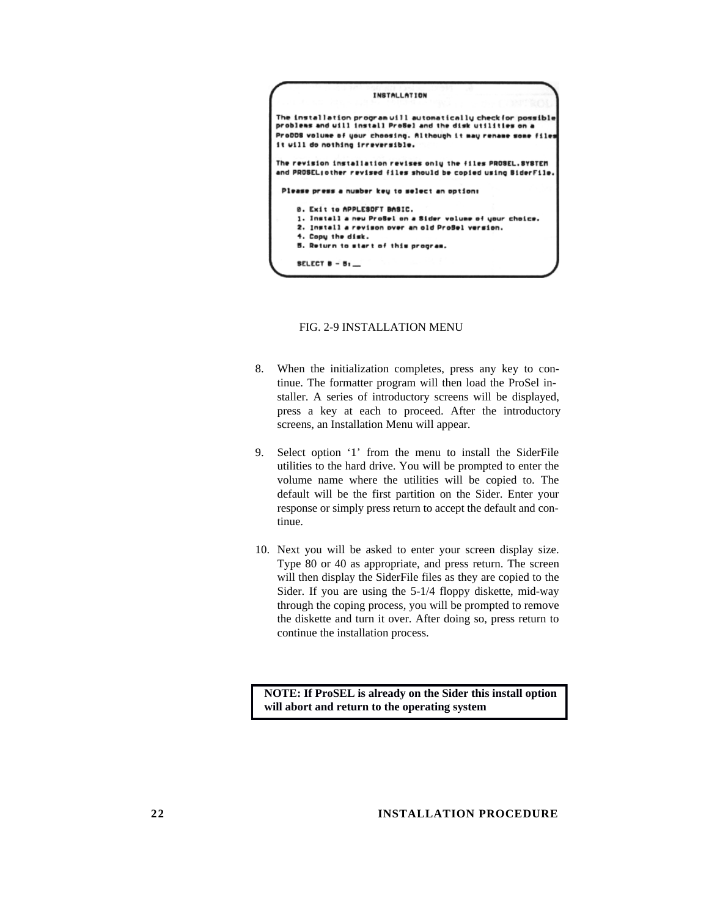```
                              INSTALLATION

The installation program will automatically check for possible
problems and will install ProSel and the disk utilities on a
ProDOS volume of your choosing. Although it may rename some files
it will do nothing irreversible.

The revision installation revises only the files PROSEL.SYSTEM
and PROSEL;other revised files should be copied using SiderFile.

  Please press a number key to select an option:

      0. Exit to APPLESOFT BASIC.
      1. Install a new ProSel on a Sider volume of your choice.
      2. Install a revison over an old ProSel version.
      4. Copy the disk.
      5. Return to start of this program.

      SELECT 0 - 5: __
```

FIG. 2-9 INSTALLATION MENU

8. When the initialization completes, press any key to continue. The formatter program will then load the ProSel installer. A series of introductory screens will be displayed, press a key at each to proceed. After the introductory screens, an Installation Menu will appear.

9. Select option '1' from the menu to install the SiderFile utilities to the hard drive. You will be prompted to enter the volume name where the utilities will be copied to. The default will be the first partition on the Sider. Enter your response or simply press return to accept the default and continue.

10. Next you will be asked to enter your screen display size. Type 80 or 40 as appropriate, and press return. The screen will then display the SiderFile files as they are copied to the Sider. If you are using the 5-1/4 floppy diskette, mid-way through the coping process, you will be prompted to remove the diskette and turn it over. After doing so, press return to continue the installation process.

**NOTE: If ProSEL is already on the Sider this install option will abort and return to the operating system**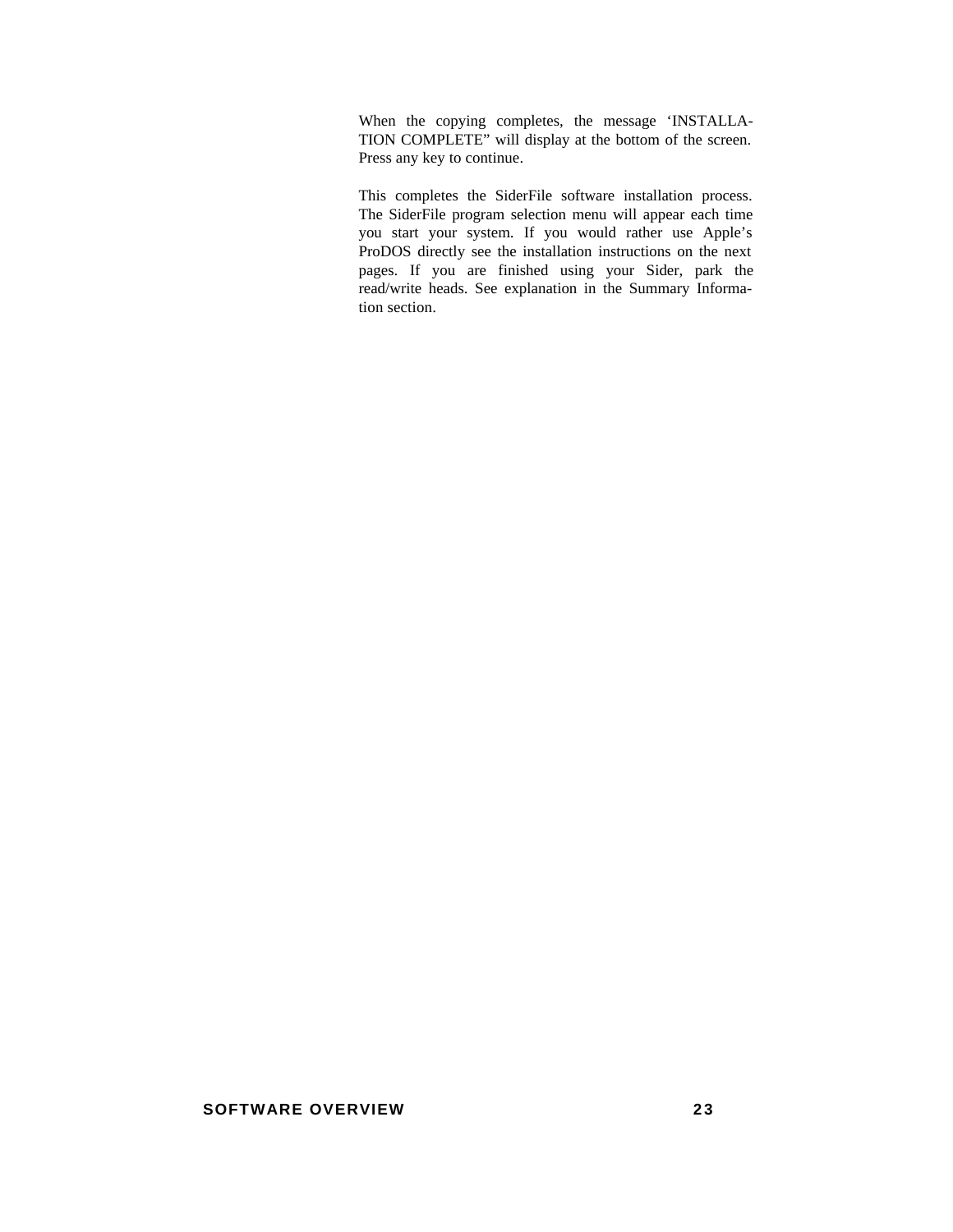When the copying completes, the message 'INSTALLATION COMPLETE" will display at the bottom of the screen. Press any key to continue.

This completes the SiderFile software installation process. The SiderFile program selection menu will appear each time you start your system. If you would rather use Apple's ProDOS directly see the installation instructions on the next pages. If you are finished using your Sider, park the read/write heads. See explanation in the Summary Information section.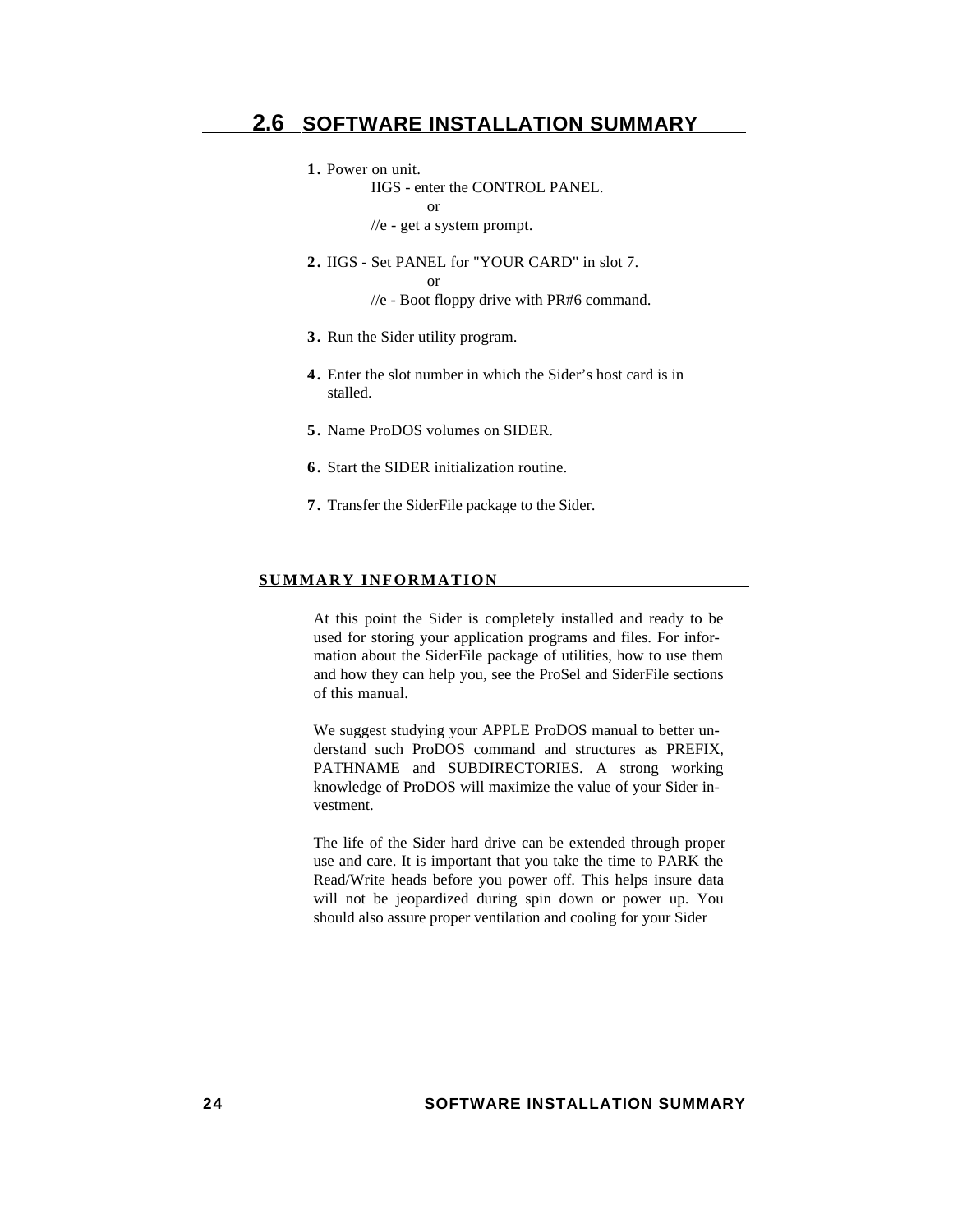## 2.6 SOFTWARE INSTALLATION SUMMARY

1. Power on unit.
   IIGS - enter the CONTROL PANEL.
   or
   //e - get a system prompt.

2. IIGS - Set PANEL for "YOUR CARD" in slot 7.
   or
   //e - Boot floppy drive with PR#6 command.

3. Run the Sider utility program.

4. Enter the slot number in which the Sider's host card is in stalled.

5. Name ProDOS volumes on SIDER.

6. Start the SIDER initialization routine.

7. Transfer the SiderFile package to the Sider.

### SUMMARY INFORMATION

At this point the Sider is completely installed and ready to be used for storing your application programs and files. For information about the SiderFile package of utilities, how to use them and how they can help you, see the ProSel and SiderFile sections of this manual.

We suggest studying your APPLE ProDOS manual to better understand such ProDOS command and structures as PREFIX, PATHNAME and SUBDIRECTORIES. A strong working knowledge of ProDOS will maximize the value of your Sider investment.

The life of the Sider hard drive can be extended through proper use and care. It is important that you take the time to PARK the Read/Write heads before you power off. This helps insure data will not be jeopardized during spin down or power up. You should also assure proper ventilation and cooling for your Sider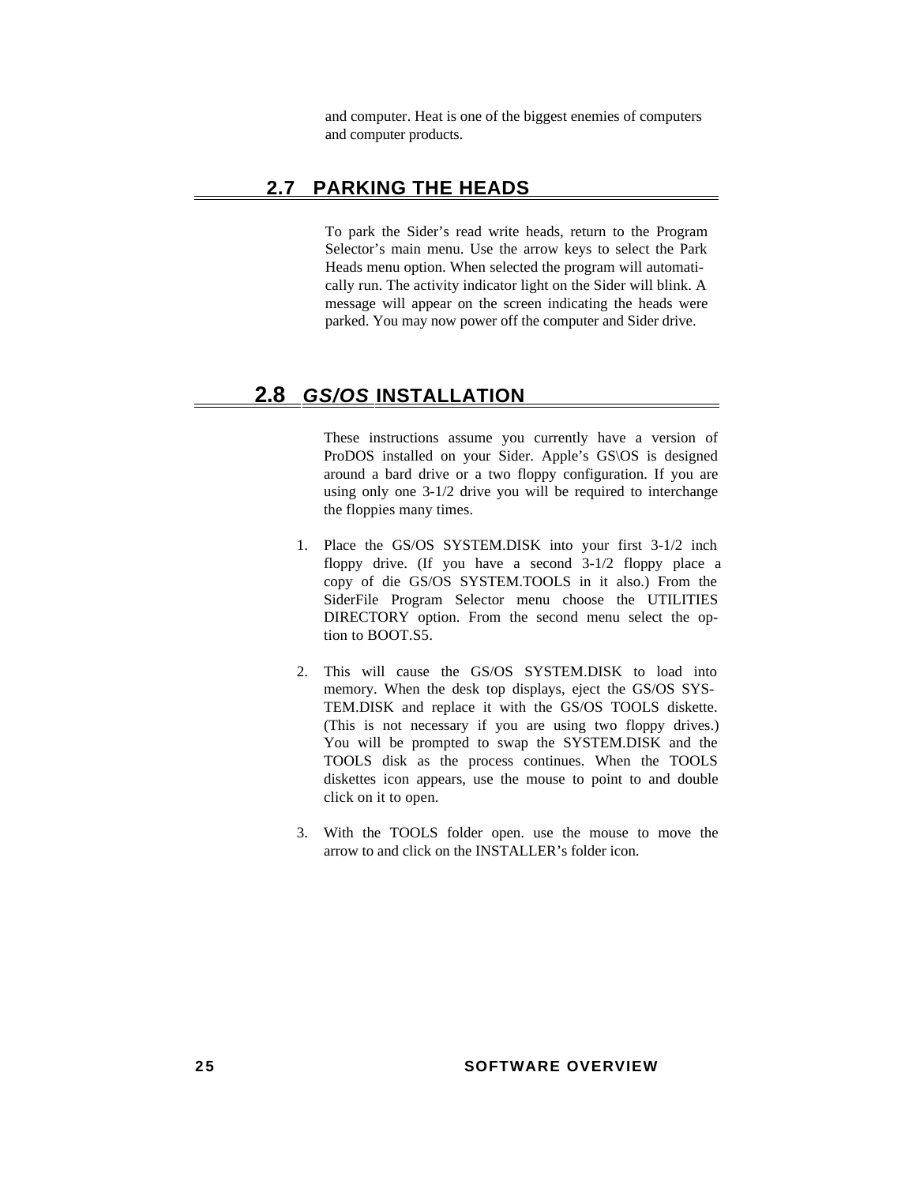and computer. Heat is one of the biggest enemies of computers and computer products.

## 2.7 PARKING THE HEADS

To park the Sider's read write heads, return to the Program Selector's main menu. Use the arrow keys to select the Park Heads menu option. When selected the program will automatically run. The activity indicator light on the Sider will blink. A message will appear on the screen indicating the heads were parked. You may now power off the computer and Sider drive.

## 2.8 *GS/OS* INSTALLATION

These instructions assume you currently have a version of ProDOS installed on your Sider. Apple's GS\OS is designed around a bard drive or a two floppy configuration. If you are using only one 3-1/2 drive you will be required to interchange the floppies many times.

1. Place the GS/OS SYSTEM.DISK into your first 3-1/2 inch floppy drive. (If you have a second 3-1/2 floppy place a copy of die GS/OS SYSTEM.TOOLS in it also.) From the SiderFile Program Selector menu choose the UTILITIES DIRECTORY option. From the second menu select the option to BOOT.S5.

2. This will cause the GS/OS SYSTEM.DISK to load into memory. When the desk top displays, eject the GS/OS SYSTEM.DISK and replace it with the GS/OS TOOLS diskette. (This is not necessary if you are using two floppy drives.) You will be prompted to swap the SYSTEM.DISK and the TOOLS disk as the process continues. When the TOOLS diskettes icon appears, use the mouse to point to and double click on it to open.

3. With the TOOLS folder open. use the mouse to move the arrow to and click on the INSTALLER's folder icon.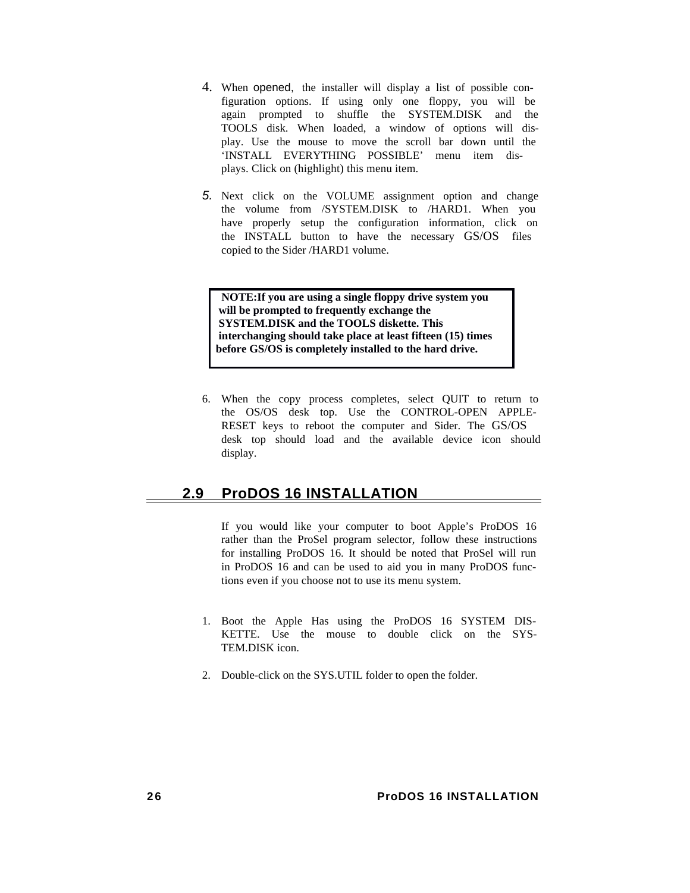4. When opened, the installer will display a list of possible configuration options. If using only one floppy, you will be again prompted to shuffle the SYSTEM.DISK and the TOOLS disk. When loaded, a window of options will display. Use the mouse to move the scroll bar down until the 'INSTALL EVERYTHING POSSIBLE' menu item displays. Click on (highlight) this menu item.

5. Next click on the VOLUME assignment option and change the volume from /SYSTEM.DISK to /HARD1. When you have properly setup the configuration information, click on the INSTALL button to have the necessary GS/OS files copied to the Sider /HARD1 volume.

> **NOTE:If you are using a single floppy drive system you will be prompted to frequently exchange the SYSTEM.DISK and the TOOLS diskette. This interchanging should take place at least fifteen (15) times before GS/OS is completely installed to the hard drive.**

6. When the copy process completes, select QUIT to return to the OS/OS desk top. Use the CONTROL-OPEN APPLE-RESET keys to reboot the computer and Sider. The GS/OS desk top should load and the available device icon should display.

## 2.9 ProDOS 16 INSTALLATION

If you would like your computer to boot Apple's ProDOS 16 rather than the ProSel program selector, follow these instructions for installing ProDOS 16. It should be noted that ProSel will run in ProDOS 16 and can be used to aid you in many ProDOS functions even if you choose not to use its menu system.

1. Boot the Apple Has using the ProDOS 16 SYSTEM DISKETTE. Use the mouse to double click on the SYSTEM.DISK icon.

2. Double-click on the SYS.UTIL folder to open the folder.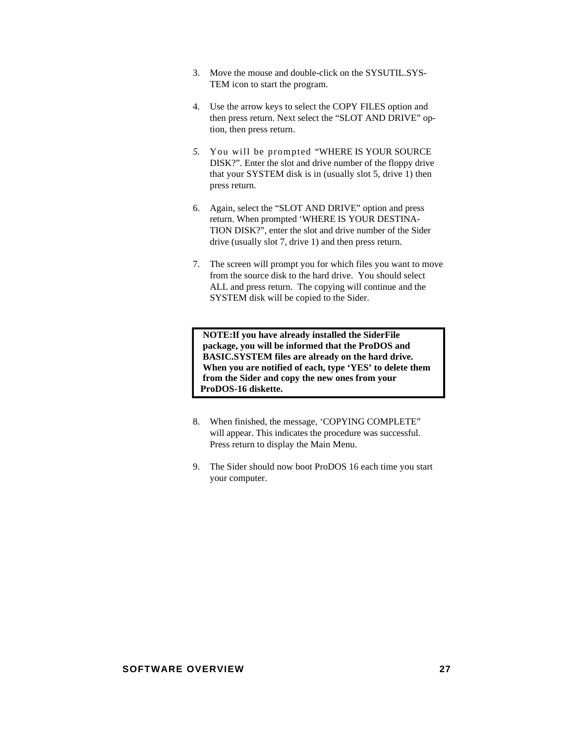3. Move the mouse and double-click on the SYSUTIL.SYSTEM icon to start the program.

4. Use the arrow keys to select the COPY FILES option and then press return. Next select the "SLOT AND DRIVE" option, then press return.

5. You will be prompted "WHERE IS YOUR SOURCE DISK?". Enter the slot and drive number of the floppy drive that your SYSTEM disk is in (usually slot 5, drive 1) then press return.

6. Again, select the "SLOT AND DRIVE" option and press return. When prompted 'WHERE IS YOUR DESTINATION DISK?", enter the slot and drive number of the Sider drive (usually slot 7, drive 1) and then press return.

7. The screen will prompt you for which files you want to move from the source disk to the hard drive. You should select ALL and press return. The copying will continue and the SYSTEM disk will be copied to the Sider.

> **NOTE:If you have already installed the SiderFile package, you will be informed that the ProDOS and BASIC.SYSTEM files are already on the hard drive. When you are notified of each, type 'YES' to delete them from the Sider and copy the new ones from your ProDOS-16 diskette.**

8. When finished, the message, 'COPYING COMPLETE" will appear. This indicates the procedure was successful. Press return to display the Main Menu.

9. The Sider should now boot ProDOS 16 each time you start your computer.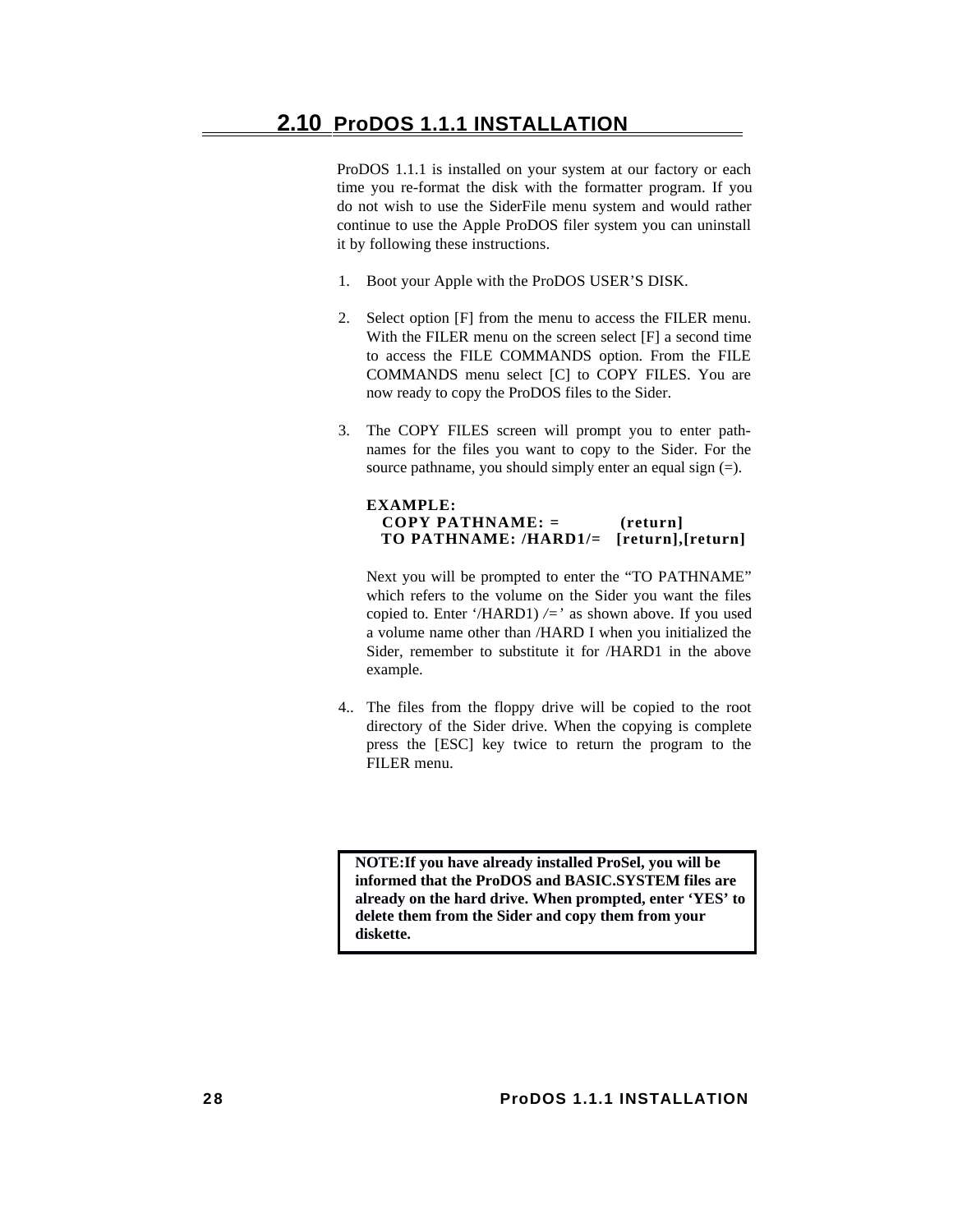## 2.10 ProDOS 1.1.1 INSTALLATION

ProDOS 1.1.1 is installed on your system at our factory or each time you re-format the disk with the formatter program. If you do not wish to use the SiderFile menu system and would rather continue to use the Apple ProDOS filer system you can uninstall it by following these instructions.

1. Boot your Apple with the ProDOS USER'S DISK.

2. Select option [F] from the menu to access the FILER menu. With the FILER menu on the screen select [F] a second time to access the FILE COMMANDS option. From the FILE COMMANDS menu select [C] to COPY FILES. You are now ready to copy the ProDOS files to the Sider.

3. The COPY FILES screen will prompt you to enter path-names for the files you want to copy to the Sider. For the source pathname, you should simply enter an equal sign (=).

   **EXAMPLE:**
   **COPY PATHNAME: = (return)**
   **TO PATHNAME: /HARD1/= [return],[return]**

   Next you will be prompted to enter the "TO PATHNAME" which refers to the volume on the Sider you want the files copied to. Enter '/HARD1) /=' as shown above. If you used a volume name other than /HARD I when you initialized the Sider, remember to substitute it for /HARD1 in the above example.

4.. The files from the floppy drive will be copied to the root directory of the Sider drive. When the copying is complete press the [ESC] key twice to return the program to the FILER menu.

**NOTE:If you have already installed ProSel, you will be informed that the ProDOS and BASIC.SYSTEM files are already on the hard drive. When prompted, enter 'YES' to delete them from the Sider and copy them from your diskette.**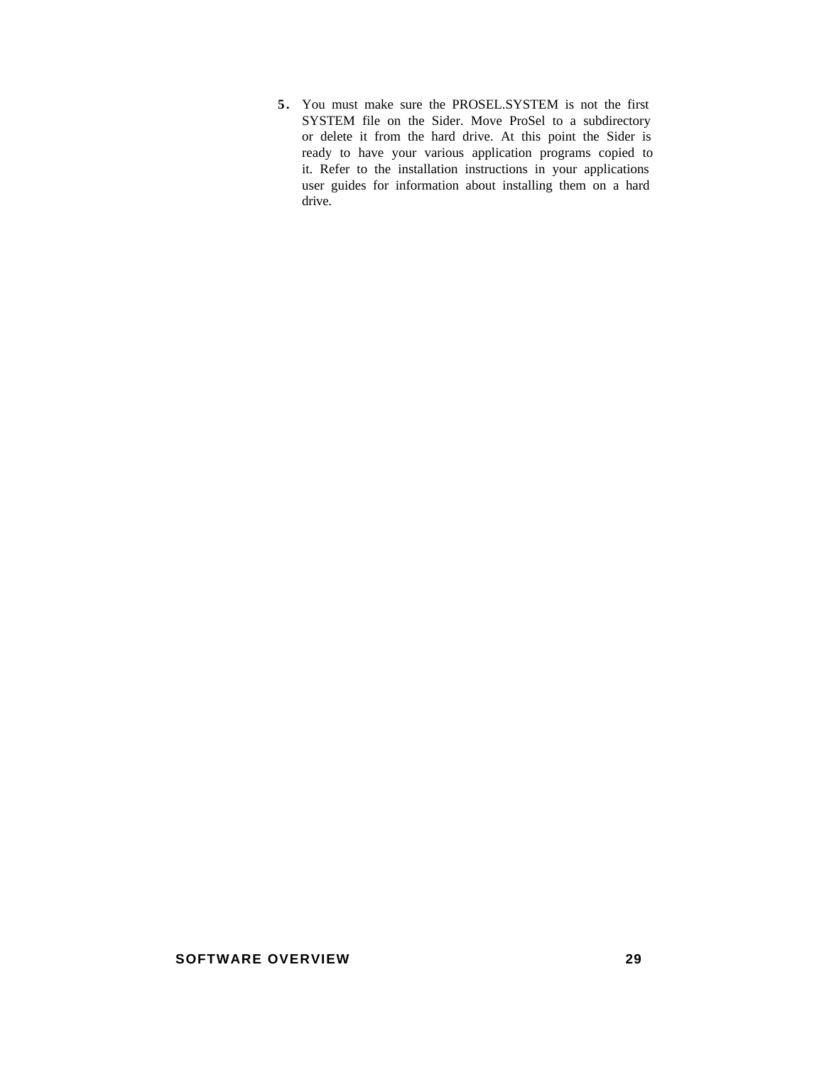5. You must make sure the PROSEL.SYSTEM is not the first SYSTEM file on the Sider. Move ProSel to a subdirectory or delete it from the hard drive. At this point the Sider is ready to have your various application programs copied to it. Refer to the installation instructions in your applications user guides for information about installing them on a hard drive.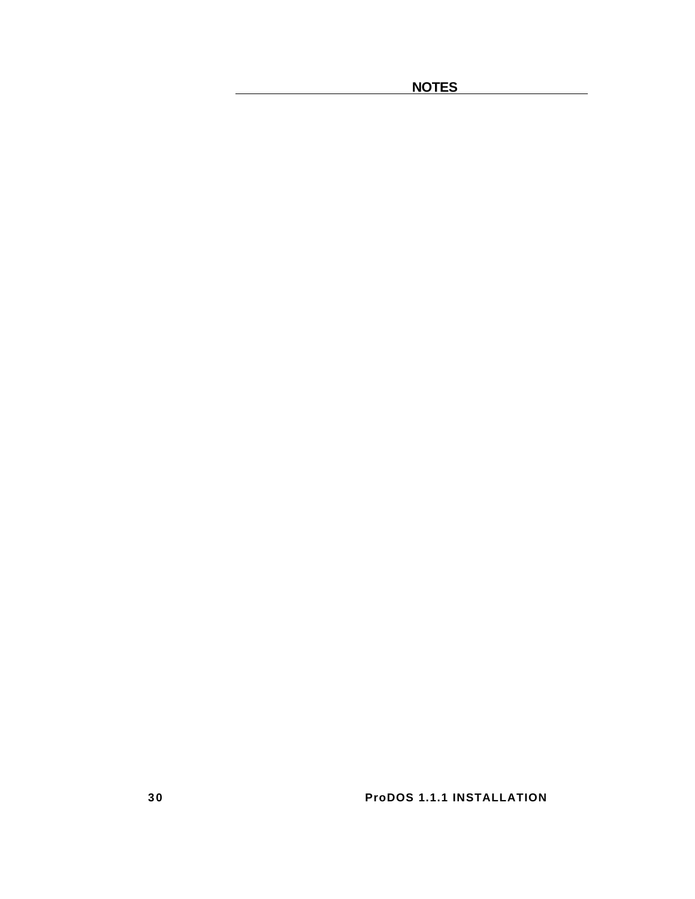## NOTES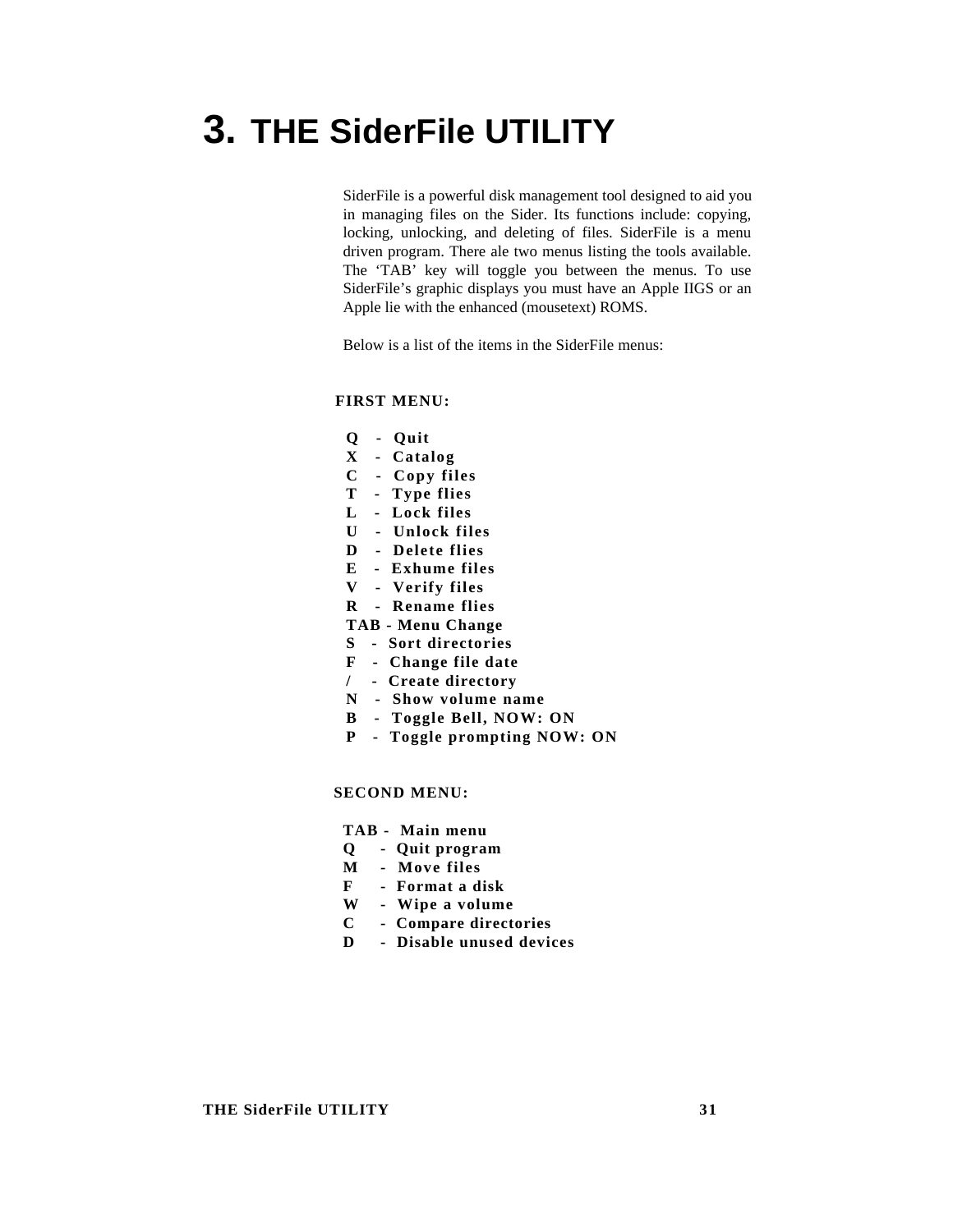# 3. THE SiderFile UTILITY

SiderFile is a powerful disk management tool designed to aid you in managing files on the Sider. Its functions include: copying, locking, unlocking, and deleting of files. SiderFile is a menu driven program. There ale two menus listing the tools available. The 'TAB' key will toggle you between the menus. To use SiderFile's graphic displays you must have an Apple IIGS or an Apple lie with the enhanced (mousetext) ROMS.

Below is a list of the items in the SiderFile menus:

**FIRST MENU:**

**Q - Quit**
**X - Catalog**
**C - Copy files**
**T - Type flies**
**L - Lock files**
**U - Unlock files**
**D - Delete flies**
**E - Exhume files**
**V - Verify files**
**R - Rename flies**
**TAB - Menu Change**
**S - Sort directories**
**F - Change file date**
**/ - Create directory**
**N - Show volume name**
**B - Toggle Bell, NOW: ON**
**P - Toggle prompting NOW: ON**

**SECOND MENU:**

**TAB - Main menu**
**Q - Quit program**
**M - Move files**
**F - Format a disk**
**W - Wipe a volume**
**C - Compare directories**
**D - Disable unused devices**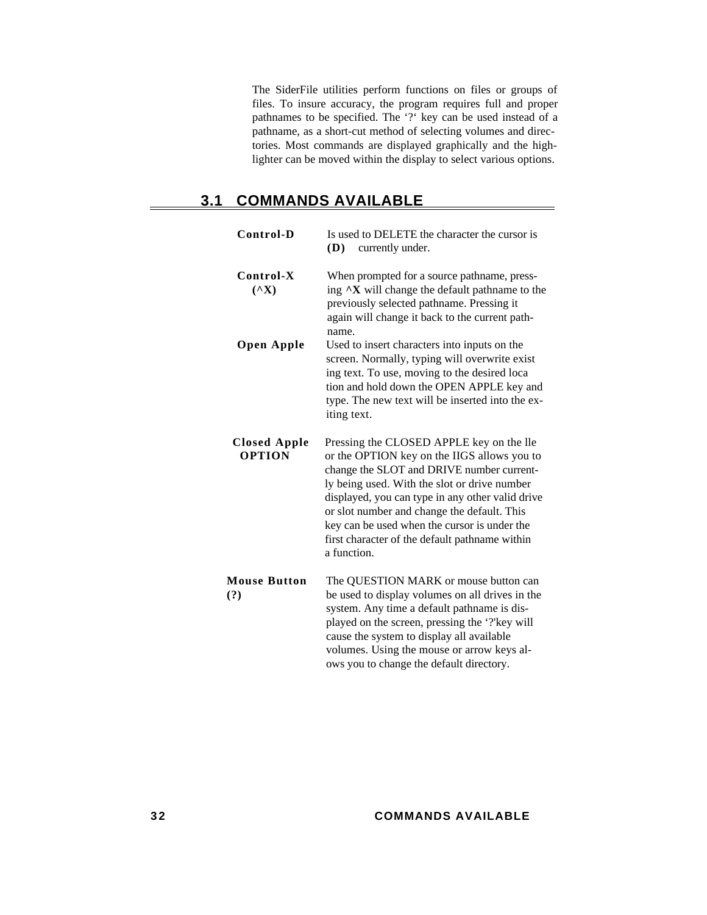The SiderFile utilities perform functions on files or groups of files. To insure accuracy, the program requires full and proper pathnames to be specified. The '?' key can be used instead of a pathname, as a short-cut method of selecting volumes and directories. Most commands are displayed graphically and the highlighter can be moved within the display to select various options.

## 3.1 COMMANDS AVAILABLE

**Control-D (D)** — Is used to DELETE the character the cursor is currently under.

**Control-X (^X)** — When prompted for a source pathname, pressing **^X** will change the default pathname to the previously selected pathname. Pressing it again will change it back to the current pathname.

**Open Apple** — Used to insert characters into inputs on the screen. Normally, typing will overwrite existing text. To use, moving to the desired location and hold down the OPEN APPLE key and type. The new text will be inserted into the exiting text.

**Closed Apple OPTION** — Pressing the CLOSED APPLE key on the lle or the OPTION key on the IIGS allows you to change the SLOT and DRIVE number currently being used. With the slot or drive number displayed, you can type in any other valid drive or slot number and change the default. This key can be used when the cursor is under the first character of the default pathname within a function.

**Mouse Button (?)** — The QUESTION MARK or mouse button can be used to display volumes on all drives in the system. Any time a default pathname is displayed on the screen, pressing the '?'key will cause the system to display all available volumes. Using the mouse or arrow keys alows you to change the default directory.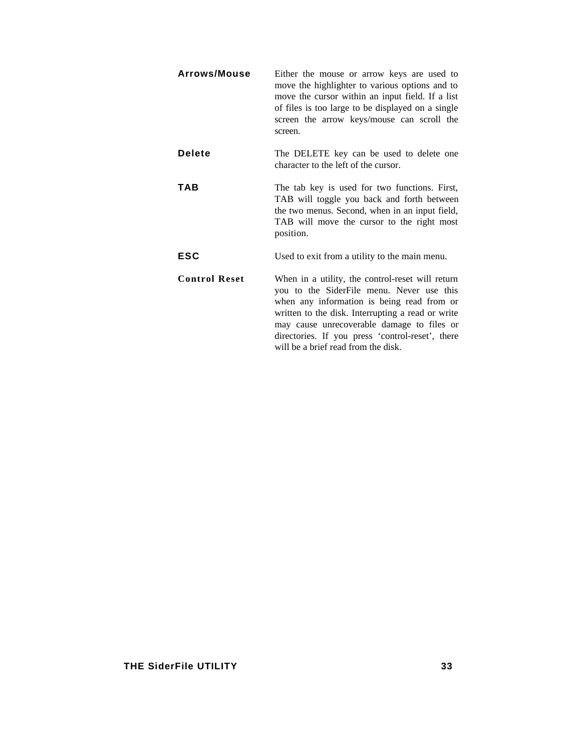**Arrows/Mouse** Either the mouse or arrow keys are used to move the highlighter to various options and to move the cursor within an input field. If a list of files is too large to be displayed on a single screen the arrow keys/mouse can scroll the screen.

**Delete** The DELETE key can be used to delete one character to the left of the cursor.

**TAB** The tab key is used for two functions. First, TAB will toggle you back and forth between the two menus. Second, when in an input field, TAB will move the cursor to the right most position.

**ESC** Used to exit from a utility to the main menu.

**Control Reset** When in a utility, the control-reset will return you to the SiderFile menu. Never use this when any information is being read from or written to the disk. Interrupting a read or write may cause unrecoverable damage to files or directories. If you press 'control-reset', there will be a brief read from the disk.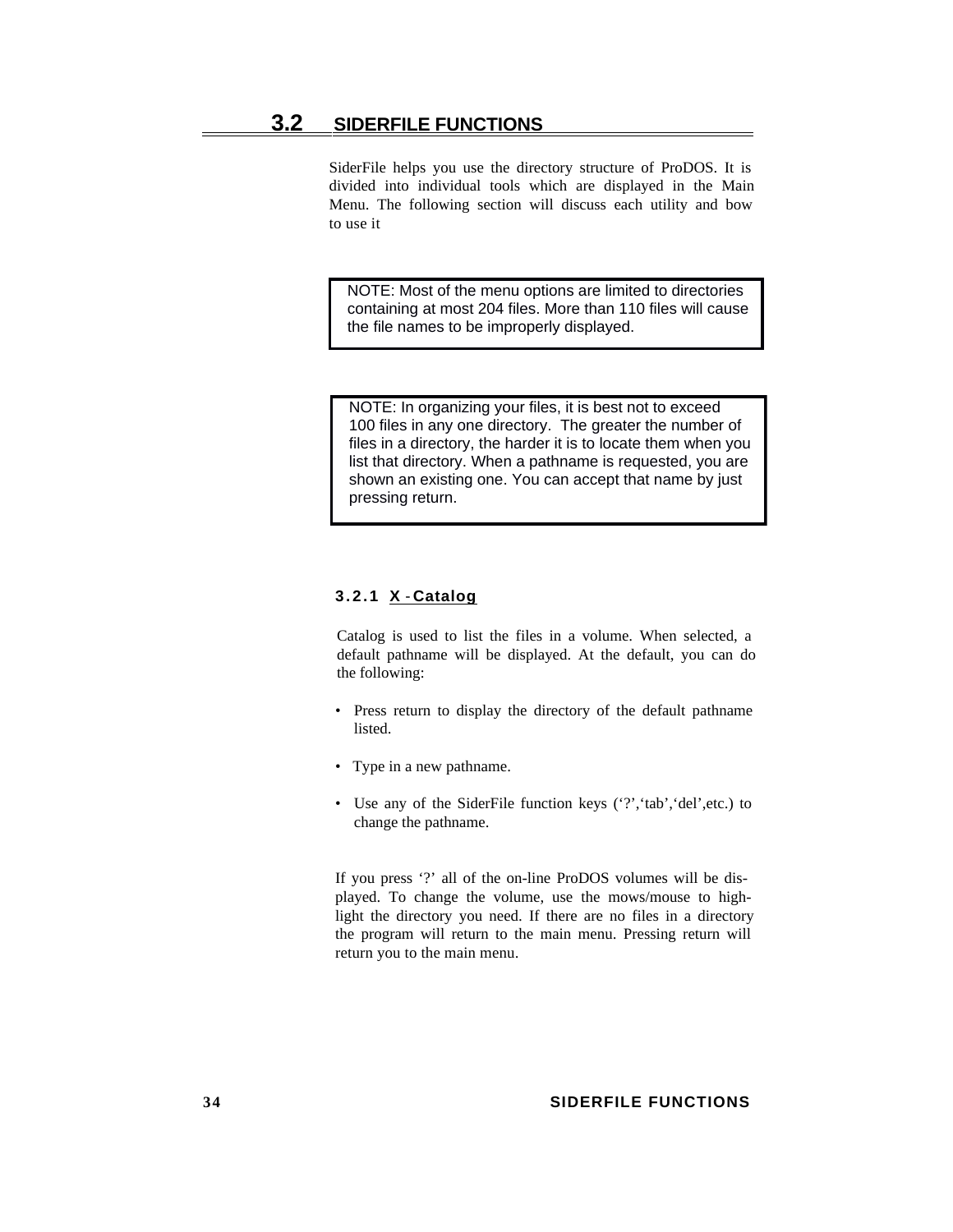## 3.2 SIDERFILE FUNCTIONS

SiderFile helps you use the directory structure of ProDOS. It is divided into individual tools which are displayed in the Main Menu. The following section will discuss each utility and bow to use it

> NOTE: Most of the menu options are limited to directories containing at most 204 files. More than 110 files will cause the file names to be improperly displayed.

> NOTE: In organizing your files, it is best not to exceed 100 files in any one directory. The greater the number of files in a directory, the harder it is to locate them when you list that directory. When a pathname is requested, you are shown an existing one. You can accept that name by just pressing return.

### 3.2.1 X - Catalog

Catalog is used to list the files in a volume. When selected, a default pathname will be displayed. At the default, you can do the following:

- Press return to display the directory of the default pathname listed.
- Type in a new pathname.
- Use any of the SiderFile function keys ('?','tab','del',etc.) to change the pathname.

If you press '?' all of the on-line ProDOS volumes will be displayed. To change the volume, use the mows/mouse to highlight the directory you need. If there are no files in a directory the program will return to the main menu. Pressing return will return you to the main menu.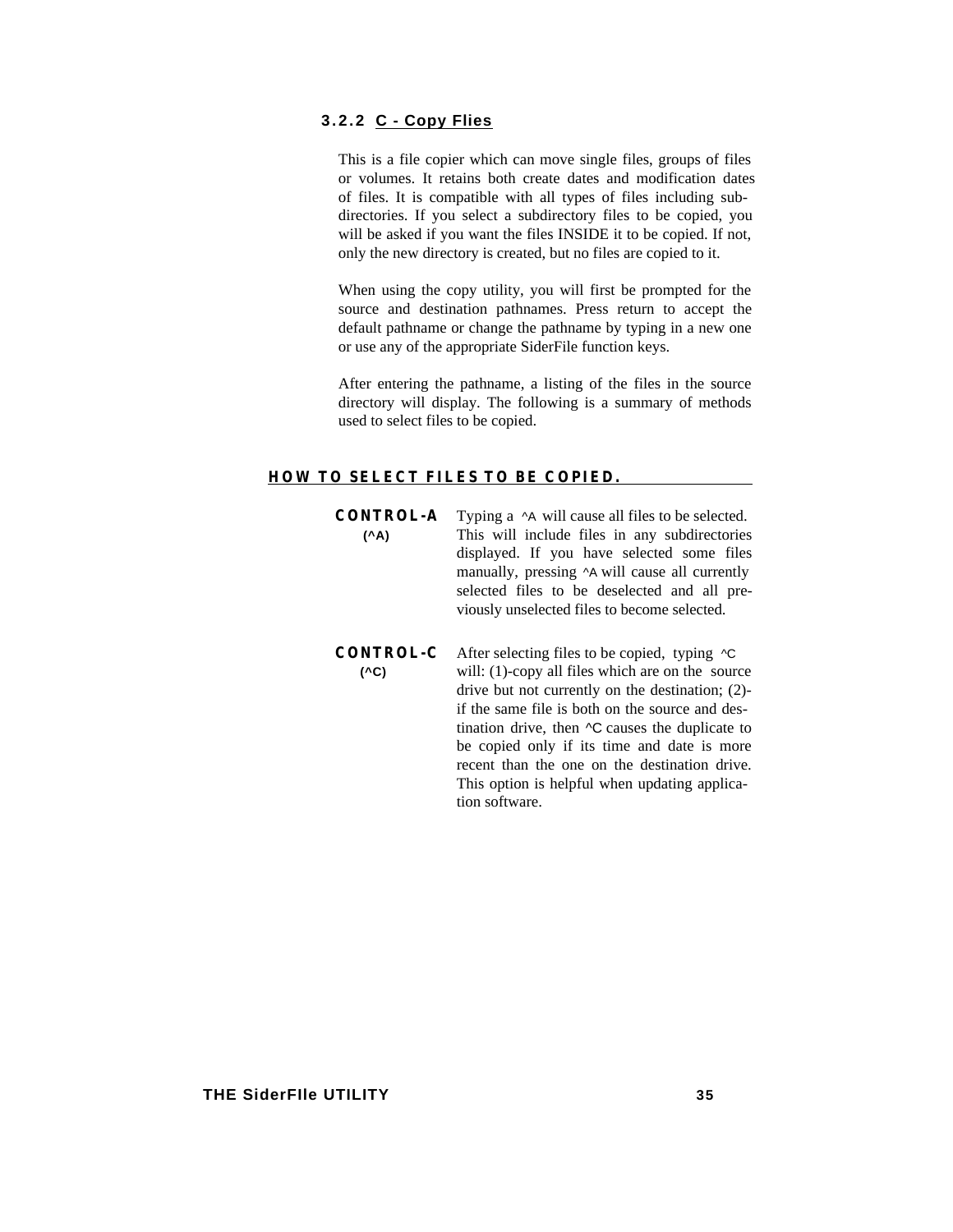### 3.2.2 C - Copy Flies

This is a file copier which can move single files, groups of files or volumes. It retains both create dates and modification dates of files. It is compatible with all types of files including sub-directories. If you select a subdirectory files to be copied, you will be asked if you want the files INSIDE it to be copied. If not, only the new directory is created, but no files are copied to it.

When using the copy utility, you will first be prompted for the source and destination pathnames. Press return to accept the default pathname or change the pathname by typing in a new one or use any of the appropriate SiderFile function keys.

After entering the pathname, a listing of the files in the source directory will display. The following is a summary of methods used to select files to be copied.

#### HOW TO SELECT FILES TO BE COPIED.

**CONTROL-A (^A)**
Typing a ^A will cause all files to be selected. This will include files in any subdirectories displayed. If you have selected some files manually, pressing ^A will cause all currently selected files to be deselected and all previously unselected files to become selected.

**CONTROL-C (^C)**
After selecting files to be copied, typing ^C will: (1)-copy all files which are on the source drive but not currently on the destination; (2)-if the same file is both on the source and destination drive, then ^C causes the duplicate to be copied only if its time and date is more recent than the one on the destination drive. This option is helpful when updating application software.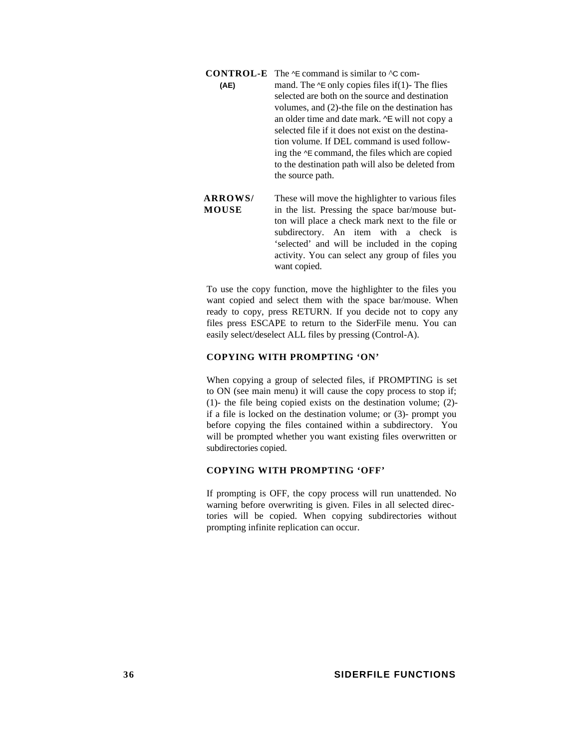**CONTROL-E (AE)** The ^E command is similar to ^C command. The ^E only copies files if(1)- The flies selected are both on the source and destination volumes, and (2)-the file on the destination has an older time and date mark. ^E will not copy a selected file if it does not exist on the destination volume. If DEL command is used following the ^E command, the files which are copied to the destination path will also be deleted from the source path.

**ARROWS/ MOUSE** These will move the highlighter to various files in the list. Pressing the space bar/mouse button will place a check mark next to the file or subdirectory. An item with a check is 'selected' and will be included in the coping activity. You can select any group of files you want copied.

To use the copy function, move the highlighter to the files you want copied and select them with the space bar/mouse. When ready to copy, press RETURN. If you decide not to copy any files press ESCAPE to return to the SiderFile menu. You can easily select/deselect ALL files by pressing (Control-A).

### COPYING WITH PROMPTING 'ON'

When copying a group of selected files, if PROMPTING is set to ON (see main menu) it will cause the copy process to stop if; (1)- the file being copied exists on the destination volume; (2)- if a file is locked on the destination volume; or (3)- prompt you before copying the files contained within a subdirectory. You will be prompted whether you want existing files overwritten or subdirectories copied.

### COPYING WITH PROMPTING 'OFF'

If prompting is OFF, the copy process will run unattended. No warning before overwriting is given. Files in all selected directories will be copied. When copying subdirectories without prompting infinite replication can occur.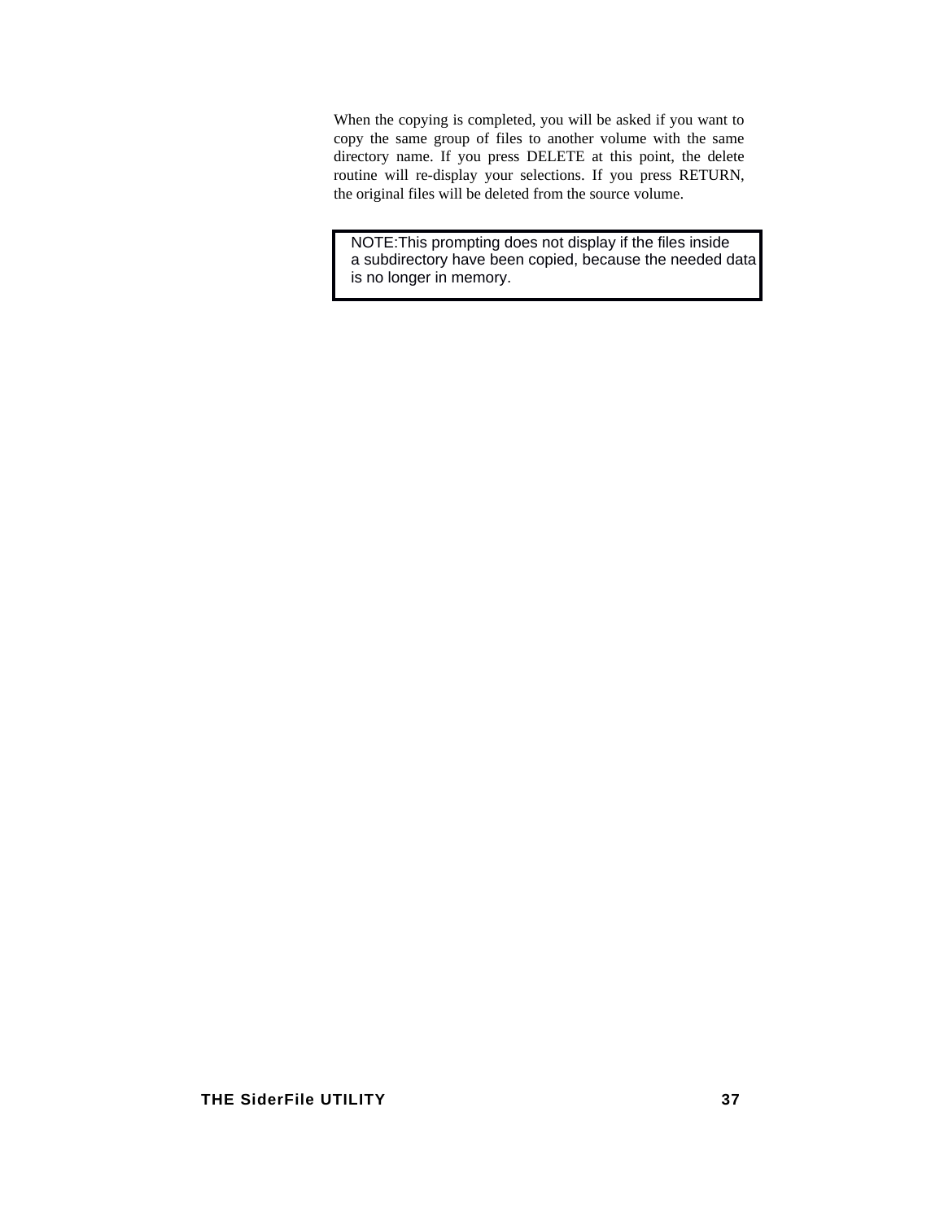When the copying is completed, you will be asked if you want to copy the same group of files to another volume with the same directory name. If you press DELETE at this point, the delete routine will re-display your selections. If you press RETURN, the original files will be deleted from the source volume.

> NOTE:This prompting does not display if the files inside a subdirectory have been copied, because the needed data is no longer in memory.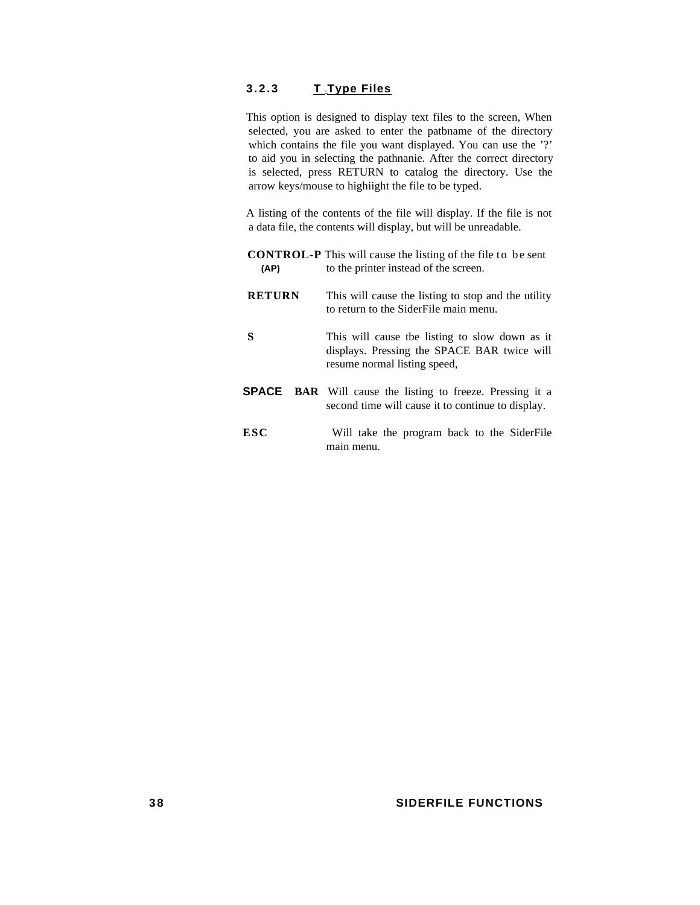### 3.2.3 T Type Files

This option is designed to display text files to the screen, When selected, you are asked to enter the patbname of the directory which contains the file you want displayed. You can use the '?' to aid you in selecting the pathnanie. After the correct directory is selected, press RETURN to catalog the directory. Use the arrow keys/mouse to highiight the file to be typed.

A listing of the contents of the file will display. If the file is not a data file, the contents will display, but will be unreadable.

**CONTROL-P (AP)** This will cause the listing of the file to be sent to the printer instead of the screen.

**RETURN** This will cause the listing to stop and the utility to return to the SiderFile main menu.

**S** This will cause tbe listing to slow down as it displays. Pressing the SPACE BAR twice will resume normal listing speed,

**SPACE BAR** Will cause the listing to freeze. Pressing it a second time will cause it to continue to display.

**ESC** Will take the program back to the SiderFile main menu.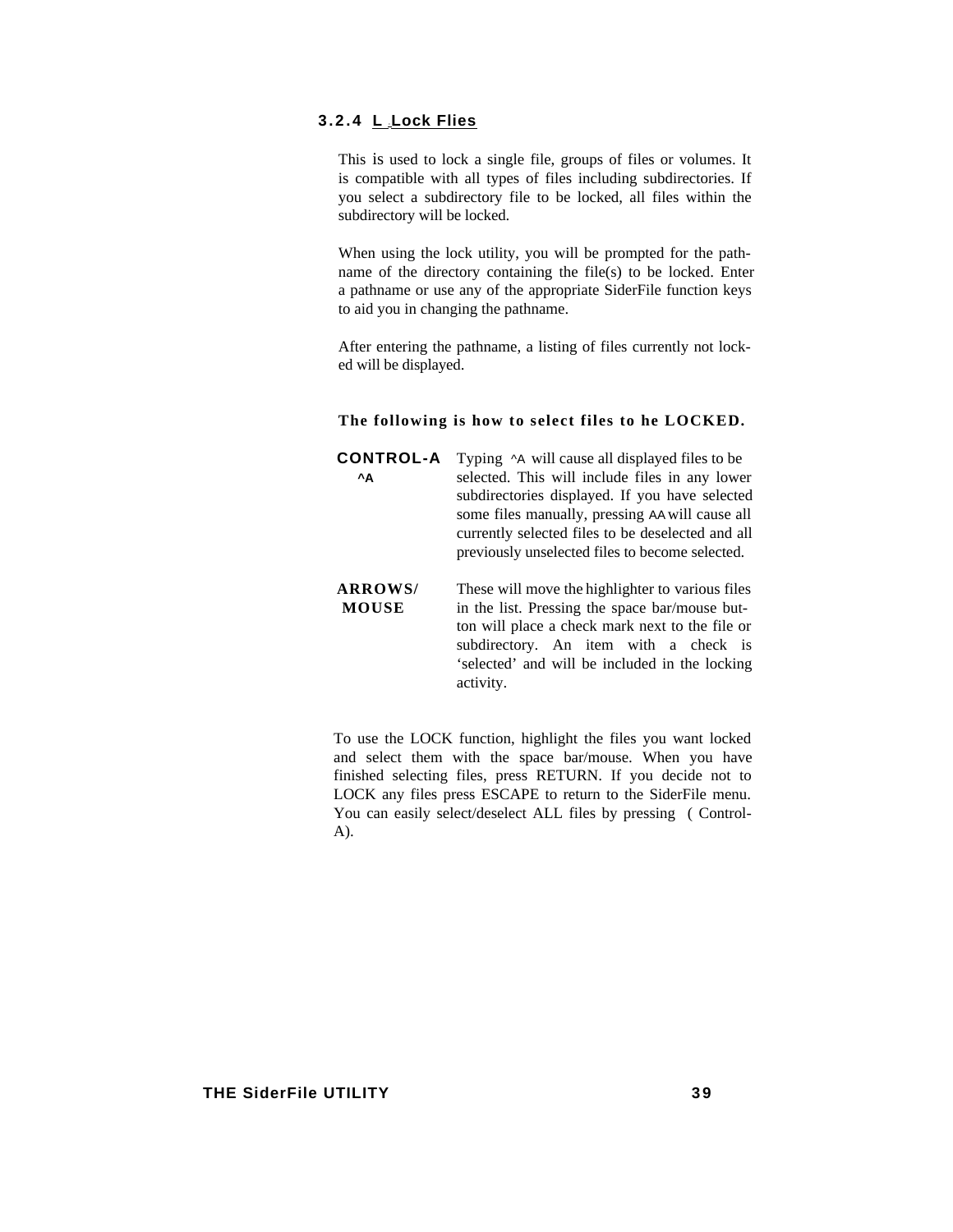### 3.2.4 L Lock Flies

This is used to lock a single file, groups of files or volumes. It is compatible with all types of files including subdirectories. If you select a subdirectory file to be locked, all files within the subdirectory will be locked.

When using the lock utility, you will be prompted for the pathname of the directory containing the file(s) to be locked. Enter a pathname or use any of the appropriate SiderFile function keys to aid you in changing the pathname.

After entering the pathname, a listing of files currently not locked will be displayed.

**The following is how to select files to he LOCKED.**

| | |
|---|---|
| **CONTROL-A** **^A** | Typing ^A will cause all displayed files to be selected. This will include files in any lower subdirectories displayed. If you have selected some files manually, pressing AA will cause all currently selected files to be deselected and all previously unselected files to become selected. |
| **ARROWS/ MOUSE** | These will move the highlighter to various files in the list. Pressing the space bar/mouse button will place a check mark next to the file or subdirectory. An item with a check is 'selected' and will be included in the locking activity. |

To use the LOCK function, highlight the files you want locked and select them with the space bar/mouse. When you have finished selecting files, press RETURN. If you decide not to LOCK any files press ESCAPE to return to the SiderFile menu. You can easily select/deselect ALL files by pressing ( Control-A).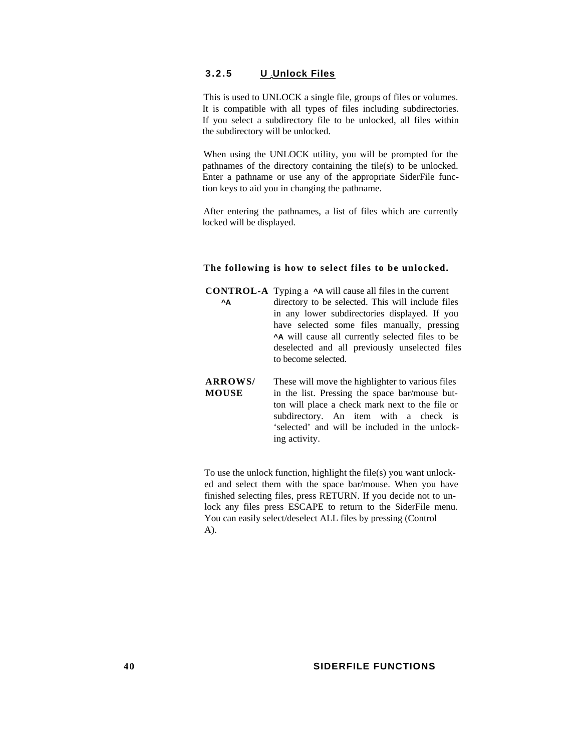### 3.2.5 U Unlock Files

This is used to UNLOCK a single file, groups of files or volumes. It is compatible with all types of files including subdirectories. If you select a subdirectory file to be unlocked, all files within the subdirectory will be unlocked.

When using the UNLOCK utility, you will be prompted for the pathnames of the directory containing the tile(s) to be unlocked. Enter a pathname or use any of the appropriate SiderFile function keys to aid you in changing the pathname.

After entering the pathnames, a list of files which are currently locked will be displayed.

**The following is how to select files to be unlocked.**

**CONTROL-A ^A** — Typing a ^A will cause all files in the current directory to be selected. This will include files in any lower subdirectories displayed. If you have selected some files manually, pressing ^A will cause all currently selected files to be deselected and all previously unselected files to become selected.

**ARROWS/ MOUSE** — These will move the highlighter to various files in the list. Pressing the space bar/mouse button will place a check mark next to the file or subdirectory. An item with a check is 'selected' and will be included in the unlocking activity.

To use the unlock function, highlight the file(s) you want unlocked and select them with the space bar/mouse. When you have finished selecting files, press RETURN. If you decide not to unlock any files press ESCAPE to return to the SiderFile menu. You can easily select/deselect ALL files by pressing (Control A).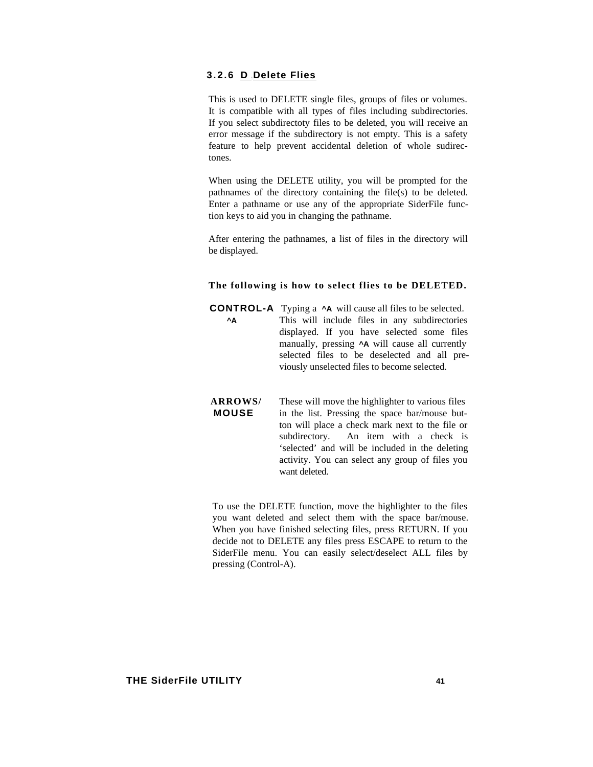### 3.2.6 D Delete Flies

This is used to DELETE single files, groups of files or volumes. It is compatible with all types of files including subdirectories. If you select subdirectoty files to be deleted, you will receive an error message if the subdirectory is not empty. This is a safety feature to help prevent accidental deletion of whole sudirectones.

When using the DELETE utility, you will be prompted for the pathnames of the directory containing the file(s) to be deleted. Enter a pathname or use any of the appropriate SiderFile function keys to aid you in changing the pathname.

After entering the pathnames, a list of files in the directory will be displayed.

**The following is how to select flies to be DELETED.**

**CONTROL-A ^A** Typing a **^A** will cause all files to be selected. This will include files in any subdirectories displayed. If you have selected some files manually, pressing **^A** will cause all currently selected files to be deselected and all previously unselected files to become selected.

**ARROWS/ MOUSE** These will move the highlighter to various files in the list. Pressing the space bar/mouse button will place a check mark next to the file or subdirectory. An item with a check is 'selected' and will be included in the deleting activity. You can select any group of files you want deleted.

To use the DELETE function, move the highlighter to the files you want deleted and select them with the space bar/mouse. When you have finished selecting files, press RETURN. If you decide not to DELETE any files press ESCAPE to return to the SiderFile menu. You can easily select/deselect ALL files by pressing (Control-A).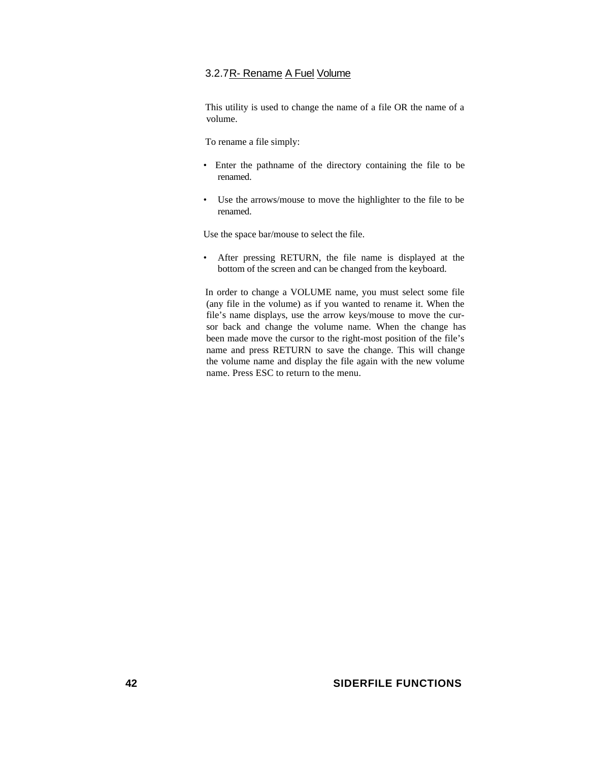### 3.2.7 R- Rename A Fuel Volume

This utility is used to change the name of a file OR the name of a volume.

To rename a file simply:

- Enter the pathname of the directory containing the file to be renamed.
- Use the arrows/mouse to move the highlighter to the file to be renamed.

Use the space bar/mouse to select the file.

- After pressing RETURN, the file name is displayed at the bottom of the screen and can be changed from the keyboard.

In order to change a VOLUME name, you must select some file (any file in the volume) as if you wanted to rename it. When the file's name displays, use the arrow keys/mouse to move the cursor back and change the volume name. When the change has been made move the cursor to the right-most position of the file's name and press RETURN to save the change. This will change the volume name and display the file again with the new volume name. Press ESC to return to the menu.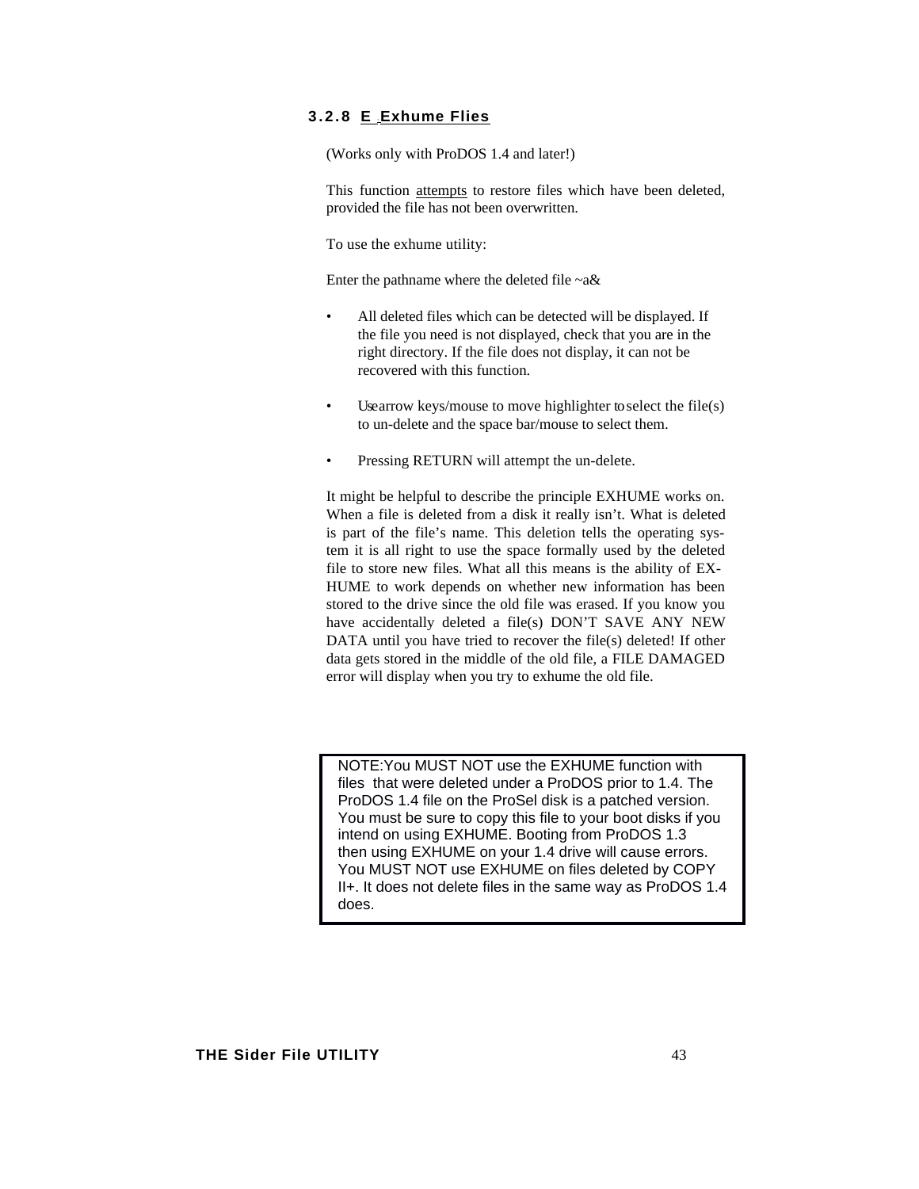### 3.2.8 E Exhume Flies

(Works only with ProDOS 1.4 and later!)

This function attempts to restore files which have been deleted, provided the file has not been overwritten.

To use the exhume utility:

Enter the pathname where the deleted file ~a&

- All deleted files which can be detected will be displayed. If the file you need is not displayed, check that you are in the right directory. If the file does not display, it can not be recovered with this function.

- Usearrow keys/mouse to move highlighter toselect the file(s) to un-delete and the space bar/mouse to select them.

- Pressing RETURN will attempt the un-delete.

It might be helpful to describe the principle EXHUME works on. When a file is deleted from a disk it really isn't. What is deleted is part of the file's name. This deletion tells the operating system it is all right to use the space formally used by the deleted file to store new files. What all this means is the ability of EXHUME to work depends on whether new information has been stored to the drive since the old file was erased. If you know you have accidentally deleted a file(s) DON'T SAVE ANY NEW DATA until you have tried to recover the file(s) deleted! If other data gets stored in the middle of the old file, a FILE DAMAGED error will display when you try to exhume the old file.

> NOTE:You MUST NOT use the EXHUME function with files that were deleted under a ProDOS prior to 1.4. The ProDOS 1.4 file on the ProSel disk is a patched version. You must be sure to copy this file to your boot disks if you intend on using EXHUME. Booting from ProDOS 1.3 then using EXHUME on your 1.4 drive will cause errors. You MUST NOT use EXHUME on files deleted by COPY II+. It does not delete files in the same way as ProDOS 1.4 does.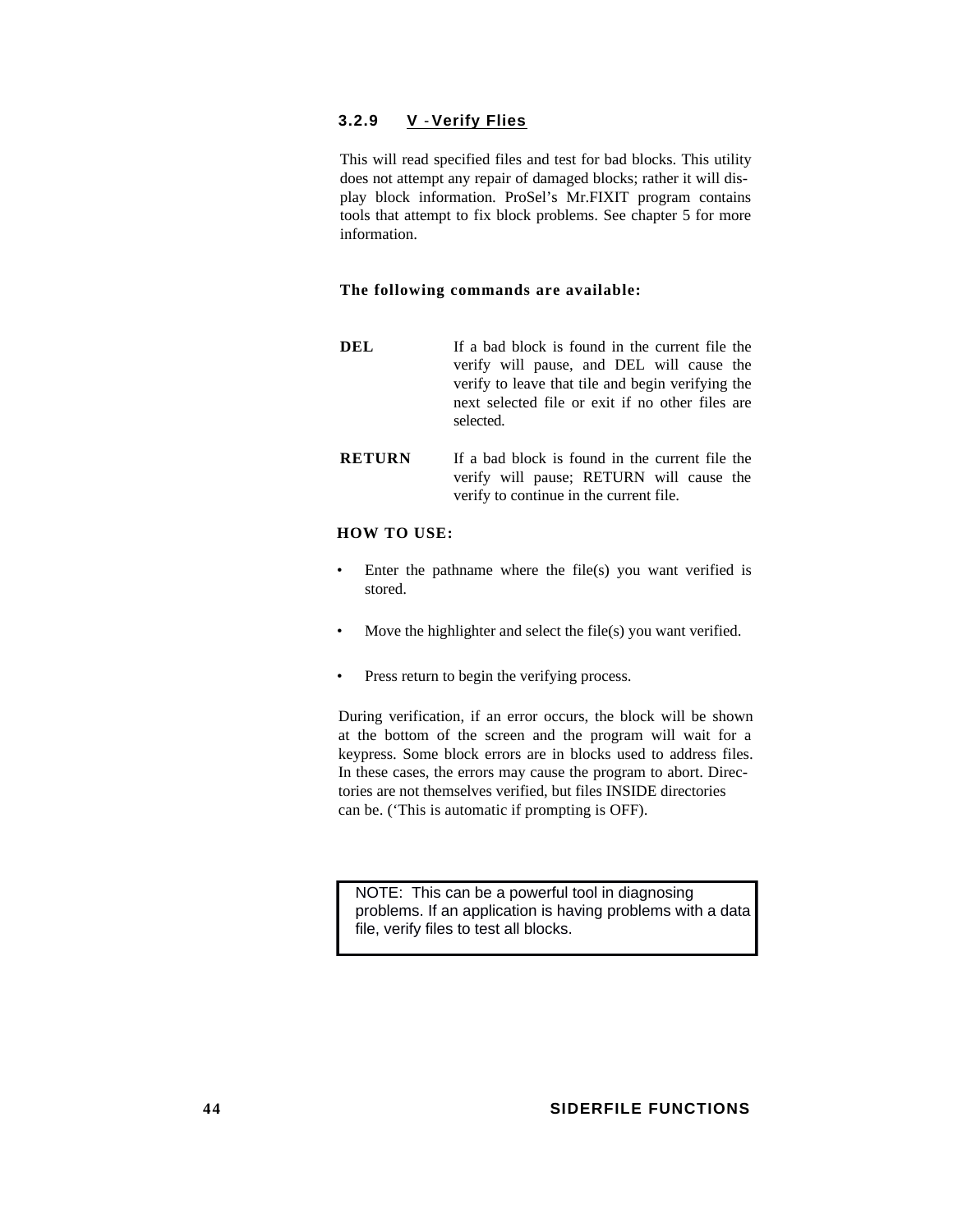### 3.2.9 V - Verify Flies

This will read specified files and test for bad blocks. This utility does not attempt any repair of damaged blocks; rather it will display block information. ProSel's Mr.FIXIT program contains tools that attempt to fix block problems. See chapter 5 for more information.

**The following commands are available:**

**DEL** — If a bad block is found in the current file the verify will pause, and DEL will cause the verify to leave that tile and begin verifying the next selected file or exit if no other files are selected.

**RETURN** — If a bad block is found in the current file the verify will pause; RETURN will cause the verify to continue in the current file.

**HOW TO USE:**

- Enter the pathname where the file(s) you want verified is stored.
- Move the highlighter and select the file(s) you want verified.
- Press return to begin the verifying process.

During verification, if an error occurs, the block will be shown at the bottom of the screen and the program will wait for a keypress. Some block errors are in blocks used to address files. In these cases, the errors may cause the program to abort. Directories are not themselves verified, but files INSIDE directories can be. ('This is automatic if prompting is OFF).

> NOTE: This can be a powerful tool in diagnosing problems. If an application is having problems with a data file, verify files to test all blocks.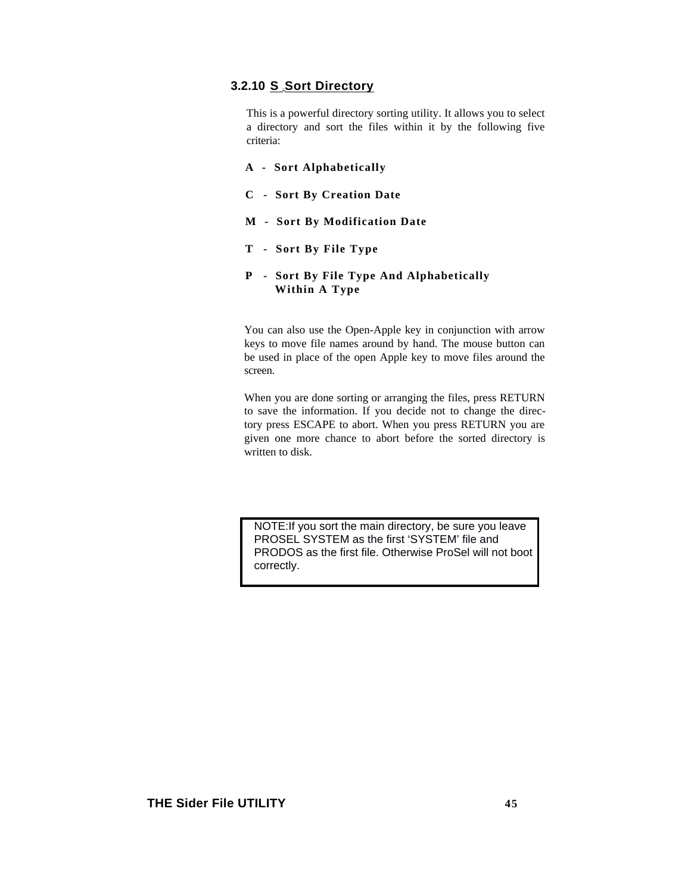### 3.2.10 S Sort Directory

This is a powerful directory sorting utility. It allows you to select a directory and sort the files within it by the following five criteria:

**A - Sort Alphabetically**

**C - Sort By Creation Date**

**M - Sort By Modification Date**

**T - Sort By File Type**

**P - Sort By File Type And Alphabetically Within A Type**

You can also use the Open-Apple key in conjunction with arrow keys to move file names around by hand. The mouse button can be used in place of the open Apple key to move files around the screen.

When you are done sorting or arranging the files, press RETURN to save the information. If you decide not to change the directory press ESCAPE to abort. When you press RETURN you are given one more chance to abort before the sorted directory is written to disk.

> NOTE:If you sort the main directory, be sure you leave PROSEL SYSTEM as the first 'SYSTEM' file and PRODOS as the first file. Otherwise ProSel will not boot correctly.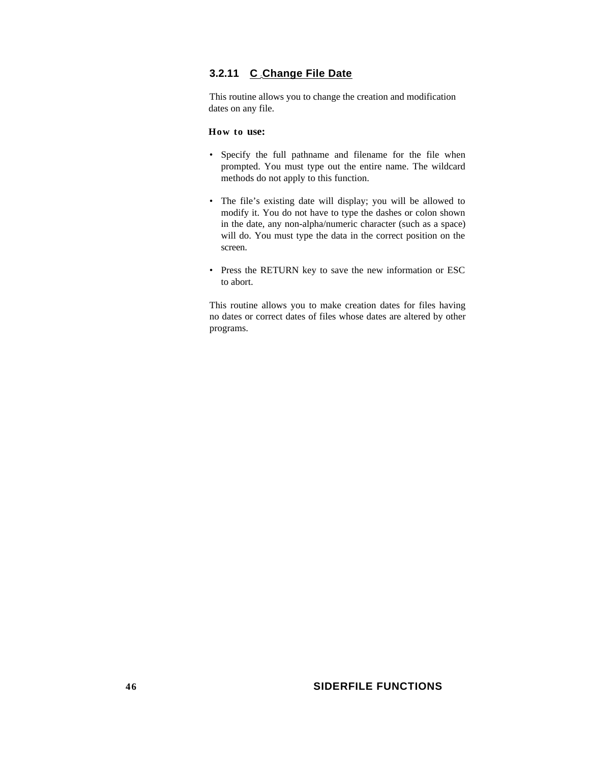### 3.2.11 C Change File Date

This routine allows you to change the creation and modification dates on any file.

**How to use:**

- Specify the full pathname and filename for the file when prompted. You must type out the entire name. The wildcard methods do not apply to this function.
- The file's existing date will display; you will be allowed to modify it. You do not have to type the dashes or colon shown in the date, any non-alpha/numeric character (such as a space) will do. You must type the data in the correct position on the screen.
- Press the RETURN key to save the new information or ESC to abort.

This routine allows you to make creation dates for files having no dates or correct dates of files whose dates are altered by other programs.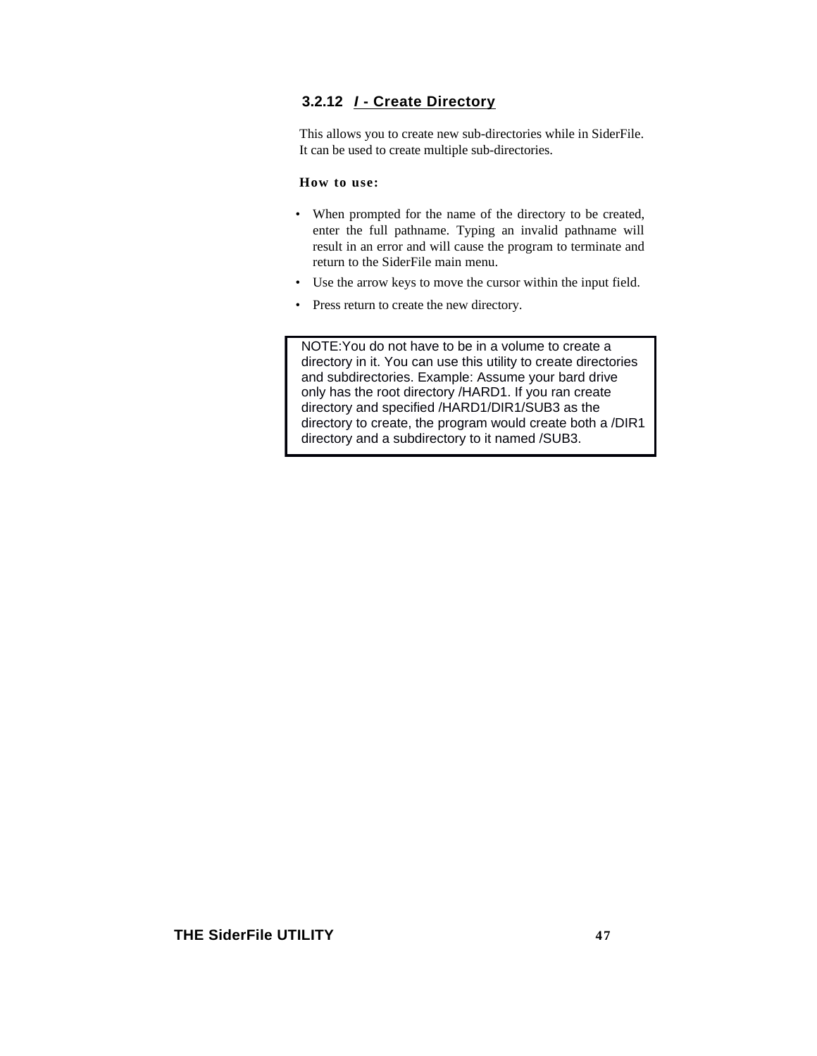### 3.2.12 *I* - Create Directory

This allows you to create new sub-directories while in SiderFile. It can be used to create multiple sub-directories.

**How to use:**

- When prompted for the name of the directory to be created, enter the full pathname. Typing an invalid pathname will result in an error and will cause the program to terminate and return to the SiderFile main menu.
- Use the arrow keys to move the cursor within the input field.
- Press return to create the new directory.

> NOTE:You do not have to be in a volume to create a directory in it. You can use this utility to create directories and subdirectories. Example: Assume your bard drive only has the root directory /HARD1. If you ran create directory and specified /HARD1/DIR1/SUB3 as the directory to create, the program would create both a /DIR1 directory and a subdirectory to it named /SUB3.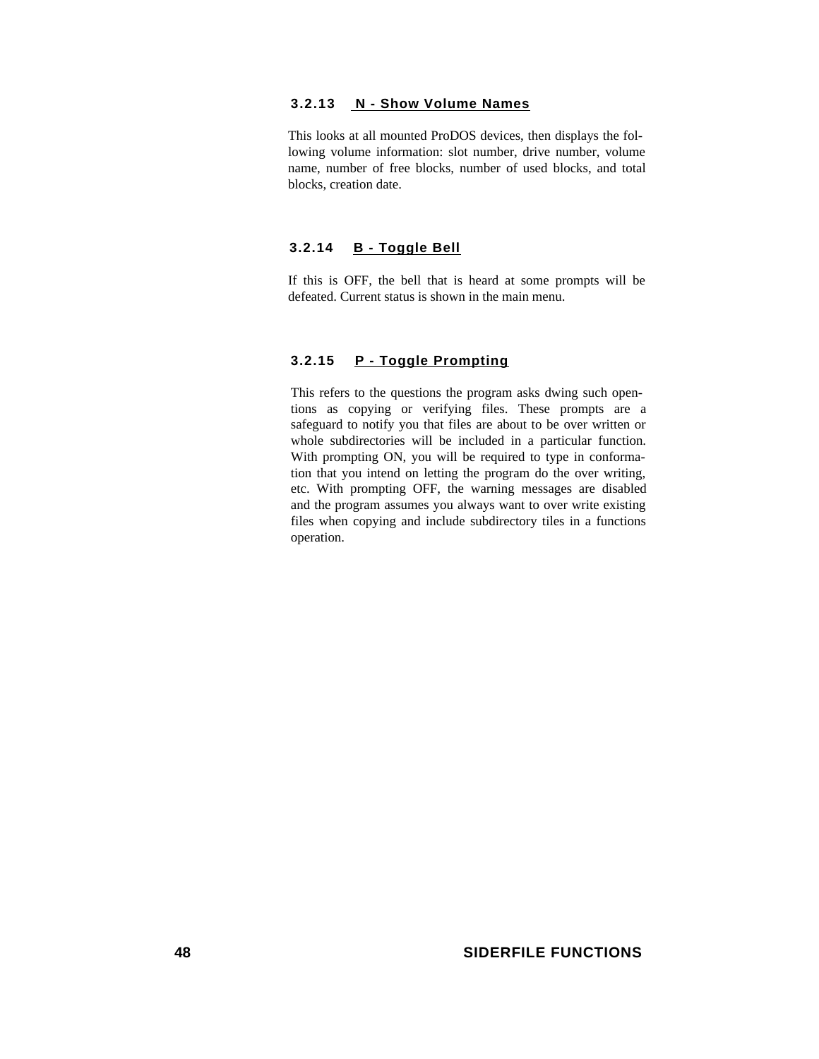### 3.2.13 N - Show Volume Names

This looks at all mounted ProDOS devices, then displays the following volume information: slot number, drive number, volume name, number of free blocks, number of used blocks, and total blocks, creation date.

### 3.2.14 B - Toggle Bell

If this is OFF, the bell that is heard at some prompts will be defeated. Current status is shown in the main menu.

### 3.2.15 P - Toggle Prompting

This refers to the questions the program asks dwing such opentions as copying or verifying files. These prompts are a safeguard to notify you that files are about to be over written or whole subdirectories will be included in a particular function. With prompting ON, you will be required to type in conformation that you intend on letting the program do the over writing, etc. With prompting OFF, the warning messages are disabled and the program assumes you always want to over write existing files when copying and include subdirectory tiles in a functions operation.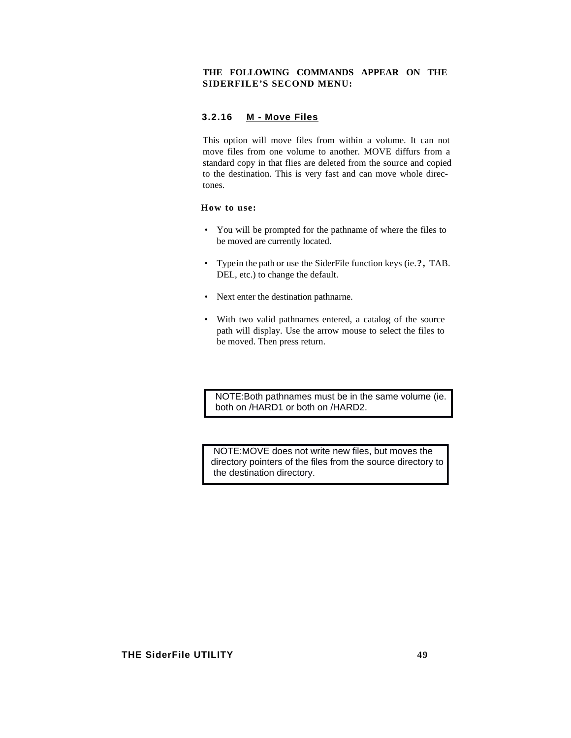**THE FOLLOWING COMMANDS APPEAR ON THE SIDERFILE'S SECOND MENU:**

### 3.2.16 M - Move Files

This option will move files from within a volume. It can not move files from one volume to another. MOVE diffurs from a standard copy in that flies are deleted from the source and copied to the destination. This is very fast and can move whole direc-tones.

**How to use:**

- You will be prompted for the pathname of where the files to be moved are currently located.
- Typein the path or use the SiderFile function keys (ie. **?,** TAB. DEL, etc.) to change the default.
- Next enter the destination pathnarne.
- With two valid pathnames entered, a catalog of the source path will display. Use the arrow mouse to select the files to be moved. Then press return.

> NOTE:Both pathnames must be in the same volume (ie. both on /HARD1 or both on /HARD2.

> NOTE:MOVE does not write new files, but moves the directory pointers of the files from the source directory to the destination directory.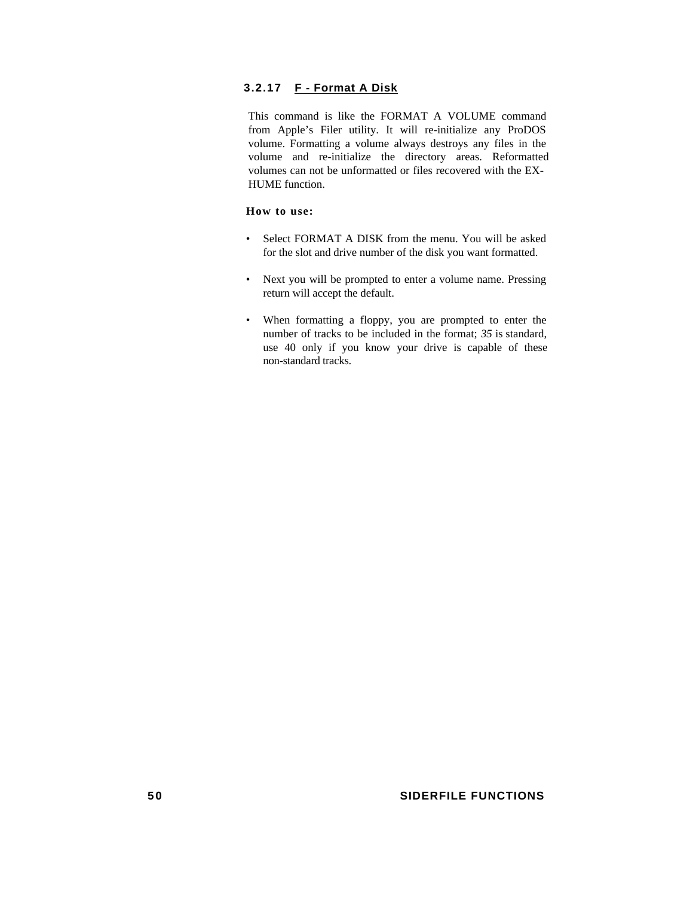### 3.2.17 F - Format A Disk

This command is like the FORMAT A VOLUME command from Apple's Filer utility. It will re-initialize any ProDOS volume. Formatting a volume always destroys any files in the volume and re-initialize the directory areas. Reformatted volumes can not be unformatted or files recovered with the EX-HUME function.

**How to use:**

- Select FORMAT A DISK from the menu. You will be asked for the slot and drive number of the disk you want formatted.
- Next you will be prompted to enter a volume name. Pressing return will accept the default.
- When formatting a floppy, you are prompted to enter the number of tracks to be included in the format; *35* is standard, use 40 only if you know your drive is capable of these non-standard tracks.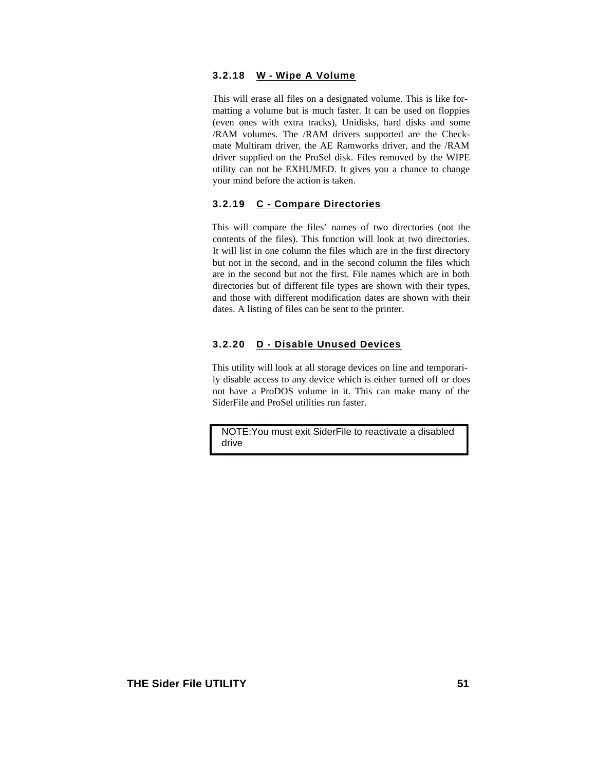### 3.2.18 W - Wipe A Volume

This will erase all files on a designated volume. This is like formatting a volume but is much faster. It can be used on floppies (even ones with extra tracks), Unidisks, hard disks and some /RAM volumes. The /RAM drivers supported are the Checkmate Multiram driver, the AE Ramworks driver, and the /RAM driver supplied on the ProSel disk. Files removed by the WIPE utility can not be EXHUMED. It gives you a chance to change your mind before the action is taken.

### 3.2.19 C - Compare Directories

This will compare the files' names of two directories (not the contents of the files). This function will look at two directories. It will list in one column the files which are in the first directory but not in the second, and in the second column the files which are in the second but not the first. File names which are in both directories but of different file types are shown with their types, and those with different modification dates are shown with their dates. A listing of files can be sent to the printer.

### 3.2.20 D - Disable Unused Devices

This utility will look at all storage devices on line and temporarily disable access to any device which is either turned off or does not have a ProDOS volume in it. This can make many of the SiderFile and ProSel utilities run faster.

> NOTE:You must exit SiderFile to reactivate a disabled drive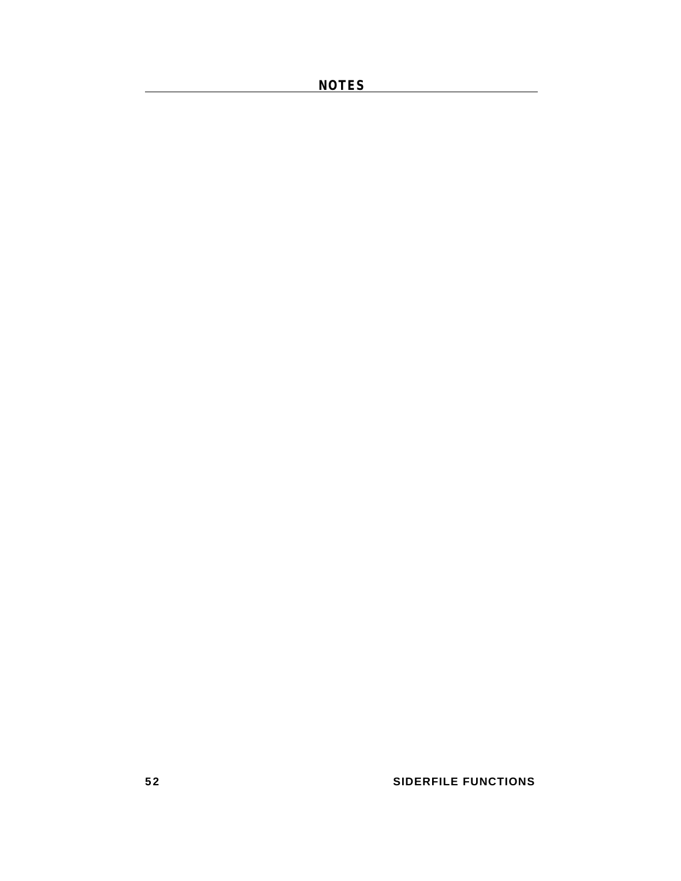# NOTES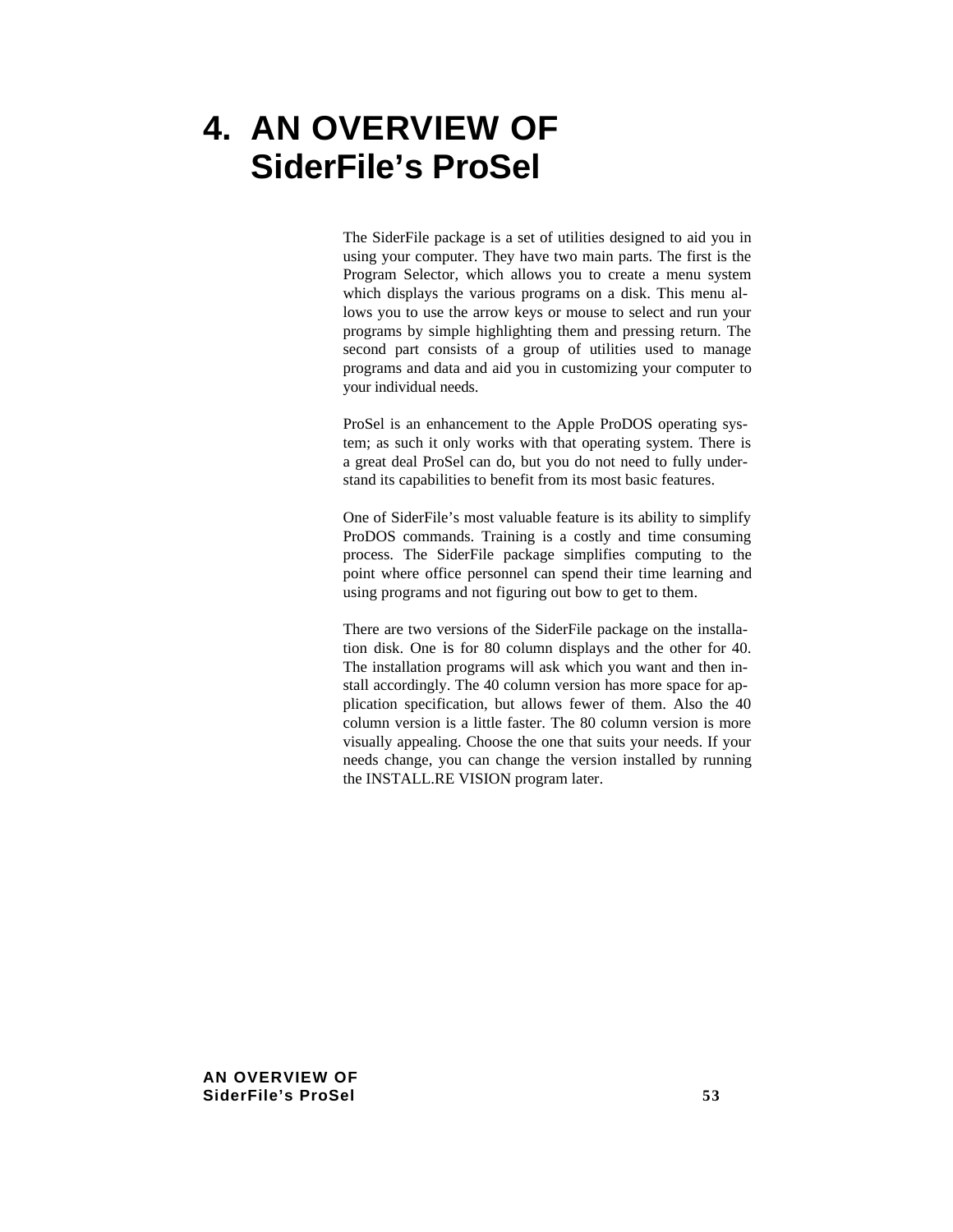# 4. AN OVERVIEW OF SiderFile's ProSel

The SiderFile package is a set of utilities designed to aid you in using your computer. They have two main parts. The first is the Program Selector, which allows you to create a menu system which displays the various programs on a disk. This menu allows you to use the arrow keys or mouse to select and run your programs by simple highlighting them and pressing return. The second part consists of a group of utilities used to manage programs and data and aid you in customizing your computer to your individual needs.

ProSel is an enhancement to the Apple ProDOS operating system; as such it only works with that operating system. There is a great deal ProSel can do, but you do not need to fully understand its capabilities to benefit from its most basic features.

One of SiderFile's most valuable feature is its ability to simplify ProDOS commands. Training is a costly and time consuming process. The SiderFile package simplifies computing to the point where office personnel can spend their time learning and using programs and not figuring out bow to get to them.

There are two versions of the SiderFile package on the installation disk. One is for 80 column displays and the other for 40. The installation programs will ask which you want and then install accordingly. The 40 column version has more space for application specification, but allows fewer of them. Also the 40 column version is a little faster. The 80 column version is more visually appealing. Choose the one that suits your needs. If your needs change, you can change the version installed by running the INSTALL.RE VISION program later.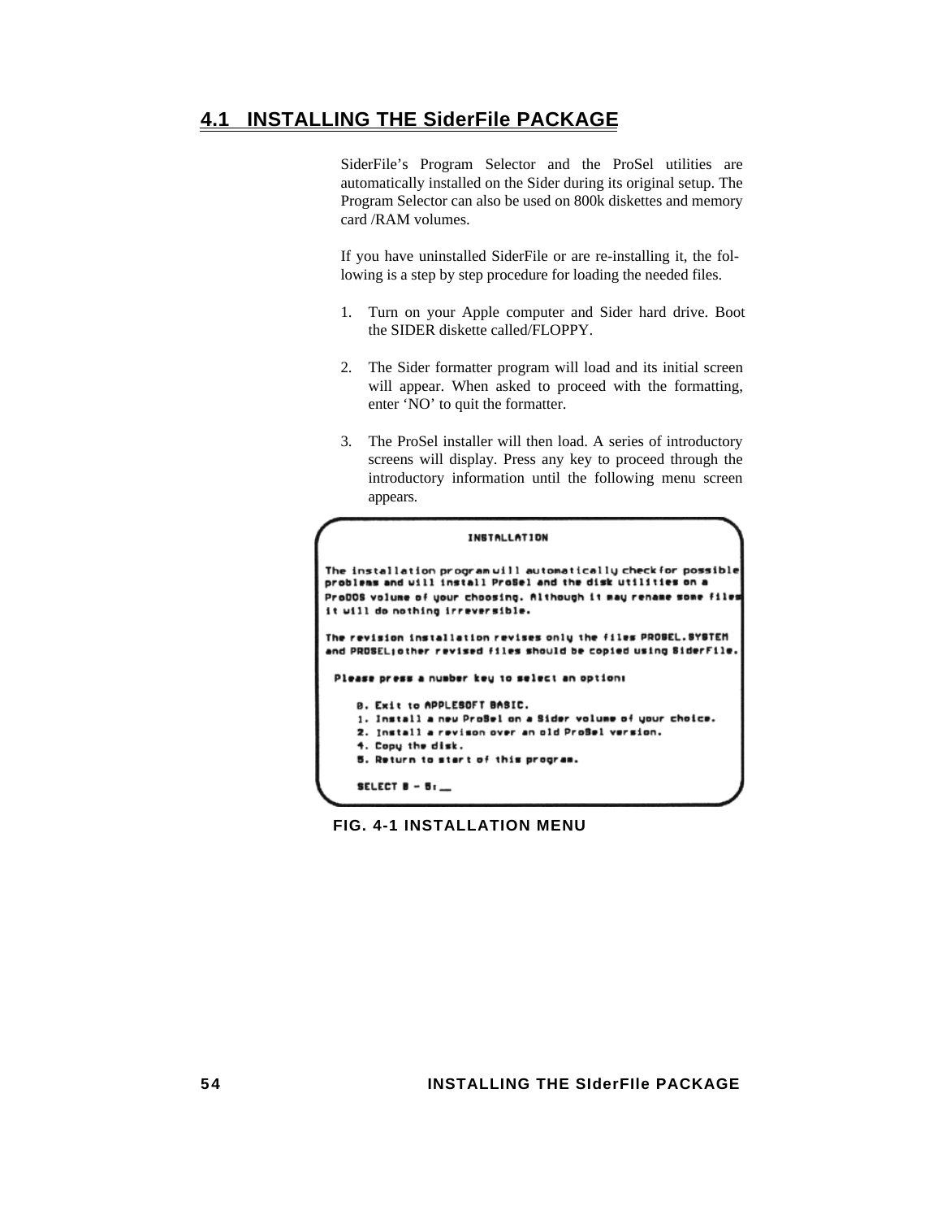## 4.1 INSTALLING THE SiderFile PACKAGE

SiderFile's Program Selector and the ProSel utilities are automatically installed on the Sider during its original setup. The Program Selector can also be used on 800k diskettes and memory card /RAM volumes.

If you have uninstalled SiderFile or are re-installing it, the following is a step by step procedure for loading the needed files.

1. Turn on your Apple computer and Sider hard drive. Boot the SIDER diskette called/FLOPPY.

2. The Sider formatter program will load and its initial screen will appear. When asked to proceed with the formatting, enter 'NO' to quit the formatter.

3. The ProSel installer will then load. A series of introductory screens will display. Press any key to proceed through the introductory information until the following menu screen appears.

```
                    INSTALLATION

The installation program will automatically check for possible
problems and will install ProSel and the disk utilities on a
ProDOS volume of your choosing. Although it may rename some files
it will do nothing irreversible.

The revision installation revises only the files PROSEL.SYSTEM
and PROSEL;other revised files should be copied using SiderFile.

 Please press a number key to select an option:

     0. Exit to APPLESOFT BASIC.
     1. Install a new ProSel on a Sider volume of your choice.
     2. Install a revison over an old ProSel version.
     4. Copy the disk.
     5. Return to start of this program.

     SELECT 0 - 5: _
```

**FIG. 4-1 INSTALLATION MENU**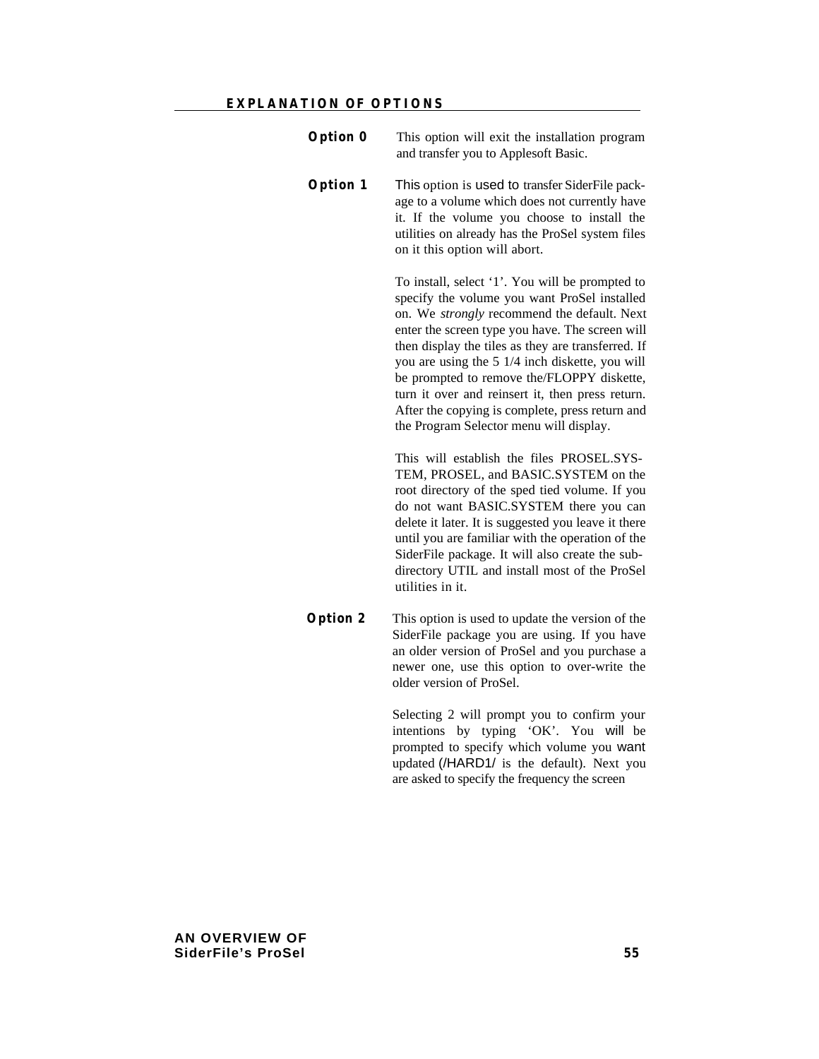## EXPLANATION OF OPTIONS

**Option 0** This option will exit the installation program and transfer you to Applesoft Basic.

**Option 1** This option is used to transfer SiderFile package to a volume which does not currently have it. If the volume you choose to install the utilities on already has the ProSel system files on it this option will abort.

To install, select ‘1’. You will be prompted to specify the volume you want ProSel installed on. We *strongly* recommend the default. Next enter the screen type you have. The screen will then display the tiles as they are transferred. If you are using the 5 1/4 inch diskette, you will be prompted to remove the/FLOPPY diskette, turn it over and reinsert it, then press return. After the copying is complete, press return and the Program Selector menu will display.

This will establish the files PROSEL.SYSTEM, PROSEL, and BASIC.SYSTEM on the root directory of the sped tied volume. If you do not want BASIC.SYSTEM there you can delete it later. It is suggested you leave it there until you are familiar with the operation of the SiderFile package. It will also create the subdirectory UTIL and install most of the ProSel utilities in it.

**Option 2** This option is used to update the version of the SiderFile package you are using. If you have an older version of ProSel and you purchase a newer one, use this option to over-write the older version of ProSel.

Selecting 2 will prompt you to confirm your intentions by typing ‘OK’. You will be prompted to specify which volume you want updated (/HARD1/ is the default). Next you are asked to specify the frequency the screen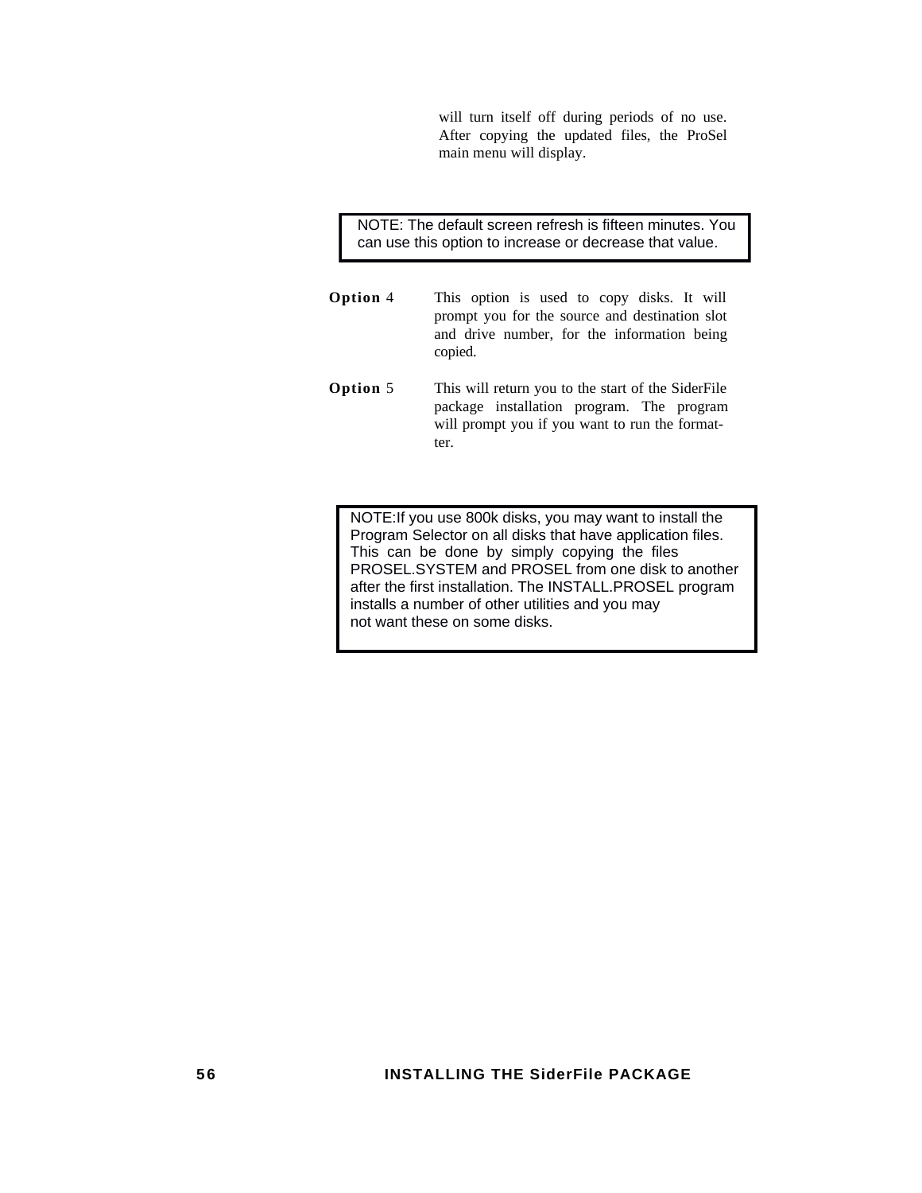will turn itself off during periods of no use. After copying the updated files, the ProSel main menu will display.

> NOTE: The default screen refresh is fifteen minutes. You can use this option to increase or decrease that value.

**Option** 4 This option is used to copy disks. It will prompt you for the source and destination slot and drive number, for the information being copied.

**Option** 5 This will return you to the start of the SiderFile package installation program. The program will prompt you if you want to run the formatter.

> NOTE:If you use 800k disks, you may want to install the Program Selector on all disks that have application files. This can be done by simply copying the files PROSEL.SYSTEM and PROSEL from one disk to another after the first installation. The INSTALL.PROSEL program installs a number of other utilities and you may not want these on some disks.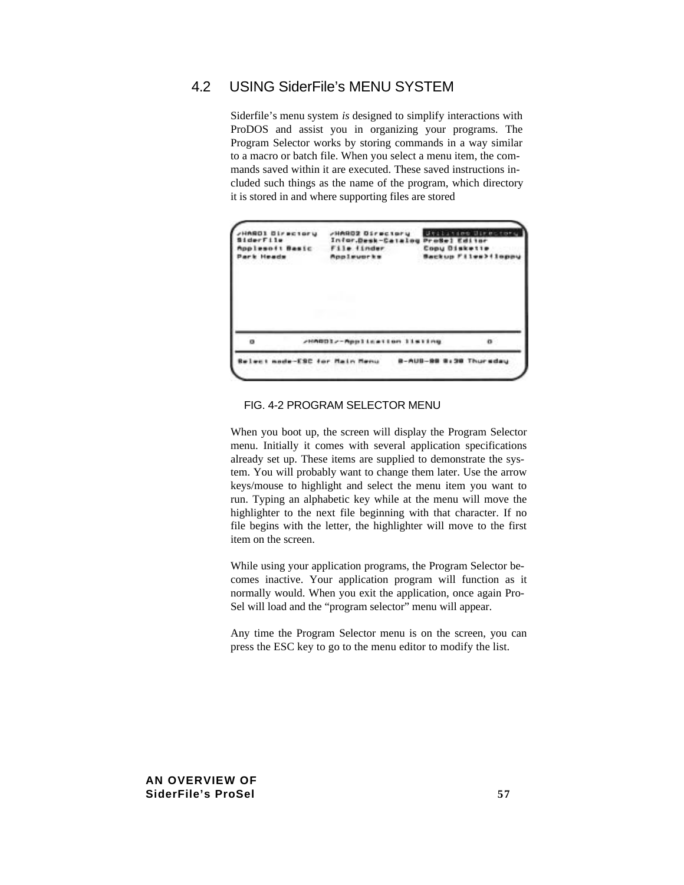## 4.2 USING SiderFile's MENU SYSTEM

Siderfile's menu system *is* designed to simplify interactions with ProDOS and assist you in organizing your programs. The Program Selector works by storing commands in a way similar to a macro or batch file. When you select a menu item, the commands saved within it are executed. These saved instructions included such things as the name of the program, which directory it is stored in and where supporting files are stored

FIG. 4-2 PROGRAM SELECTOR MENU

When you boot up, the screen will display the Program Selector menu. Initially it comes with several application specifications already set up. These items are supplied to demonstrate the system. You will probably want to change them later. Use the arrow keys/mouse to highlight and select the menu item you want to run. Typing an alphabetic key while at the menu will move the highlighter to the next file beginning with that character. If no file begins with the letter, the highlighter will move to the first item on the screen.

While using your application programs, the Program Selector becomes inactive. Your application program will function as it normally would. When you exit the application, once again Pro-Sel will load and the "program selector" menu will appear.

Any time the Program Selector menu is on the screen, you can press the ESC key to go to the menu editor to modify the list.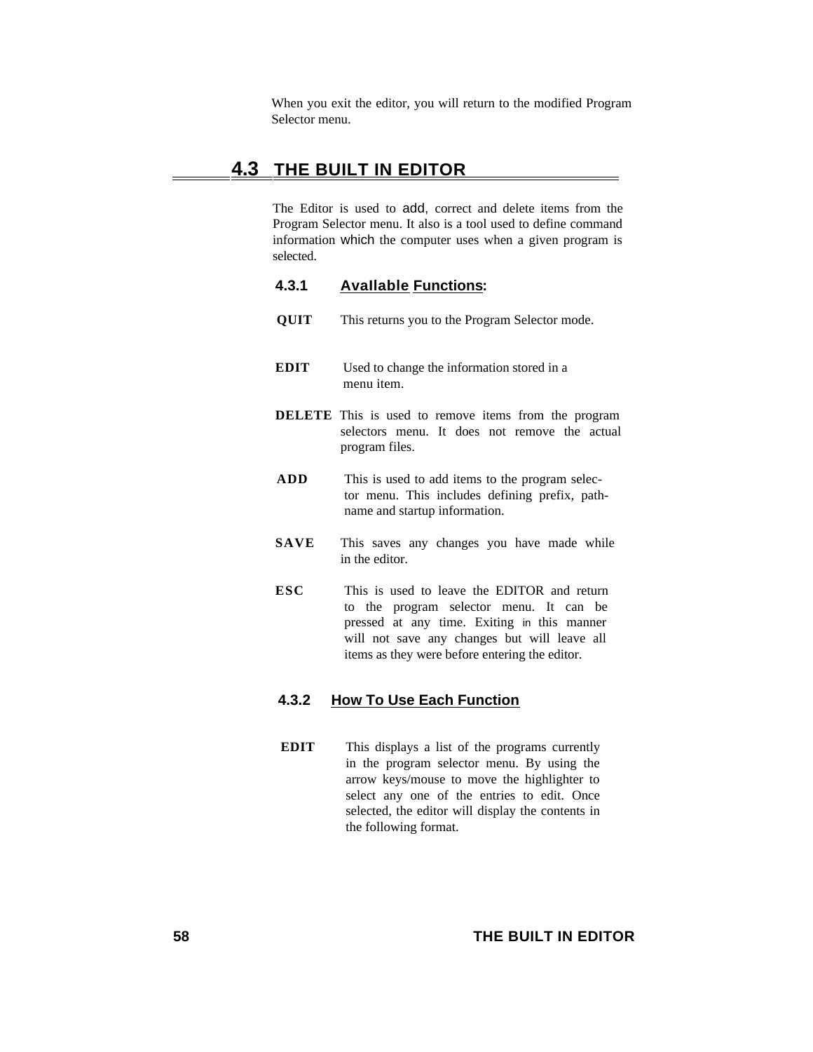When you exit the editor, you will return to the modified Program Selector menu.

## 4.3 THE BUILT IN EDITOR

The Editor is used to add, correct and delete items from the Program Selector menu. It also is a tool used to define command information which the computer uses when a given program is selected.

### 4.3.1 Avallable Functions:

**QUIT** This returns you to the Program Selector mode.

**EDIT** Used to change the information stored in a menu item.

**DELETE** This is used to remove items from the program selectors menu. It does not remove the actual program files.

**ADD** This is used to add items to the program selector menu. This includes defining prefix, pathname and startup information.

**SAVE** This saves any changes you have made while in the editor.

**ESC** This is used to leave the EDITOR and return to the program selector menu. It can be pressed at any time. Exiting in this manner will not save any changes but will leave all items as they were before entering the editor.

### 4.3.2 How To Use Each Function

**EDIT** This displays a list of the programs currently in the program selector menu. By using the arrow keys/mouse to move the highlighter to select any one of the entries to edit. Once selected, the editor will display the contents in the following format.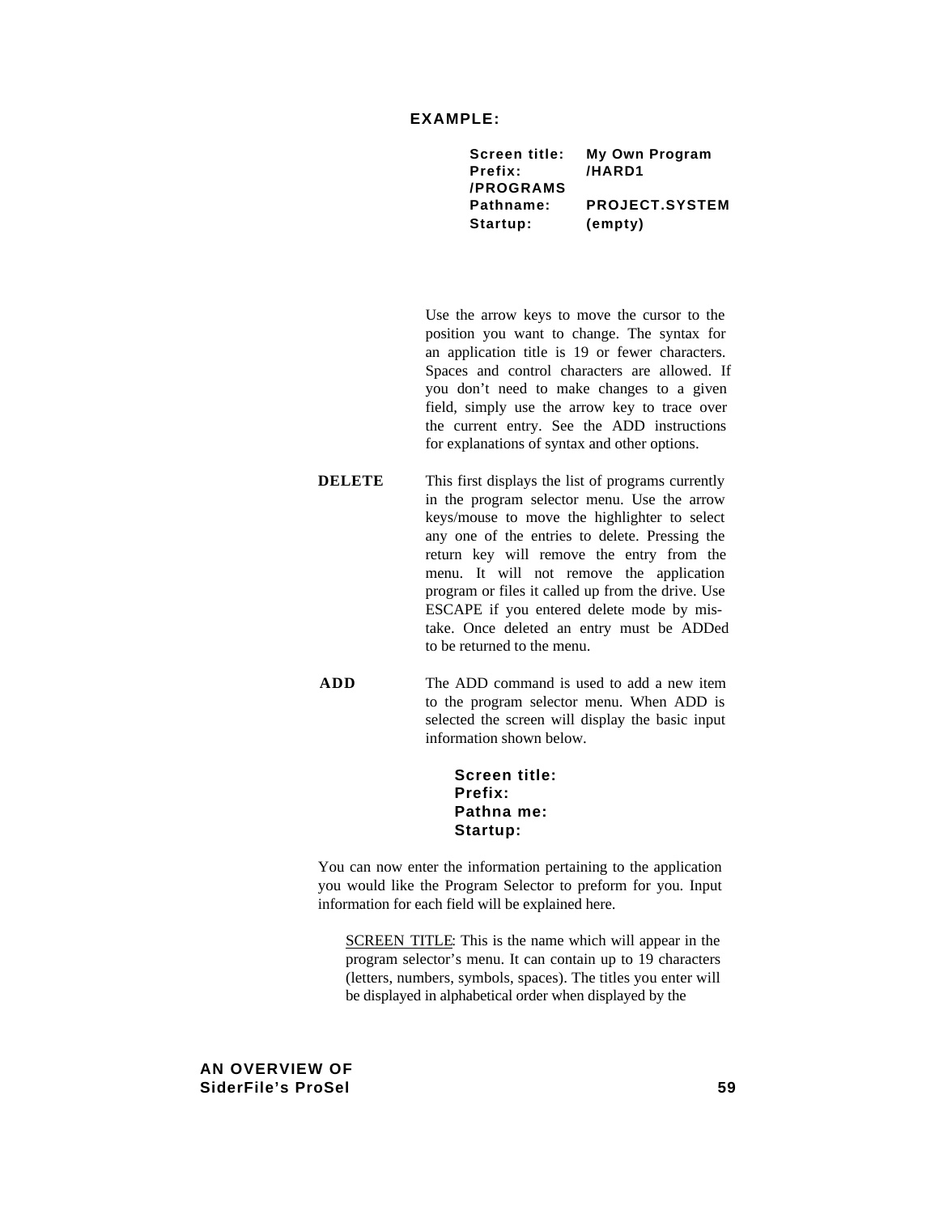**EXAMPLE:**

```
Screen title:   My Own Program
Prefix:         /HARD1
/PROGRAMS
Pathname:       PROJECT.SYSTEM
Startup:        (empty)
```

Use the arrow keys to move the cursor to the position you want to change. The syntax for an application title is 19 or fewer characters. Spaces and control characters are allowed. If you don't need to make changes to a given field, simply use the arrow key to trace over the current entry. See the ADD instructions for explanations of syntax and other options.

**DELETE** This first displays the list of programs currently in the program selector menu. Use the arrow keys/mouse to move the highlighter to select any one of the entries to delete. Pressing the return key will remove the entry from the menu. It will not remove the application program or files it called up from the drive. Use ESCAPE if you entered delete mode by mistake. Once deleted an entry must be ADDed to be returned to the menu.

**ADD** The ADD command is used to add a new item to the program selector menu. When ADD is selected the screen will display the basic input information shown below.

```
Screen title:
Prefix:
Pathna me:
Startup:
```

You can now enter the information pertaining to the application you would like the Program Selector to preform for you. Input information for each field will be explained here.

SCREEN TITLE: This is the name which will appear in the program selector's menu. It can contain up to 19 characters (letters, numbers, symbols, spaces). The titles you enter will be displayed in alphabetical order when displayed by the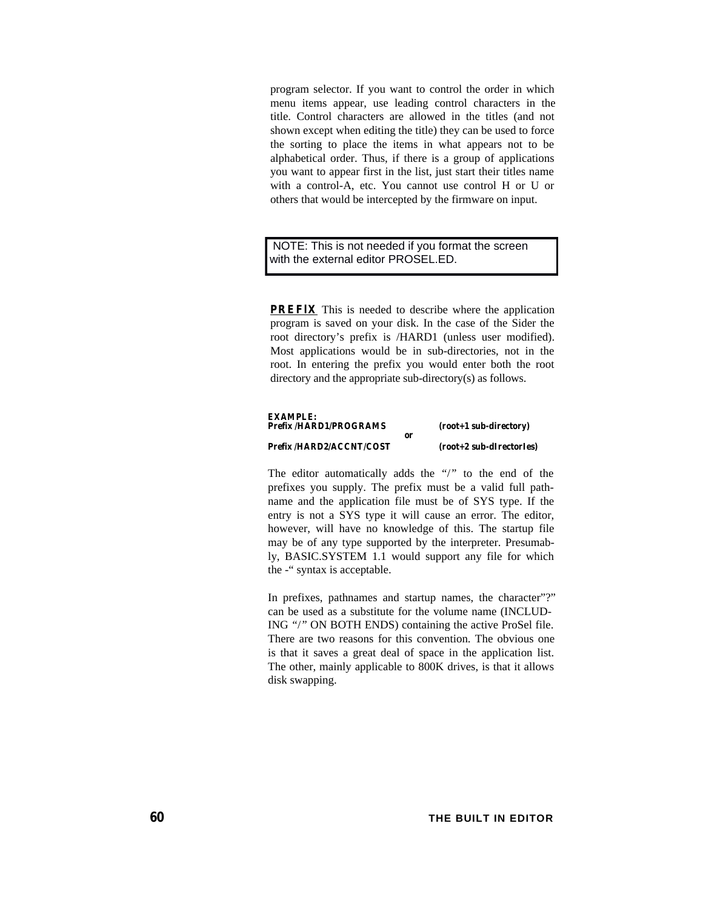program selector. If you want to control the order in which menu items appear, use leading control characters in the title. Control characters are allowed in the titles (and not shown except when editing the title) they can be used to force the sorting to place the items in what appears not to be alphabetical order. Thus, if there is a group of applications you want to appear first in the list, just start their titles name with a control-A, etc. You cannot use control H or U or others that would be intercepted by the firmware on input.

> NOTE: This is not needed if you format the screen with the external editor PROSEL.ED.

**PREFIX** This is needed to describe where the application program is saved on your disk. In the case of the Sider the root directory's prefix is /HARD1 (unless user modified). Most applications would be in sub-directories, not in the root. In entering the prefix you would enter both the root directory and the appropriate sub-directory(s) as follows.

**EXAMPLE:**

**Prefix /HARD1/PROGRAMS** **(root+1 sub-directory)**

**or**

**Prefix /HARD2/ACCNT/COST** **(root+2 sub-dIrectorIes)**

The editor automatically adds the "/" to the end of the prefixes you supply. The prefix must be a valid full path-name and the application file must be of SYS type. If the entry is not a SYS type it will cause an error. The editor, however, will have no knowledge of this. The startup file may be of any type supported by the interpreter. Presumably, BASIC.SYSTEM 1.1 would support any file for which the -" syntax is acceptable.

In prefixes, pathnames and startup names, the character"?" can be used as a substitute for the volume name (INCLUDING "/" ON BOTH ENDS) containing the active ProSel file. There are two reasons for this convention. The obvious one is that it saves a great deal of space in the application list. The other, mainly applicable to 800K drives, is that it allows disk swapping.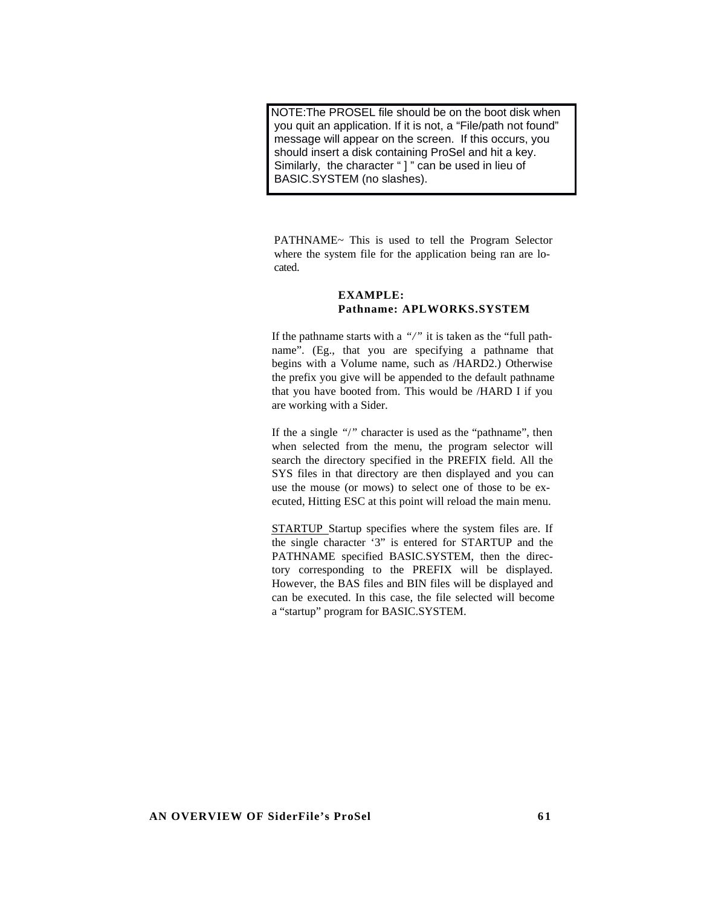> NOTE:The PROSEL file should be on the boot disk when you quit an application. If it is not, a “File/path not found” message will appear on the screen. If this occurs, you should insert a disk containing ProSel and hit a key. Similarly, the character “ ] ” can be used in lieu of BASIC.SYSTEM (no slashes).

PATHNAME~ This is used to tell the Program Selector where the system file for the application being ran are located.

**EXAMPLE:**
**Pathname: APLWORKS.SYSTEM**

If the pathname starts with a “/” it is taken as the “full pathname”. (Eg., that you are specifying a pathname that begins with a Volume name, such as /HARD2.) Otherwise the prefix you give will be appended to the default pathname that you have booted from. This would be /HARD I if you are working with a Sider.

If the a single “/” character is used as the “pathname”, then when selected from the menu, the program selector will search the directory specified in the PREFIX field. All the SYS files in that directory are then displayed and you can use the mouse (or mows) to select one of those to be executed, Hitting ESC at this point will reload the main menu.

<u>STARTUP</u> Startup specifies where the system files are. If the single character ‘3” is entered for STARTUP and the PATHNAME specified BASIC.SYSTEM, then the directory corresponding to the PREFIX will be displayed. However, the BAS files and BIN files will be displayed and can be executed. In this case, the file selected will become a “startup” program for BASIC.SYSTEM.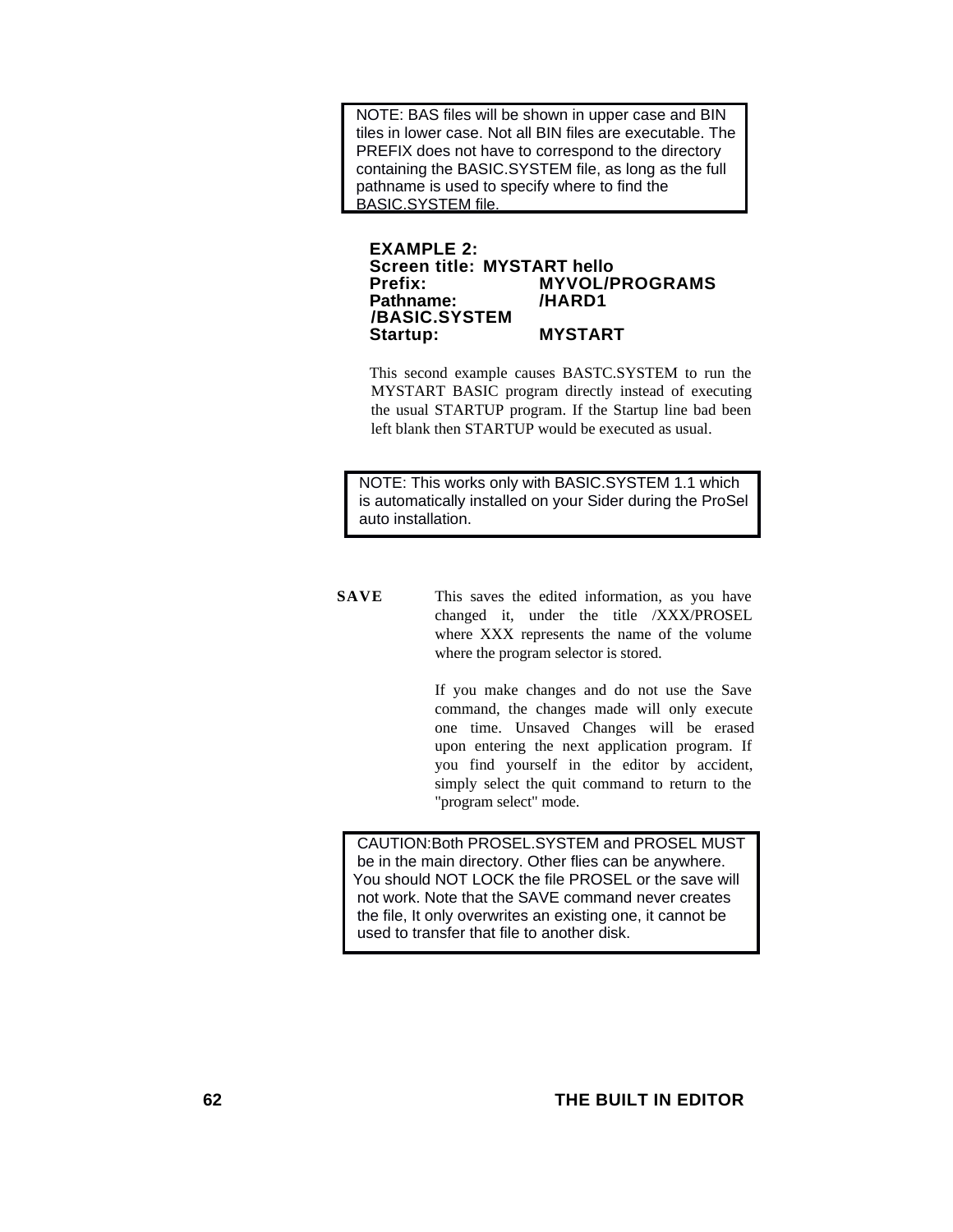> NOTE: BAS files will be shown in upper case and BIN tiles in lower case. Not all BIN files are executable. The PREFIX does not have to correspond to the directory containing the BASIC.SYSTEM file, as long as the full pathname is used to specify where to find the BASIC.SYSTEM file.

**EXAMPLE 2:**
**Screen title: MYSTART hello**
**Prefix: MYVOL/PROGRAMS**
**Pathname: /HARD1 /BASIC.SYSTEM**
**Startup: MYSTART**

This second example causes BASTC.SYSTEM to run the MYSTART BASIC program directly instead of executing the usual STARTUP program. If the Startup line bad been left blank then STARTUP would be executed as usual.

> NOTE: This works only with BASIC.SYSTEM 1.1 which is automatically installed on your Sider during the ProSel auto installation.

**SAVE** This saves the edited information, as you have changed it, under the title /XXX/PROSEL where XXX represents the name of the volume where the program selector is stored.

If you make changes and do not use the Save command, the changes made will only execute one time. Unsaved Changes will be erased upon entering the next application program. If you find yourself in the editor by accident, simply select the quit command to return to the "program select" mode.

> CAUTION:Both PROSEL.SYSTEM and PROSEL MUST be in the main directory. Other flies can be anywhere. You should NOT LOCK the file PROSEL or the save will not work. Note that the SAVE command never creates the file, It only overwrites an existing one, it cannot be used to transfer that file to another disk.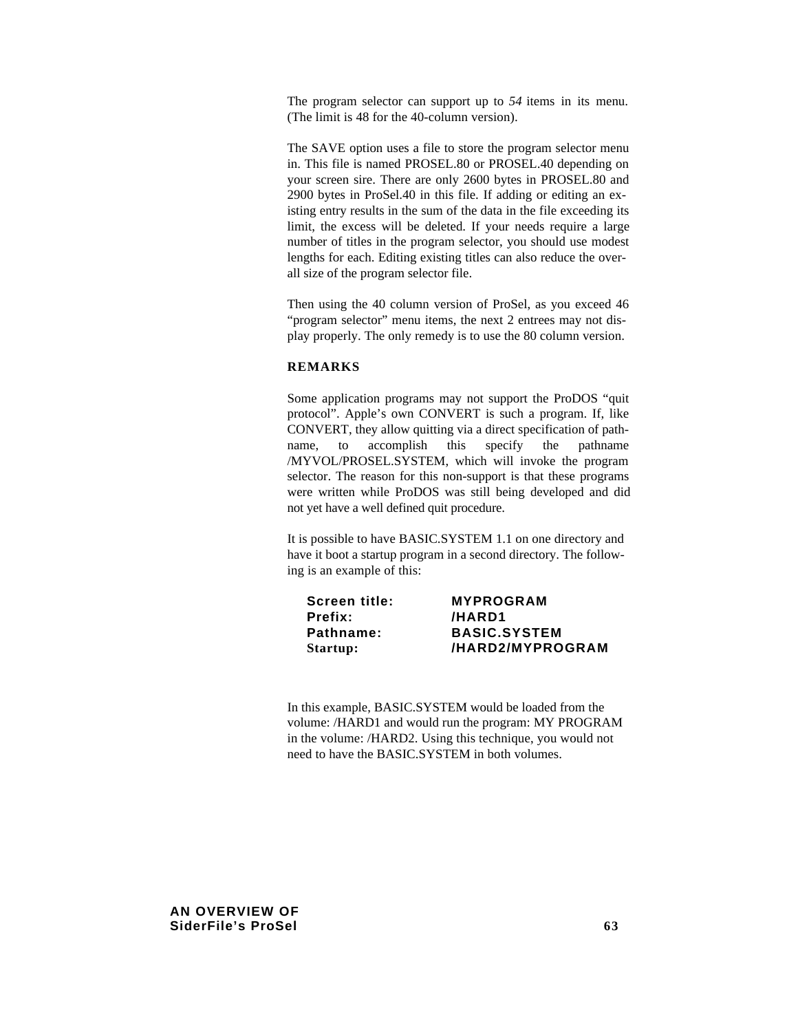The program selector can support up to *54* items in its menu. (The limit is 48 for the 40-column version).

The SAVE option uses a file to store the program selector menu in. This file is named PROSEL.80 or PROSEL.40 depending on your screen sire. There are only 2600 bytes in PROSEL.80 and 2900 bytes in ProSel.40 in this file. If adding or editing an existing entry results in the sum of the data in the file exceeding its limit, the excess will be deleted. If your needs require a large number of titles in the program selector, you should use modest lengths for each. Editing existing titles can also reduce the overall size of the program selector file.

Then using the 40 column version of ProSel, as you exceed 46 “program selector” menu items, the next 2 entrees may not display properly. The only remedy is to use the 80 column version.

**REMARKS**

Some application programs may not support the ProDOS “quit protocol”. Apple’s own CONVERT is such a program. If, like CONVERT, they allow quitting via a direct specification of pathname, to accomplish this specify the pathname /MYVOL/PROSEL.SYSTEM, which will invoke the program selector. The reason for this non-support is that these programs were written while ProDOS was still being developed and did not yet have a well defined quit procedure.

It is possible to have BASIC.SYSTEM 1.1 on one directory and have it boot a startup program in a second directory. The following is an example of this:

| | |
|---|---|
| **Screen title:** | **MYPROGRAM** |
| **Prefix:** | **/HARD1** |
| **Pathname:** | **BASIC.SYSTEM** |
| **Startup:** | **/HARD2/MYPROGRAM** |

In this example, BASIC.SYSTEM would be loaded from the volume: /HARD1 and would run the program: MY PROGRAM in the volume: /HARD2. Using this technique, you would not need to have the BASIC.SYSTEM in both volumes.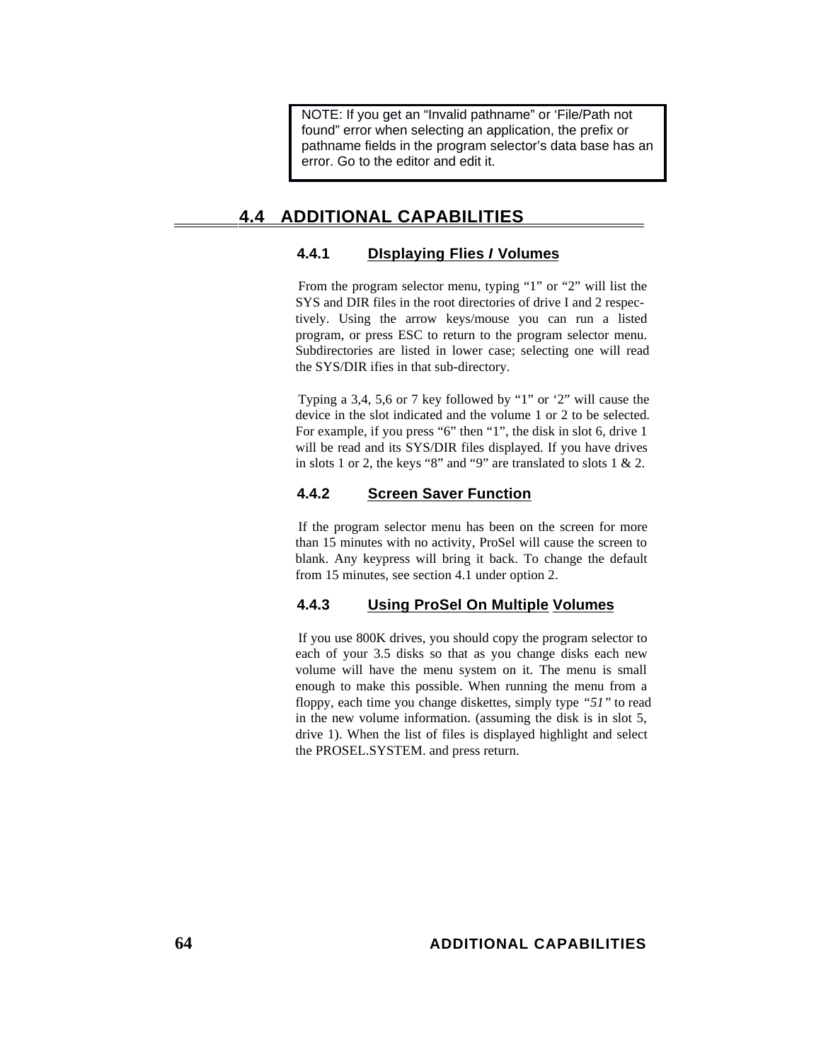> NOTE: If you get an “Invalid pathname” or ‘File/Path not found” error when selecting an application, the prefix or pathname fields in the program selector’s data base has an error. Go to the editor and edit it.

## 4.4 ADDITIONAL CAPABILITIES

### 4.4.1 DIsplaying Flies / Volumes

From the program selector menu, typing “1” or “2” will list the SYS and DIR files in the root directories of drive I and 2 respectively. Using the arrow keys/mouse you can run a listed program, or press ESC to return to the program selector menu. Subdirectories are listed in lower case; selecting one will read the SYS/DIR ifies in that sub-directory.

Typing a 3,4, 5,6 or 7 key followed by “1” or ‘2” will cause the device in the slot indicated and the volume 1 or 2 to be selected. For example, if you press “6” then “1”, the disk in slot 6, drive 1 will be read and its SYS/DIR files displayed. If you have drives in slots 1 or 2, the keys “8” and “9” are translated to slots 1 & 2.

### 4.4.2 Screen Saver Function

If the program selector menu has been on the screen for more than 15 minutes with no activity, ProSel will cause the screen to blank. Any keypress will bring it back. To change the default from 15 minutes, see section 4.1 under option 2.

### 4.4.3 Using ProSel On Multiple Volumes

If you use 800K drives, you should copy the program selector to each of your 3.5 disks so that as you change disks each new volume will have the menu system on it. The menu is small enough to make this possible. When running the menu from a floppy, each time you change diskettes, simply type *“51”* to read in the new volume information. (assuming the disk is in slot 5, drive 1). When the list of files is displayed highlight and select the PROSEL.SYSTEM. and press return.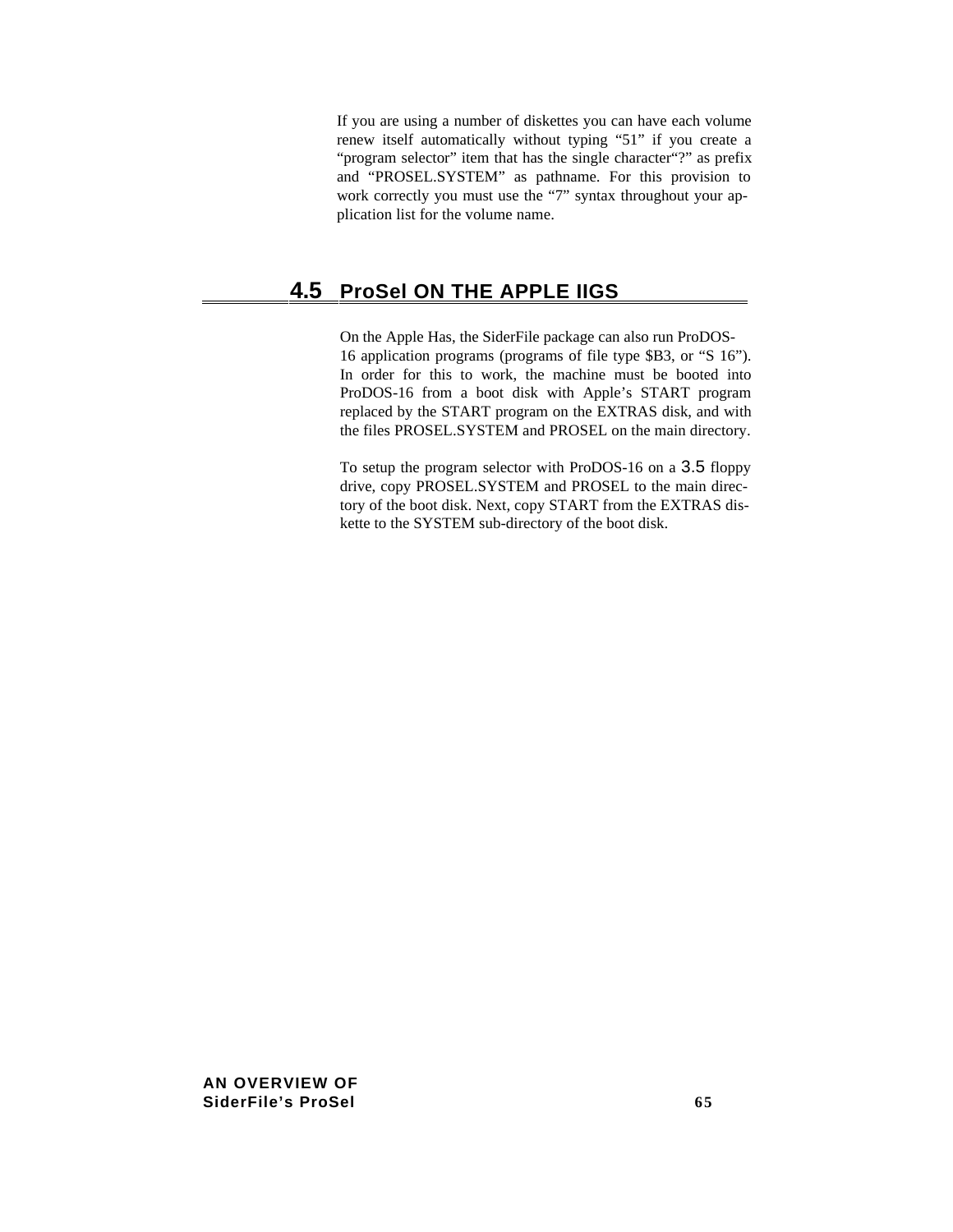If you are using a number of diskettes you can have each volume renew itself automatically without typing “51” if you create a “program selector” item that has the single character“?” as prefix and “PROSEL.SYSTEM” as pathname. For this provision to work correctly you must use the “7” syntax throughout your application list for the volume name.

## 4.5 ProSel ON THE APPLE IIGS

On the Apple Has, the SiderFile package can also run ProDOS-16 application programs (programs of file type $B3, or “S 16”). In order for this to work, the machine must be booted into ProDOS-16 from a boot disk with Apple’s START program replaced by the START program on the EXTRAS disk, and with the files PROSEL.SYSTEM and PROSEL on the main directory.

To setup the program selector with ProDOS-16 on a 3.5 floppy drive, copy PROSEL.SYSTEM and PROSEL to the main directory of the boot disk. Next, copy START from the EXTRAS diskette to the SYSTEM sub-directory of the boot disk.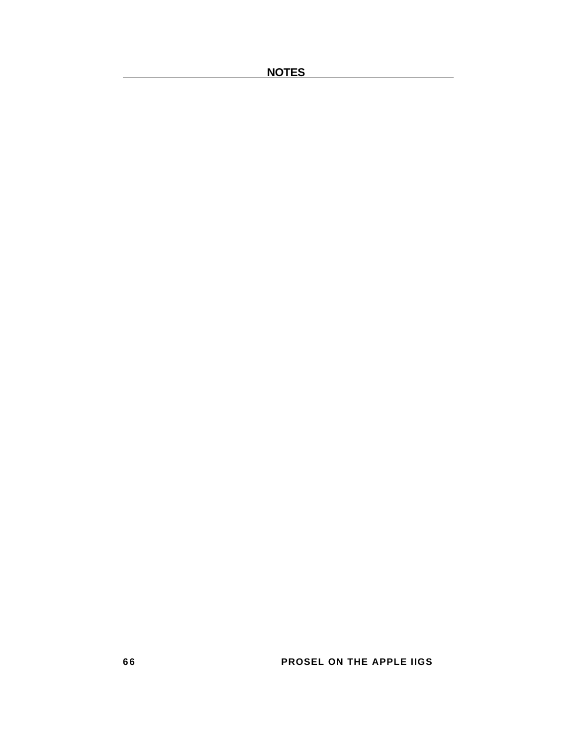## NOTES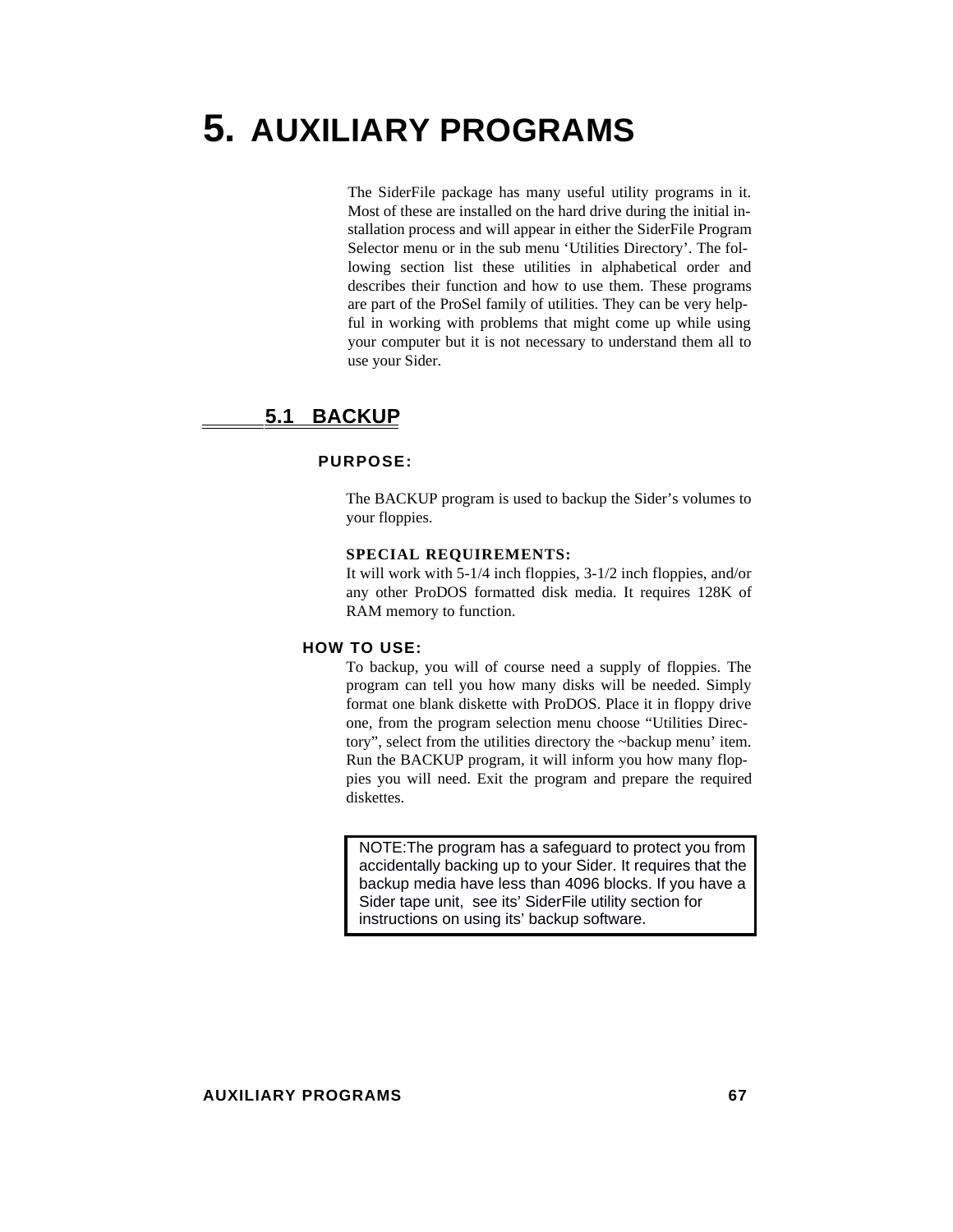# 5. AUXILIARY PROGRAMS

The SiderFile package has many useful utility programs in it. Most of these are installed on the hard drive during the initial installation process and will appear in either the SiderFile Program Selector menu or in the sub menu ‘Utilities Directory’. The following section list these utilities in alphabetical order and describes their function and how to use them. These programs are part of the ProSel family of utilities. They can be very helpful in working with problems that might come up while using your computer but it is not necessary to understand them all to use your Sider.

## 5.1 BACKUP

### PURPOSE:

The BACKUP program is used to backup the Sider’s volumes to your floppies.

**SPECIAL REQUIREMENTS:**

It will work with 5-1/4 inch floppies, 3-1/2 inch floppies, and/or any other ProDOS formatted disk media. It requires 128K of RAM memory to function.

### HOW TO USE:

To backup, you will of course need a supply of floppies. The program can tell you how many disks will be needed. Simply format one blank diskette with ProDOS. Place it in floppy drive one, from the program selection menu choose “Utilities Directory”, select from the utilities directory the ~backup menu’ item. Run the BACKUP program, it will inform you how many floppies you will need. Exit the program and prepare the required diskettes.

> NOTE:The program has a safeguard to protect you from accidentally backing up to your Sider. It requires that the backup media have less than 4096 blocks. If you have a Sider tape unit, see its’ SiderFile utility section for instructions on using its’ backup software.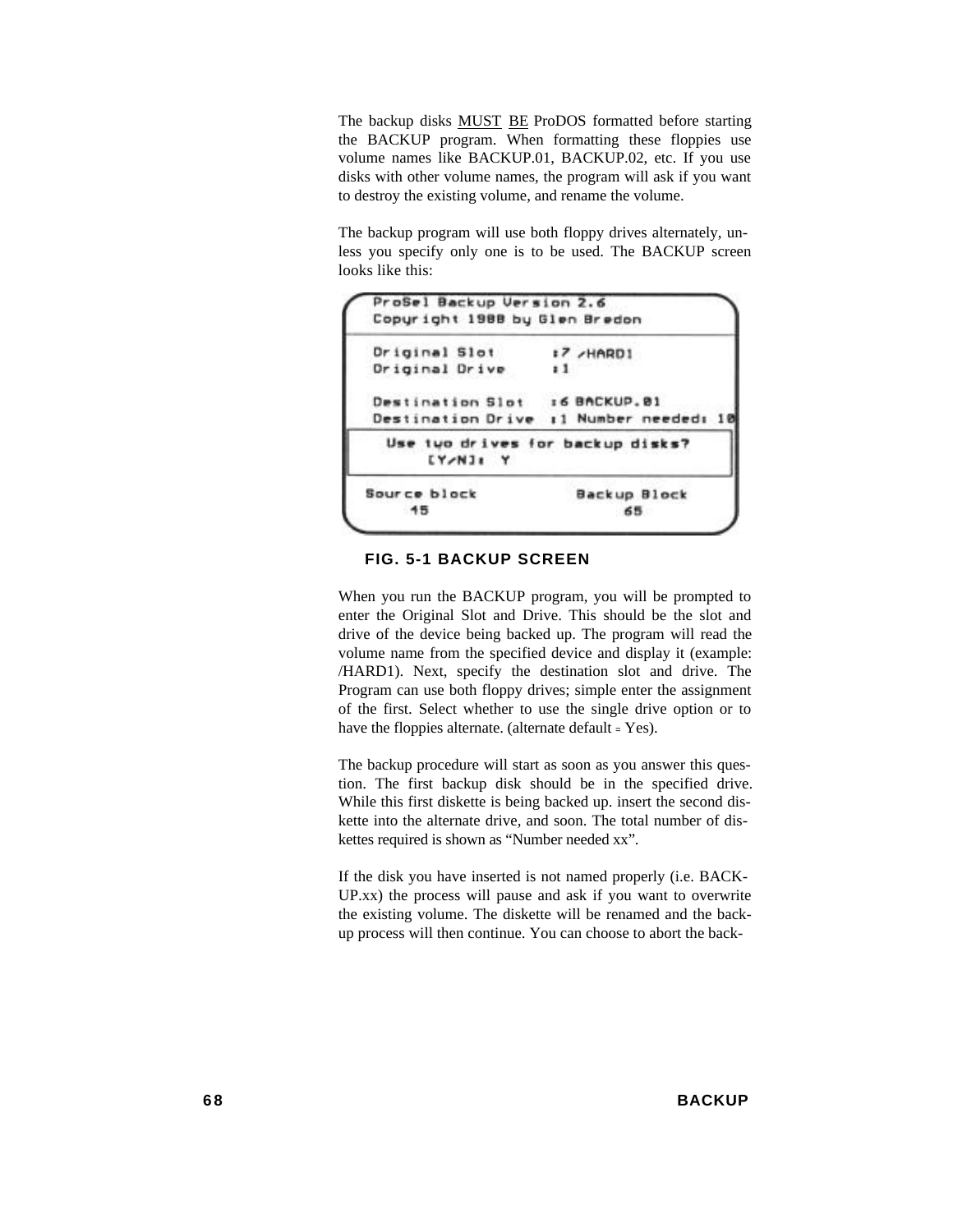The backup disks <u>MUST</u> <u>BE</u> ProDOS formatted before starting the BACKUP program. When formatting these floppies use volume names like BACKUP.01, BACKUP.02, etc. If you use disks with other volume names, the program will ask if you want to destroy the existing volume, and rename the volume.

The backup program will use both floppy drives alternately, unless you specify only one is to be used. The BACKUP screen looks like this:

```
ProSel Backup Version 2.6
Copyright 1988 by Glen Bredon

Original Slot      :7 /HARD1
Original Drive     :1

Destination Slot   :6 BACKUP.01
Destination Drive  :1 Number needed: 10

  Use two drives for backup disks?
       [Y/N]:  Y

Source block            Backup Block
    45                       65
```

**FIG. 5-1 BACKUP SCREEN**

When you run the BACKUP program, you will be prompted to enter the Original Slot and Drive. This should be the slot and drive of the device being backed up. The program will read the volume name from the specified device and display it (example: /HARD1). Next, specify the destination slot and drive. The Program can use both floppy drives; simple enter the assignment of the first. Select whether to use the single drive option or to have the floppies alternate. (alternate default = Yes).

The backup procedure will start as soon as you answer this question. The first backup disk should be in the specified drive. While this first diskette is being backed up. insert the second diskette into the alternate drive, and soon. The total number of diskettes required is shown as "Number needed xx".

If the disk you have inserted is not named properly (i.e. BACKUP.xx) the process will pause and ask if you want to overwrite the existing volume. The diskette will be renamed and the backup process will then continue. You can choose to abort the back-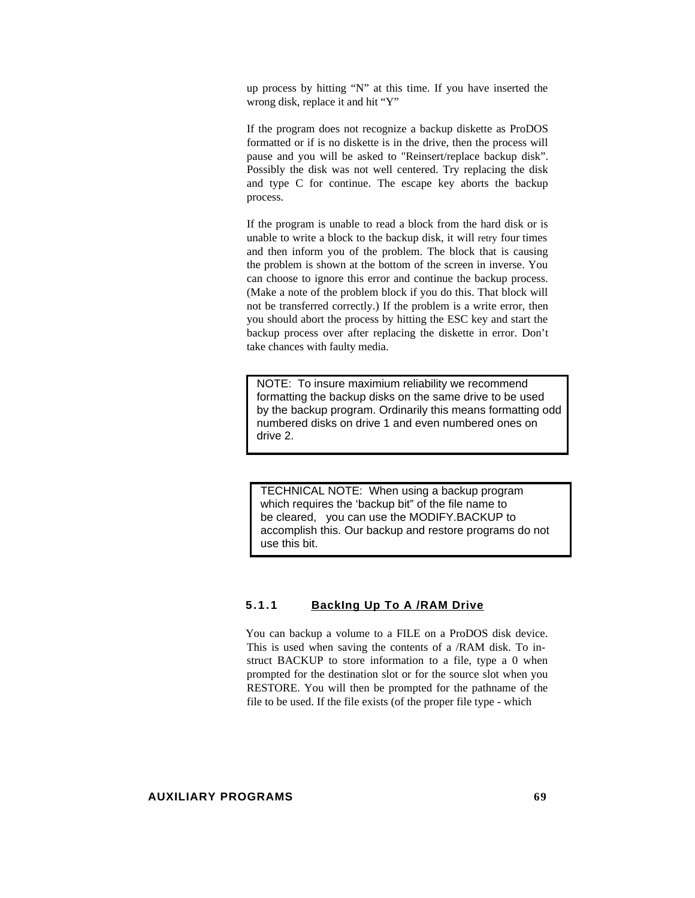up process by hitting “N” at this time. If you have inserted the wrong disk, replace it and hit “Y”

If the program does not recognize a backup diskette as ProDOS formatted or if is no diskette is in the drive, then the process will pause and you will be asked to "Reinsert/replace backup disk”. Possibly the disk was not well centered. Try replacing the disk and type C for continue. The escape key aborts the backup process.

If the program is unable to read a block from the hard disk or is unable to write a block to the backup disk, it will retry four times and then inform you of the problem. The block that is causing the problem is shown at the bottom of the screen in inverse. You can choose to ignore this error and continue the backup process. (Make a note of the problem block if you do this. That block will not be transferred correctly.) If the problem is a write error, then you should abort the process by hitting the ESC key and start the backup process over after replacing the diskette in error. Don’t take chances with faulty media.

> NOTE: To insure maximium reliability we recommend formatting the backup disks on the same drive to be used by the backup program. Ordinarily this means formatting odd numbered disks on drive 1 and even numbered ones on drive 2.

> TECHNICAL NOTE: When using a backup program which requires the ‘backup bit” of the file name to be cleared, you can use the MODIFY.BACKUP to accomplish this. Our backup and restore programs do not use this bit.

### 5.1.1 BackIng Up To A /RAM Drive

You can backup a volume to a FILE on a ProDOS disk device. This is used when saving the contents of a /RAM disk. To instruct BACKUP to store information to a file, type a 0 when prompted for the destination slot or for the source slot when you RESTORE. You will then be prompted for the pathname of the file to be used. If the file exists (of the proper file type - which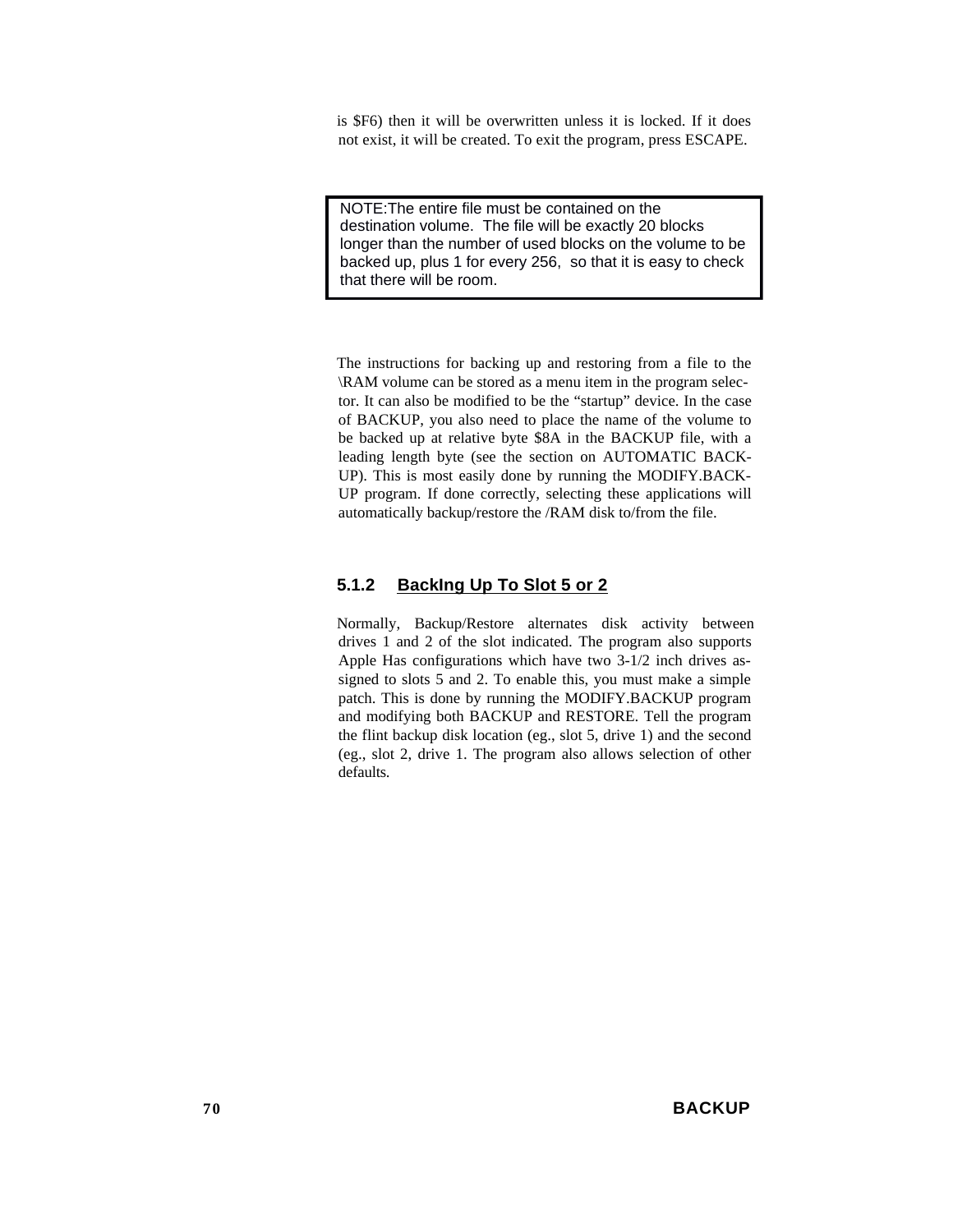is $F6) then it will be overwritten unless it is locked. If it does not exist, it will be created. To exit the program, press ESCAPE.

> NOTE:The entire file must be contained on the destination volume. The file will be exactly 20 blocks longer than the number of used blocks on the volume to be backed up, plus 1 for every 256, so that it is easy to check that there will be room.

The instructions for backing up and restoring from a file to the \RAM volume can be stored as a menu item in the program selector. It can also be modified to be the "startup" device. In the case of BACKUP, you also need to place the name of the volume to be backed up at relative byte $8A in the BACKUP file, with a leading length byte (see the section on AUTOMATIC BACKUP). This is most easily done by running the MODIFY.BACKUP program. If done correctly, selecting these applications will automatically backup/restore the /RAM disk to/from the file.

### 5.1.2 BackIng Up To Slot 5 or 2

Normally, Backup/Restore alternates disk activity between drives 1 and 2 of the slot indicated. The program also supports Apple Has configurations which have two 3-1/2 inch drives assigned to slots 5 and 2. To enable this, you must make a simple patch. This is done by running the MODIFY.BACKUP program and modifying both BACKUP and RESTORE. Tell the program the flint backup disk location (eg., slot 5, drive 1) and the second (eg., slot 2, drive 1. The program also allows selection of other defaults.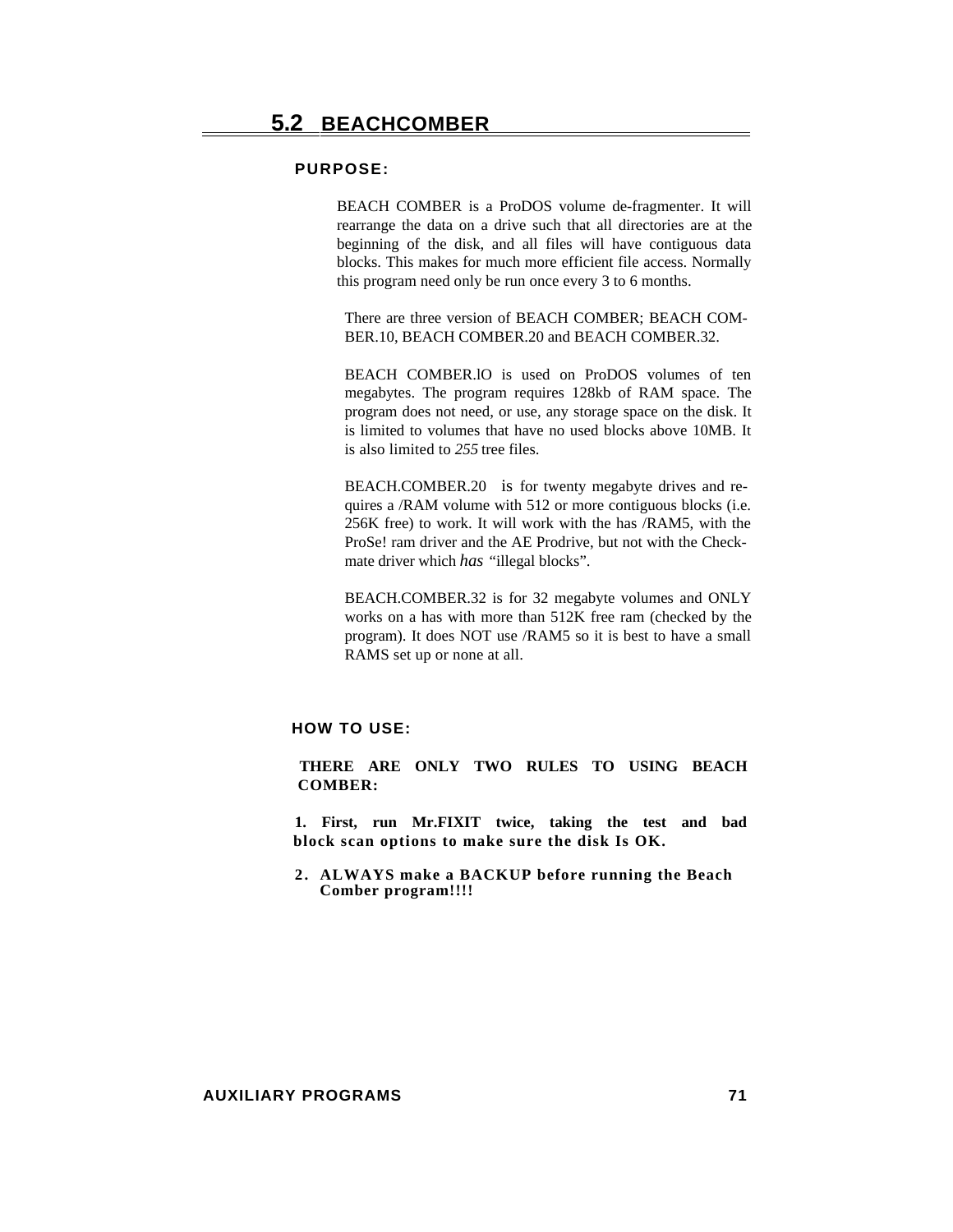## 5.2 BEACHCOMBER

### PURPOSE:

BEACH COMBER is a ProDOS volume de-fragmenter. It will rearrange the data on a drive such that all directories are at the beginning of the disk, and all files will have contiguous data blocks. This makes for much more efficient file access. Normally this program need only be run once every 3 to 6 months.

There are three version of BEACH COMBER; BEACH COMBER.10, BEACH COMBER.20 and BEACH COMBER.32.

BEACH COMBER.lO is used on ProDOS volumes of ten megabytes. The program requires 128kb of RAM space. The program does not need, or use, any storage space on the disk. It is limited to volumes that have no used blocks above 10MB. It is also limited to *255* tree files.

BEACH.COMBER.20 is for twenty megabyte drives and requires a /RAM volume with 512 or more contiguous blocks (i.e. 256K free) to work. It will work with the has /RAM5, with the ProSe! ram driver and the AE Prodrive, but not with the Checkmate driver which *has* "illegal blocks".

BEACH.COMBER.32 is for 32 megabyte volumes and ONLY works on a has with more than 512K free ram (checked by the program). It does NOT use /RAM5 so it is best to have a small RAMS set up or none at all.

### HOW TO USE:

**THERE ARE ONLY TWO RULES TO USING BEACH COMBER:**

**1. First, run Mr.FIXIT twice, taking the test and bad block scan options to make sure the disk Is OK.**

**2. ALWAYS make a BACKUP before running the Beach Comber program!!!!**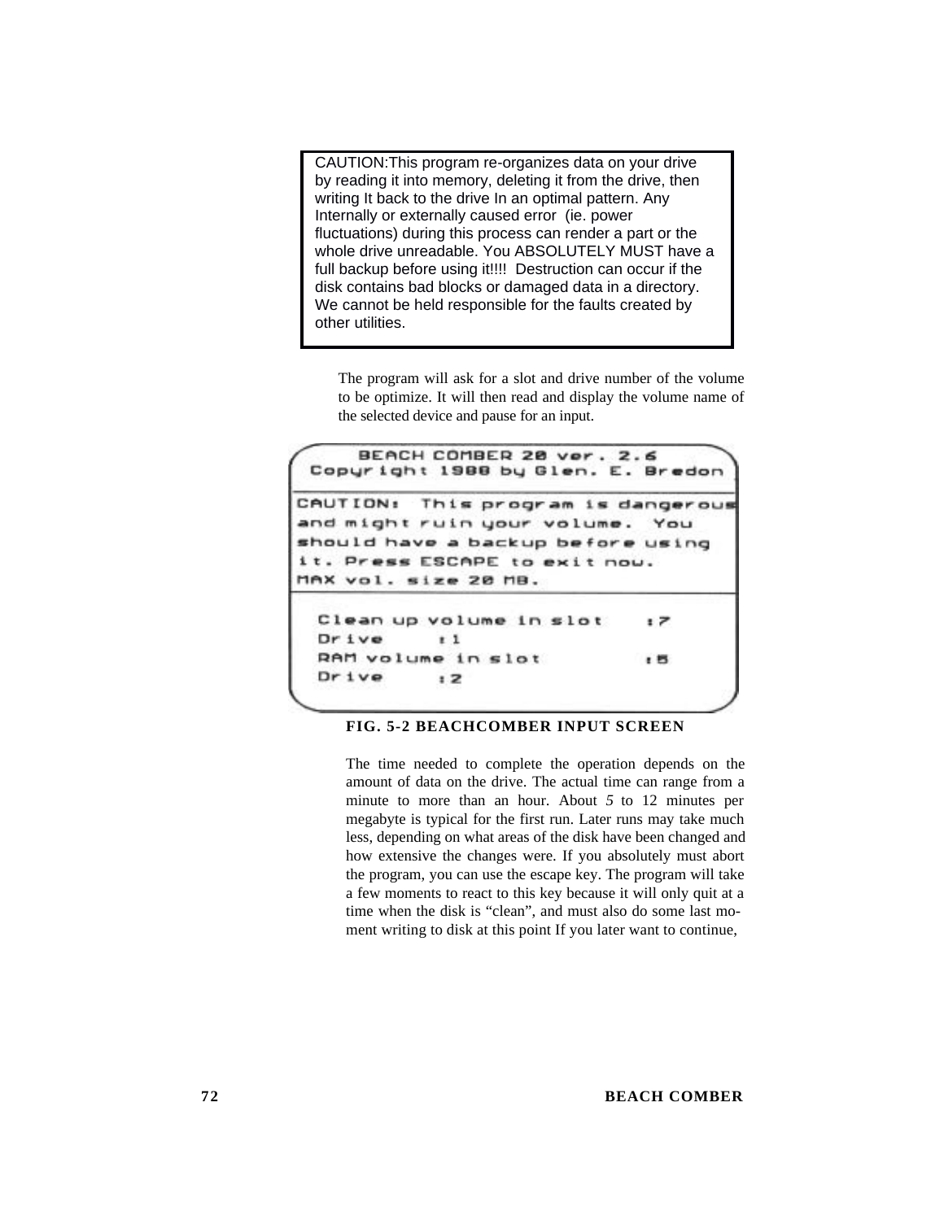> CAUTION:This program re-organizes data on your drive by reading it into memory, deleting it from the drive, then writing It back to the drive In an optimal pattern. Any Internally or externally caused error (ie. power fluctuations) during this process can render a part or the whole drive unreadable. You ABSOLUTELY MUST have a full backup before using it!!!! Destruction can occur if the disk contains bad blocks or damaged data in a directory. We cannot be held responsible for the faults created by other utilities.

The program will ask for a slot and drive number of the volume to be optimize. It will then read and display the volume name of the selected device and pause for an input.

```
      BEACH COMBER 20 ver. 2.6
 Copyright 1988 by Glen. E. Bredon

CAUTION:  This program is dangerous
and might ruin your volume.  You
should have a backup before using
it. Press ESCAPE to exit now.
MAX vol. size 20 MB.

  Clean up volume in slot     :7
  Drive      :1
  RAM volume in slot          :5
  Drive      :2
```

**FIG. 5-2 BEACHCOMBER INPUT SCREEN**

The time needed to complete the operation depends on the amount of data on the drive. The actual time can range from a minute to more than an hour. About *5* to 12 minutes per megabyte is typical for the first run. Later runs may take much less, depending on what areas of the disk have been changed and how extensive the changes were. If you absolutely must abort the program, you can use the escape key. The program will take a few moments to react to this key because it will only quit at a time when the disk is "clean", and must also do some last moment writing to disk at this point If you later want to continue,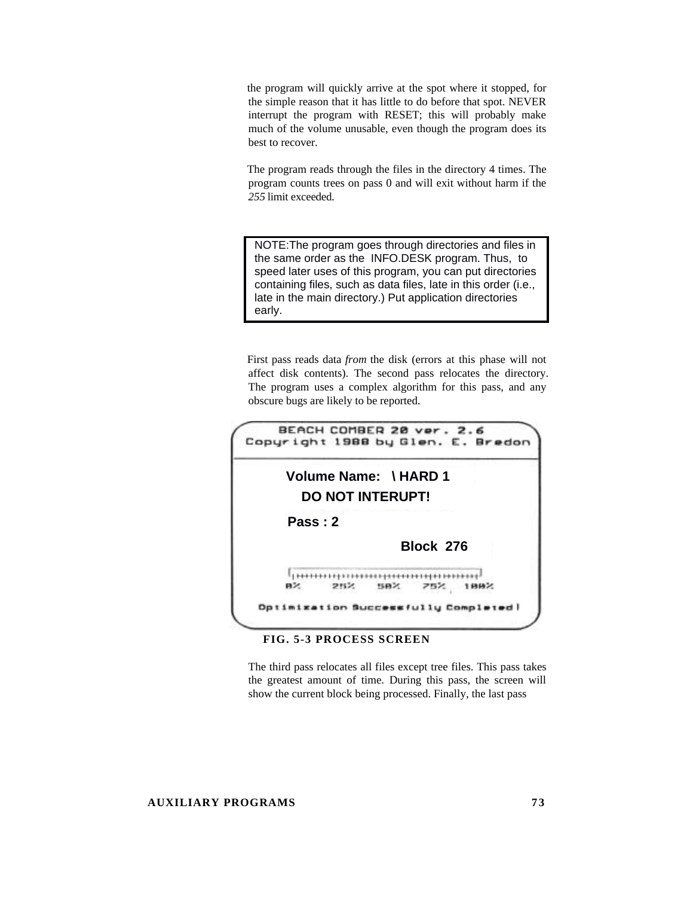the program will quickly arrive at the spot where it stopped, for the simple reason that it has little to do before that spot. NEVER interrupt the program with RESET; this will probably make much of the volume unusable, even though the program does its best to recover.

The program reads through the files in the directory 4 times. The program counts trees on pass 0 and will exit without harm if the *255* limit exceeded.

> NOTE:The program goes through directories and files in the same order as the INFO.DESK program. Thus, to speed later uses of this program, you can put directories containing files, such as data files, late in this order (i.e., late in the main directory.) Put application directories early.

First pass reads data *from* the disk (errors at this phase will not affect disk contents). The second pass relocates the directory. The program uses a complex algorithm for this pass, and any obscure bugs are likely to be reported.

```
BEACH COMBER 20 ver. 2.6
Copyright 1988 by Glen. E. Bredon

Volume Name:   \ HARD 1
DO NOT INTERUPT!
Pass : 2
                    Block  276

0%    25%    50%    75%    100%

Optimization Successfully Completed!
```

**FIG. 5-3 PROCESS SCREEN**

The third pass relocates all files except tree files. This pass takes the greatest amount of time. During this pass, the screen will show the current block being processed. Finally, the last pass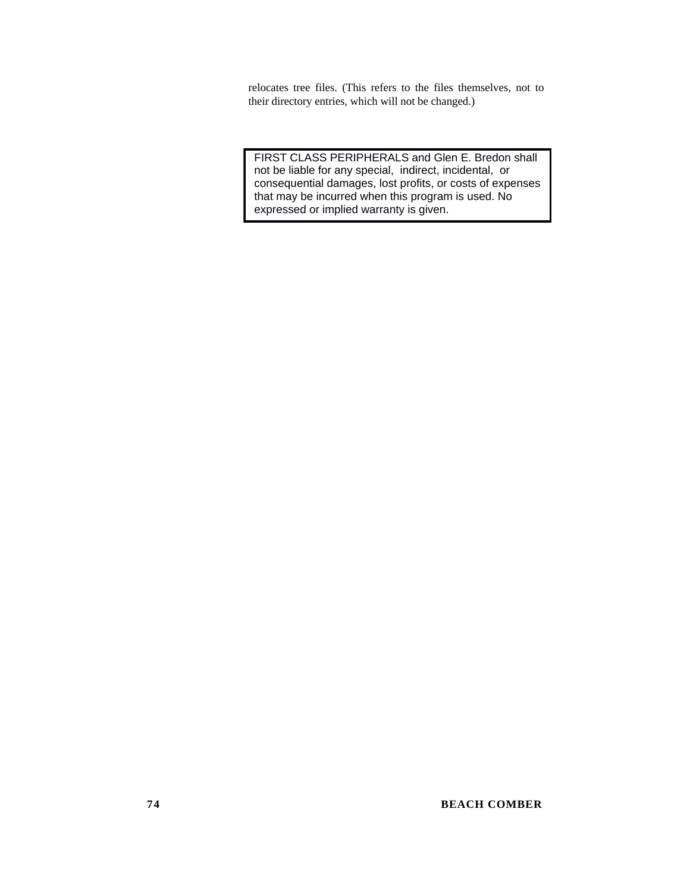relocates tree files. (This refers to the files themselves, not to their directory entries, which will not be changed.)

> FIRST CLASS PERIPHERALS and Glen E. Bredon shall not be liable for any special, indirect, incidental, or consequential damages, lost profits, or costs of expenses that may be incurred when this program is used. No expressed or implied warranty is given.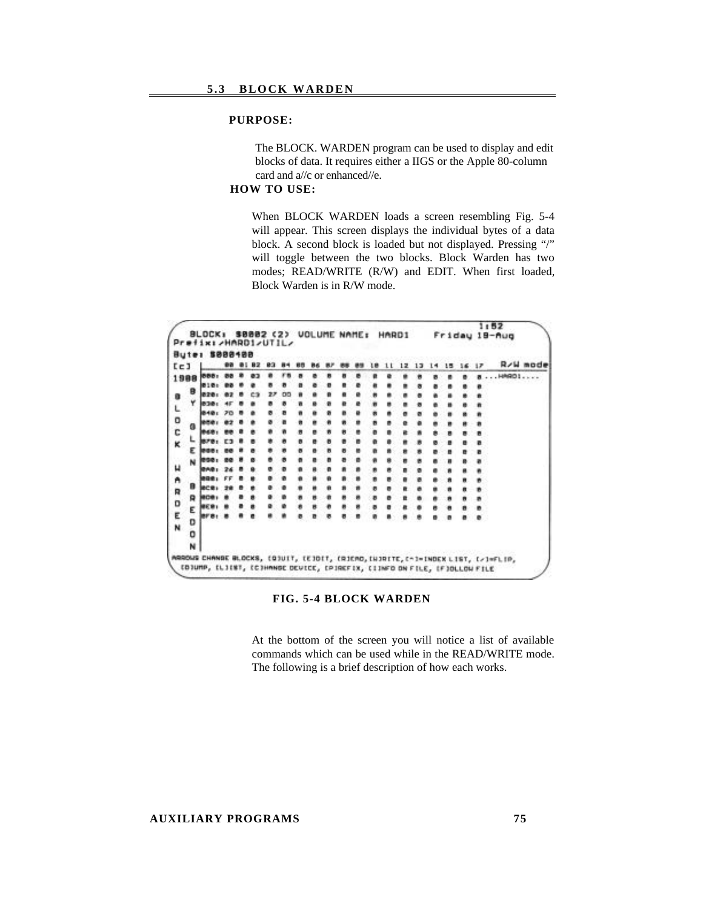## 5.3 BLOCK WARDEN

**PURPOSE:**

The BLOCK. WARDEN program can be used to display and edit blocks of data. It requires either a IIGS or the Apple 80-column card and a//c or enhanced//e.

**HOW TO USE:**

When BLOCK WARDEN loads a screen resembling Fig. 5-4 will appear. This screen displays the individual bytes of a data block. A second block is loaded but not displayed. Pressing "/" will toggle between the two blocks. Block Warden has two modes; READ/WRITE (R/W) and EDIT. When first loaded, Block Warden is in R/W mode.

**FIG. 5-4 BLOCK WARDEN**

At the bottom of the screen you will notice a list of available commands which can be used while in the READ/WRITE mode. The following is a brief description of how each works.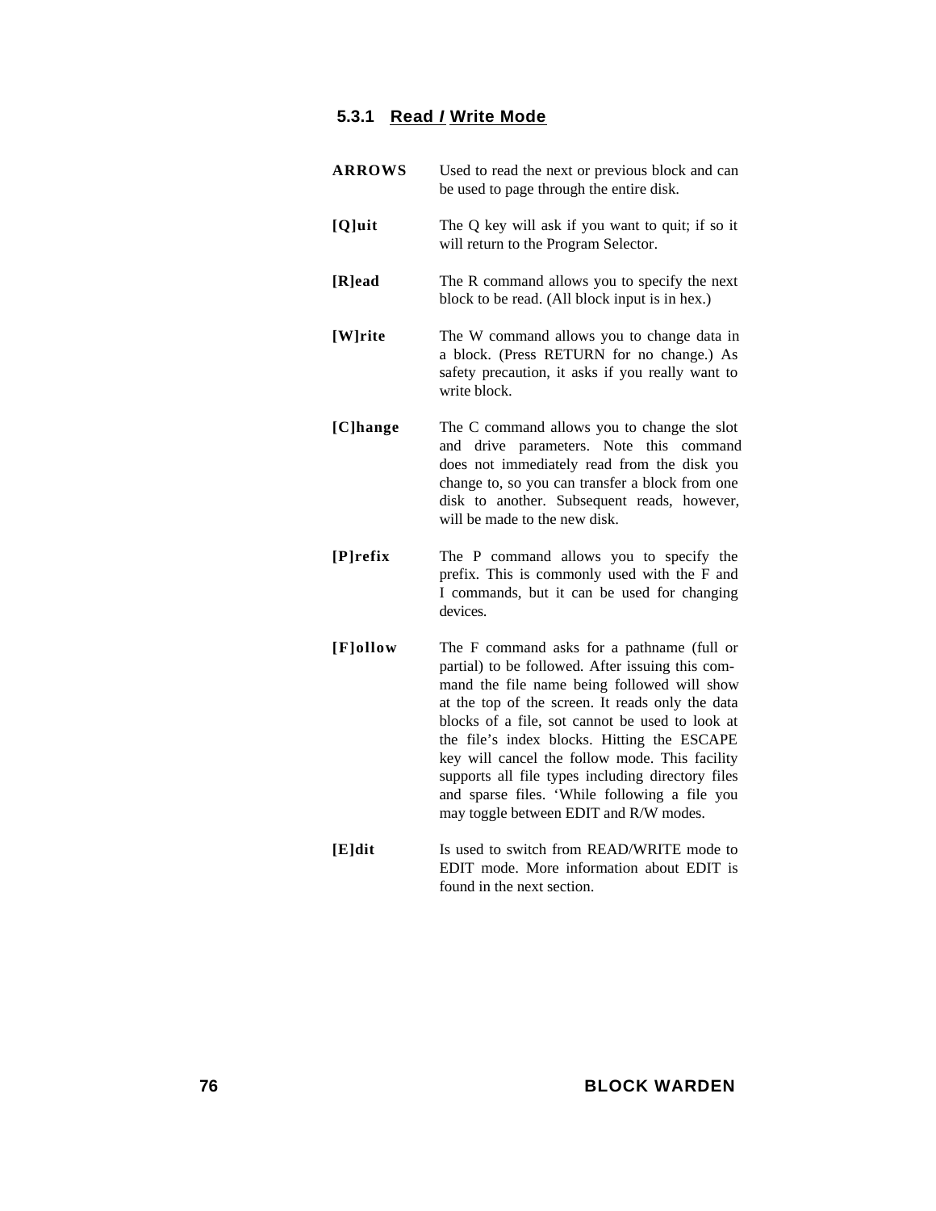### 5.3.1 Read / Write Mode

**ARROWS** Used to read the next or previous block and can be used to page through the entire disk.

**[Q]uit** The Q key will ask if you want to quit; if so it will return to the Program Selector.

**[R]ead** The R command allows you to specify the next block to be read. (All block input is in hex.)

**[W]rite** The W command allows you to change data in a block. (Press RETURN for no change.) As safety precaution, it asks if you really want to write block.

**[C]hange** The C command allows you to change the slot and drive parameters. Note this command does not immediately read from the disk you change to, so you can transfer a block from one disk to another. Subsequent reads, however, will be made to the new disk.

**[P]refix** The P command allows you to specify the prefix. This is commonly used with the F and I commands, but it can be used for changing devices.

**[F]ollow** The F command asks for a pathname (full or partial) to be followed. After issuing this command the file name being followed will show at the top of the screen. It reads only the data blocks of a file, sot cannot be used to look at the file's index blocks. Hitting the ESCAPE key will cancel the follow mode. This facility supports all file types including directory files and sparse files. 'While following a file you may toggle between EDIT and R/W modes.

**[E]dit** Is used to switch from READ/WRITE mode to EDIT mode. More information about EDIT is found in the next section.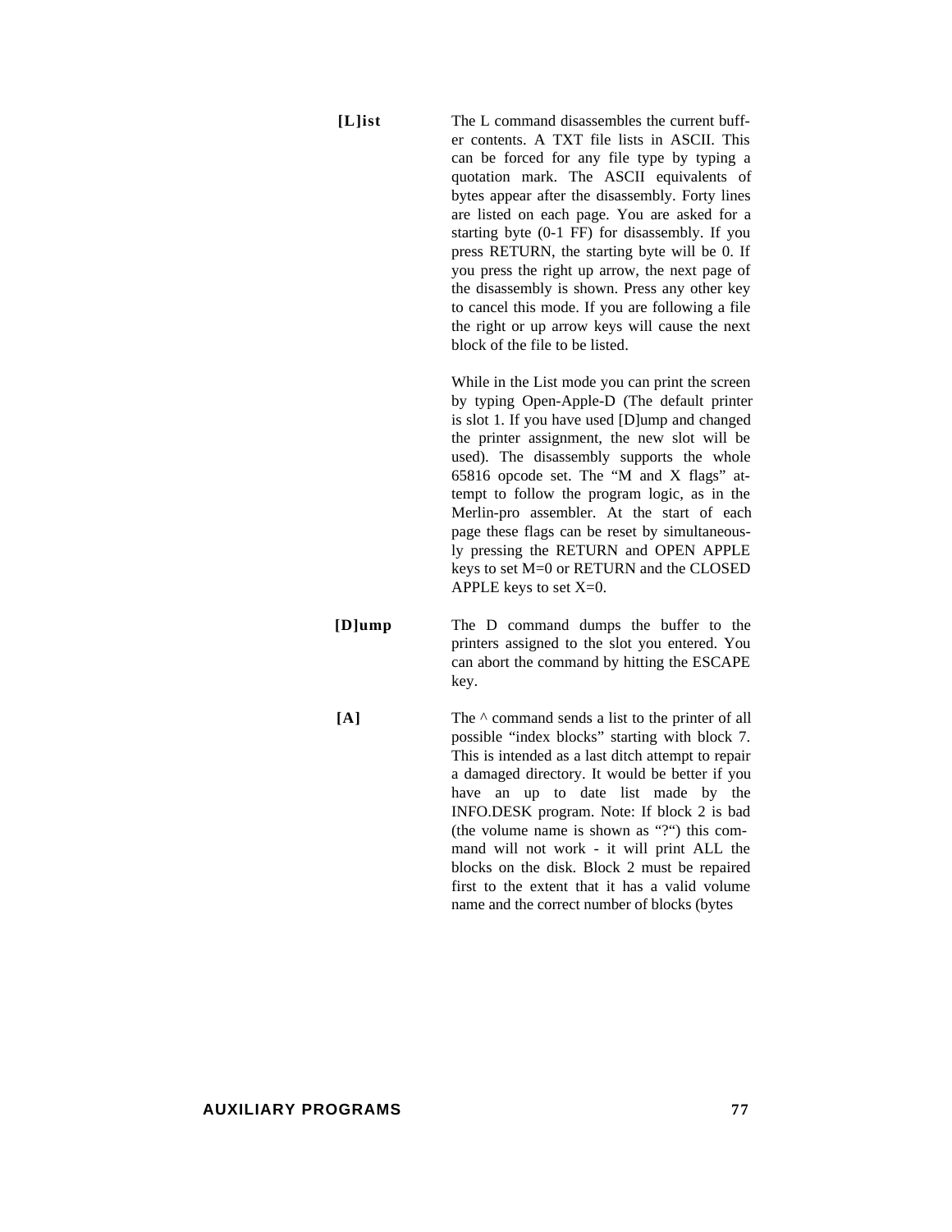**[L]ist** The L command disassembles the current buffer contents. A TXT file lists in ASCII. This can be forced for any file type by typing a quotation mark. The ASCII equivalents of bytes appear after the disassembly. Forty lines are listed on each page. You are asked for a starting byte (0-1 FF) for disassembly. If you press RETURN, the starting byte will be 0. If you press the right up arrow, the next page of the disassembly is shown. Press any other key to cancel this mode. If you are following a file the right or up arrow keys will cause the next block of the file to be listed.

While in the List mode you can print the screen by typing Open-Apple-D (The default printer is slot 1. If you have used [D]ump and changed the printer assignment, the new slot will be used). The disassembly supports the whole 65816 opcode set. The “M and X flags” attempt to follow the program logic, as in the Merlin-pro assembler. At the start of each page these flags can be reset by simultaneously pressing the RETURN and OPEN APPLE keys to set M=0 or RETURN and the CLOSED APPLE keys to set X=0.

**[D]ump** The D command dumps the buffer to the printers assigned to the slot you entered. You can abort the command by hitting the ESCAPE key.

**[A]** The ^ command sends a list to the printer of all possible “index blocks” starting with block 7. This is intended as a last ditch attempt to repair a damaged directory. It would be better if you have an up to date list made by the INFO.DESK program. Note: If block 2 is bad (the volume name is shown as “?“) this command will not work - it will print ALL the blocks on the disk. Block 2 must be repaired first to the extent that it has a valid volume name and the correct number of blocks (bytes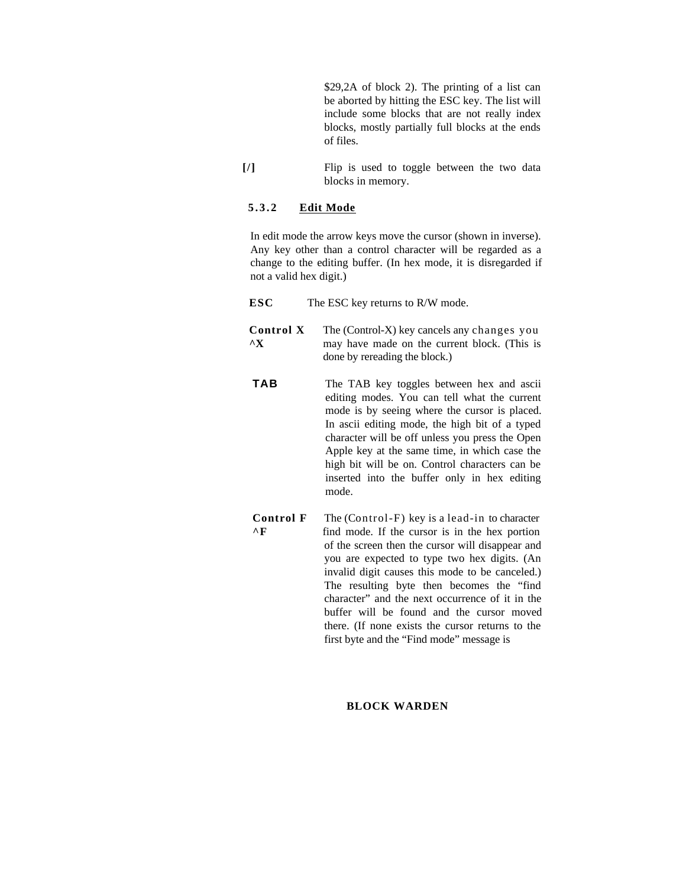$29,2A of block 2). The printing of a list can be aborted by hitting the ESC key. The list will include some blocks that are not really index blocks, mostly partially full blocks at the ends of files.

**[/]** Flip is used to toggle between the two data blocks in memory.

### 5.3.2 Edit Mode

In edit mode the arrow keys move the cursor (shown in inverse). Any key other than a control character will be regarded as a change to the editing buffer. (In hex mode, it is disregarded if not a valid hex digit.)

**ESC** The ESC key returns to R/W mode.

**Control X**
**^X** The (Control-X) key cancels any changes you may have made on the current block. (This is done by rereading the block.)

**TAB** The TAB key toggles between hex and ascii editing modes. You can tell what the current mode is by seeing where the cursor is placed. In ascii editing mode, the high bit of a typed character will be off unless you press the Open Apple key at the same time, in which case the high bit will be on. Control characters can be inserted into the buffer only in hex editing mode.

**Control F**
**^F** The (Control-F) key is a lead-in to character find mode. If the cursor is in the hex portion of the screen then the cursor will disappear and you are expected to type two hex digits. (An invalid digit causes this mode to be canceled.) The resulting byte then becomes the "find character" and the next occurrence of it in the buffer will be found and the cursor moved there. (If none exists the cursor returns to the first byte and the "Find mode" message is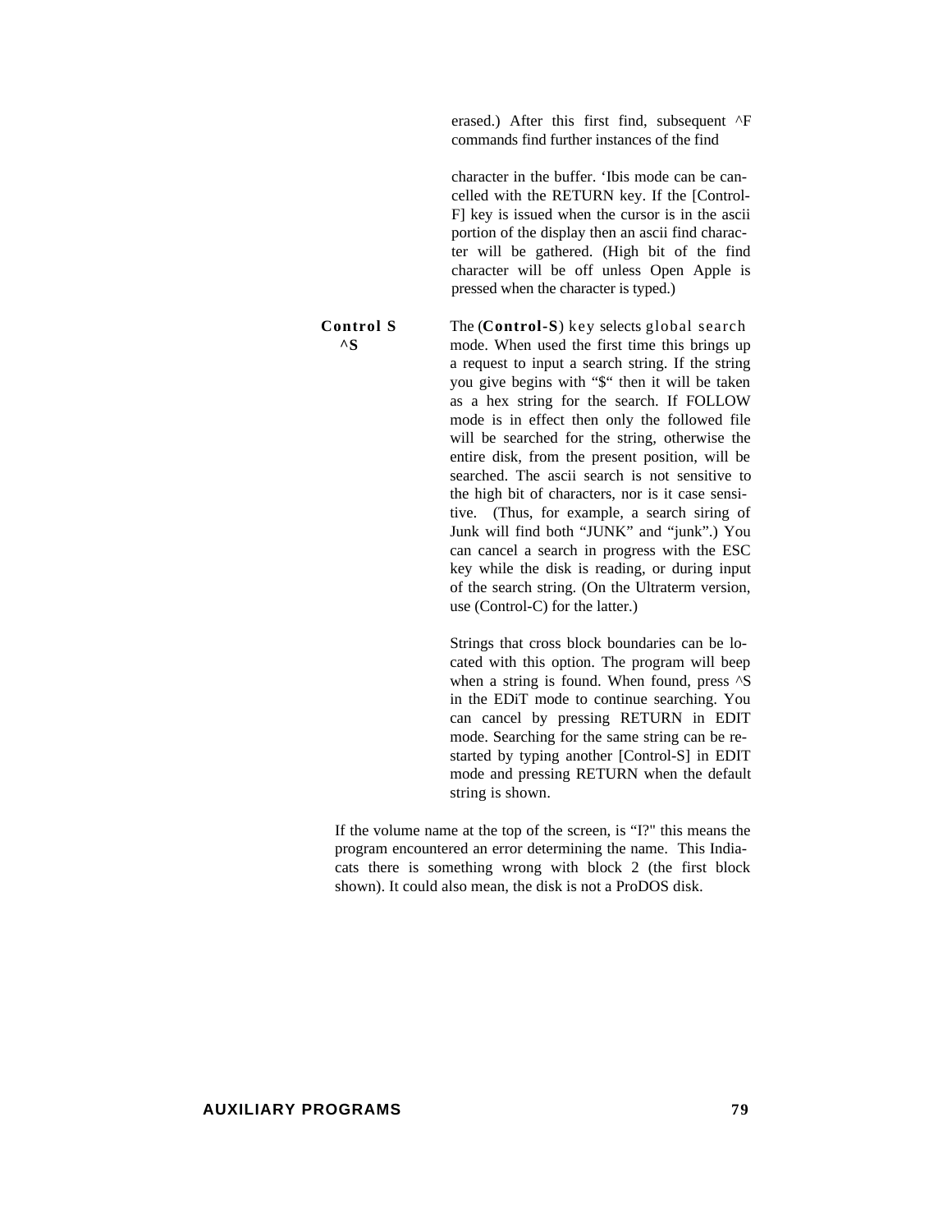erased.) After this first find, subsequent ^F commands find further instances of the find

character in the buffer. 'Ibis mode can be cancelled with the RETURN key. If the [Control-F] key is issued when the cursor is in the ascii portion of the display then an ascii find character will be gathered. (High bit of the find character will be off unless Open Apple is pressed when the character is typed.)

**Control S**
**^S**

The (**Control-S**) key selects global search mode. When used the first time this brings up a request to input a search string. If the string you give begins with "$" then it will be taken as a hex string for the search. If FOLLOW mode is in effect then only the followed file will be searched for the string, otherwise the entire disk, from the present position, will be searched. The ascii search is not sensitive to the high bit of characters, nor is it case sensitive. (Thus, for example, a search siring of Junk will find both "JUNK" and "junk".) You can cancel a search in progress with the ESC key while the disk is reading, or during input of the search string. (On the Ultraterm version, use (Control-C) for the latter.)

Strings that cross block boundaries can be located with this option. The program will beep when a string is found. When found, press ^S in the EDiT mode to continue searching. You can cancel by pressing RETURN in EDIT mode. Searching for the same string can be restarted by typing another [Control-S] in EDIT mode and pressing RETURN when the default string is shown.

If the volume name at the top of the screen, is "I?" this means the program encountered an error determining the name. This Indiacats there is something wrong with block 2 (the first block shown). It could also mean, the disk is not a ProDOS disk.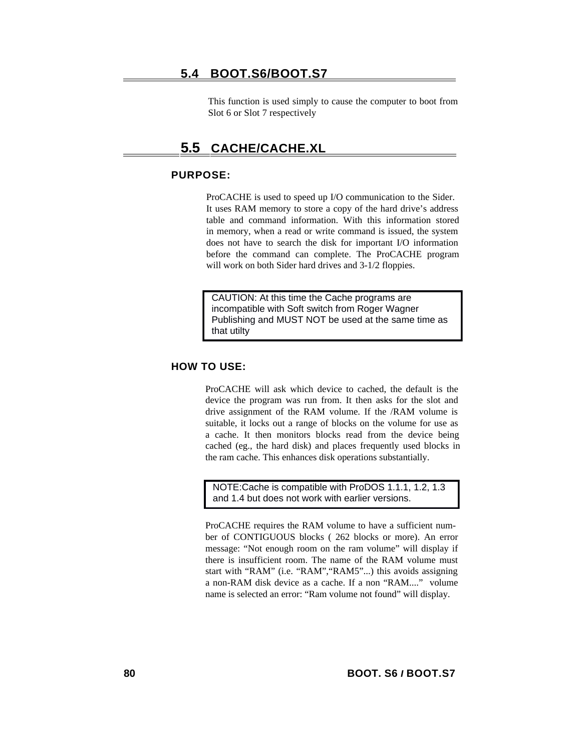## 5.4 BOOT.S6/BOOT.S7

This function is used simply to cause the computer to boot from Slot 6 or Slot 7 respectively

## 5.5 CACHE/CACHE.XL

### PURPOSE:

ProCACHE is used to speed up I/O communication to the Sider. It uses RAM memory to store a copy of the hard drive's address table and command information. With this information stored in memory, when a read or write command is issued, the system does not have to search the disk for important I/O information before the command can complete. The ProCACHE program will work on both Sider hard drives and 3-1/2 floppies.

> CAUTION: At this time the Cache programs are incompatible with Soft switch from Roger Wagner Publishing and MUST NOT be used at the same time as that utilty

### HOW TO USE:

ProCACHE will ask which device to cached, the default is the device the program was run from. It then asks for the slot and drive assignment of the RAM volume. If the /RAM volume is suitable, it locks out a range of blocks on the volume for use as a cache. It then monitors blocks read from the device being cached (eg., the hard disk) and places frequently used blocks in the ram cache. This enhances disk operations substantially.

> NOTE:Cache is compatible with ProDOS 1.1.1, 1.2, 1.3 and 1.4 but does not work with earlier versions.

ProCACHE requires the RAM volume to have a sufficient number of CONTIGUOUS blocks ( 262 blocks or more). An error message: "Not enough room on the ram volume" will display if there is insufficient room. The name of the RAM volume must start with "RAM" (i.e. "RAM","RAM5"...) this avoids assigning a non-RAM disk device as a cache. If a non "RAM...." volume name is selected an error: "Ram volume not found" will display.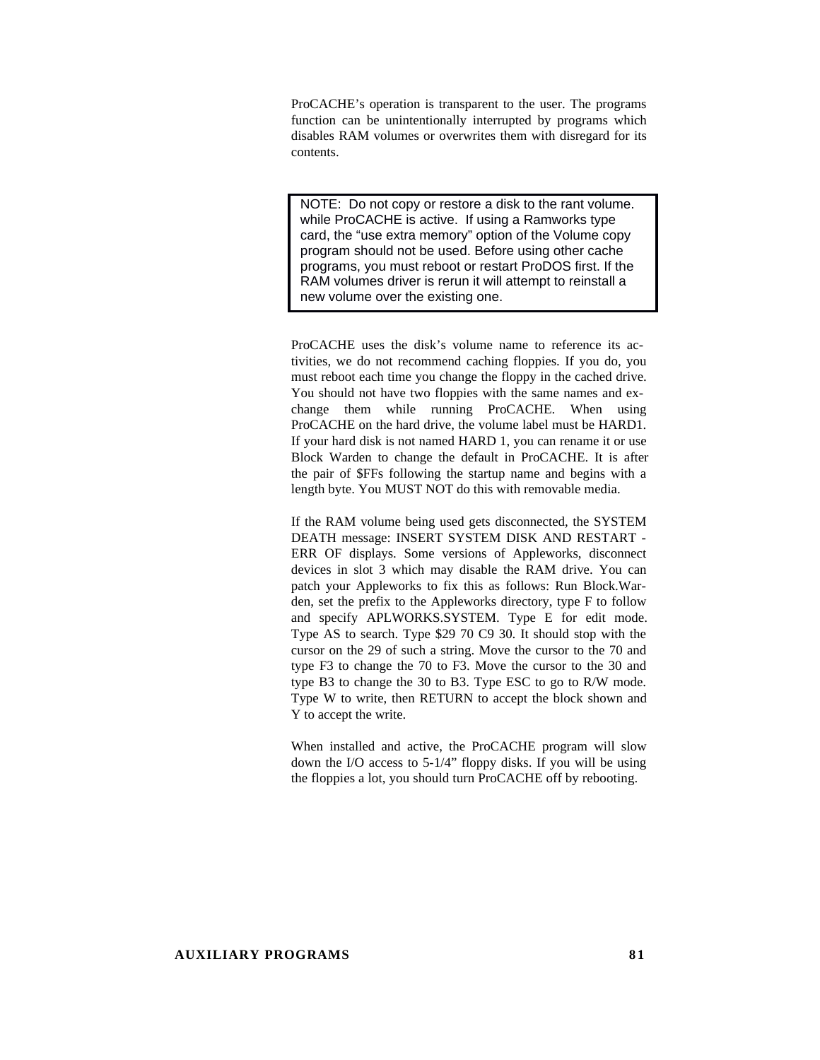ProCACHE's operation is transparent to the user. The programs function can be unintentionally interrupted by programs which disables RAM volumes or overwrites them with disregard for its contents.

> NOTE: Do not copy or restore a disk to the rant volume. while ProCACHE is active. If using a Ramworks type card, the "use extra memory" option of the Volume copy program should not be used. Before using other cache programs, you must reboot or restart ProDOS first. If the RAM volumes driver is rerun it will attempt to reinstall a new volume over the existing one.

ProCACHE uses the disk's volume name to reference its activities, we do not recommend caching floppies. If you do, you must reboot each time you change the floppy in the cached drive. You should not have two floppies with the same names and exchange them while running ProCACHE. When using ProCACHE on the hard drive, the volume label must be HARD1. If your hard disk is not named HARD 1, you can rename it or use Block Warden to change the default in ProCACHE. It is after the pair of $FFs following the startup name and begins with a length byte. You MUST NOT do this with removable media.

If the RAM volume being used gets disconnected, the SYSTEM DEATH message: INSERT SYSTEM DISK AND RESTART - ERR OF displays. Some versions of Appleworks, disconnect devices in slot 3 which may disable the RAM drive. You can patch your Appleworks to fix this as follows: Run Block.Warden, set the prefix to the Appleworks directory, type F to follow and specify APLWORKS.SYSTEM. Type E for edit mode. Type AS to search. Type $29 70 C9 30. It should stop with the cursor on the 29 of such a string. Move the cursor to the 70 and type F3 to change the 70 to F3. Move the cursor to the 30 and type B3 to change the 30 to B3. Type ESC to go to R/W mode. Type W to write, then RETURN to accept the block shown and Y to accept the write.

When installed and active, the ProCACHE program will slow down the I/O access to 5-1/4" floppy disks. If you will be using the floppies a lot, you should turn ProCACHE off by rebooting.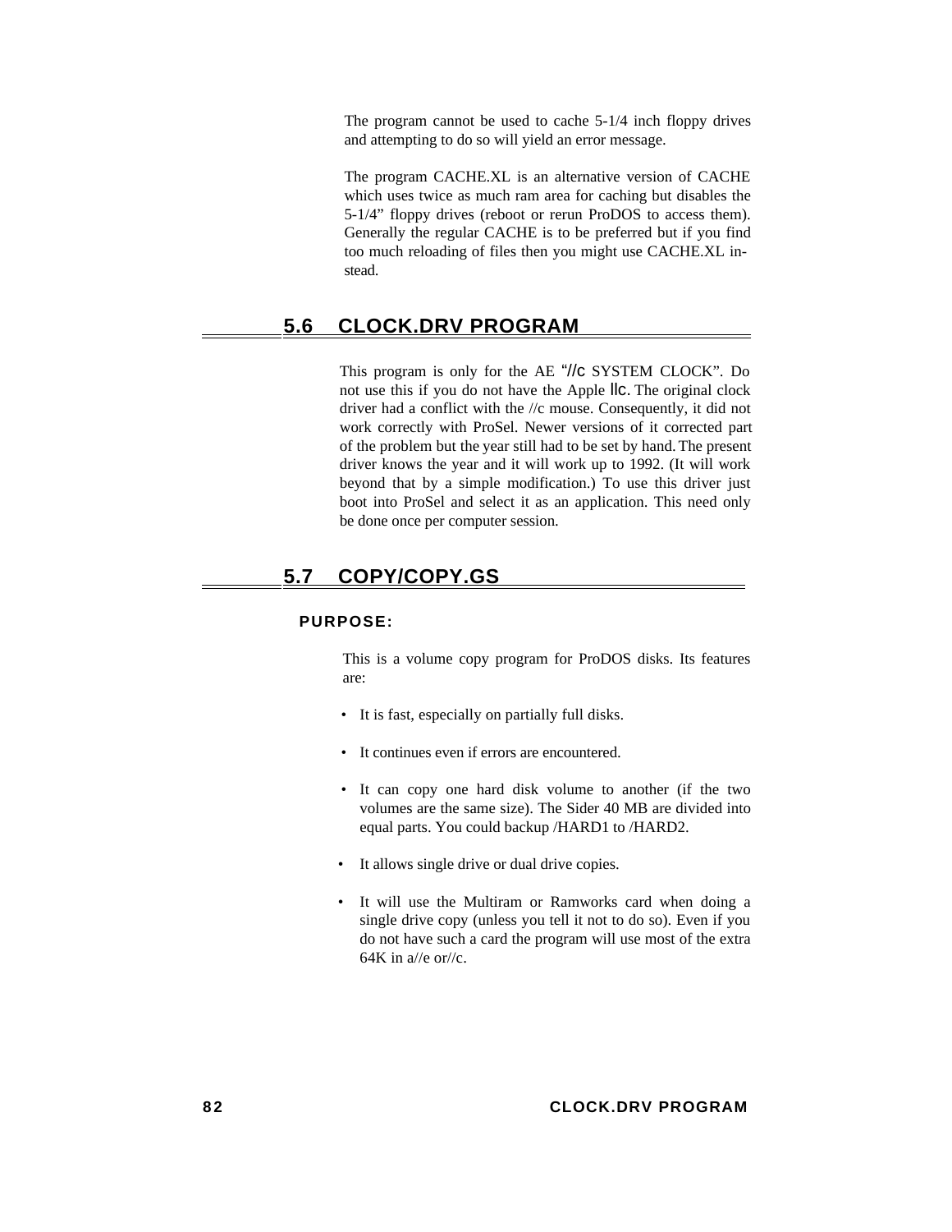The program cannot be used to cache 5-1/4 inch floppy drives and attempting to do so will yield an error message.

The program CACHE.XL is an alternative version of CACHE which uses twice as much ram area for caching but disables the 5-1/4" floppy drives (reboot or rerun ProDOS to access them). Generally the regular CACHE is to be preferred but if you find too much reloading of files then you might use CACHE.XL in-stead.

## 5.6 CLOCK.DRV PROGRAM

This program is only for the AE "//c SYSTEM CLOCK". Do not use this if you do not have the Apple IIc. The original clock driver had a conflict with the //c mouse. Consequently, it did not work correctly with ProSel. Newer versions of it corrected part of the problem but the year still had to be set by hand. The present driver knows the year and it will work up to 1992. (It will work beyond that by a simple modification.) To use this driver just boot into ProSel and select it as an application. This need only be done once per computer session.

## 5.7 COPY/COPY.GS

### PURPOSE:

This is a volume copy program for ProDOS disks. Its features are:

- It is fast, especially on partially full disks.
- It continues even if errors are encountered.
- It can copy one hard disk volume to another (if the two volumes are the same size). The Sider 40 MB are divided into equal parts. You could backup /HARD1 to /HARD2.
- It allows single drive or dual drive copies.
- It will use the Multiram or Ramworks card when doing a single drive copy (unless you tell it not to do so). Even if you do not have such a card the program will use most of the extra 64K in a//e or//c.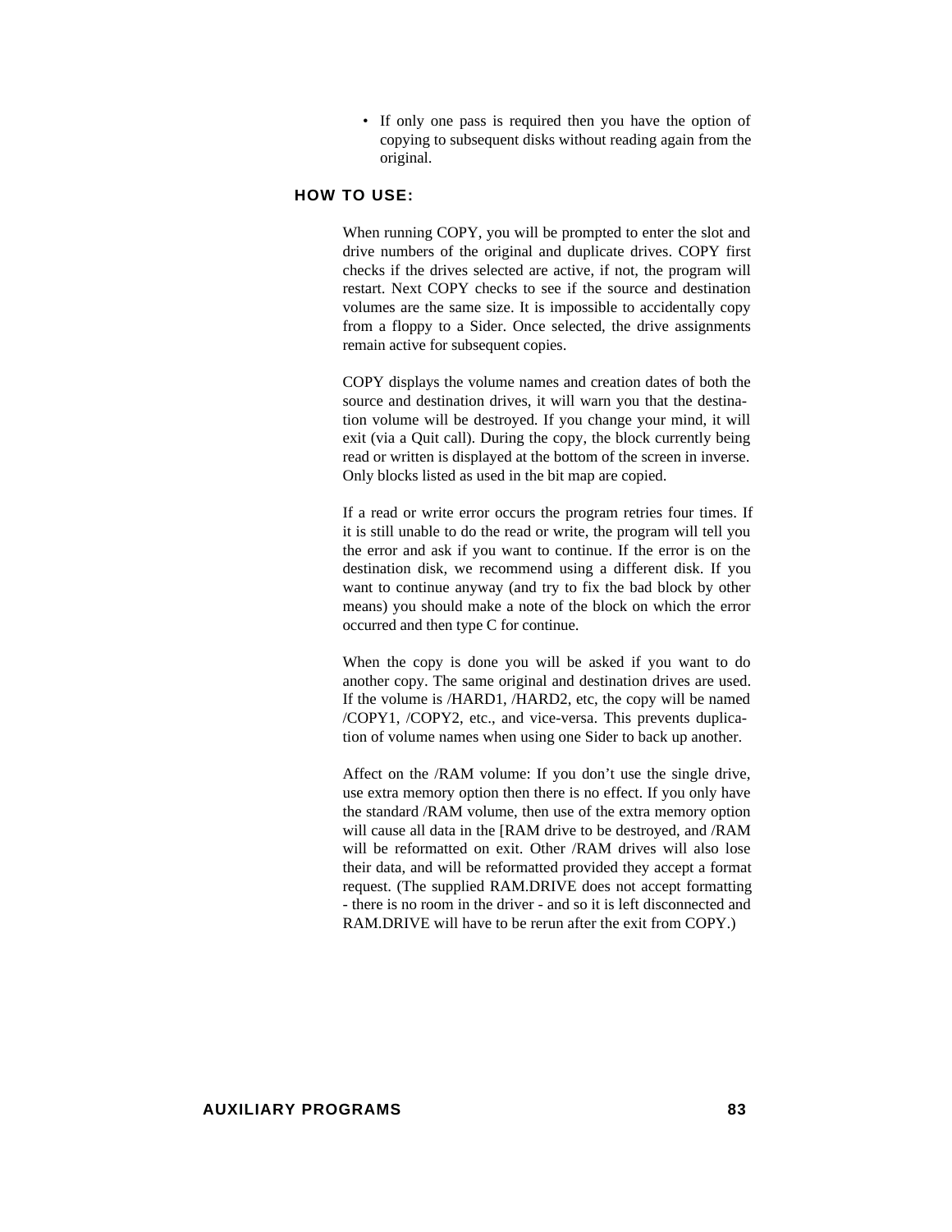- If only one pass is required then you have the option of copying to subsequent disks without reading again from the original.

### HOW TO USE:

When running COPY, you will be prompted to enter the slot and drive numbers of the original and duplicate drives. COPY first checks if the drives selected are active, if not, the program will restart. Next COPY checks to see if the source and destination volumes are the same size. It is impossible to accidentally copy from a floppy to a Sider. Once selected, the drive assignments remain active for subsequent copies.

COPY displays the volume names and creation dates of both the source and destination drives, it will warn you that the destination volume will be destroyed. If you change your mind, it will exit (via a Quit call). During the copy, the block currently being read or written is displayed at the bottom of the screen in inverse. Only blocks listed as used in the bit map are copied.

If a read or write error occurs the program retries four times. If it is still unable to do the read or write, the program will tell you the error and ask if you want to continue. If the error is on the destination disk, we recommend using a different disk. If you want to continue anyway (and try to fix the bad block by other means) you should make a note of the block on which the error occurred and then type C for continue.

When the copy is done you will be asked if you want to do another copy. The same original and destination drives are used. If the volume is /HARD1, /HARD2, etc, the copy will be named /COPY1, /COPY2, etc., and vice-versa. This prevents duplication of volume names when using one Sider to back up another.

Affect on the /RAM volume: If you don't use the single drive, use extra memory option then there is no effect. If you only have the standard /RAM volume, then use of the extra memory option will cause all data in the [RAM drive to be destroyed, and /RAM will be reformatted on exit. Other /RAM drives will also lose their data, and will be reformatted provided they accept a format request. (The supplied RAM.DRIVE does not accept formatting - there is no room in the driver - and so it is left disconnected and RAM.DRIVE will have to be rerun after the exit from COPY.)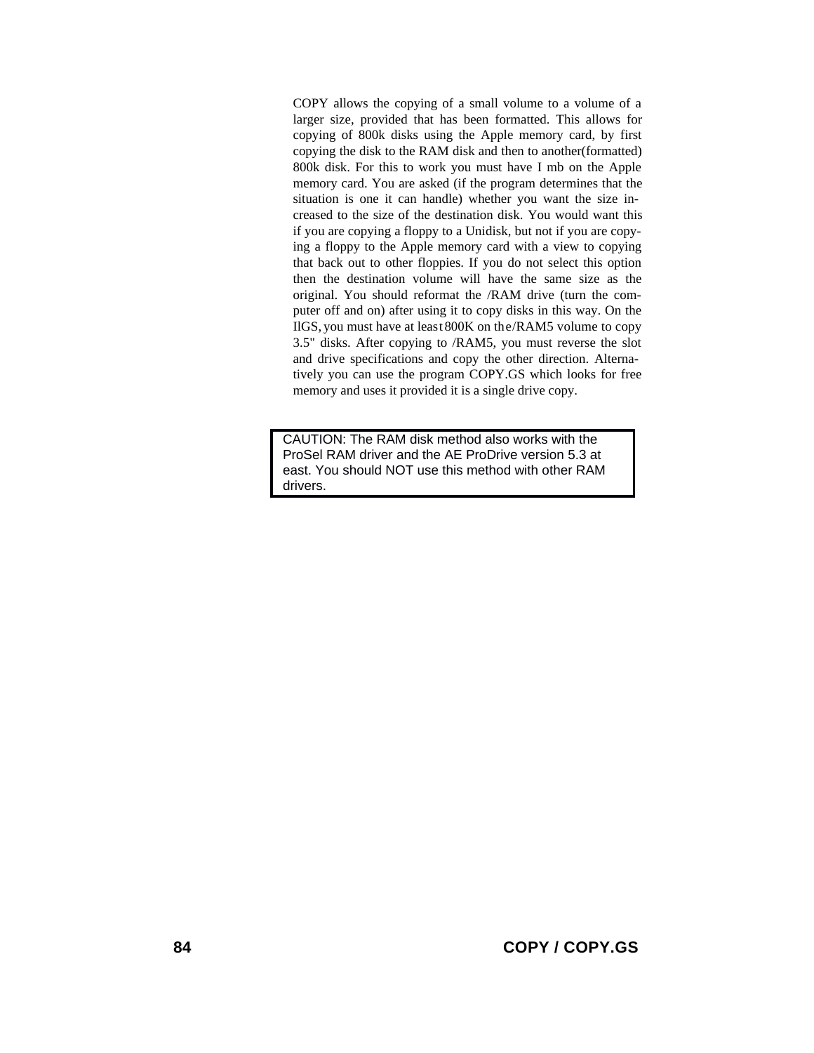COPY allows the copying of a small volume to a volume of a larger size, provided that has been formatted. This allows for copying of 800k disks using the Apple memory card, by first copying the disk to the RAM disk and then to another(formatted) 800k disk. For this to work you must have I mb on the Apple memory card. You are asked (if the program determines that the situation is one it can handle) whether you want the size increased to the size of the destination disk. You would want this if you are copying a floppy to a Unidisk, but not if you are copying a floppy to the Apple memory card with a view to copying that back out to other floppies. If you do not select this option then the destination volume will have the same size as the original. You should reformat the /RAM drive (turn the computer off and on) after using it to copy disks in this way. On the IlGS, you must have at least 800K on the/RAM5 volume to copy 3.5" disks. After copying to /RAM5, you must reverse the slot and drive specifications and copy the other direction. Alternatively you can use the program COPY.GS which looks for free memory and uses it provided it is a single drive copy.

> CAUTION: The RAM disk method also works with the ProSel RAM driver and the AE ProDrive version 5.3 at east. You should NOT use this method with other RAM drivers.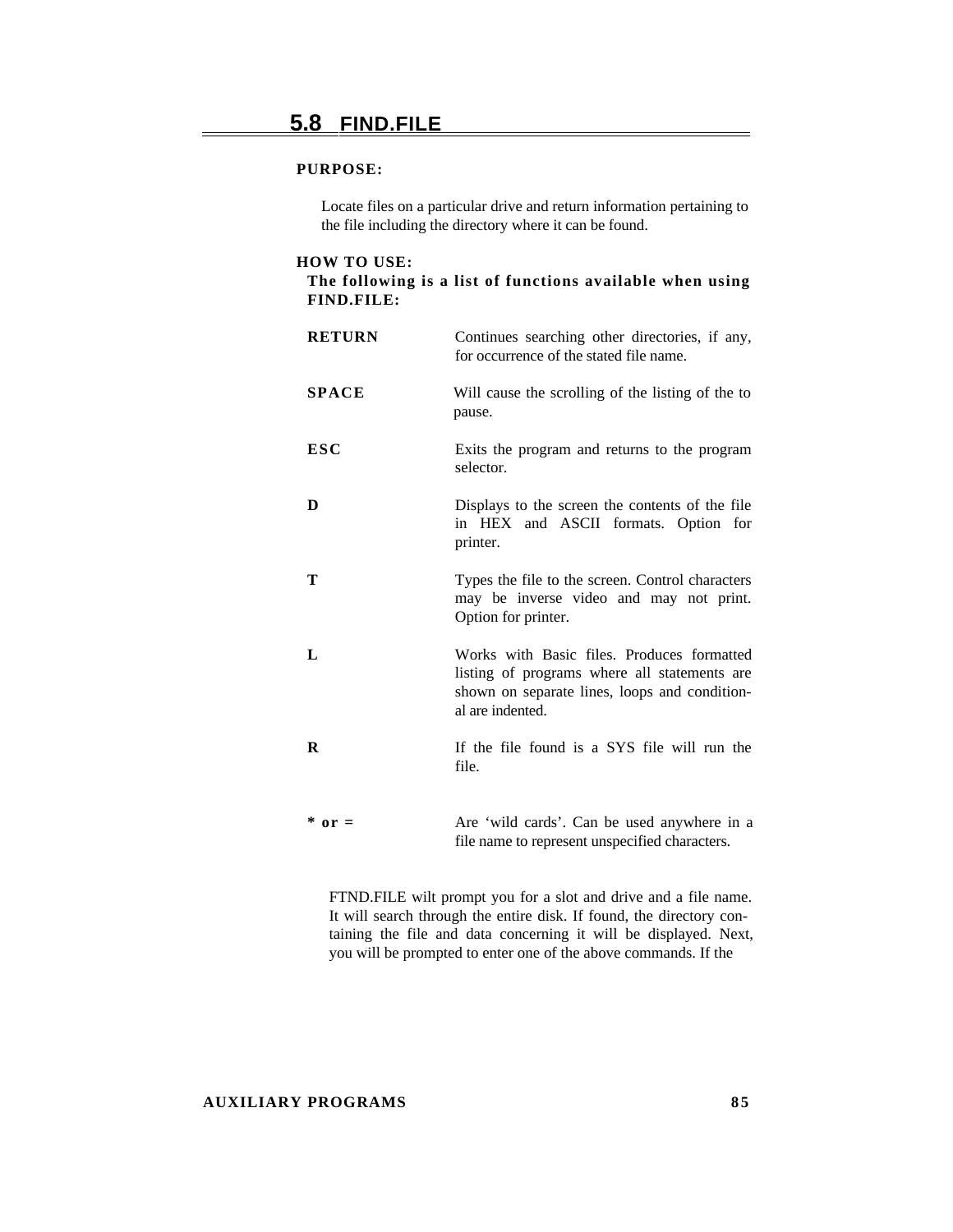## 5.8 FIND.FILE

**PURPOSE:**

Locate files on a particular drive and return information pertaining to the file including the directory where it can be found.

**HOW TO USE:**

**The following is a list of functions available when using FIND.FILE:**

| | |
|---|---|
| **RETURN** | Continues searching other directories, if any, for occurrence of the stated file name. |
| **SPACE** | Will cause the scrolling of the listing of the to pause. |
| **ESC** | Exits the program and returns to the program selector. |
| **D** | Displays to the screen the contents of the file in HEX and ASCII formats. Option for printer. |
| **T** | Types the file to the screen. Control characters may be inverse video and may not print. Option for printer. |
| **L** | Works with Basic files. Produces formatted listing of programs where all statements are shown on separate lines, loops and conditional are indented. |
| **R** | If the file found is a SYS file will run the file. |
| **\* or =** | Are 'wild cards'. Can be used anywhere in a file name to represent unspecified characters. |

FTND.FILE wilt prompt you for a slot and drive and a file name. It will search through the entire disk. If found, the directory containing the file and data concerning it will be displayed. Next, you will be prompted to enter one of the above commands. If the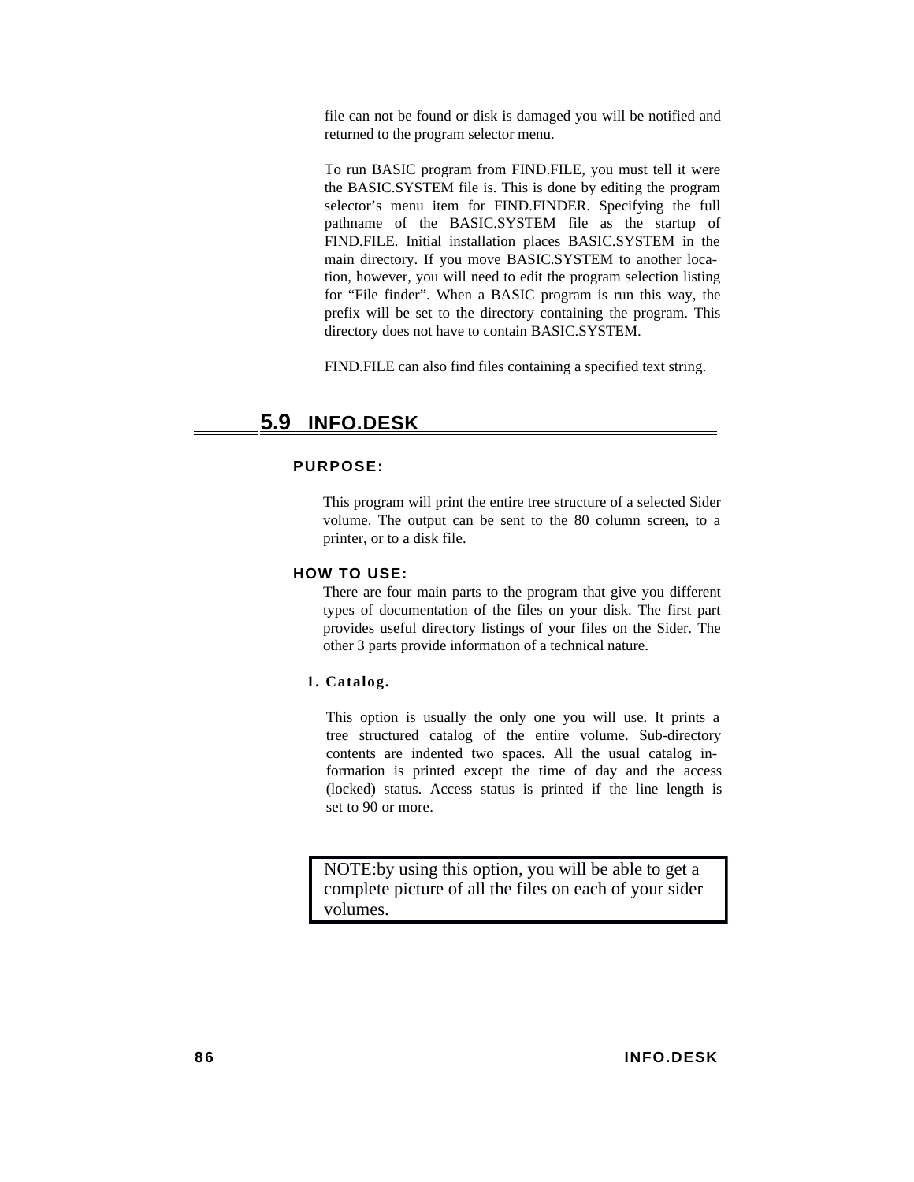file can not be found or disk is damaged you will be notified and returned to the program selector menu.

To run BASIC program from FIND.FILE, you must tell it were the BASIC.SYSTEM file is. This is done by editing the program selector’s menu item for FIND.FINDER. Specifying the full pathname of the BASIC.SYSTEM file as the startup of FIND.FILE. Initial installation places BASIC.SYSTEM in the main directory. If you move BASIC.SYSTEM to another location, however, you will need to edit the program selection listing for “File finder”. When a BASIC program is run this way, the prefix will be set to the directory containing the program. This directory does not have to contain BASIC.SYSTEM.

FIND.FILE can also find files containing a specified text string.

## 5.9 INFO.DESK

### PURPOSE:

This program will print the entire tree structure of a selected Sider volume. The output can be sent to the 80 column screen, to a printer, or to a disk file.

### HOW TO USE:

There are four main parts to the program that give you different types of documentation of the files on your disk. The first part provides useful directory listings of your files on the Sider. The other 3 parts provide information of a technical nature.

**1. Catalog.**

This option is usually the only one you will use. It prints a tree structured catalog of the entire volume. Sub-directory contents are indented two spaces. All the usual catalog information is printed except the time of day and the access (locked) status. Access status is printed if the line length is set to 90 or more.

> NOTE:by using this option, you will be able to get a complete picture of all the files on each of your sider volumes.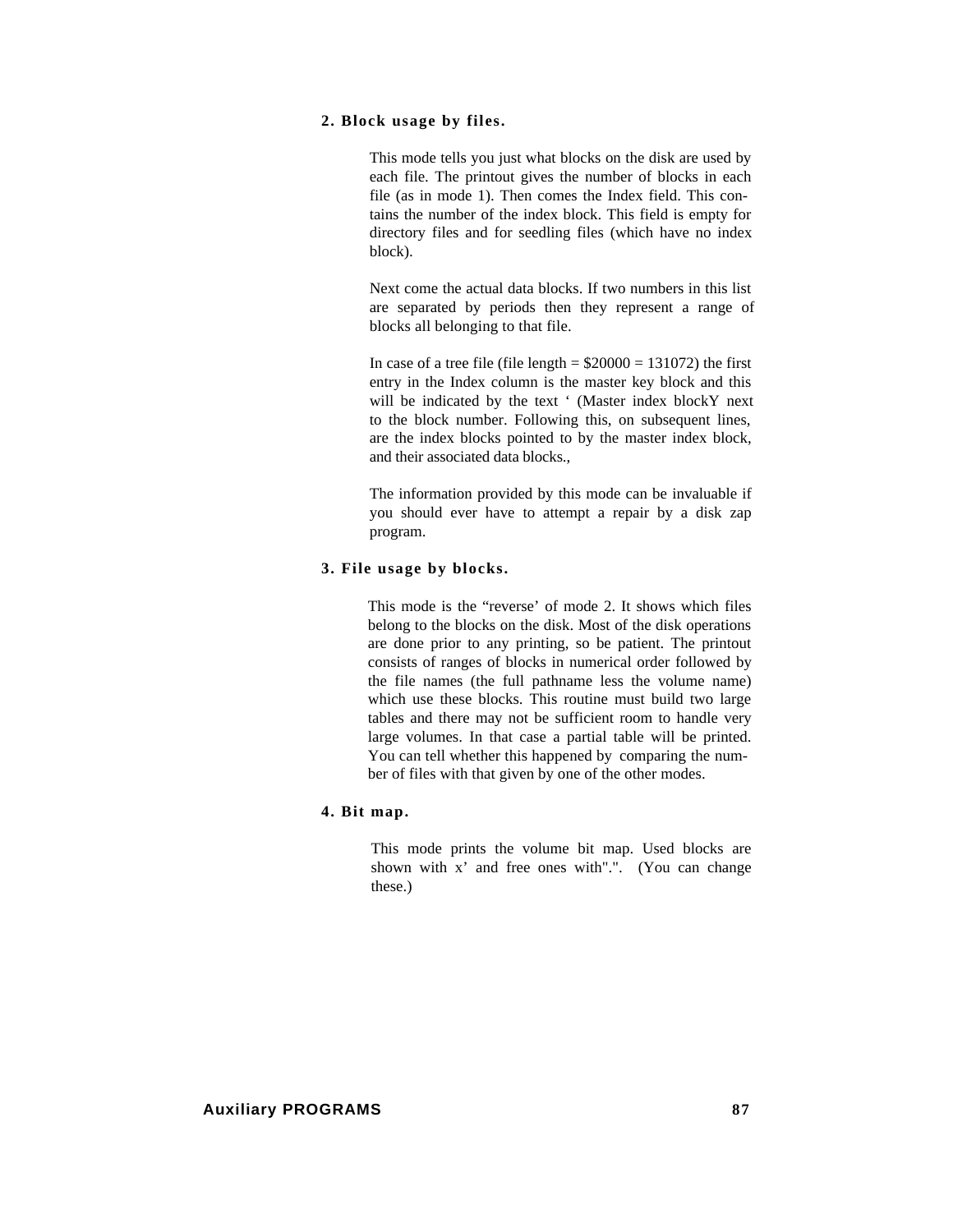### 2. Block usage by files.

This mode tells you just what blocks on the disk are used by each file. The printout gives the number of blocks in each file (as in mode 1). Then comes the Index field. This contains the number of the index block. This field is empty for directory files and for seedling files (which have no index block).

Next come the actual data blocks. If two numbers in this list are separated by periods then they represent a range of blocks all belonging to that file.

In case of a tree file (file length = $20000 = 131072) the first entry in the Index column is the master key block and this will be indicated by the text ‘ (Master index blockY next to the block number. Following this, on subsequent lines, are the index blocks pointed to by the master index block, and their associated data blocks.,

The information provided by this mode can be invaluable if you should ever have to attempt a repair by a disk zap program.

### 3. File usage by blocks.

This mode is the “reverse’ of mode 2. It shows which files belong to the blocks on the disk. Most of the disk operations are done prior to any printing, so be patient. The printout consists of ranges of blocks in numerical order followed by the file names (the full pathname less the volume name) which use these blocks. This routine must build two large tables and there may not be sufficient room to handle very large volumes. In that case a partial table will be printed. You can tell whether this happened by comparing the number of files with that given by one of the other modes.

### 4. Bit map.

This mode prints the volume bit map. Used blocks are shown with x’ and free ones with".". (You can change these.)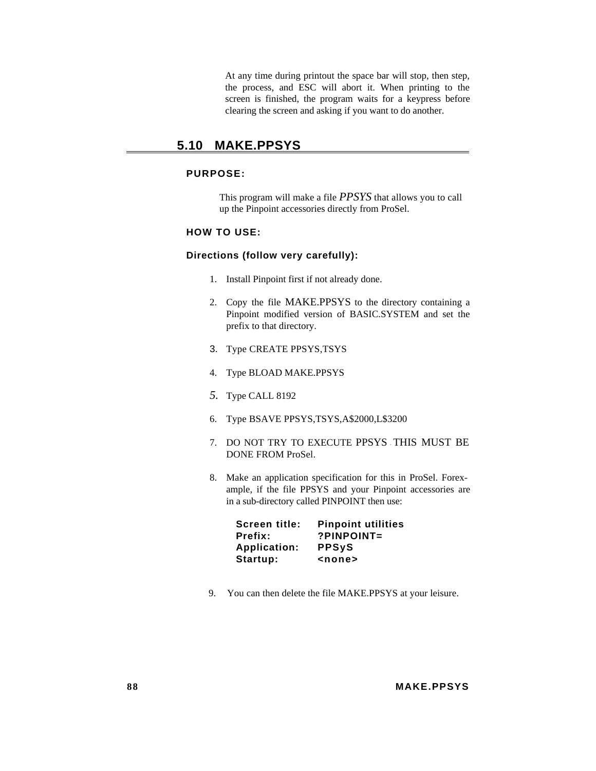At any time during printout the space bar will stop, then step, the process, and ESC will abort it. When printing to the screen is finished, the program waits for a keypress before clearing the screen and asking if you want to do another.

## 5.10 MAKE.PPSYS

### PURPOSE:

This program will make a file *PPSYS* that allows you to call up the Pinpoint accessories directly from ProSel.

### HOW TO USE:

### Directions (follow very carefully):

1. Install Pinpoint first if not already done.
2. Copy the file MAKE.PPSYS to the directory containing a Pinpoint modified version of BASIC.SYSTEM and set the prefix to that directory.
3. Type CREATE PPSYS,TSYS
4. Type BLOAD MAKE.PPSYS
5. Type CALL 8192
6. Type BSAVE PPSYS,TSYS,A$2000,L$3200
7. DO NOT TRY TO EXECUTE PPSYS - THIS MUST BE DONE FROM ProSel.
8. Make an application specification for this in ProSel. Forexample, if the file PPSYS and your Pinpoint accessories are in a sub-directory called PINPOINT then use:

   **Screen title:** **Pinpoint utilities**
   **Prefix:** **?PINPOINT=**
   **Application:** **PPSyS**
   **Startup:** **<none>**

9. You can then delete the file MAKE.PPSYS at your leisure.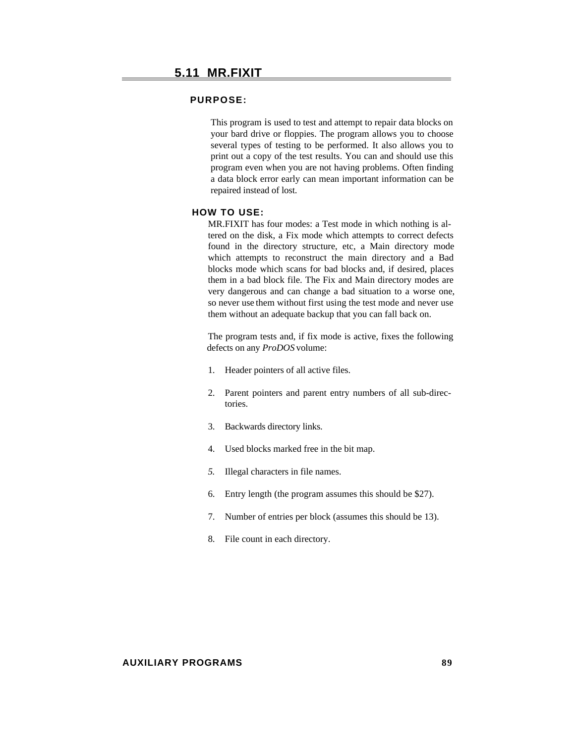## 5.11 MR.FIXIT

### PURPOSE:

This program is used to test and attempt to repair data blocks on your bard drive or floppies. The program allows you to choose several types of testing to be performed. It also allows you to print out a copy of the test results. You can and should use this program even when you are not having problems. Often finding a data block error early can mean important information can be repaired instead of lost.

### HOW TO USE:

MR.FIXIT has four modes: a Test mode in which nothing is altered on the disk, a Fix mode which attempts to correct defects found in the directory structure, etc, a Main directory mode which attempts to reconstruct the main directory and a Bad blocks mode which scans for bad blocks and, if desired, places them in a bad block file. The Fix and Main directory modes are very dangerous and can change a bad situation to a worse one, so never use them without first using the test mode and never use them without an adequate backup that you can fall back on.

The program tests and, if fix mode is active, fixes the following defects on any *ProDOS* volume:

1. Header pointers of all active files.

2. Parent pointers and parent entry numbers of all sub-directories.

3. Backwards directory links.

4. Used blocks marked free in the bit map.

5. Illegal characters in file names.

6. Entry length (the program assumes this should be $27).

7. Number of entries per block (assumes this should be 13).

8. File count in each directory.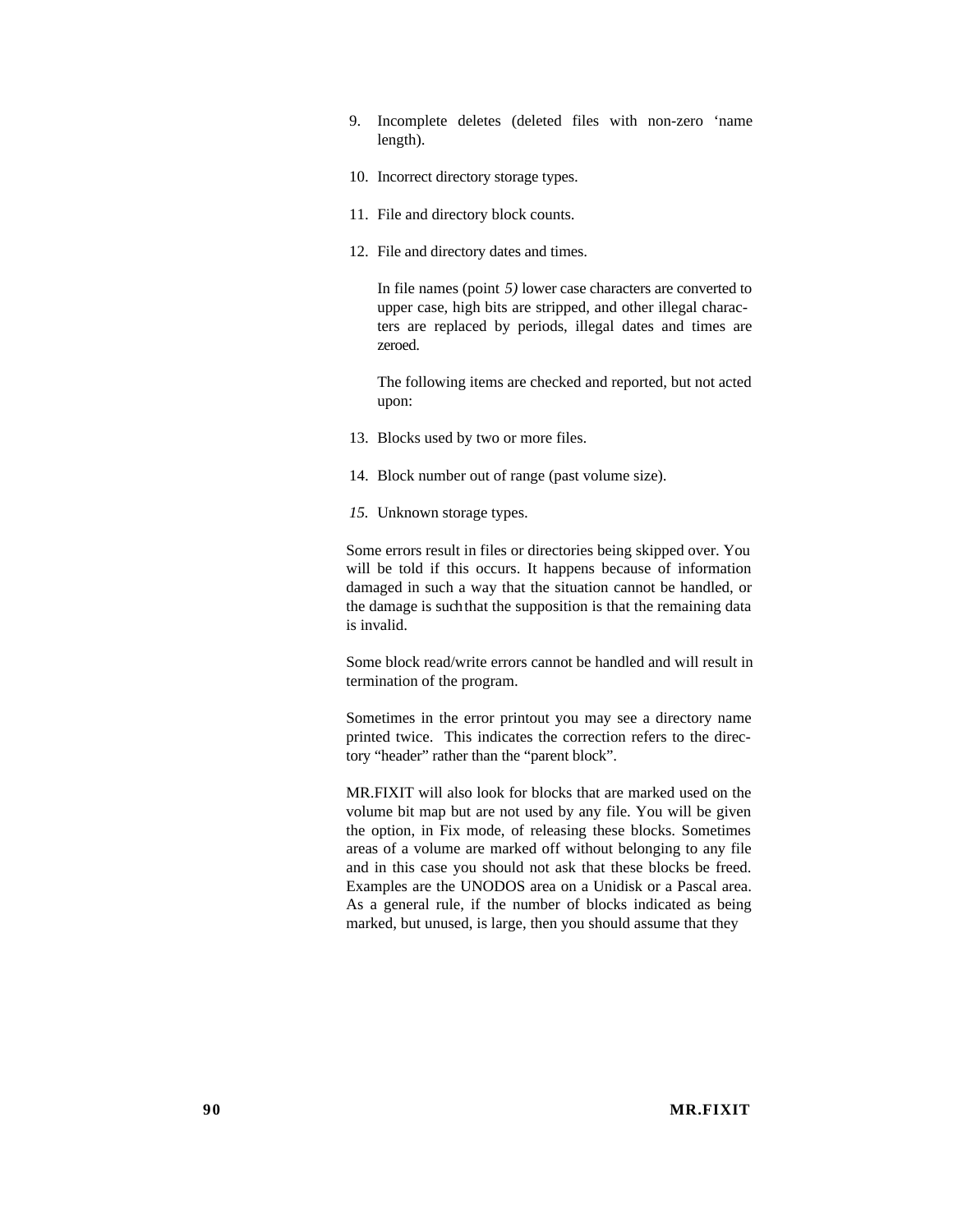9. Incomplete deletes (deleted files with non-zero 'name length).

10. Incorrect directory storage types.

11. File and directory block counts.

12. File and directory dates and times.

    In file names (point *5)* lower case characters are converted to upper case, high bits are stripped, and other illegal characters are replaced by periods, illegal dates and times are zeroed.

    The following items are checked and reported, but not acted upon:

13. Blocks used by two or more files.

14. Block number out of range (past volume size).

15. Unknown storage types.

Some errors result in files or directories being skipped over. You will be told if this occurs. It happens because of information damaged in such a way that the situation cannot be handled, or the damage is such that the supposition is that the remaining data is invalid.

Some block read/write errors cannot be handled and will result in termination of the program.

Sometimes in the error printout you may see a directory name printed twice. This indicates the correction refers to the directory "header" rather than the "parent block".

MR.FIXIT will also look for blocks that are marked used on the volume bit map but are not used by any file. You will be given the option, in Fix mode, of releasing these blocks. Sometimes areas of a volume are marked off without belonging to any file and in this case you should not ask that these blocks be freed. Examples are the UNODOS area on a Unidisk or a Pascal area. As a general rule, if the number of blocks indicated as being marked, but unused, is large, then you should assume that they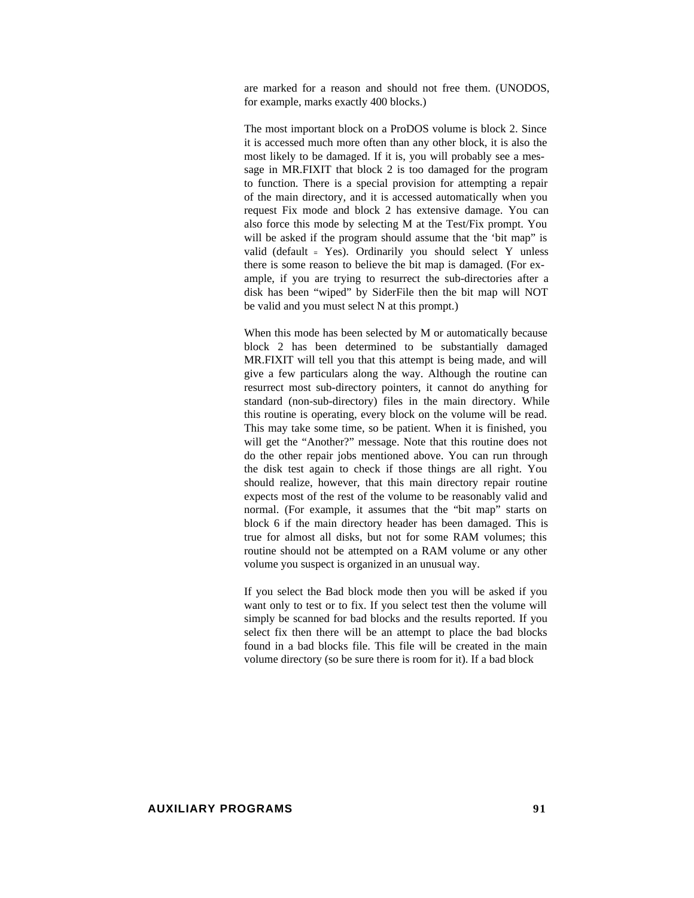are marked for a reason and should not free them. (UNODOS, for example, marks exactly 400 blocks.)

The most important block on a ProDOS volume is block 2. Since it is accessed much more often than any other block, it is also the most likely to be damaged. If it is, you will probably see a message in MR.FIXIT that block 2 is too damaged for the program to function. There is a special provision for attempting a repair of the main directory, and it is accessed automatically when you request Fix mode and block 2 has extensive damage. You can also force this mode by selecting M at the Test/Fix prompt. You will be asked if the program should assume that the 'bit map" is valid (default = Yes). Ordinarily you should select Y unless there is some reason to believe the bit map is damaged. (For example, if you are trying to resurrect the sub-directories after a disk has been "wiped" by SiderFile then the bit map will NOT be valid and you must select N at this prompt.)

When this mode has been selected by M or automatically because block 2 has been determined to be substantially damaged MR.FIXIT will tell you that this attempt is being made, and will give a few particulars along the way. Although the routine can resurrect most sub-directory pointers, it cannot do anything for standard (non-sub-directory) files in the main directory. While this routine is operating, every block on the volume will be read. This may take some time, so be patient. When it is finished, you will get the "Another?" message. Note that this routine does not do the other repair jobs mentioned above. You can run through the disk test again to check if those things are all right. You should realize, however, that this main directory repair routine expects most of the rest of the volume to be reasonably valid and normal. (For example, it assumes that the "bit map" starts on block 6 if the main directory header has been damaged. This is true for almost all disks, but not for some RAM volumes; this routine should not be attempted on a RAM volume or any other volume you suspect is organized in an unusual way.

If you select the Bad block mode then you will be asked if you want only to test or to fix. If you select test then the volume will simply be scanned for bad blocks and the results reported. If you select fix then there will be an attempt to place the bad blocks found in a bad blocks file. This file will be created in the main volume directory (so be sure there is room for it). If a bad block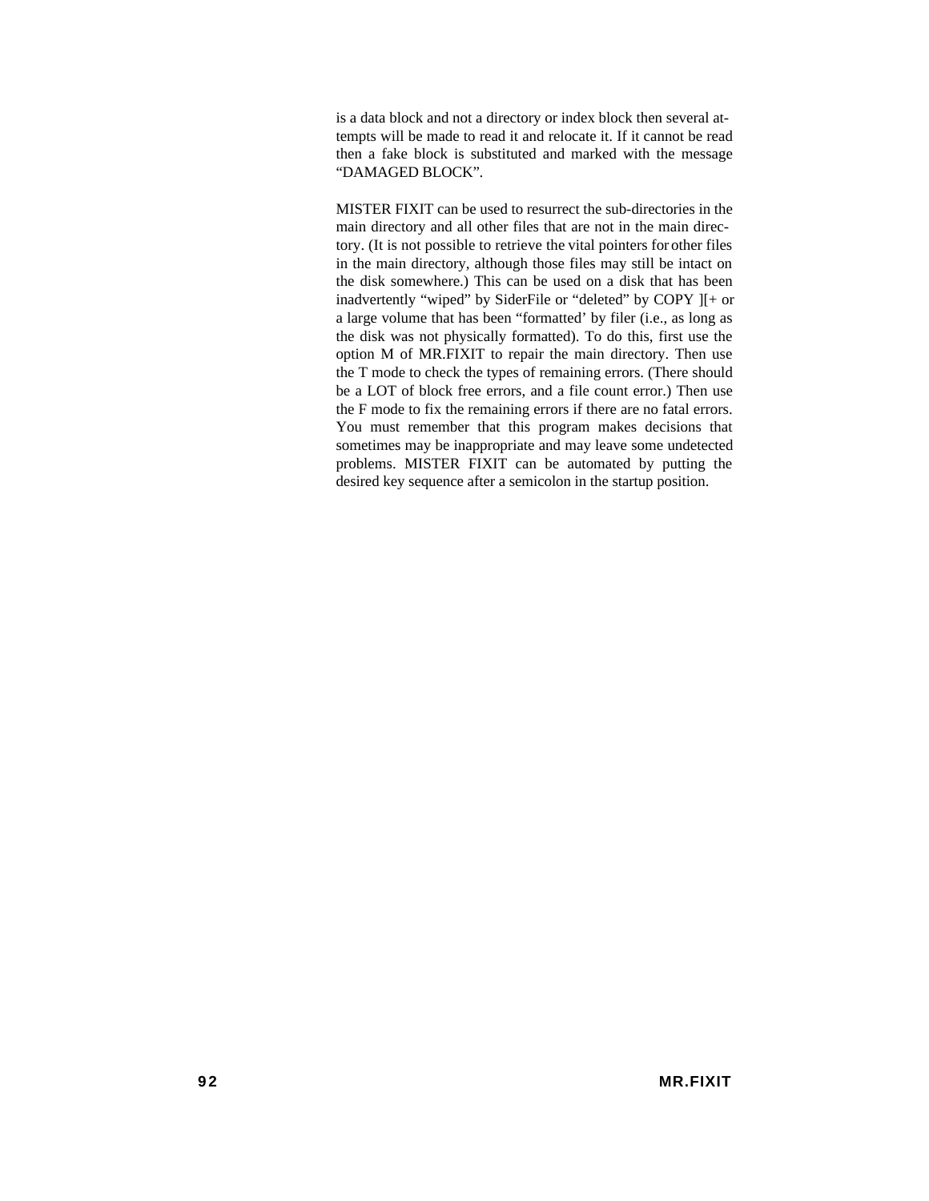is a data block and not a directory or index block then several attempts will be made to read it and relocate it. If it cannot be read then a fake block is substituted and marked with the message “DAMAGED BLOCK”.

MISTER FIXIT can be used to resurrect the sub-directories in the main directory and all other files that are not in the main directory. (It is not possible to retrieve the vital pointers for other files in the main directory, although those files may still be intact on the disk somewhere.) This can be used on a disk that has been inadvertently “wiped” by SiderFile or “deleted” by COPY ][+ or a large volume that has been “formatted’ by filer (i.e., as long as the disk was not physically formatted). To do this, first use the option M of MR.FIXIT to repair the main directory. Then use the T mode to check the types of remaining errors. (There should be a LOT of block free errors, and a file count error.) Then use the F mode to fix the remaining errors if there are no fatal errors. You must remember that this program makes decisions that sometimes may be inappropriate and may leave some undetected problems. MISTER FIXIT can be automated by putting the desired key sequence after a semicolon in the startup position.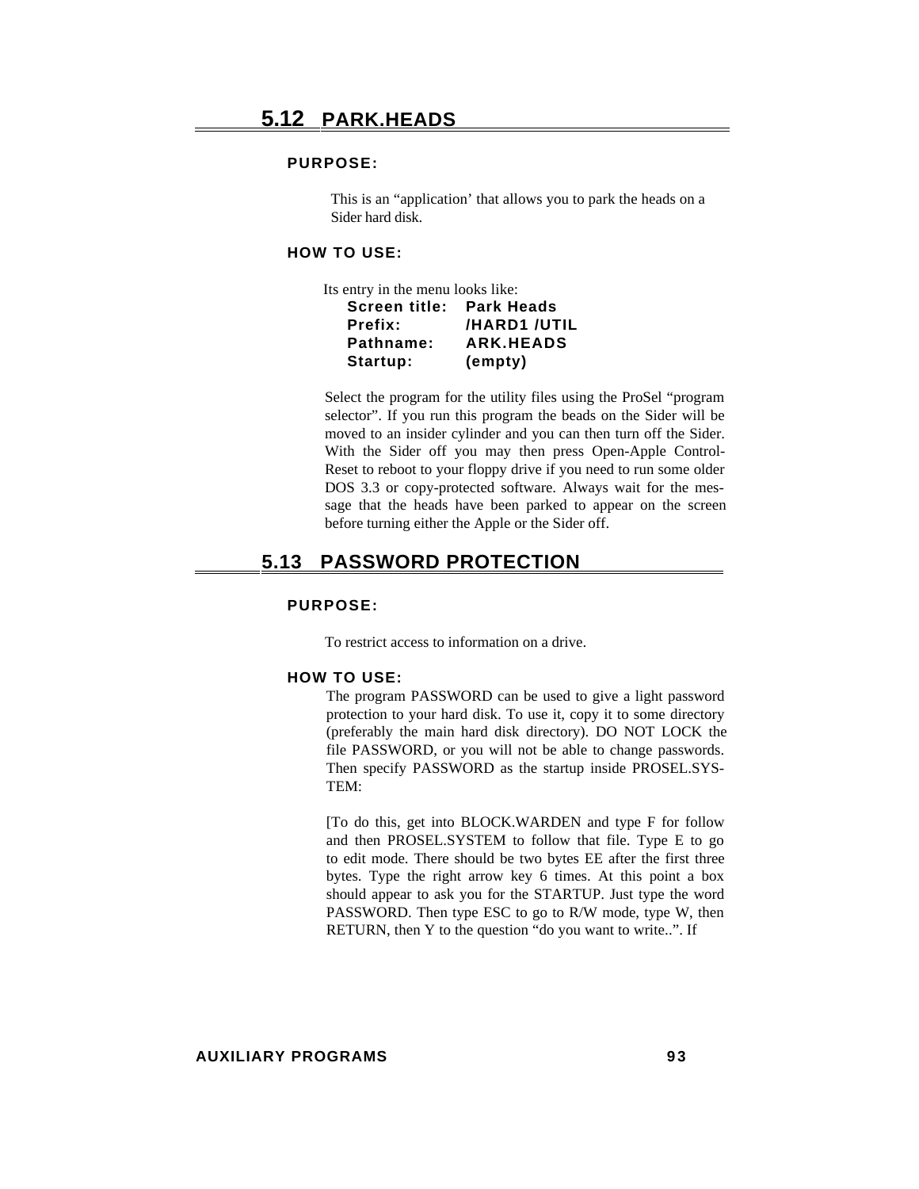## 5.12 PARK.HEADS

**PURPOSE:**

This is an “application’ that allows you to park the heads on a Sider hard disk.

**HOW TO USE:**

Its entry in the menu looks like:

| | |
|---|---|
| **Screen title:** | **Park Heads** |
| **Prefix:** | **/HARD1 /UTIL** |
| **Pathname:** | **ARK.HEADS** |
| **Startup:** | **(empty)** |

Select the program for the utility files using the ProSel “program selector”. If you run this program the beads on the Sider will be moved to an insider cylinder and you can then turn off the Sider. With the Sider off you may then press Open-Apple Control-Reset to reboot to your floppy drive if you need to run some older DOS 3.3 or copy-protected software. Always wait for the message that the heads have been parked to appear on the screen before turning either the Apple or the Sider off.

## 5.13 PASSWORD PROTECTION

**PURPOSE:**

To restrict access to information on a drive.

**HOW TO USE:**

The program PASSWORD can be used to give a light password protection to your hard disk. To use it, copy it to some directory (preferably the main hard disk directory). DO NOT LOCK the file PASSWORD, or you will not be able to change passwords. Then specify PASSWORD as the startup inside PROSEL.SYSTEM:

[To do this, get into BLOCK.WARDEN and type F for follow and then PROSEL.SYSTEM to follow that file. Type E to go to edit mode. There should be two bytes EE after the first three bytes. Type the right arrow key 6 times. At this point a box should appear to ask you for the STARTUP. Just type the word PASSWORD. Then type ESC to go to R/W mode, type W, then RETURN, then Y to the question “do you want to write..”. If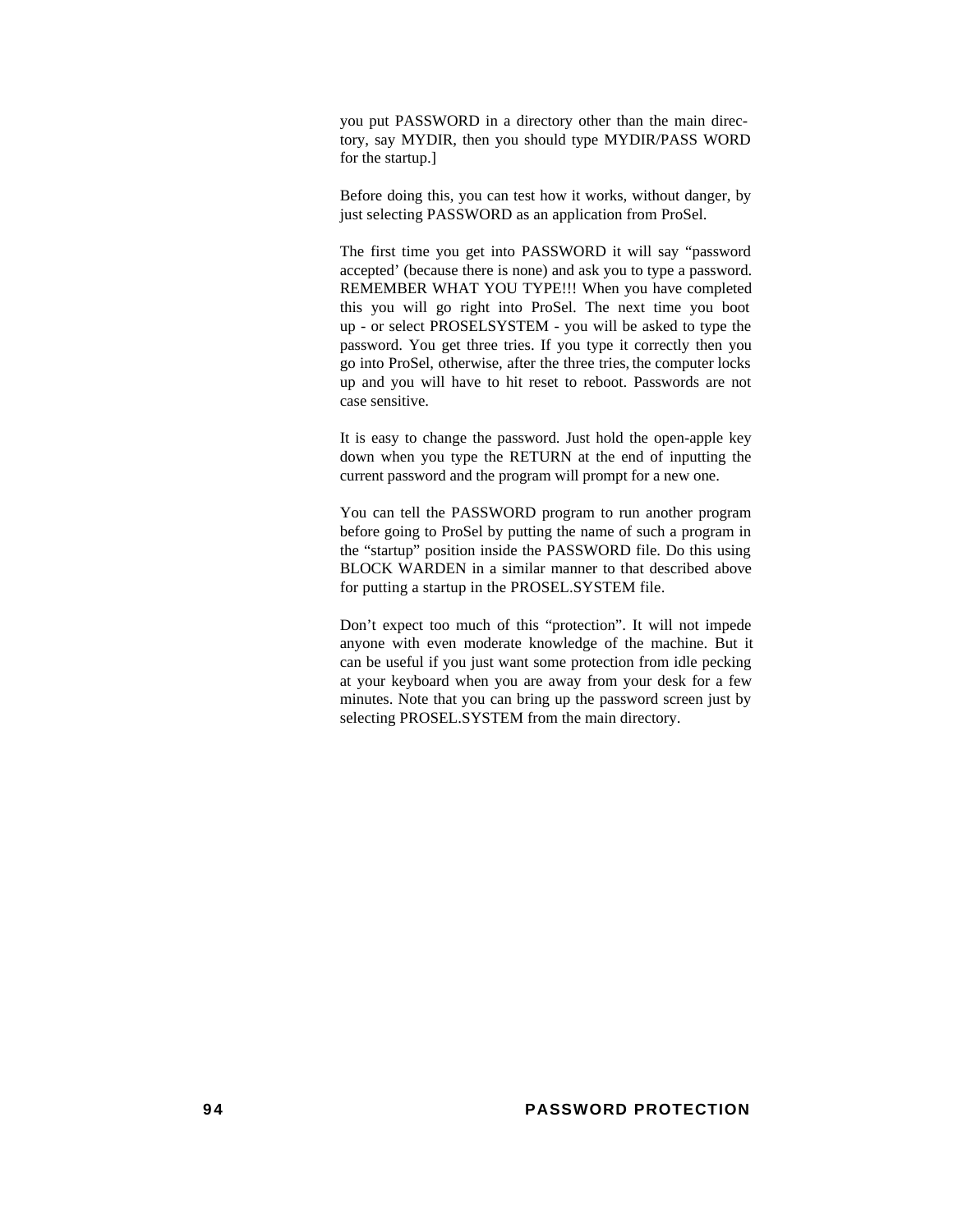you put PASSWORD in a directory other than the main directory, say MYDIR, then you should type MYDIR/PASS WORD for the startup.]

Before doing this, you can test how it works, without danger, by just selecting PASSWORD as an application from ProSel.

The first time you get into PASSWORD it will say “password accepted’ (because there is none) and ask you to type a password. REMEMBER WHAT YOU TYPE!!! When you have completed this you will go right into ProSel. The next time you boot up - or select PROSELSYSTEM - you will be asked to type the password. You get three tries. If you type it correctly then you go into ProSel, otherwise, after the three tries, the computer locks up and you will have to hit reset to reboot. Passwords are not case sensitive.

It is easy to change the password. Just hold the open-apple key down when you type the RETURN at the end of inputting the current password and the program will prompt for a new one.

You can tell the PASSWORD program to run another program before going to ProSel by putting the name of such a program in the “startup” position inside the PASSWORD file. Do this using BLOCK WARDEN in a similar manner to that described above for putting a startup in the PROSEL.SYSTEM file.

Don’t expect too much of this “protection”. It will not impede anyone with even moderate knowledge of the machine. But it can be useful if you just want some protection from idle pecking at your keyboard when you are away from your desk for a few minutes. Note that you can bring up the password screen just by selecting PROSEL.SYSTEM from the main directory.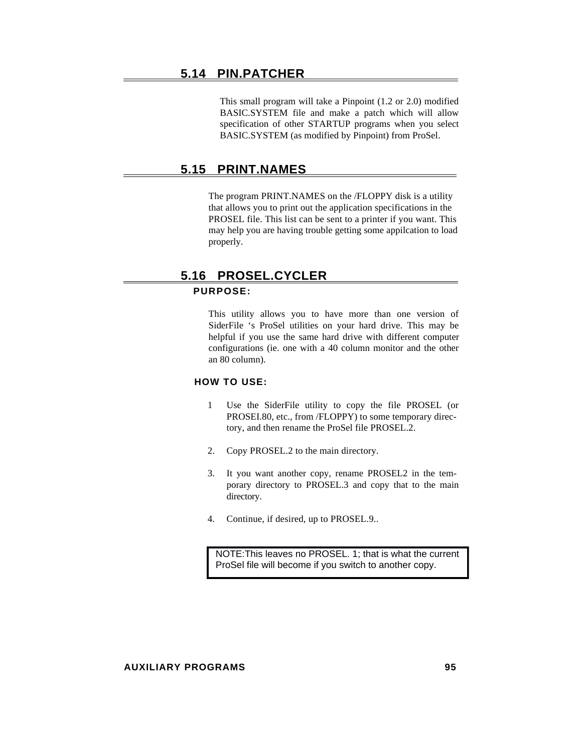## 5.14 PIN.PATCHER

This small program will take a Pinpoint (1.2 or 2.0) modified BASIC.SYSTEM file and make a patch which will allow specification of other STARTUP programs when you select BASIC.SYSTEM (as modified by Pinpoint) from ProSel.

## 5.15 PRINT.NAMES

The program PRINT.NAMES on the /FLOPPY disk is a utility that allows you to print out the application specifications in the PROSEL file. This list can be sent to a printer if you want. This may help you are having trouble getting some appilcation to load properly.

## 5.16 PROSEL.CYCLER

### PURPOSE:

This utility allows you to have more than one version of SiderFile ‘s ProSel utilities on your hard drive. This may be helpful if you use the same hard drive with different computer configurations (ie. one with a 40 column monitor and the other an 80 column).

### HOW TO USE:

1 Use the SiderFile utility to copy the file PROSEL (or PROSEI.80, etc., from /FLOPPY) to some temporary directory, and then rename the ProSel file PROSEL.2.

2. Copy PROSEL.2 to the main directory.

3. It you want another copy, rename PROSEL2 in the temporary directory to PROSEL.3 and copy that to the main directory.

4. Continue, if desired, up to PROSEL.9..

> NOTE:This leaves no PROSEL. 1; that is what the current ProSel file will become if you switch to another copy.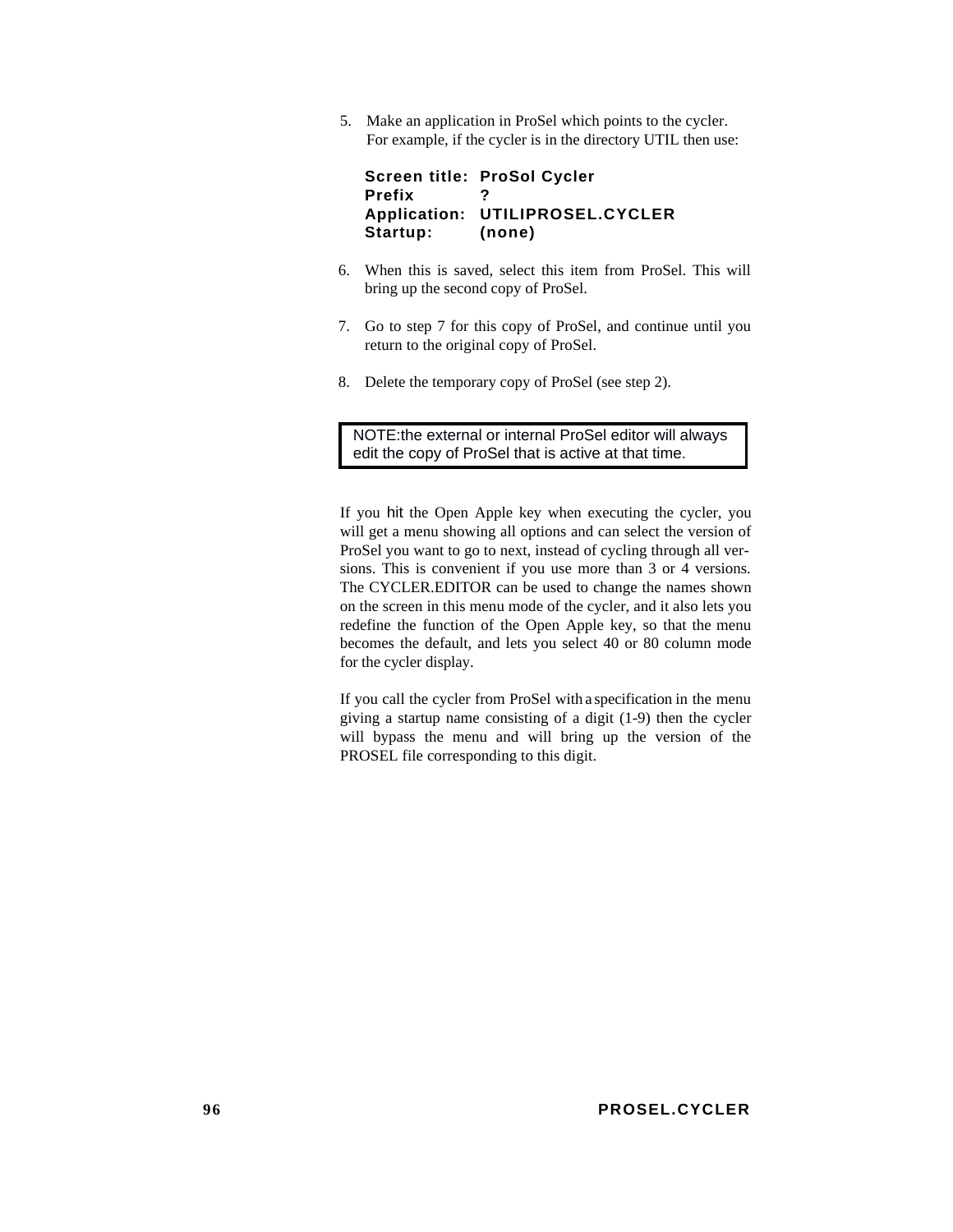5. Make an application in ProSel which points to the cycler. For example, if the cycler is in the directory UTIL then use:

   **Screen title: ProSol Cycler**
   **Prefix ?**
   **Application: UTILIPROSEL.CYCLER**
   **Startup: (none)**

6. When this is saved, select this item from ProSel. This will bring up the second copy of ProSel.

7. Go to step 7 for this copy of ProSel, and continue until you return to the original copy of ProSel.

8. Delete the temporary copy of ProSel (see step 2).

> NOTE:the external or internal ProSel editor will always edit the copy of ProSel that is active at that time.

If you hit the Open Apple key when executing the cycler, you will get a menu showing all options and can select the version of ProSel you want to go to next, instead of cycling through all versions. This is convenient if you use more than 3 or 4 versions. The CYCLER.EDITOR can be used to change the names shown on the screen in this menu mode of the cycler, and it also lets you redefine the function of the Open Apple key, so that the menu becomes the default, and lets you select 40 or 80 column mode for the cycler display.

If you call the cycler from ProSel with a specification in the menu giving a startup name consisting of a digit (1-9) then the cycler will bypass the menu and will bring up the version of the PROSEL file corresponding to this digit.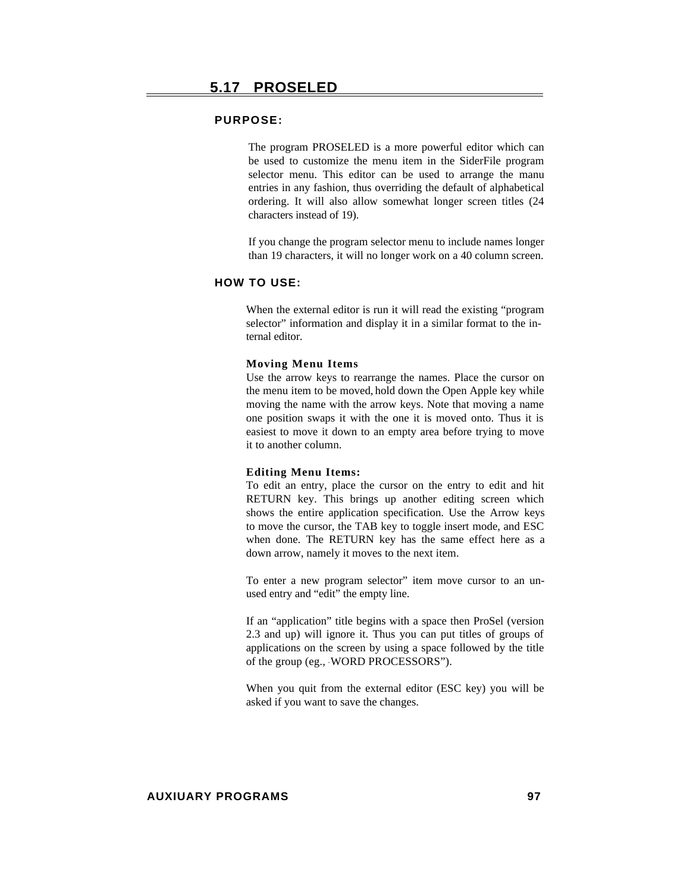## 5.17 PROSELED

### PURPOSE:

The program PROSELED is a more powerful editor which can be used to customize the menu item in the SiderFile program selector menu. This editor can be used to arrange the manu entries in any fashion, thus overriding the default of alphabetical ordering. It will also allow somewhat longer screen titles (24 characters instead of 19).

If you change the program selector menu to include names longer than 19 characters, it will no longer work on a 40 column screen.

### HOW TO USE:

When the external editor is run it will read the existing “program selector” information and display it in a similar format to the internal editor.

**Moving Menu Items**
Use the arrow keys to rearrange the names. Place the cursor on the menu item to be moved, hold down the Open Apple key while moving the name with the arrow keys. Note that moving a name one position swaps it with the one it is moved onto. Thus it is easiest to move it down to an empty area before trying to move it to another column.

**Editing Menu Items:**
To edit an entry, place the cursor on the entry to edit and hit RETURN key. This brings up another editing screen which shows the entire application specification. Use the Arrow keys to move the cursor, the TAB key to toggle insert mode, and ESC when done. The RETURN key has the same effect here as a down arrow, namely it moves to the next item.

To enter a new program selector” item move cursor to an unused entry and “edit” the empty line.

If an “application” title begins with a space then ProSel (version 2.3 and up) will ignore it. Thus you can put titles of groups of applications on the screen by using a space followed by the title of the group (eg., “ WORD PROCESSORS”).

When you quit from the external editor (ESC key) you will be asked if you want to save the changes.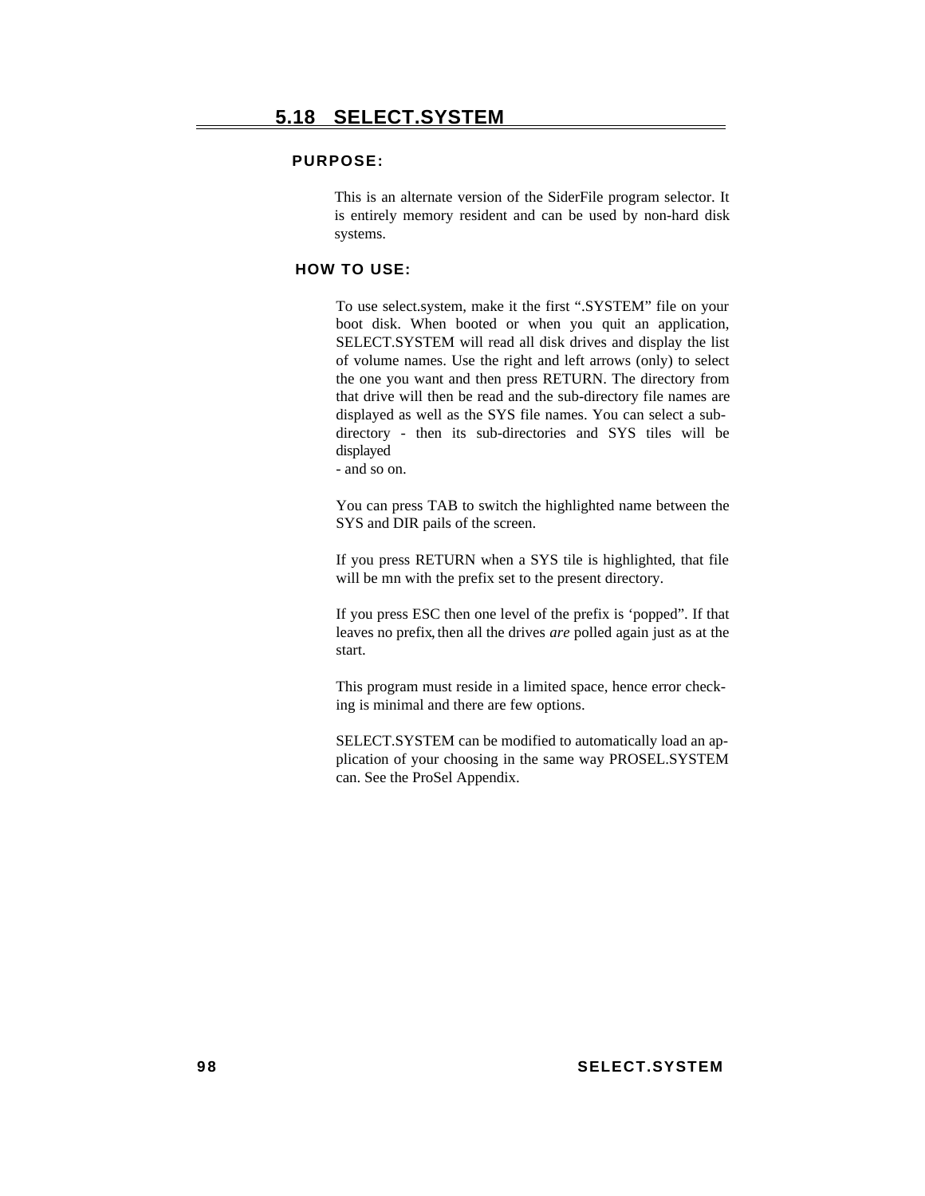## 5.18 SELECT.SYSTEM

**PURPOSE:**

This is an alternate version of the SiderFile program selector. It is entirely memory resident and can be used by non-hard disk systems.

**HOW TO USE:**

To use select.system, make it the first “.SYSTEM” file on your boot disk. When booted or when you quit an application, SELECT.SYSTEM will read all disk drives and display the list of volume names. Use the right and left arrows (only) to select the one you want and then press RETURN. The directory from that drive will then be read and the sub-directory file names are displayed as well as the SYS file names. You can select a sub-directory - then its sub-directories and SYS tiles will be displayed
- and so on.

You can press TAB to switch the highlighted name between the SYS and DIR pails of the screen.

If you press RETURN when a SYS tile is highlighted, that file will be mn with the prefix set to the present directory.

If you press ESC then one level of the prefix is ‘popped”. If that leaves no prefix, then all the drives *are* polled again just as at the start.

This program must reside in a limited space, hence error check-ing is minimal and there are few options.

SELECT.SYSTEM can be modified to automatically load an ap-plication of your choosing in the same way PROSEL.SYSTEM can. See the ProSel Appendix.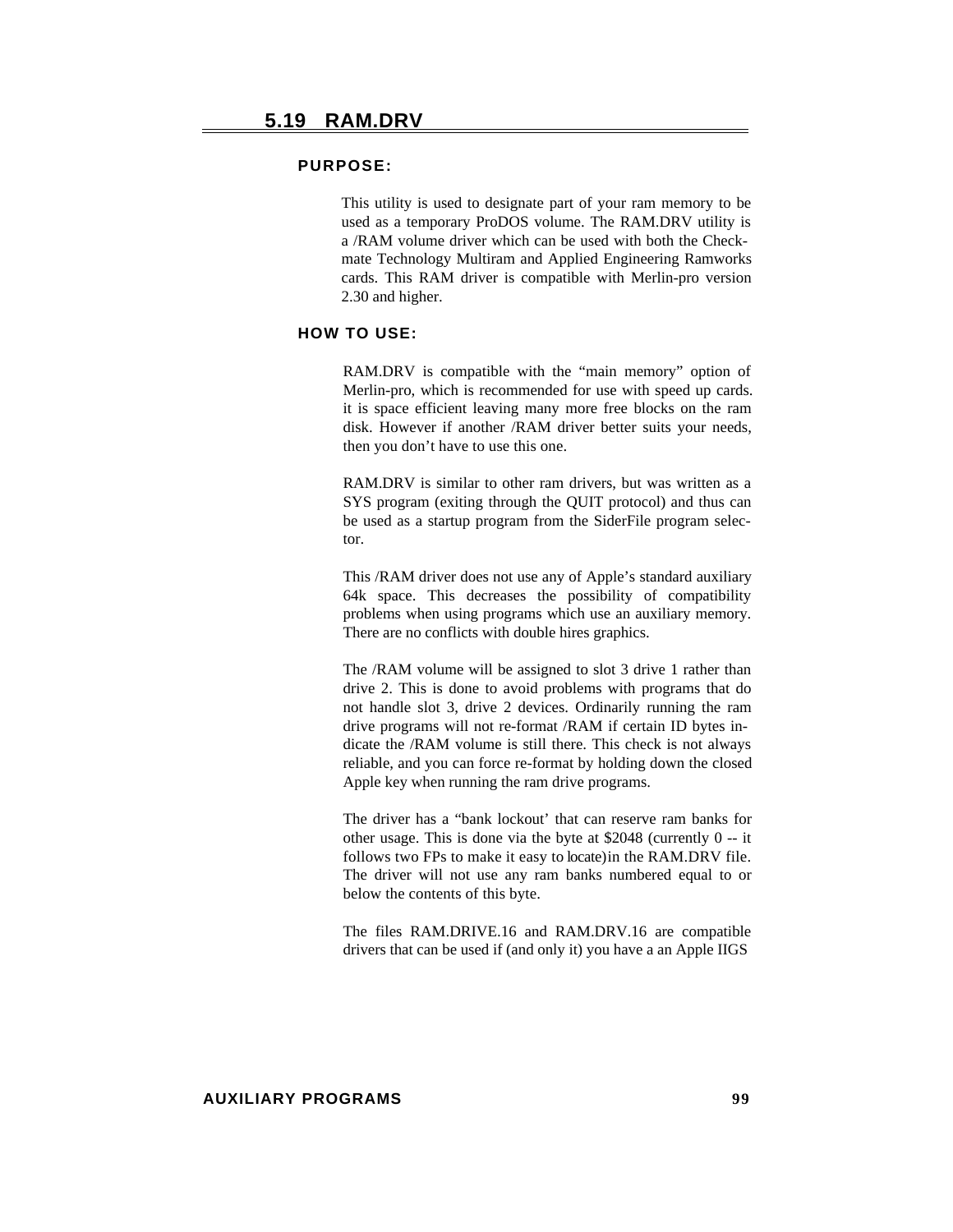## 5.19 RAM.DRV

### PURPOSE:

This utility is used to designate part of your ram memory to be used as a temporary ProDOS volume. The RAM.DRV utility is a /RAM volume driver which can be used with both the Checkmate Technology Multiram and Applied Engineering Ramworks cards. This RAM driver is compatible with Merlin-pro version 2.30 and higher.

### HOW TO USE:

RAM.DRV is compatible with the “main memory” option of Merlin-pro, which is recommended for use with speed up cards. it is space efficient leaving many more free blocks on the ram disk. However if another /RAM driver better suits your needs, then you don’t have to use this one.

RAM.DRV is similar to other ram drivers, but was written as a SYS program (exiting through the QUIT protocol) and thus can be used as a startup program from the SiderFile program selector.

This /RAM driver does not use any of Apple’s standard auxiliary 64k space. This decreases the possibility of compatibility problems when using programs which use an auxiliary memory. There are no conflicts with double hires graphics.

The /RAM volume will be assigned to slot 3 drive 1 rather than drive 2. This is done to avoid problems with programs that do not handle slot 3, drive 2 devices. Ordinarily running the ram drive programs will not re-format /RAM if certain ID bytes indicate the /RAM volume is still there. This check is not always reliable, and you can force re-format by holding down the closed Apple key when running the ram drive programs.

The driver has a “bank lockout’ that can reserve ram banks for other usage. This is done via the byte at $2048 (currently 0 -- it follows two FPs to make it easy to locate)in the RAM.DRV file. The driver will not use any ram banks numbered equal to or below the contents of this byte.

The files RAM.DRIVE.16 and RAM.DRV.16 are compatible drivers that can be used if (and only it) you have a an Apple IIGS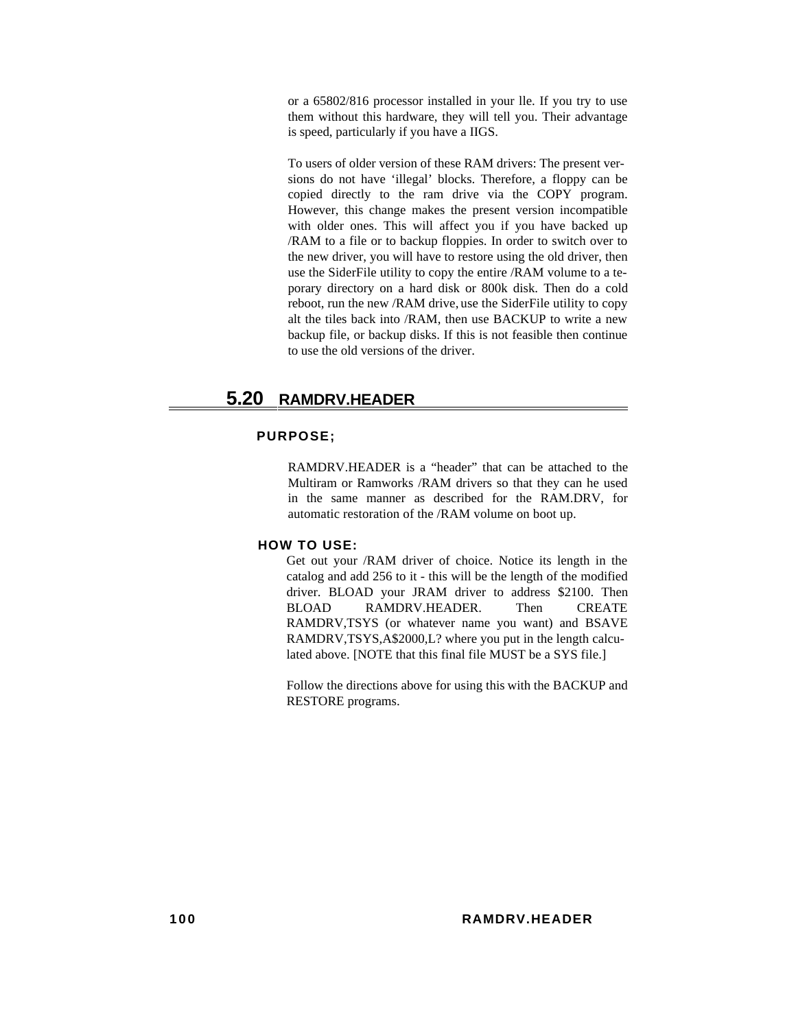or a 65802/816 processor installed in your lle. If you try to use them without this hardware, they will tell you. Their advantage is speed, particularly if you have a IIGS.

To users of older version of these RAM drivers: The present versions do not have 'illegal' blocks. Therefore, a floppy can be copied directly to the ram drive via the COPY program. However, this change makes the present version incompatible with older ones. This will affect you if you have backed up /RAM to a file or to backup floppies. In order to switch over to the new driver, you will have to restore using the old driver, then use the SiderFile utility to copy the entire /RAM volume to a teporary directory on a hard disk or 800k disk. Then do a cold reboot, run the new /RAM drive, use the SiderFile utility to copy alt the tiles back into /RAM, then use BACKUP to write a new backup file, or backup disks. If this is not feasible then continue to use the old versions of the driver.

## 5.20 RAMDRV.HEADER

### PURPOSE;

RAMDRV.HEADER is a “header” that can be attached to the Multiram or Ramworks /RAM drivers so that they can he used in the same manner as described for the RAM.DRV, for automatic restoration of the /RAM volume on boot up.

### HOW TO USE:

Get out your /RAM driver of choice. Notice its length in the catalog and add 256 to it - this will be the length of the modified driver. BLOAD your JRAM driver to address $2100. Then BLOAD RAMDRV.HEADER. Then CREATE RAMDRV,TSYS (or whatever name you want) and BSAVE RAMDRV,TSYS,A$2000,L? where you put in the length calculated above. [NOTE that this final file MUST be a SYS file.]

Follow the directions above for using this with the BACKUP and RESTORE programs.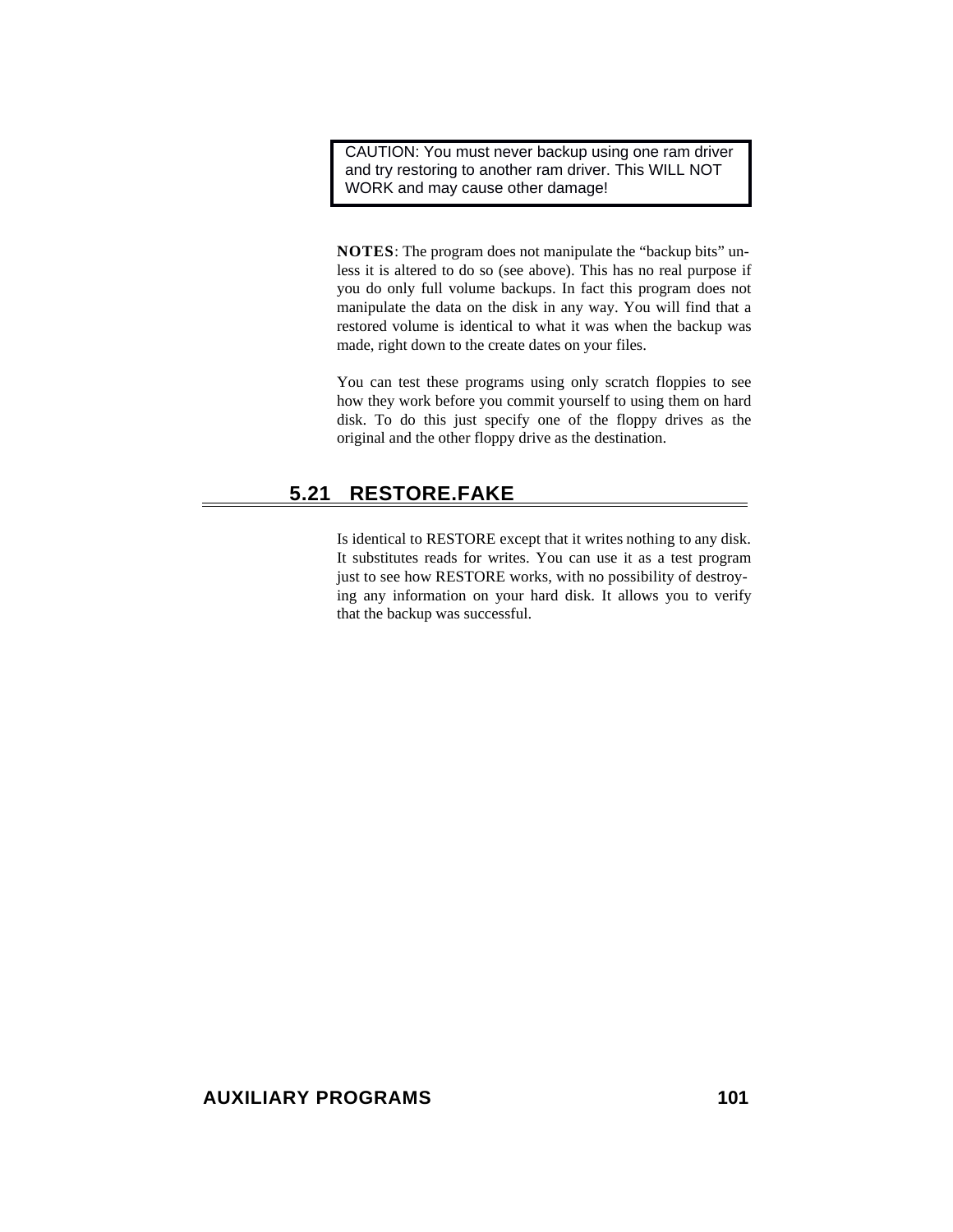> CAUTION: You must never backup using one ram driver and try restoring to another ram driver. This WILL NOT WORK and may cause other damage!

**NOTES**: The program does not manipulate the “backup bits” unless it is altered to do so (see above). This has no real purpose if you do only full volume backups. In fact this program does not manipulate the data on the disk in any way. You will find that a restored volume is identical to what it was when the backup was made, right down to the create dates on your files.

You can test these programs using only scratch floppies to see how they work before you commit yourself to using them on hard disk. To do this just specify one of the floppy drives as the original and the other floppy drive as the destination.

## 5.21 RESTORE.FAKE

Is identical to RESTORE except that it writes nothing to any disk. It substitutes reads for writes. You can use it as a test program just to see how RESTORE works, with no possibility of destroying any information on your hard disk. It allows you to verify that the backup was successful.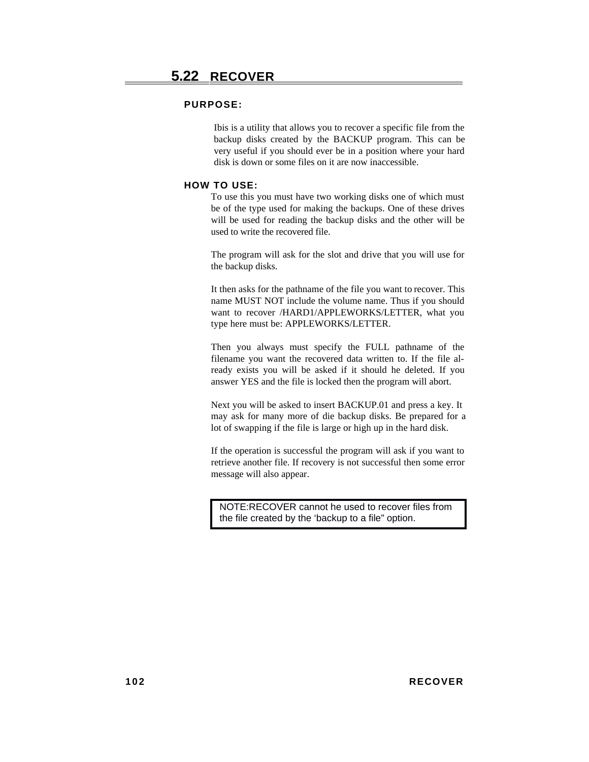## 5.22 RECOVER

### PURPOSE:

Ibis is a utility that allows you to recover a specific file from the backup disks created by the BACKUP program. This can be very useful if you should ever be in a position where your hard disk is down or some files on it are now inaccessible.

### HOW TO USE:

To use this you must have two working disks one of which must be of the type used for making the backups. One of these drives will be used for reading the backup disks and the other will be used to write the recovered file.

The program will ask for the slot and drive that you will use for the backup disks.

It then asks for the pathname of the file you want to recover. This name MUST NOT include the volume name. Thus if you should want to recover /HARD1/APPLEWORKS/LETTER, what you type here must be: APPLEWORKS/LETTER.

Then you always must specify the FULL pathname of the filename you want the recovered data written to. If the file already exists you will be asked if it should he deleted. If you answer YES and the file is locked then the program will abort.

Next you will be asked to insert BACKUP.01 and press a key. It may ask for many more of die backup disks. Be prepared for a lot of swapping if the file is large or high up in the hard disk.

If the operation is successful the program will ask if you want to retrieve another file. If recovery is not successful then some error message will also appear.

> NOTE:RECOVER cannot he used to recover files from the file created by the ‘backup to a file” option.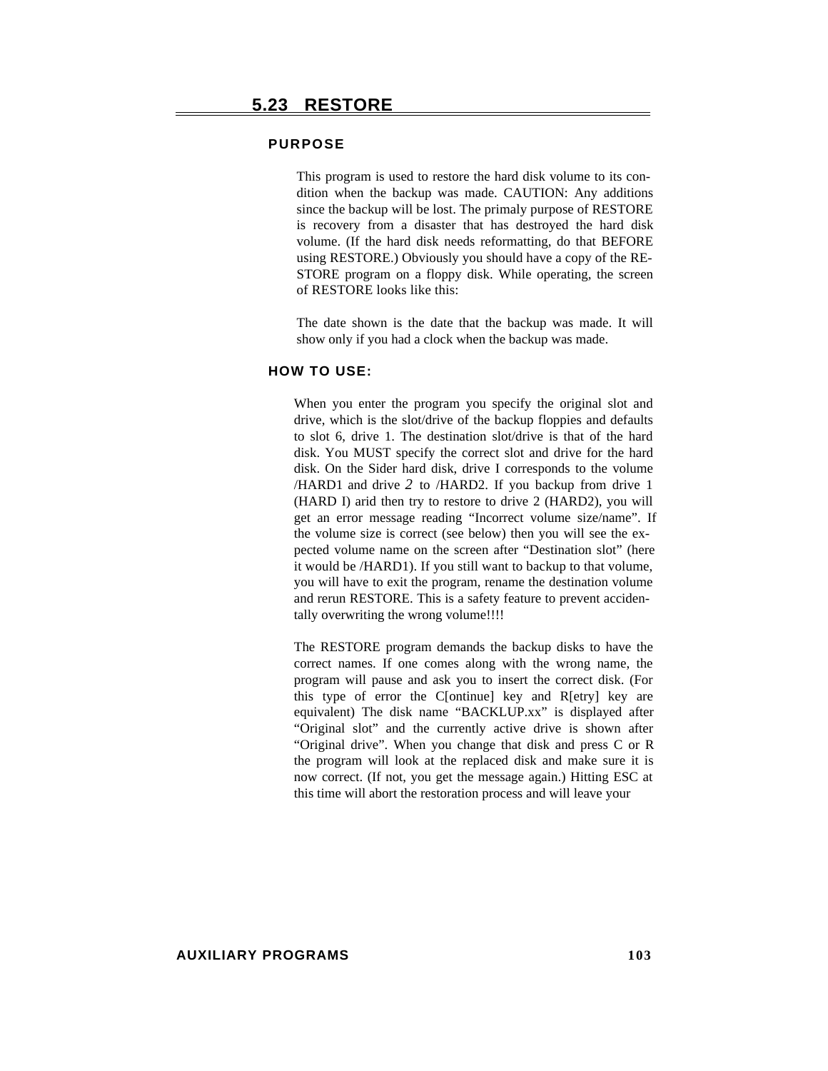## 5.23 RESTORE

### PURPOSE

This program is used to restore the hard disk volume to its condition when the backup was made. CAUTION: Any additions since the backup will be lost. The primaly purpose of RESTORE is recovery from a disaster that has destroyed the hard disk volume. (If the hard disk needs reformatting, do that BEFORE using RESTORE.) Obviously you should have a copy of the RESTORE program on a floppy disk. While operating, the screen of RESTORE looks like this:

The date shown is the date that the backup was made. It will show only if you had a clock when the backup was made.

### HOW TO USE:

When you enter the program you specify the original slot and drive, which is the slot/drive of the backup floppies and defaults to slot 6, drive 1. The destination slot/drive is that of the hard disk. You MUST specify the correct slot and drive for the hard disk. On the Sider hard disk, drive I corresponds to the volume /HARD1 and drive 2 to /HARD2. If you backup from drive 1 (HARD I) arid then try to restore to drive 2 (HARD2), you will get an error message reading “Incorrect volume size/name”. If the volume size is correct (see below) then you will see the expected volume name on the screen after “Destination slot” (here it would be /HARD1). If you still want to backup to that volume, you will have to exit the program, rename the destination volume and rerun RESTORE. This is a safety feature to prevent accidentally overwriting the wrong volume!!!!

The RESTORE program demands the backup disks to have the correct names. If one comes along with the wrong name, the program will pause and ask you to insert the correct disk. (For this type of error the C[ontinue] key and R[etry] key are equivalent) The disk name “BACKLUP.xx” is displayed after “Original slot” and the currently active drive is shown after “Original drive”. When you change that disk and press C or R the program will look at the replaced disk and make sure it is now correct. (If not, you get the message again.) Hitting ESC at this time will abort the restoration process and will leave your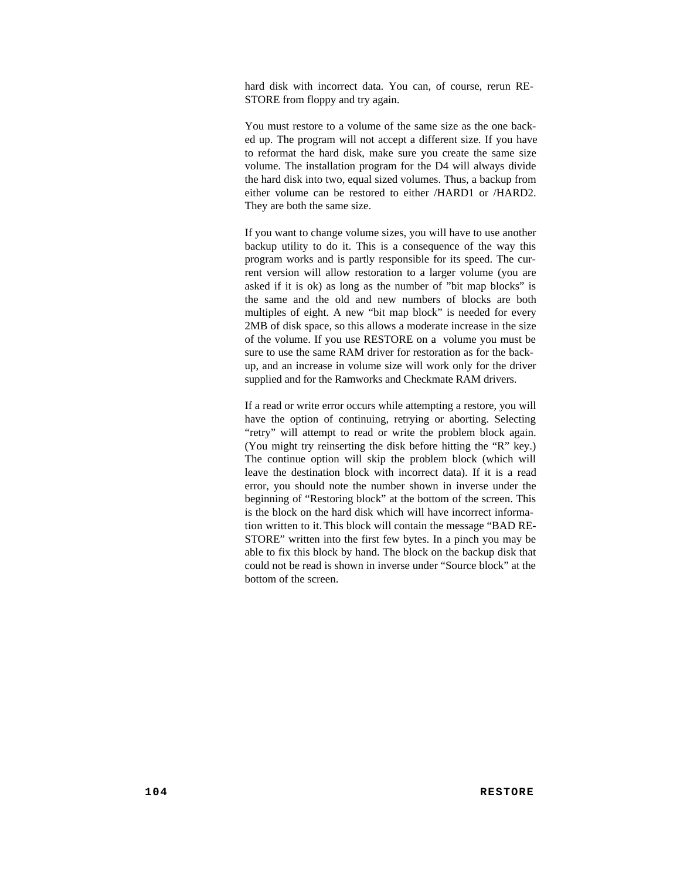hard disk with incorrect data. You can, of course, rerun RESTORE from floppy and try again.

You must restore to a volume of the same size as the one backed up. The program will not accept a different size. If you have to reformat the hard disk, make sure you create the same size volume. The installation program for the D4 will always divide the hard disk into two, equal sized volumes. Thus, a backup from either volume can be restored to either /HARD1 or /HARD2. They are both the same size.

If you want to change volume sizes, you will have to use another backup utility to do it. This is a consequence of the way this program works and is partly responsible for its speed. The current version will allow restoration to a larger volume (you are asked if it is ok) as long as the number of "bit map blocks" is the same and the old and new numbers of blocks are both multiples of eight. A new "bit map block" is needed for every 2MB of disk space, so this allows a moderate increase in the size of the volume. If you use RESTORE on a  volume you must be sure to use the same RAM driver for restoration as for the backup, and an increase in volume size will work only for the driver supplied and for the Ramworks and Checkmate RAM drivers.

If a read or write error occurs while attempting a restore, you will have the option of continuing, retrying or aborting. Selecting "retry" will attempt to read or write the problem block again. (You might try reinserting the disk before hitting the "R" key.) The continue option will skip the problem block (which will leave the destination block with incorrect data). If it is a read error, you should note the number shown in inverse under the beginning of "Restoring block" at the bottom of the screen. This is the block on the hard disk which will have incorrect information written to it. This block will contain the message "BAD RESTORE" written into the first few bytes. In a pinch you may be able to fix this block by hand. The block on the backup disk that could not be read is shown in inverse under "Source block" at the bottom of the screen.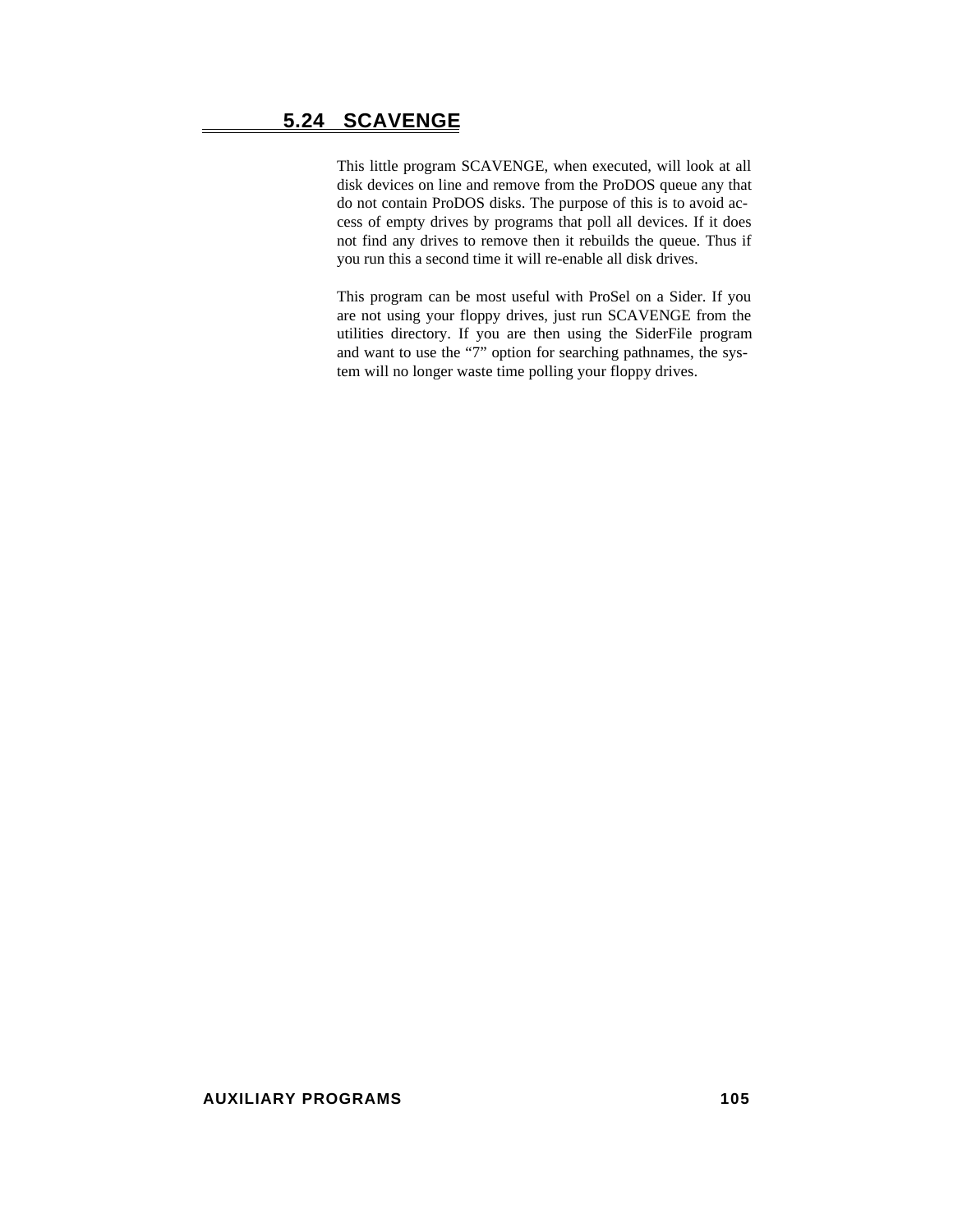## 5.24 SCAVENGE

This little program SCAVENGE, when executed, will look at all disk devices on line and remove from the ProDOS queue any that do not contain ProDOS disks. The purpose of this is to avoid access of empty drives by programs that poll all devices. If it does not find any drives to remove then it rebuilds the queue. Thus if you run this a second time it will re-enable all disk drives.

This program can be most useful with ProSel on a Sider. If you are not using your floppy drives, just run SCAVENGE from the utilities directory. If you are then using the SiderFile program and want to use the "7" option for searching pathnames, the system will no longer waste time polling your floppy drives.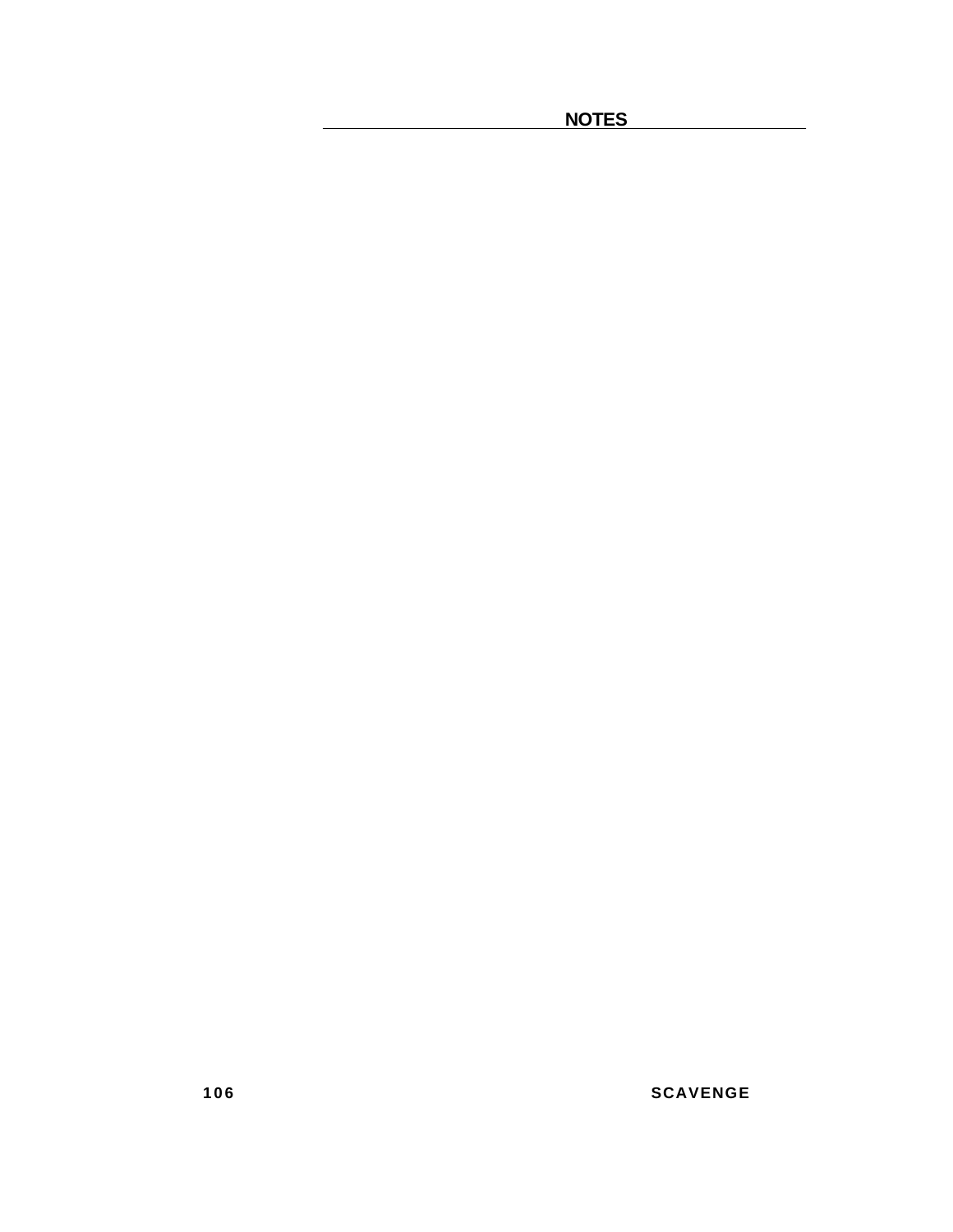## NOTES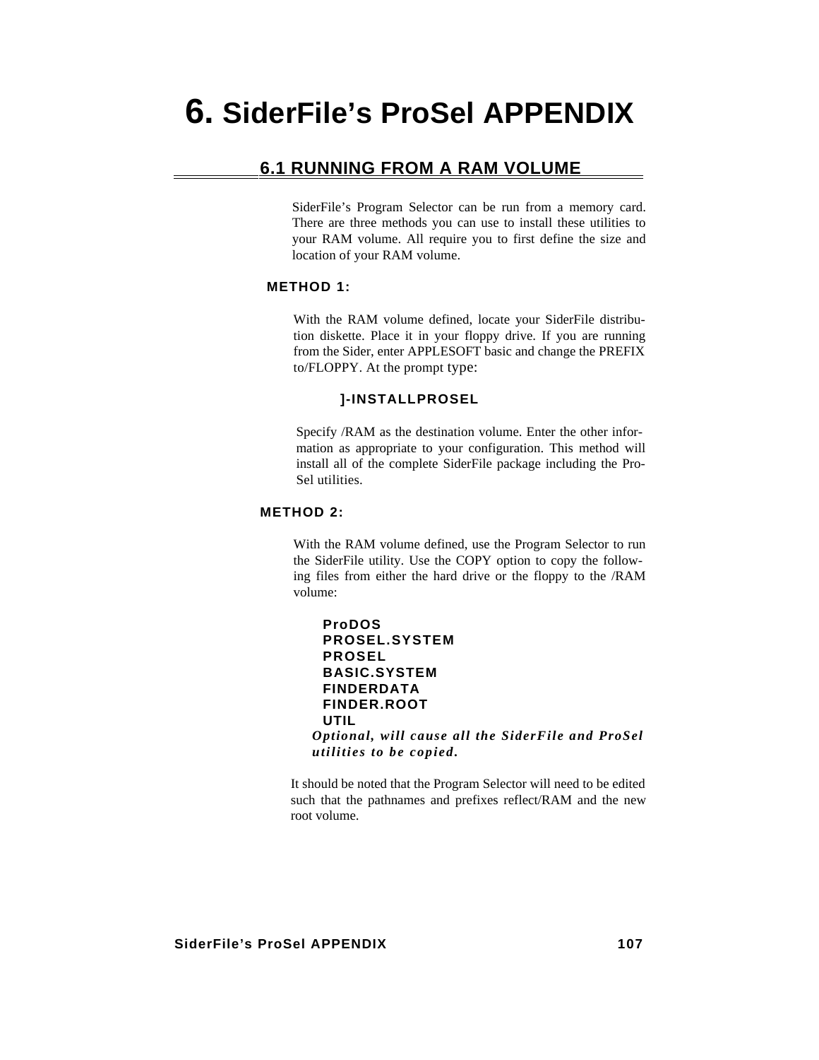# 6. SiderFile's ProSel APPENDIX

## 6.1 RUNNING FROM A RAM VOLUME

SiderFile's Program Selector can be run from a memory card. There are three methods you can use to install these utilities to your RAM volume. All require you to first define the size and location of your RAM volume.

**METHOD 1:**

With the RAM volume defined, locate your SiderFile distribution diskette. Place it in your floppy drive. If you are running from the Sider, enter APPLESOFT basic and change the PREFIX to/FLOPPY. At the prompt type:

**]-INSTALLPROSEL**

Specify /RAM as the destination volume. Enter the other information as appropriate to your configuration. This method will install all of the complete SiderFile package including the ProSel utilities.

**METHOD 2:**

With the RAM volume defined, use the Program Selector to run the SiderFile utility. Use the COPY option to copy the following files from either the hard drive or the floppy to the /RAM volume:

**ProDOS**
**PROSEL.SYSTEM**
**PROSEL**
**BASIC.SYSTEM**
**FINDERDATA**
**FINDER.ROOT**
**UTIL**
***Optional, will cause all the SiderFile and ProSel utilities to be copied.***

It should be noted that the Program Selector will need to be edited such that the pathnames and prefixes reflect/RAM and the new root volume.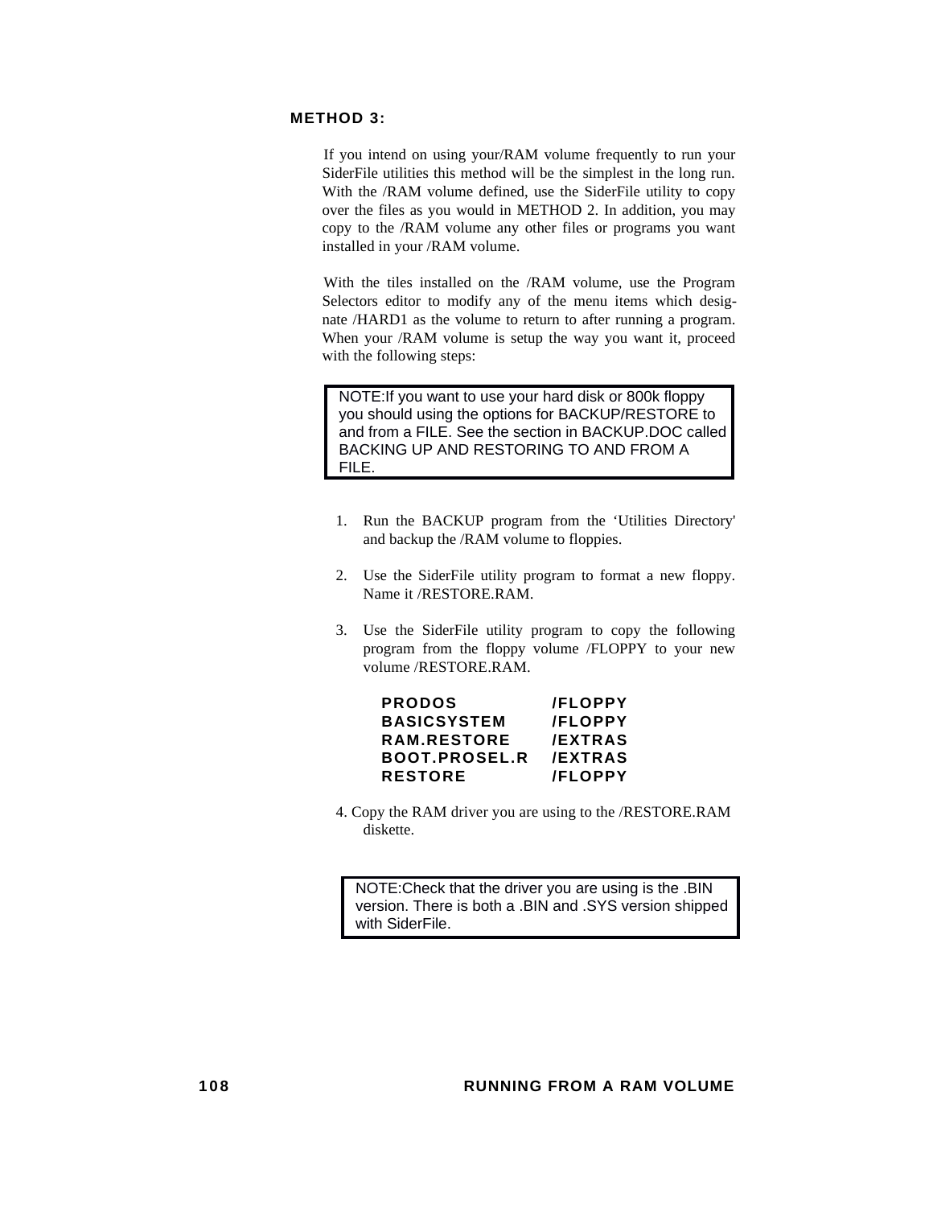### METHOD 3:

If you intend on using your/RAM volume frequently to run your SiderFile utilities this method will be the simplest in the long run. With the /RAM volume defined, use the SiderFile utility to copy over the files as you would in METHOD 2. In addition, you may copy to the /RAM volume any other files or programs you want installed in your /RAM volume.

With the tiles installed on the /RAM volume, use the Program Selectors editor to modify any of the menu items which designate /HARD1 as the volume to return to after running a program. When your /RAM volume is setup the way you want it, proceed with the following steps:

> NOTE:If you want to use your hard disk or 800k floppy you should using the options for BACKUP/RESTORE to and from a FILE. See the section in BACKUP.DOC called BACKING UP AND RESTORING TO AND FROM A FILE.

1. Run the BACKUP program from the 'Utilities Directory' and backup the /RAM volume to floppies.

2. Use the SiderFile utility program to format a new floppy. Name it /RESTORE.RAM.

3. Use the SiderFile utility program to copy the following program from the floppy volume /FLOPPY to your new volume /RESTORE.RAM.

   | | |
   |---|---|
   | **PRODOS** | **/FLOPPY** |
   | **BASICSYSTEM** | **/FLOPPY** |
   | **RAM.RESTORE** | **/EXTRAS** |
   | **BOOT.PROSEL.R** | **/EXTRAS** |
   | **RESTORE** | **/FLOPPY** |

4. Copy the RAM driver you are using to the /RESTORE.RAM diskette.

> NOTE:Check that the driver you are using is the .BIN version. There is both a .BIN and .SYS version shipped with SiderFile.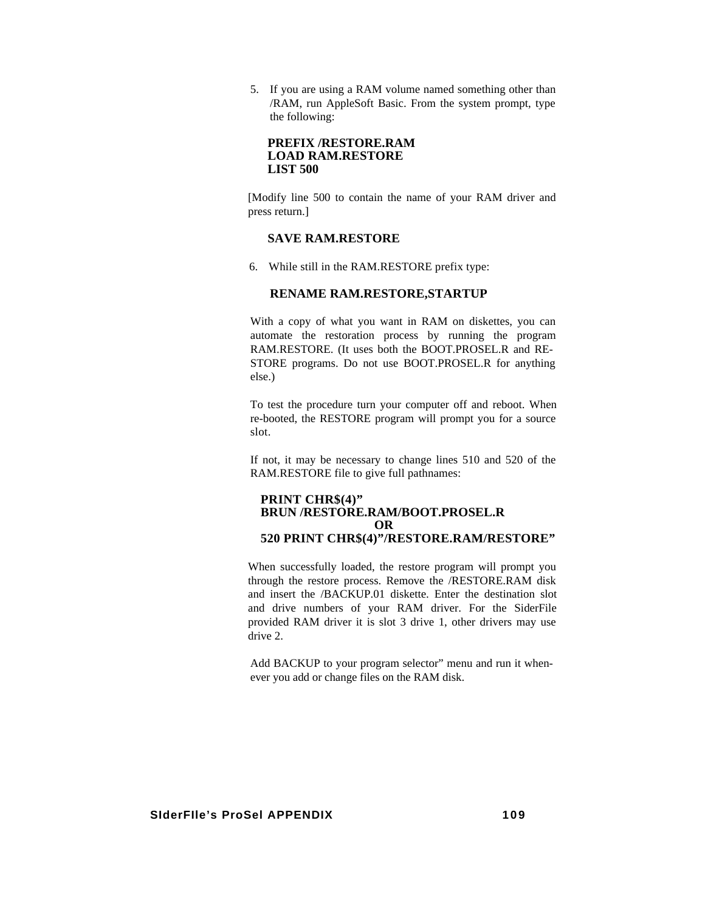5. If you are using a RAM volume named something other than /RAM, run AppleSoft Basic. From the system prompt, type the following:

   **PREFIX /RESTORE.RAM**
   **LOAD RAM.RESTORE**
   **LIST 500**

[Modify line 500 to contain the name of your RAM driver and press return.]

   **SAVE RAM.RESTORE**

6. While still in the RAM.RESTORE prefix type:

   **RENAME RAM.RESTORE,STARTUP**

With a copy of what you want in RAM on diskettes, you can automate the restoration process by running the program RAM.RESTORE. (It uses both the BOOT.PROSEL.R and RE-STORE programs. Do not use BOOT.PROSEL.R for anything else.)

To test the procedure turn your computer off and reboot. When re-booted, the RESTORE program will prompt you for a source slot.

If not, it may be necessary to change lines 510 and 520 of the RAM.RESTORE file to give full pathnames:

**PRINT CHR$(4)”**
**BRUN /RESTORE.RAM/BOOT.PROSEL.R**
**OR**
**520 PRINT CHR$(4)”/RESTORE.RAM/RESTORE”**

When successfully loaded, the restore program will prompt you through the restore process. Remove the /RESTORE.RAM disk and insert the /BACKUP.01 diskette. Enter the destination slot and drive numbers of your RAM driver. For the SiderFile provided RAM driver it is slot 3 drive 1, other drivers may use drive 2.

Add BACKUP to your program selector” menu and run it when-ever you add or change files on the RAM disk.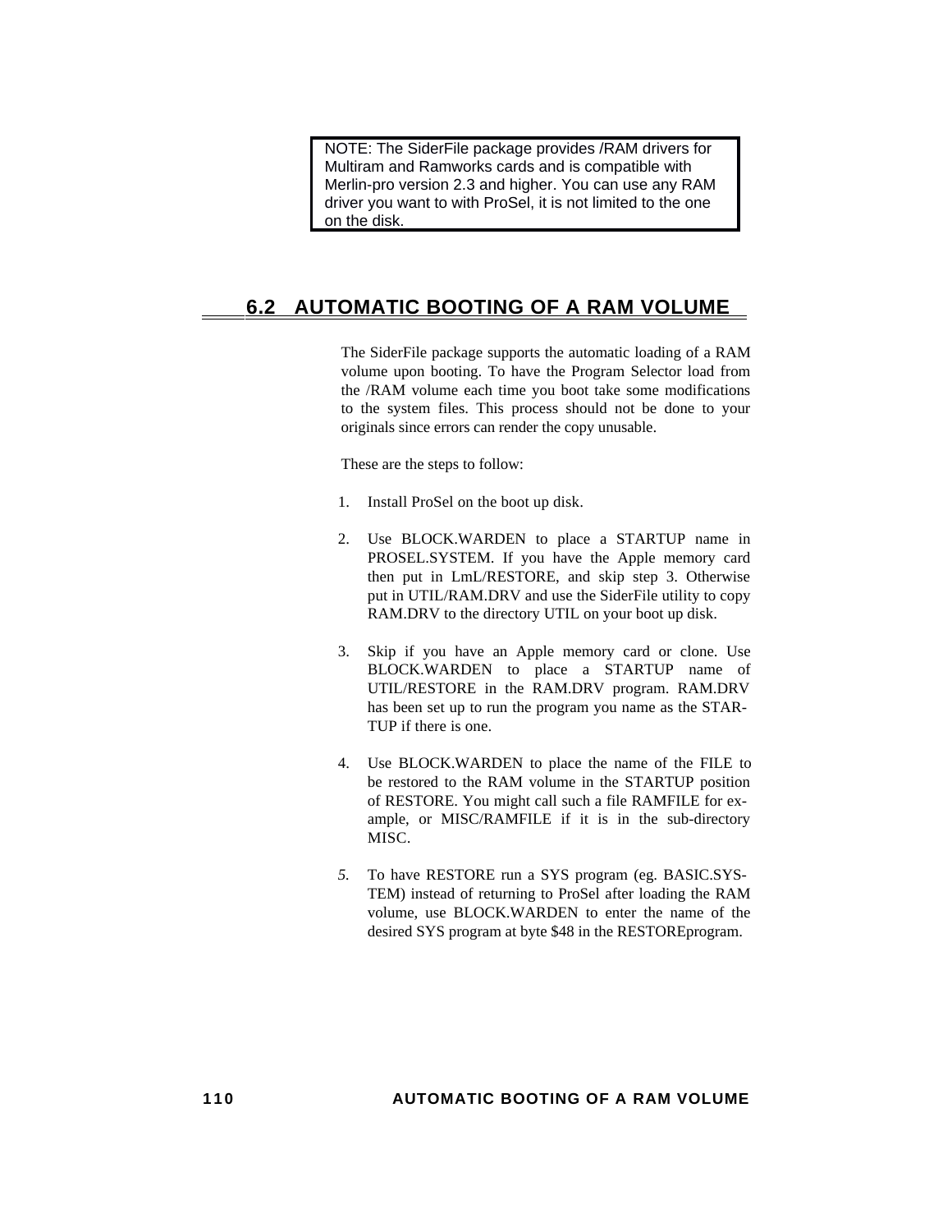> NOTE: The SiderFile package provides /RAM drivers for Multiram and Ramworks cards and is compatible with Merlin-pro version 2.3 and higher. You can use any RAM driver you want to with ProSel, it is not limited to the one on the disk.

## 6.2 AUTOMATIC BOOTING OF A RAM VOLUME

The SiderFile package supports the automatic loading of a RAM volume upon booting. To have the Program Selector load from the /RAM volume each time you boot take some modifications to the system files. This process should not be done to your originals since errors can render the copy unusable.

These are the steps to follow:

1. Install ProSel on the boot up disk.

2. Use BLOCK.WARDEN to place a STARTUP name in PROSEL.SYSTEM. If you have the Apple memory card then put in LmL/RESTORE, and skip step 3. Otherwise put in UTIL/RAM.DRV and use the SiderFile utility to copy RAM.DRV to the directory UTIL on your boot up disk.

3. Skip if you have an Apple memory card or clone. Use BLOCK.WARDEN to place a STARTUP name of UTIL/RESTORE in the RAM.DRV program. RAM.DRV has been set up to run the program you name as the STARTUP if there is one.

4. Use BLOCK.WARDEN to place the name of the FILE to be restored to the RAM volume in the STARTUP position of RESTORE. You might call such a file RAMFILE for example, or MISC/RAMFILE if it is in the sub-directory MISC.

5. To have RESTORE run a SYS program (eg. BASIC.SYSTEM) instead of returning to ProSel after loading the RAM volume, use BLOCK.WARDEN to enter the name of the desired SYS program at byte $48 in the RESTOREprogram.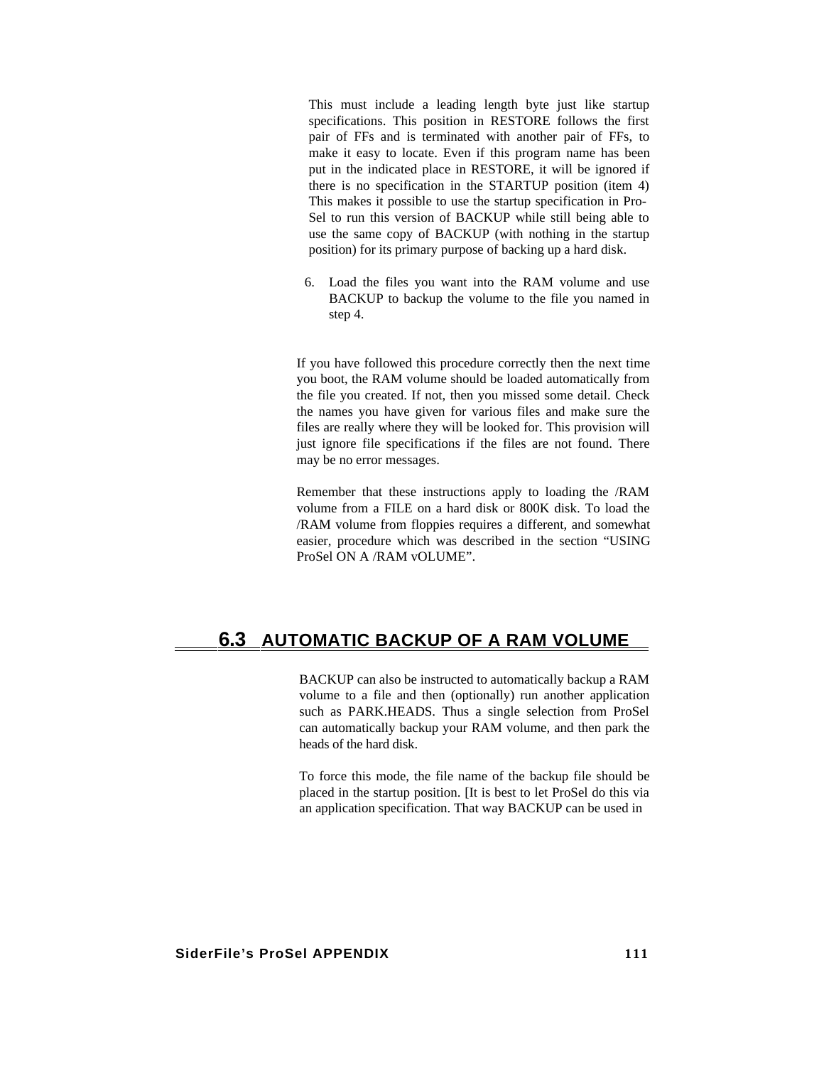This must include a leading length byte just like startup specifications. This position in RESTORE follows the first pair of FFs and is terminated with another pair of FFs, to make it easy to locate. Even if this program name has been put in the indicated place in RESTORE, it will be ignored if there is no specification in the STARTUP position (item 4) This makes it possible to use the startup specification in Pro-Sel to run this version of BACKUP while still being able to use the same copy of BACKUP (with nothing in the startup position) for its primary purpose of backing up a hard disk.

6. Load the files you want into the RAM volume and use BACKUP to backup the volume to the file you named in step 4.

If you have followed this procedure correctly then the next time you boot, the RAM volume should be loaded automatically from the file you created. If not, then you missed some detail. Check the names you have given for various files and make sure the files are really where they will be looked for. This provision will just ignore file specifications if the files are not found. There may be no error messages.

Remember that these instructions apply to loading the /RAM volume from a FILE on a hard disk or 800K disk. To load the /RAM volume from floppies requires a different, and somewhat easier, procedure which was described in the section “USING ProSel ON A /RAM vOLUME”.

## 6.3 AUTOMATIC BACKUP OF A RAM VOLUME

BACKUP can also be instructed to automatically backup a RAM volume to a file and then (optionally) run another application such as PARK.HEADS. Thus a single selection from ProSel can automatically backup your RAM volume, and then park the heads of the hard disk.

To force this mode, the file name of the backup file should be placed in the startup position. [It is best to let ProSel do this via an application specification. That way BACKUP can be used in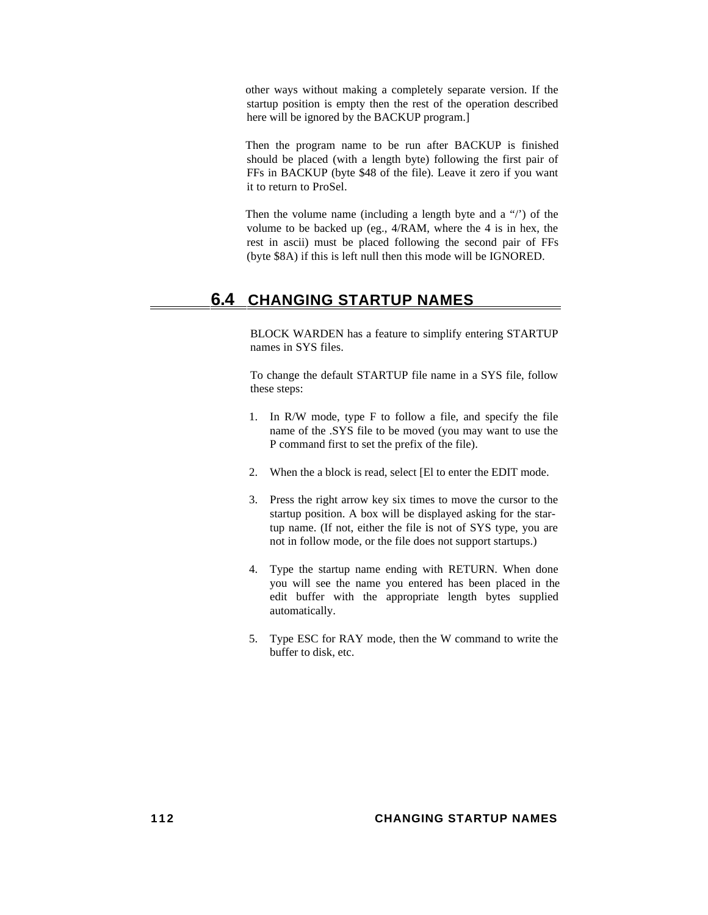other ways without making a completely separate version. If the startup position is empty then the rest of the operation described here will be ignored by the BACKUP program.]

Then the program name to be run after BACKUP is finished should be placed (with a length byte) following the first pair of FFs in BACKUP (byte $48 of the file). Leave it zero if you want it to return to ProSel.

Then the volume name (including a length byte and a "/') of the volume to be backed up (eg., 4/RAM, where the 4 is in hex, the rest in ascii) must be placed following the second pair of FFs (byte $8A) if this is left null then this mode will be IGNORED.

## 6.4 CHANGING STARTUP NAMES

BLOCK WARDEN has a feature to simplify entering STARTUP names in SYS files.

To change the default STARTUP file name in a SYS file, follow these steps:

1. In R/W mode, type F to follow a file, and specify the file name of the .SYS file to be moved (you may want to use the P command first to set the prefix of the file).

2. When the a block is read, select [El to enter the EDIT mode.

3. Press the right arrow key six times to move the cursor to the startup position. A box will be displayed asking for the star-tup name. (If not, either the file is not of SYS type, you are not in follow mode, or the file does not support startups.)

4. Type the startup name ending with RETURN. When done you will see the name you entered has been placed in the edit buffer with the appropriate length bytes supplied automatically.

5. Type ESC for RAY mode, then the W command to write the buffer to disk, etc.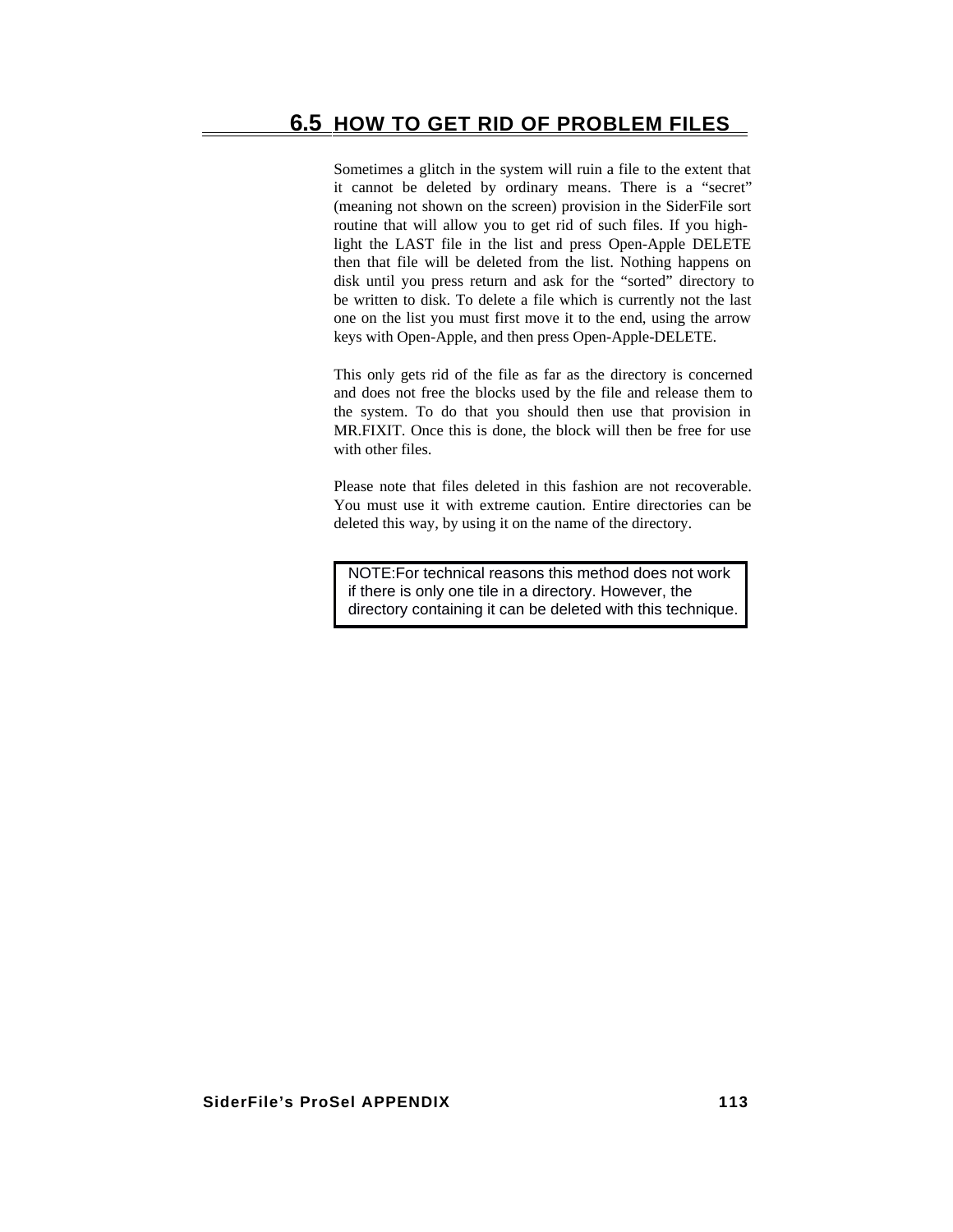## 6.5 HOW TO GET RID OF PROBLEM FILES

Sometimes a glitch in the system will ruin a file to the extent that it cannot be deleted by ordinary means. There is a “secret” (meaning not shown on the screen) provision in the SiderFile sort routine that will allow you to get rid of such files. If you high-light the LAST file in the list and press Open-Apple DELETE then that file will be deleted from the list. Nothing happens on disk until you press return and ask for the “sorted” directory to be written to disk. To delete a file which is currently not the last one on the list you must first move it to the end, using the arrow keys with Open-Apple, and then press Open-Apple-DELETE.

This only gets rid of the file as far as the directory is concerned and does not free the blocks used by the file and release them to the system. To do that you should then use that provision in MR.FIXIT. Once this is done, the block will then be free for use with other files.

Please note that files deleted in this fashion are not recoverable. You must use it with extreme caution. Entire directories can be deleted this way, by using it on the name of the directory.

> NOTE:For technical reasons this method does not work if there is only one tile in a directory. However, the directory containing it can be deleted with this technique.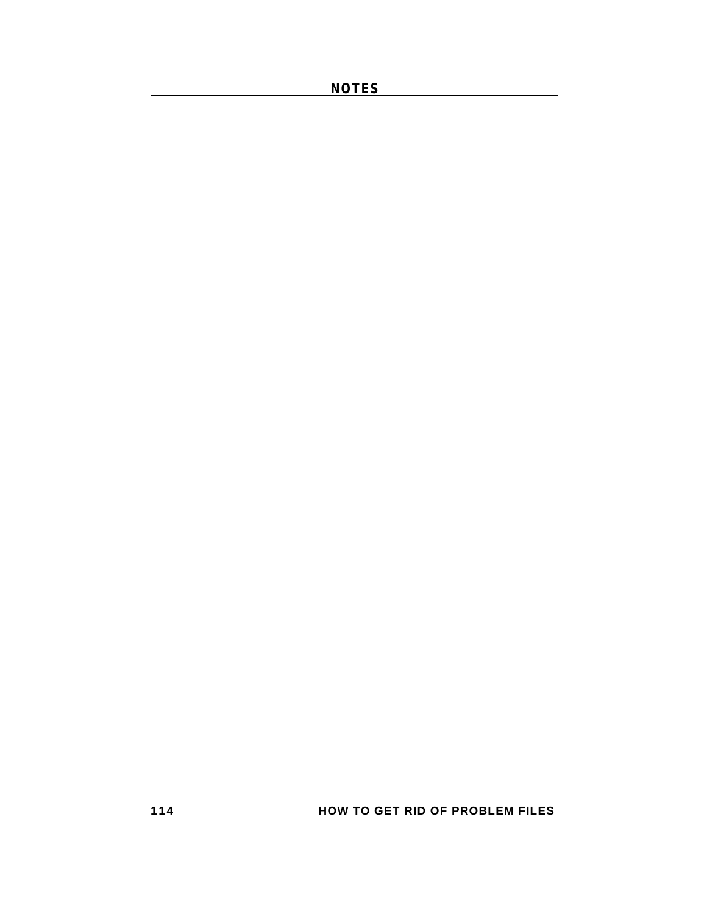# NOTES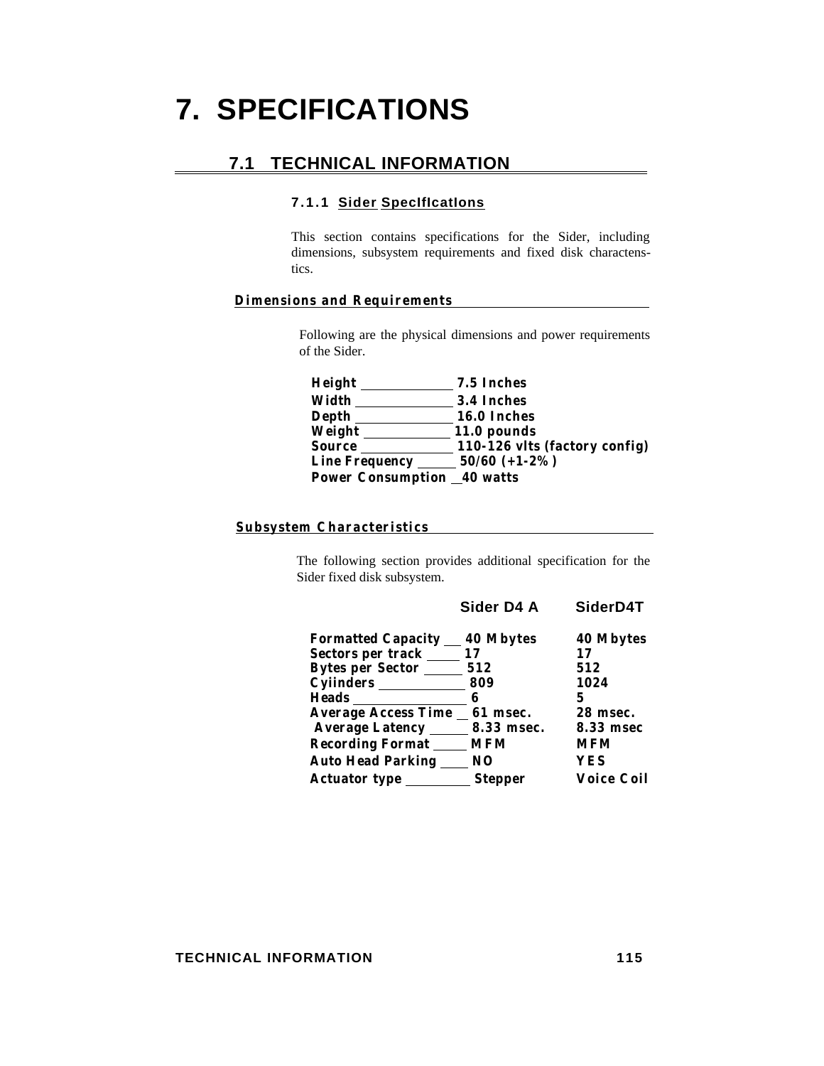# 7. SPECIFICATIONS

## 7.1 TECHNICAL INFORMATION

### 7.1.1 Sider SpecIfIcatIons

This section contains specifications for the Sider, including dimensions, subsystem requirements and fixed disk charactenstics.

#### Dimensions and Requirements

Following are the physical dimensions and power requirements of the Sider.

| | |
|---|---|
| **Height** | **7.5 Inches** |
| **Width** | **3.4 Inches** |
| **Depth** | **16.0 Inches** |
| **Weight** | **11.0 pounds** |
| **Source** | **110-126 vlts (factory config)** |
| **Line Frequency** | **50/60 (+1-2%)** |
| **Power Consumption** | **40 watts** |

#### Subsystem Characteristics

The following section provides additional specification for the Sider fixed disk subsystem.

| | Sider D4 A | SiderD4T |
|---|---|---|
| **Formatted Capacity** | **40 Mbytes** | **40 Mbytes** |
| **Sectors per track** | **17** | **17** |
| **Bytes per Sector** | **512** | **512** |
| **Cyiinders** | **809** | **1024** |
| **Heads** | **6** | **5** |
| **Average Access Time** | **61 msec.** | **28 msec.** |
| **Average Latency** | **8.33 msec.** | **8.33 msec** |
| **Recording Format** | **MFM** | **MFM** |
| **Auto Head Parking** | **NO** | **YES** |
| **Actuator type** | **Stepper** | **Voice Coil** |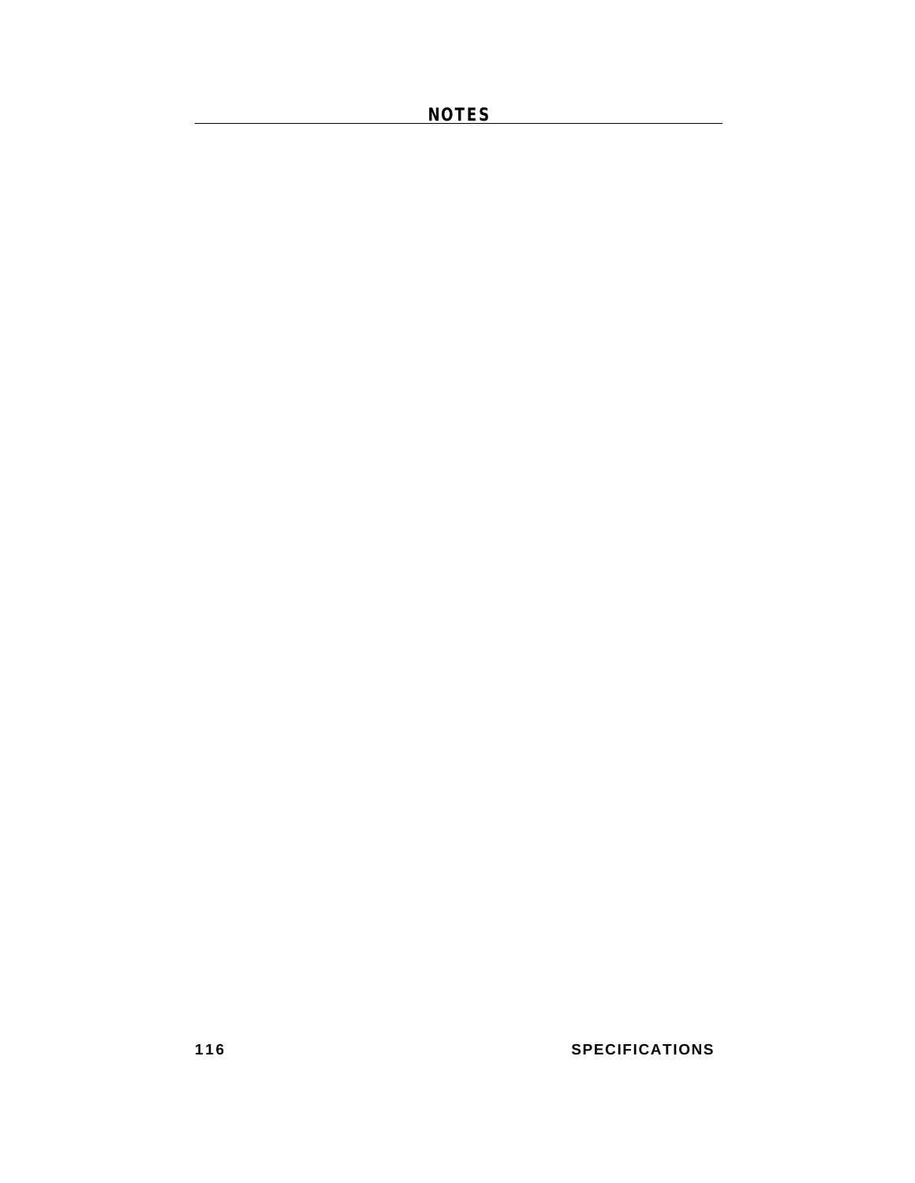## NOTES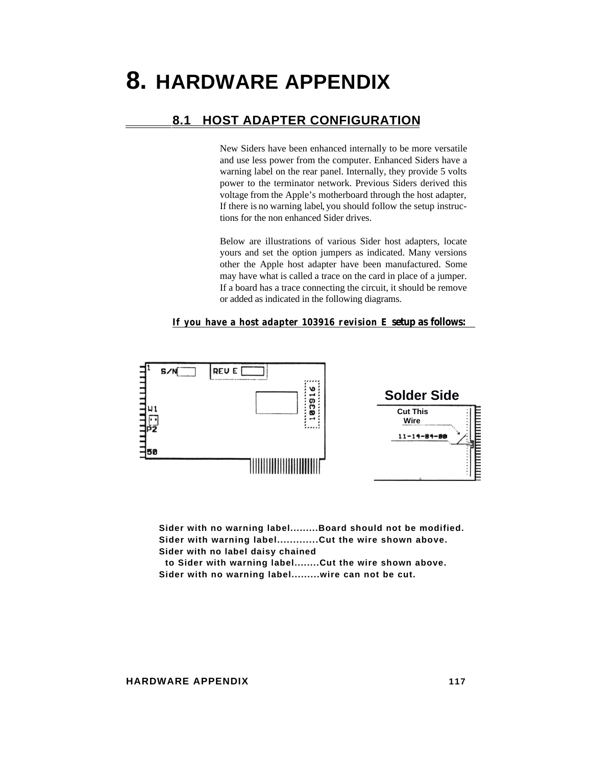# 8. HARDWARE APPENDIX

## 8.1 HOST ADAPTER CONFIGURATION

New Siders have been enhanced internally to be more versatile and use less power from the computer. Enhanced Siders have a warning label on the rear panel. Internally, they provide 5 volts power to the terminator network. Previous Siders derived this voltage from the Apple's motherboard through the host adapter, If there is no warning label, you should follow the setup instructions for the non enhanced Sider drives.

Below are illustrations of various Sider host adapters, locate yours and set the option jumpers as indicated. Many versions other the Apple host adapter have been manufactured. Some may have what is called a trace on the card in place of a jumper. If a board has a trace connecting the circuit, it should be remove or added as indicated in the following diagrams.

**If you have a host adapter 103916 revision E setup as follows:**

1 S/N REV E

103916

W1

P2

50

**Solder Side**

Cut This Wire

11-14-84-00

**Sider with no warning label.........Board should not be modified.**
**Sider with warning label............Cut the wire shown above.**
**Sider with no label daisy chained**
**to Sider with warning label........Cut the wire shown above.**
**Sider with no warning label.........wire can not be cut.**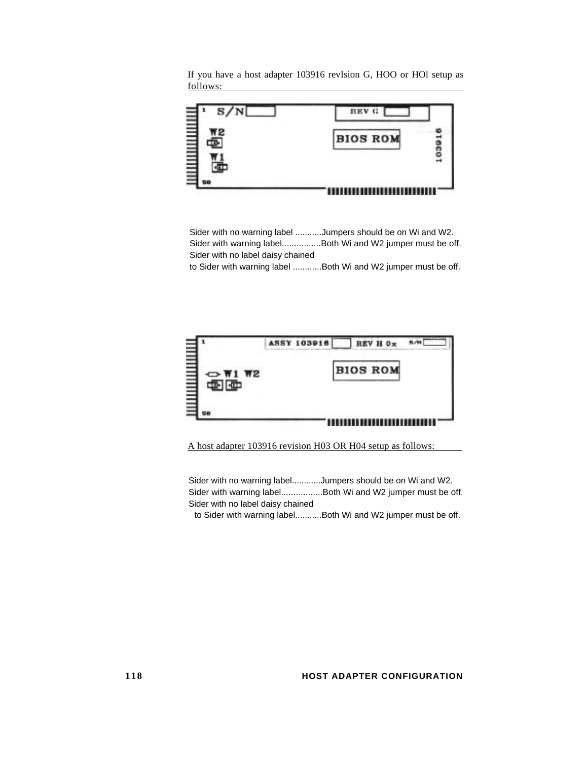If you have a host adapter 103916 revIsion G, HOO or HOl setup as follows:

Sider with no warning label ...........Jumpers should be on Wi and W2.
Sider with warning label................Both Wi and W2 jumper must be off.
Sider with no label daisy chained
to Sider with warning label ............Both Wi and W2 jumper must be off.

A host adapter 103916 revision H03 OR H04 setup as follows:

Sider with no warning label............Jumpers should be on Wi and W2.
Sider with warning label.................Both Wi and W2 jumper must be off.
Sider with no label daisy chained
to Sider with warning label...........Both Wi and W2 jumper must be off.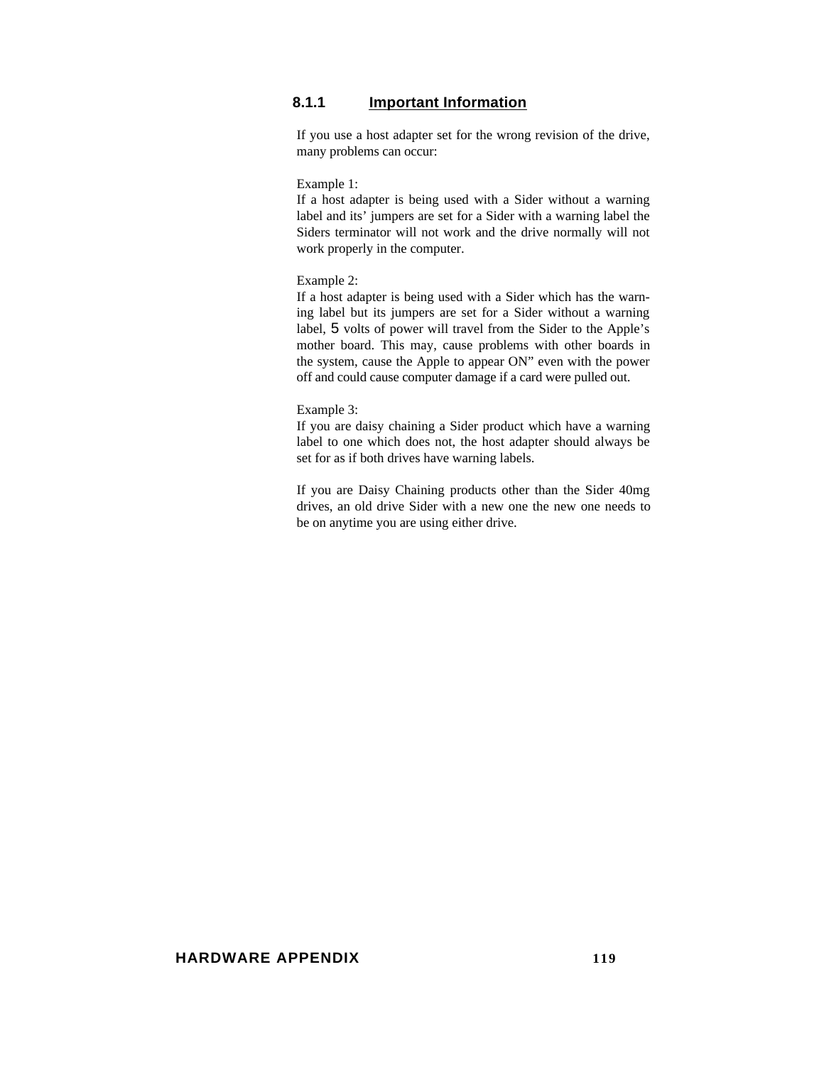### 8.1.1 Important Information

If you use a host adapter set for the wrong revision of the drive, many problems can occur:

Example 1:
If a host adapter is being used with a Sider without a warning label and its' jumpers are set for a Sider with a warning label the Siders terminator will not work and the drive normally will not work properly in the computer.

Example 2:
If a host adapter is being used with a Sider which has the warning label but its jumpers are set for a Sider without a warning label, 5 volts of power will travel from the Sider to the Apple's mother board. This may, cause problems with other boards in the system, cause the Apple to appear ON" even with the power off and could cause computer damage if a card were pulled out.

Example 3:
If you are daisy chaining a Sider product which have a warning label to one which does not, the host adapter should always be set for as if both drives have warning labels.

If you are Daisy Chaining products other than the Sider 40mg drives, an old drive Sider with a new one the new one needs to be on anytime you are using either drive.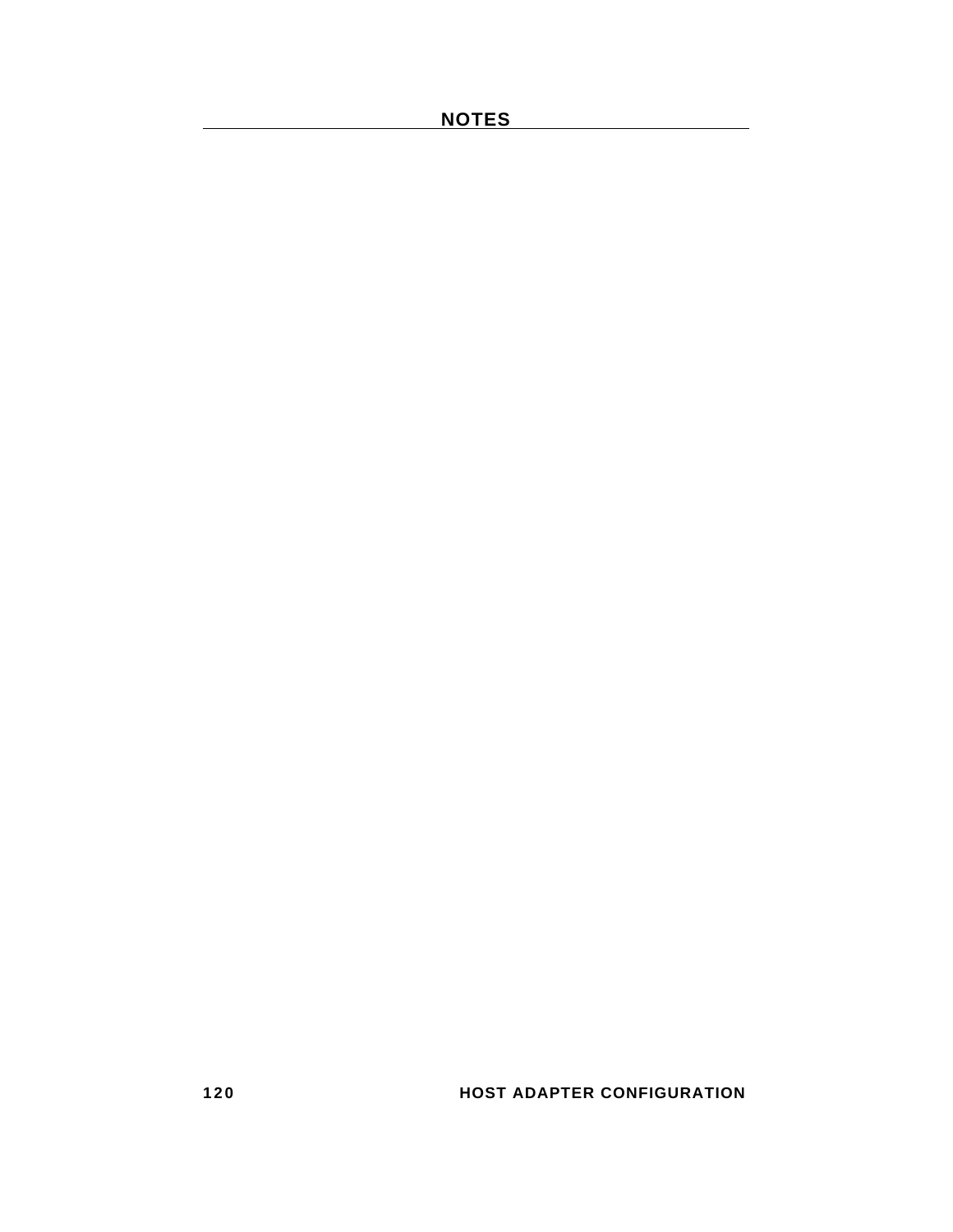# NOTES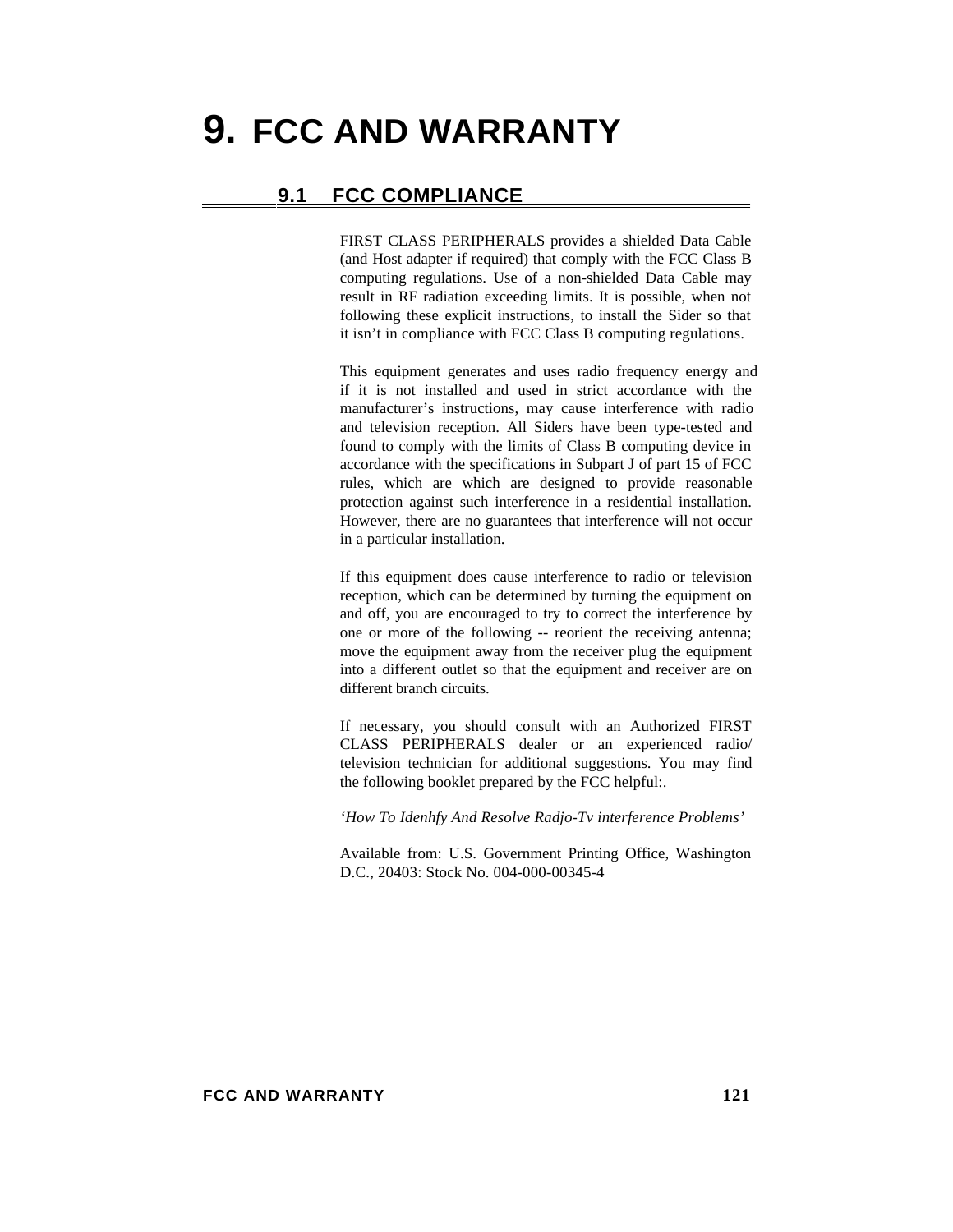# 9. FCC AND WARRANTY

## 9.1 FCC COMPLIANCE

FIRST CLASS PERIPHERALS provides a shielded Data Cable (and Host adapter if required) that comply with the FCC Class B computing regulations. Use of a non-shielded Data Cable may result in RF radiation exceeding limits. It is possible, when not following these explicit instructions, to install the Sider so that it isn't in compliance with FCC Class B computing regulations.

This equipment generates and uses radio frequency energy and if it is not installed and used in strict accordance with the manufacturer's instructions, may cause interference with radio and television reception. All Siders have been type-tested and found to comply with the limits of Class B computing device in accordance with the specifications in Subpart J of part 15 of FCC rules, which are which are designed to provide reasonable protection against such interference in a residential installation. However, there are no guarantees that interference will not occur in a particular installation.

If this equipment does cause interference to radio or television reception, which can be determined by turning the equipment on and off, you are encouraged to try to correct the interference by one or more of the following -- reorient the receiving antenna; move the equipment away from the receiver plug the equipment into a different outlet so that the equipment and receiver are on different branch circuits.

If necessary, you should consult with an Authorized FIRST CLASS PERIPHERALS dealer or an experienced radio/ television technician for additional suggestions. You may find the following booklet prepared by the FCC helpful:.

*'How To Idenhfy And Resolve Radjo-Tv interference Problems'*

Available from: U.S. Government Printing Office, Washington D.C., 20403: Stock No. 004-000-00345-4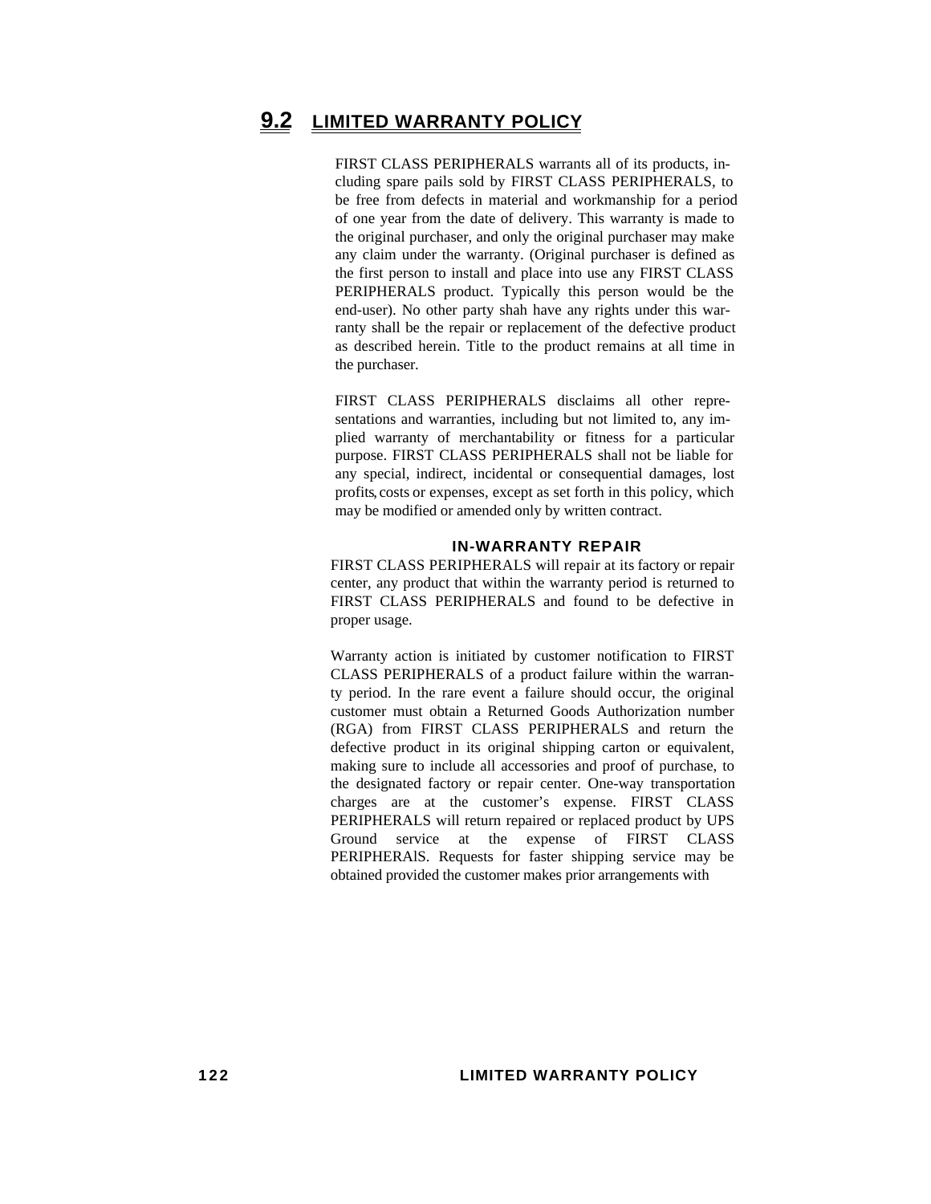## 9.2 LIMITED WARRANTY POLICY

FIRST CLASS PERIPHERALS warrants all of its products, including spare pails sold by FIRST CLASS PERIPHERALS, to be free from defects in material and workmanship for a period of one year from the date of delivery. This warranty is made to the original purchaser, and only the original purchaser may make any claim under the warranty. (Original purchaser is defined as the first person to install and place into use any FIRST CLASS PERIPHERALS product. Typically this person would be the end-user). No other party shah have any rights under this warranty shall be the repair or replacement of the defective product as described herein. Title to the product remains at all time in the purchaser.

FIRST CLASS PERIPHERALS disclaims all other representations and warranties, including but not limited to, any implied warranty of merchantability or fitness for a particular purpose. FIRST CLASS PERIPHERALS shall not be liable for any special, indirect, incidental or consequential damages, lost profits, costs or expenses, except as set forth in this policy, which may be modified or amended only by written contract.

### IN-WARRANTY REPAIR

FIRST CLASS PERIPHERALS will repair at its factory or repair center, any product that within the warranty period is returned to FIRST CLASS PERIPHERALS and found to be defective in proper usage.

Warranty action is initiated by customer notification to FIRST CLASS PERIPHERALS of a product failure within the warranty period. In the rare event a failure should occur, the original customer must obtain a Returned Goods Authorization number (RGA) from FIRST CLASS PERIPHERALS and return the defective product in its original shipping carton or equivalent, making sure to include all accessories and proof of purchase, to the designated factory or repair center. One-way transportation charges are at the customer's expense. FIRST CLASS PERIPHERALS will return repaired or replaced product by UPS Ground service at the expense of FIRST CLASS PERIPHERAlS. Requests for faster shipping service may be obtained provided the customer makes prior arrangements with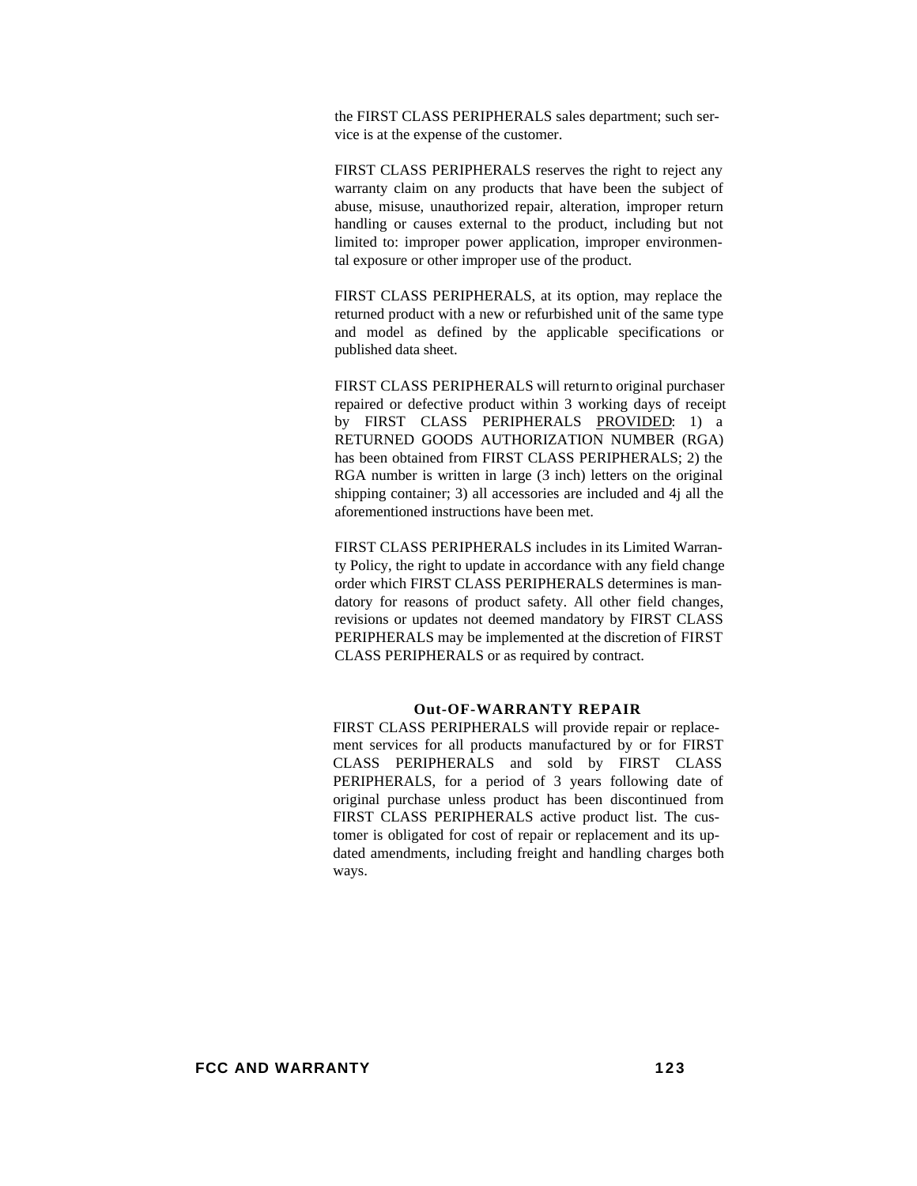the FIRST CLASS PERIPHERALS sales department; such service is at the expense of the customer.

FIRST CLASS PERIPHERALS reserves the right to reject any warranty claim on any products that have been the subject of abuse, misuse, unauthorized repair, alteration, improper return handling or causes external to the product, including but not limited to: improper power application, improper environmental exposure or other improper use of the product.

FIRST CLASS PERIPHERALS, at its option, may replace the returned product with a new or refurbished unit of the same type and model as defined by the applicable specifications or published data sheet.

FIRST CLASS PERIPHERALS will return to original purchaser repaired or defective product within 3 working days of receipt by FIRST CLASS PERIPHERALS PROVIDED: 1) a RETURNED GOODS AUTHORIZATION NUMBER (RGA) has been obtained from FIRST CLASS PERIPHERALS; 2) the RGA number is written in large (3 inch) letters on the original shipping container; 3) all accessories are included and 4j all the aforementioned instructions have been met.

FIRST CLASS PERIPHERALS includes in its Limited Warranty Policy, the right to update in accordance with any field change order which FIRST CLASS PERIPHERALS determines is mandatory for reasons of product safety. All other field changes, revisions or updates not deemed mandatory by FIRST CLASS PERIPHERALS may be implemented at the discretion of FIRST CLASS PERIPHERALS or as required by contract.

### Out-OF-WARRANTY REPAIR

FIRST CLASS PERIPHERALS will provide repair or replacement services for all products manufactured by or for FIRST CLASS PERIPHERALS and sold by FIRST CLASS PERIPHERALS, for a period of 3 years following date of original purchase unless product has been discontinued from FIRST CLASS PERIPHERALS active product list. The customer is obligated for cost of repair or replacement and its updated amendments, including freight and handling charges both ways.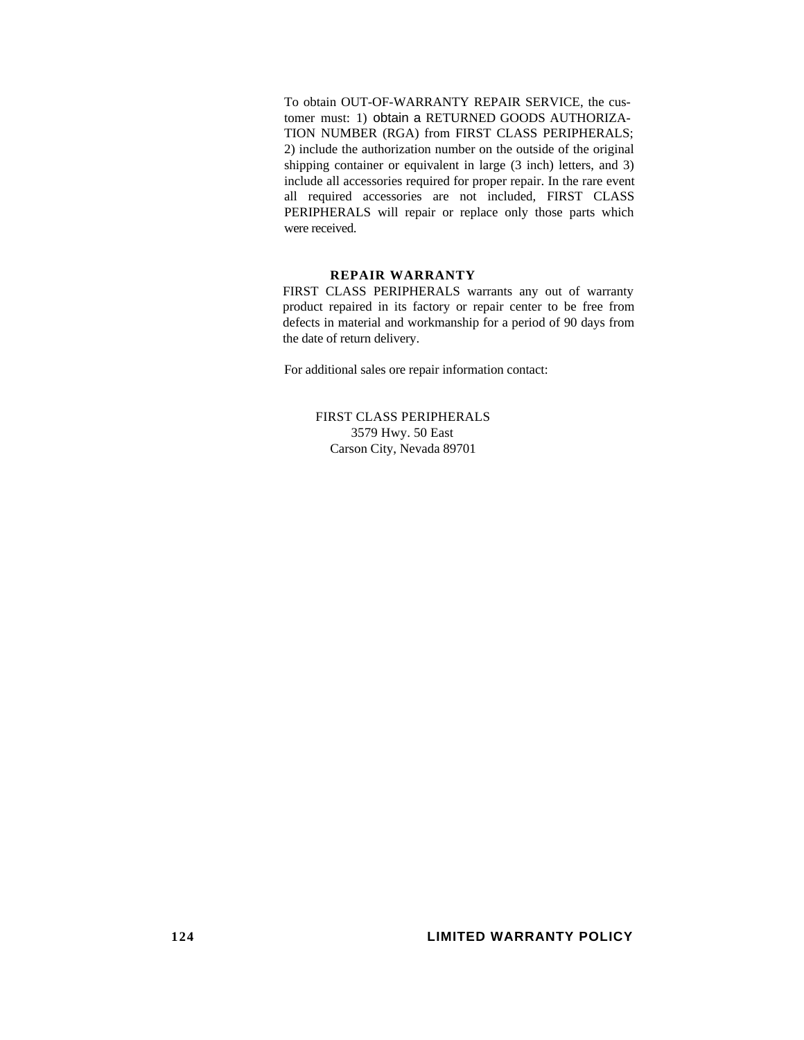To obtain OUT-OF-WARRANTY REPAIR SERVICE, the customer must: 1) obtain a RETURNED GOODS AUTHORIZATION NUMBER (RGA) from FIRST CLASS PERIPHERALS; 2) include the authorization number on the outside of the original shipping container or equivalent in large (3 inch) letters, and 3) include all accessories required for proper repair. In the rare event all required accessories are not included, FIRST CLASS PERIPHERALS will repair or replace only those parts which were received.

### REPAIR WARRANTY

FIRST CLASS PERIPHERALS warrants any out of warranty product repaired in its factory or repair center to be free from defects in material and workmanship for a period of 90 days from the date of return delivery.

For additional sales ore repair information contact:

FIRST CLASS PERIPHERALS
3579 Hwy. 50 East
Carson City, Nevada 89701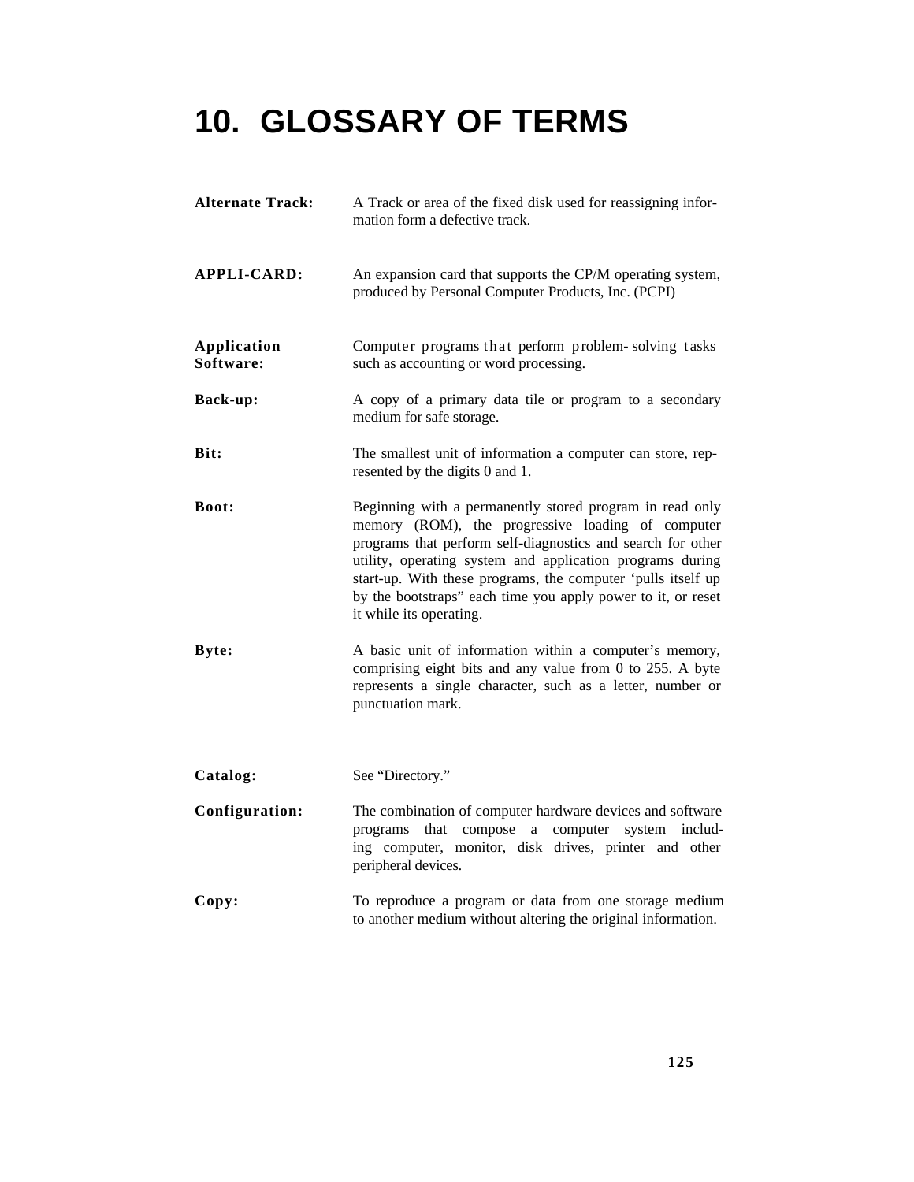# 10. GLOSSARY OF TERMS

**Alternate Track:** A Track or area of the fixed disk used for reassigning information form a defective track.

**APPLI-CARD:** An expansion card that supports the CP/M operating system, produced by Personal Computer Products, Inc. (PCPI)

**Application Software:** Computer programs that perform problem-solving tasks such as accounting or word processing.

**Back-up:** A copy of a primary data tile or program to a secondary medium for safe storage.

**Bit:** The smallest unit of information a computer can store, represented by the digits 0 and 1.

**Boot:** Beginning with a permanently stored program in read only memory (ROM), the progressive loading of computer programs that perform self-diagnostics and search for other utility, operating system and application programs during start-up. With these programs, the computer 'pulls itself up by the bootstraps" each time you apply power to it, or reset it while its operating.

**Byte:** A basic unit of information within a computer's memory, comprising eight bits and any value from 0 to 255. A byte represents a single character, such as a letter, number or punctuation mark.

**Catalog:** See "Directory."

**Configuration:** The combination of computer hardware devices and software programs that compose a computer system including computer, monitor, disk drives, printer and other peripheral devices.

**Copy:** To reproduce a program or data from one storage medium to another medium without altering the original information.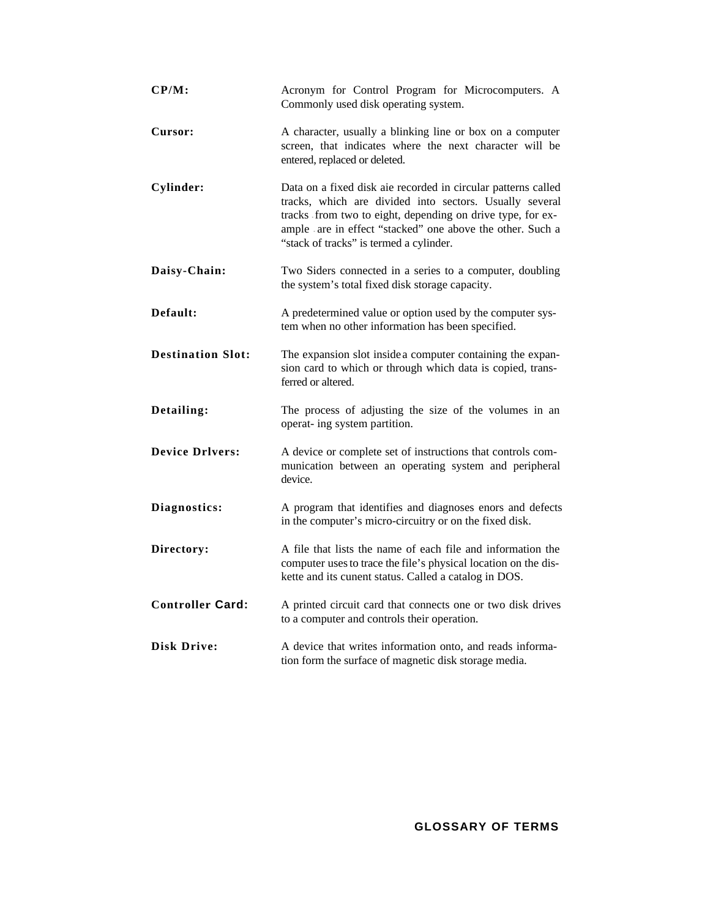**CP/M:** Acronym for Control Program for Microcomputers. A Commonly used disk operating system.

**Cursor:** A character, usually a blinking line or box on a computer screen, that indicates where the next character will be entered, replaced or deleted.

**Cylinder:** Data on a fixed disk aie recorded in circular patterns called tracks, which are divided into sectors. Usually several tracks - from two to eight, depending on drive type, for example - are in effect "stacked" one above the other. Such a "stack of tracks" is termed a cylinder.

**Daisy-Chain:** Two Siders connected in a series to a computer, doubling the system's total fixed disk storage capacity.

**Default:** A predetermined value or option used by the computer system when no other information has been specified.

**Destination Slot:** The expansion slot inside a computer containing the expansion card to which or through which data is copied, transferred or altered.

**Detailing:** The process of adjusting the size of the volumes in an operat- ing system partition.

**Device Drlvers:** A device or complete set of instructions that controls communication between an operating system and peripheral device.

**Diagnostics:** A program that identifies and diagnoses enors and defects in the computer's micro-circuitry or on the fixed disk.

**Directory:** A file that lists the name of each file and information the computer uses to trace the file's physical location on the diskette and its cunent status. Called a catalog in DOS.

**Controller Card:** A printed circuit card that connects one or two disk drives to a computer and controls their operation.

**Disk Drive:** A device that writes information onto, and reads information form the surface of magnetic disk storage media.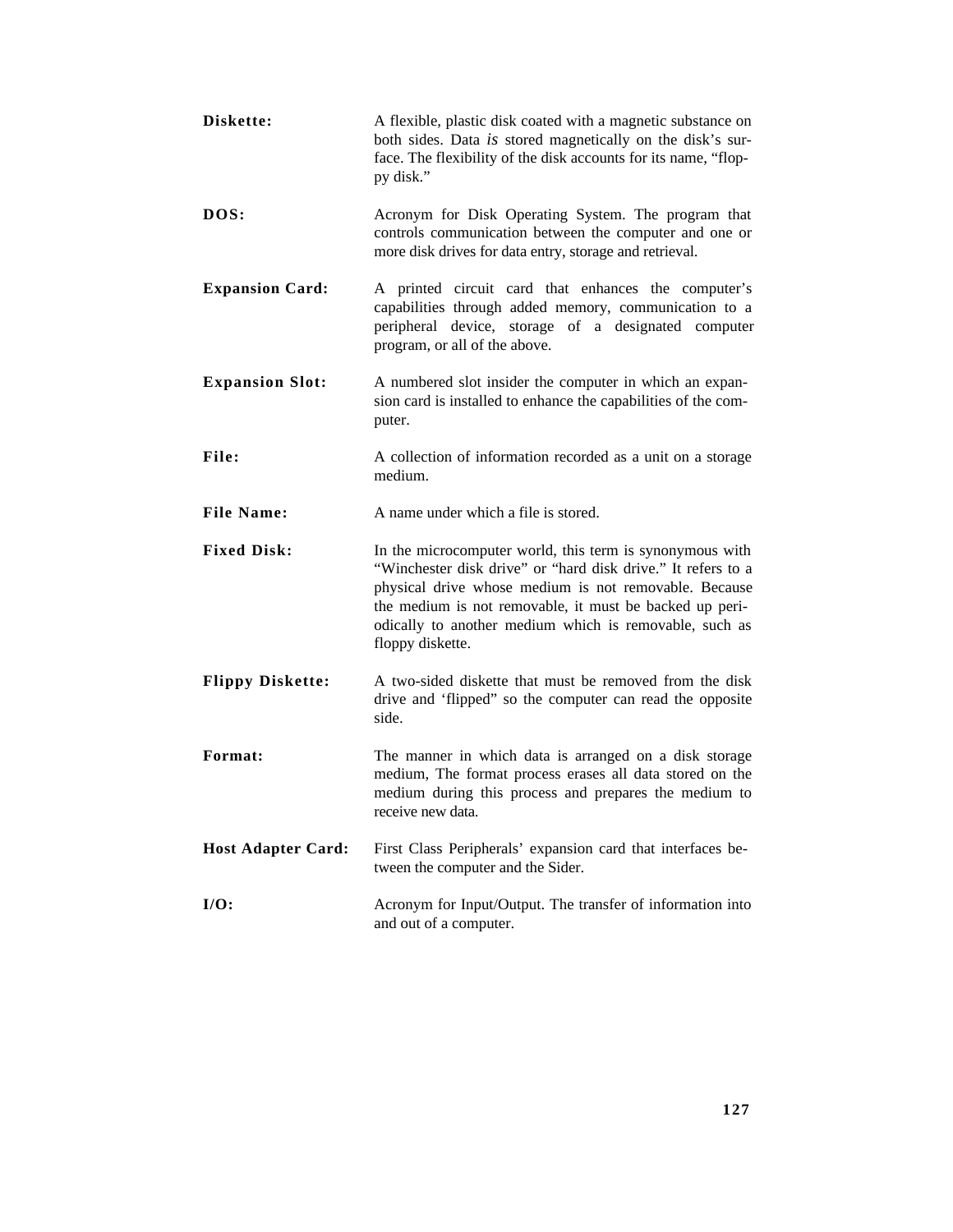**Diskette:** A flexible, plastic disk coated with a magnetic substance on both sides. Data *is* stored magnetically on the disk's surface. The flexibility of the disk accounts for its name, "floppy disk."

**DOS:** Acronym for Disk Operating System. The program that controls communication between the computer and one or more disk drives for data entry, storage and retrieval.

**Expansion Card:** A printed circuit card that enhances the computer's capabilities through added memory, communication to a peripheral device, storage of a designated computer program, or all of the above.

**Expansion Slot:** A numbered slot insider the computer in which an expansion card is installed to enhance the capabilities of the computer.

**File:** A collection of information recorded as a unit on a storage medium.

**File Name:** A name under which a file is stored.

**Fixed Disk:** In the microcomputer world, this term is synonymous with "Winchester disk drive" or "hard disk drive." It refers to a physical drive whose medium is not removable. Because the medium is not removable, it must be backed up periodically to another medium which is removable, such as floppy diskette.

**Flippy Diskette:** A two-sided diskette that must be removed from the disk drive and 'flipped" so the computer can read the opposite side.

**Format:** The manner in which data is arranged on a disk storage medium, The format process erases all data stored on the medium during this process and prepares the medium to receive new data.

**Host Adapter Card:** First Class Peripherals' expansion card that interfaces between the computer and the Sider.

**I/O:** Acronym for Input/Output. The transfer of information into and out of a computer.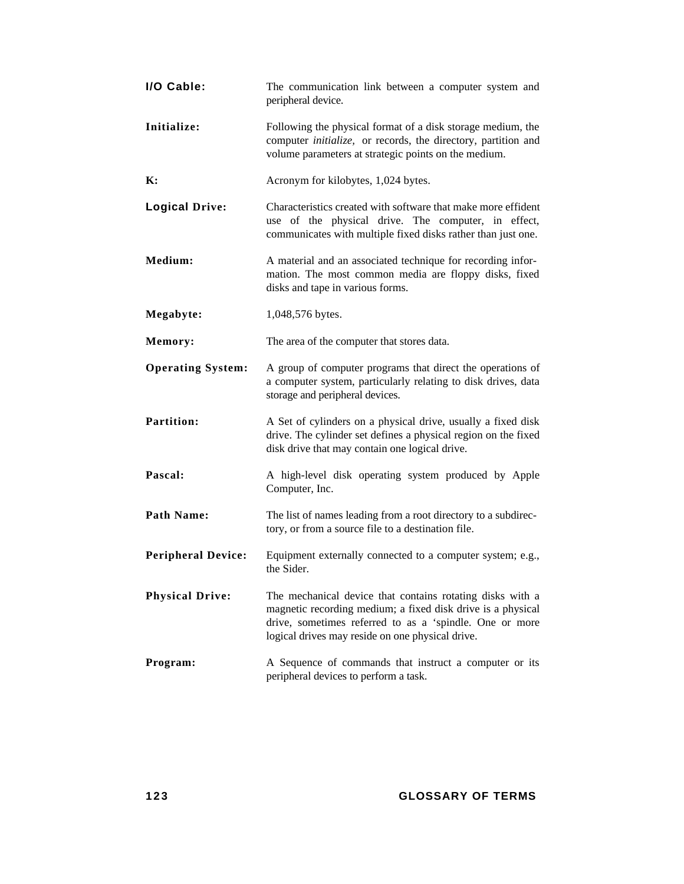**I/O Cable:** The communication link between a computer system and peripheral device.

**Initialize:** Following the physical format of a disk storage medium, the computer *initialize,* or records, the directory, partition and volume parameters at strategic points on the medium.

**K:** Acronym for kilobytes, 1,024 bytes.

**Logical Drive:** Characteristics created with software that make more effident use of the physical drive. The computer, in effect, communicates with multiple fixed disks rather than just one.

**Medium:** A material and an associated technique for recording information. The most common media are floppy disks, fixed disks and tape in various forms.

**Megabyte:** 1,048,576 bytes.

**Memory:** The area of the computer that stores data.

**Operating System:** A group of computer programs that direct the operations of a computer system, particularly relating to disk drives, data storage and peripheral devices.

**Partition:** A Set of cylinders on a physical drive, usually a fixed disk drive. The cylinder set defines a physical region on the fixed disk drive that may contain one logical drive.

**Pascal:** A high-level disk operating system produced by Apple Computer, Inc.

**Path Name:** The list of names leading from a root directory to a subdirectory, or from a source file to a destination file.

**Peripheral Device:** Equipment externally connected to a computer system; e.g., the Sider.

**Physical Drive:** The mechanical device that contains rotating disks with a magnetic recording medium; a fixed disk drive is a physical drive, sometimes referred to as a 'spindle. One or more logical drives may reside on one physical drive.

**Program:** A Sequence of commands that instruct a computer or its peripheral devices to perform a task.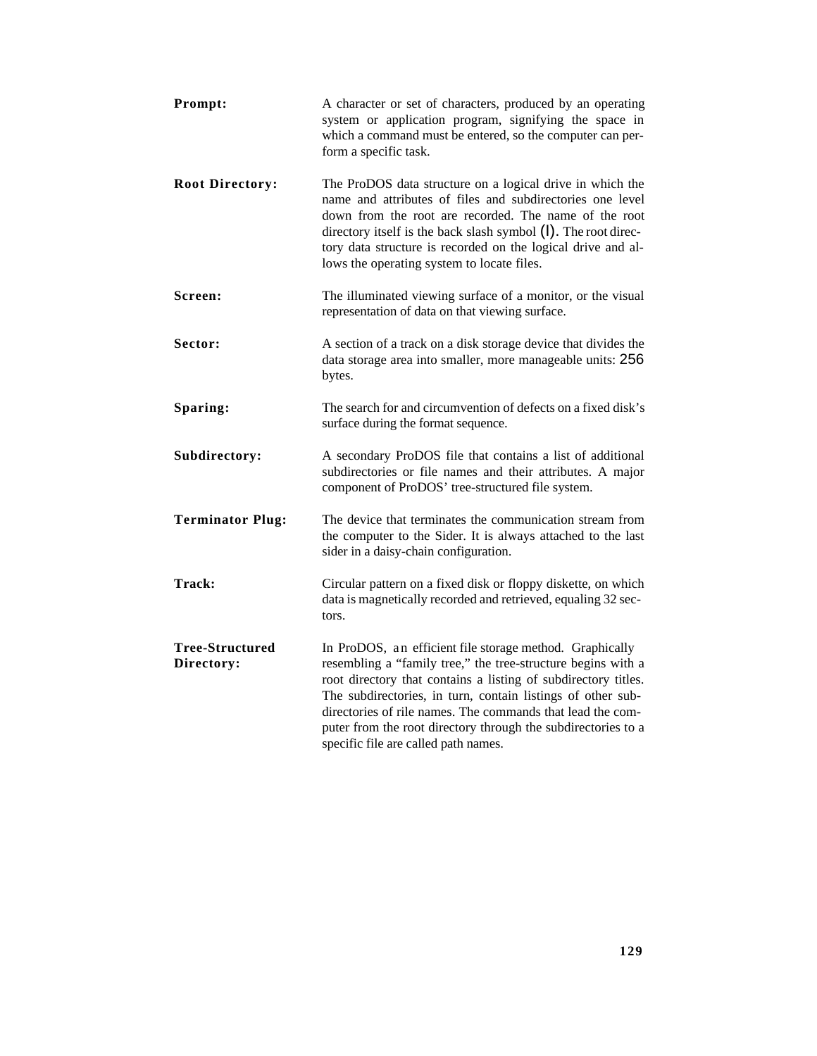**Prompt:** A character or set of characters, produced by an operating system or application program, signifying the space in which a command must be entered, so the computer can perform a specific task.

**Root Directory:** The ProDOS data structure on a logical drive in which the name and attributes of files and subdirectories one level down from the root are recorded. The name of the root directory itself is the back slash symbol (l). The root directory data structure is recorded on the logical drive and allows the operating system to locate files.

**Screen:** The illuminated viewing surface of a monitor, or the visual representation of data on that viewing surface.

**Sector:** A section of a track on a disk storage device that divides the data storage area into smaller, more manageable units: 256 bytes.

**Sparing:** The search for and circumvention of defects on a fixed disk's surface during the format sequence.

**Subdirectory:** A secondary ProDOS file that contains a list of additional subdirectories or file names and their attributes. A major component of ProDOS' tree-structured file system.

**Terminator Plug:** The device that terminates the communication stream from the computer to the Sider. It is always attached to the last sider in a daisy-chain configuration.

**Track:** Circular pattern on a fixed disk or floppy diskette, on which data is magnetically recorded and retrieved, equaling 32 sectors.

**Tree-Structured Directory:** In ProDOS, an efficient file storage method. Graphically resembling a "family tree," the tree-structure begins with a root directory that contains a listing of subdirectory titles. The subdirectories, in turn, contain listings of other subdirectories of rile names. The commands that lead the computer from the root directory through the subdirectories to a specific file are called path names.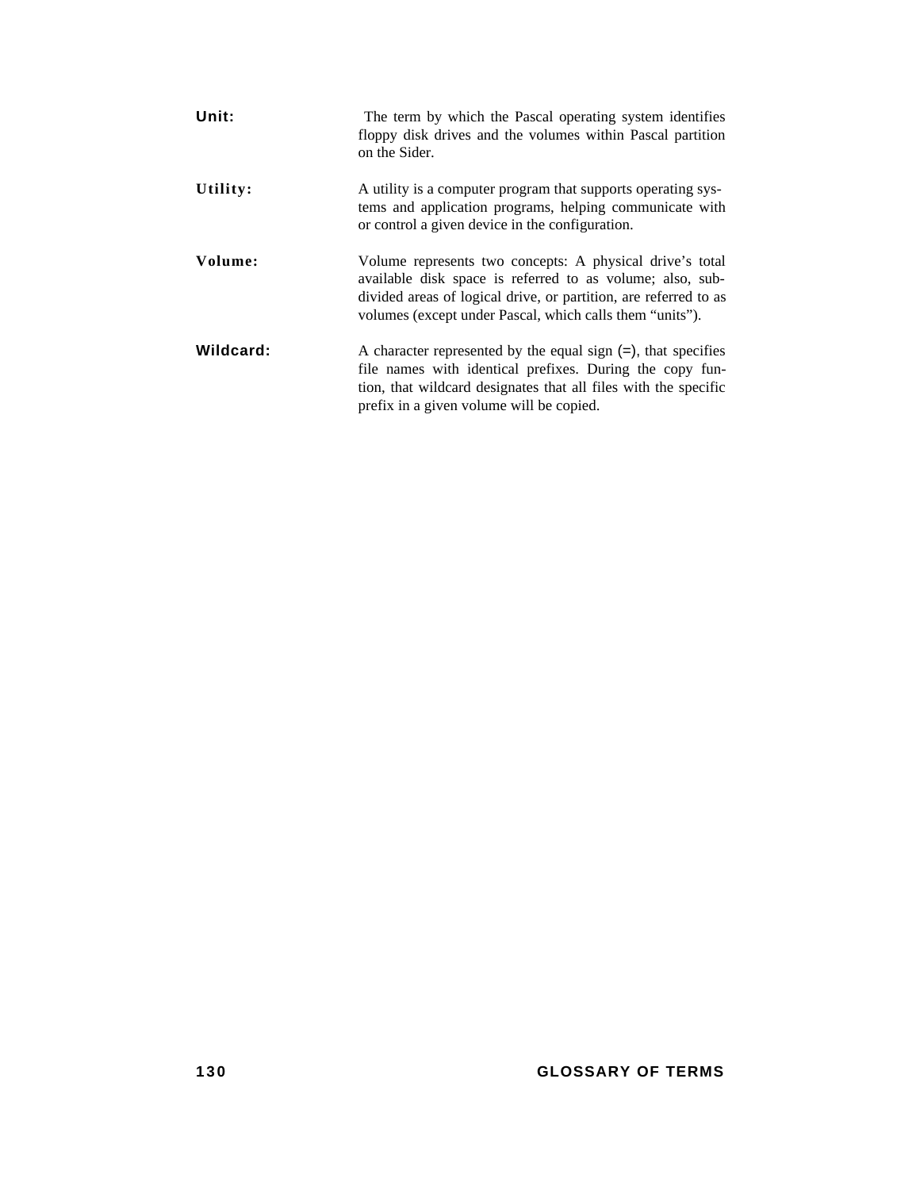**Unit:** The term by which the Pascal operating system identifies floppy disk drives and the volumes within Pascal partition on the Sider.

**Utility:** A utility is a computer program that supports operating systems and application programs, helping communicate with or control a given device in the configuration.

**Volume:** Volume represents two concepts: A physical drive's total available disk space is referred to as volume; also, subdivided areas of logical drive, or partition, are referred to as volumes (except under Pascal, which calls them "units").

**Wildcard:** A character represented by the equal sign (=), that specifies file names with identical prefixes. During the copy funtion, that wildcard designates that all files with the specific prefix in a given volume will be copied.